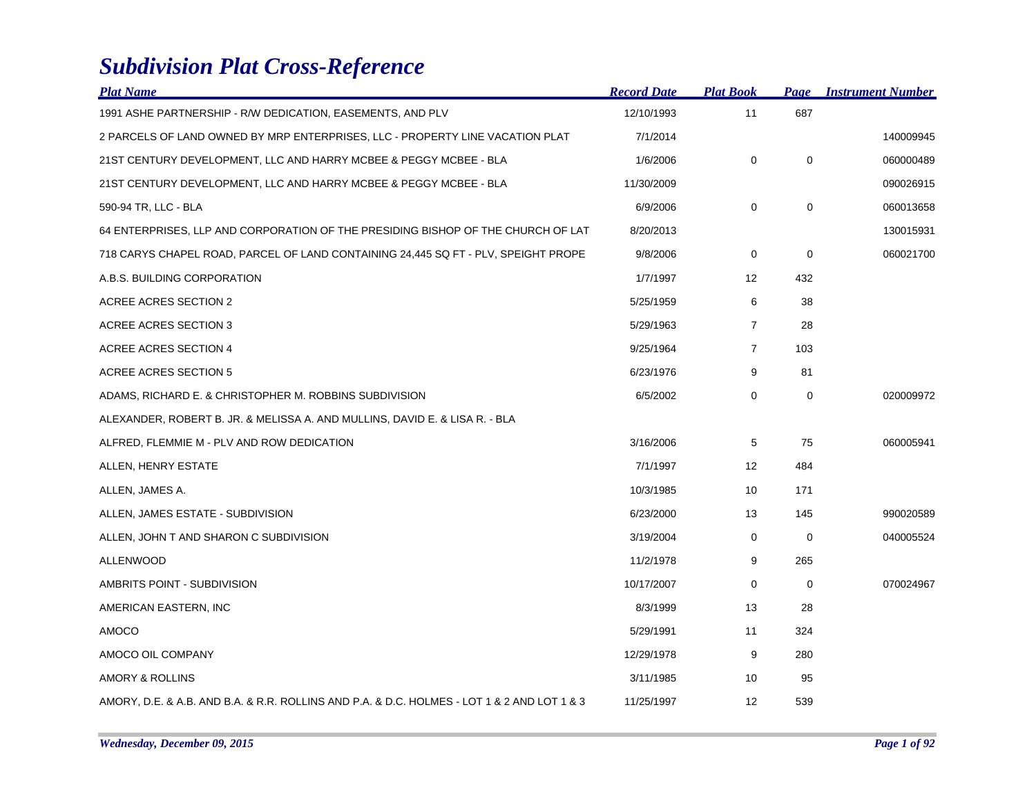# Subdivision Plat Cross-Reference

| Plat Name | Record Date | Plat Book | Page | Instrument Number |
|---|---|---|---|---|
| 1991 ASHE PARTNERSHIP - R/W DEDICATION, EASEMENTS, AND PLV | 12/10/1993 | 11 | 687 | |
| 2 PARCELS OF LAND OWNED BY MRP ENTERPRISES, LLC - PROPERTY LINE VACATION PLAT | 7/1/2014 | | | 140009945 |
| 21ST CENTURY DEVELOPMENT, LLC AND HARRY MCBEE & PEGGY MCBEE - BLA | 1/6/2006 | 0 | 0 | 060000489 |
| 21ST CENTURY DEVELOPMENT, LLC AND HARRY MCBEE & PEGGY MCBEE - BLA | 11/30/2009 | | | 090026915 |
| 590-94 TR, LLC - BLA | 6/9/2006 | 0 | 0 | 060013658 |
| 64 ENTERPRISES, LLP AND CORPORATION OF THE PRESIDING BISHOP OF THE CHURCH OF LAT | 8/20/2013 | | | 130015931 |
| 718 CARYS CHAPEL ROAD, PARCEL OF LAND CONTAINING 24,445 SQ FT - PLV, SPEIGHT PROPE | 9/8/2006 | 0 | 0 | 060021700 |
| A.B.S. BUILDING CORPORATION | 1/7/1997 | 12 | 432 | |
| ACREE ACRES SECTION 2 | 5/25/1959 | 6 | 38 | |
| ACREE ACRES SECTION 3 | 5/29/1963 | 7 | 28 | |
| ACREE ACRES SECTION 4 | 9/25/1964 | 7 | 103 | |
| ACREE ACRES SECTION 5 | 6/23/1976 | 9 | 81 | |
| ADAMS, RICHARD E. & CHRISTOPHER M. ROBBINS SUBDIVISION | 6/5/2002 | 0 | 0 | 020009972 |
| ALEXANDER, ROBERT B. JR. & MELISSA A. AND MULLINS, DAVID E. & LISA R. - BLA | | | | |
| ALFRED, FLEMMIE M - PLV AND ROW DEDICATION | 3/16/2006 | 5 | 75 | 060005941 |
| ALLEN, HENRY ESTATE | 7/1/1997 | 12 | 484 | |
| ALLEN, JAMES A. | 10/3/1985 | 10 | 171 | |
| ALLEN, JAMES ESTATE - SUBDIVISION | 6/23/2000 | 13 | 145 | 990020589 |
| ALLEN, JOHN T AND SHARON C SUBDIVISION | 3/19/2004 | 0 | 0 | 040005524 |
| ALLENWOOD | 11/2/1978 | 9 | 265 | |
| AMBRITS POINT - SUBDIVISION | 10/17/2007 | 0 | 0 | 070024967 |
| AMERICAN EASTERN, INC | 8/3/1999 | 13 | 28 | |
| AMOCO | 5/29/1991 | 11 | 324 | |
| AMOCO OIL COMPANY | 12/29/1978 | 9 | 280 | |
| AMORY & ROLLINS | 3/11/1985 | 10 | 95 | |
| AMORY, D.E. & A.B. AND B.A. & R.R. ROLLINS AND P.A. & D.C. HOLMES - LOT 1 & 2 AND LOT 1 & 3 | 11/25/1997 | 12 | 539 | |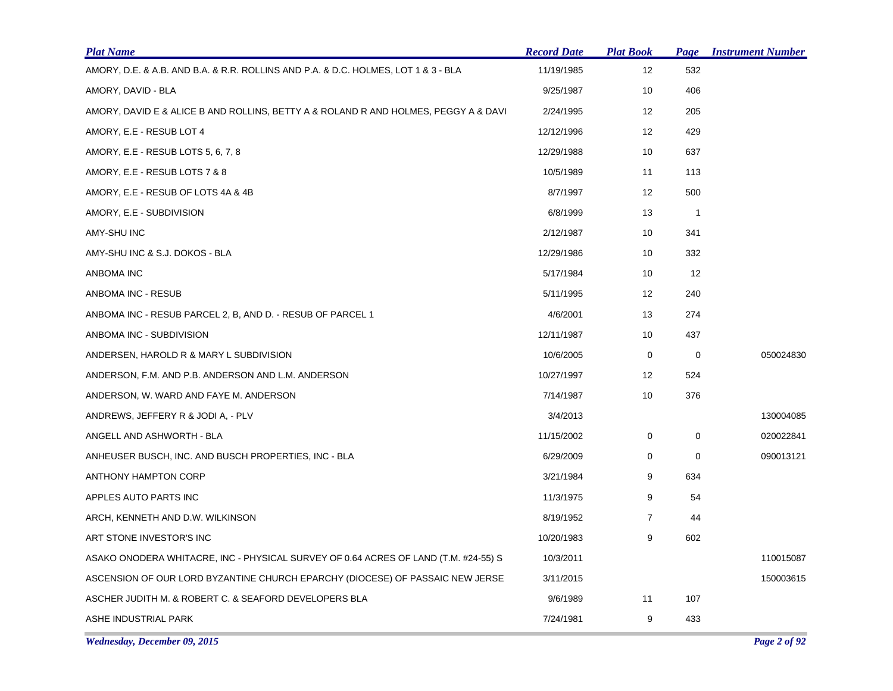| Plat Name | Record Date | Plat Book | Page | Instrument Number |
|---|---|---|---|---|
| AMORY, D.E. & A.B. AND B.A. & R.R. ROLLINS AND P.A. & D.C. HOLMES, LOT 1 & 3 - BLA | 11/19/1985 | 12 | 532 | |
| AMORY, DAVID - BLA | 9/25/1987 | 10 | 406 | |
| AMORY, DAVID E & ALICE B AND ROLLINS, BETTY A & ROLAND R AND HOLMES, PEGGY A & DAVI | 2/24/1995 | 12 | 205 | |
| AMORY, E.E - RESUB LOT 4 | 12/12/1996 | 12 | 429 | |
| AMORY, E.E - RESUB LOTS 5, 6, 7, 8 | 12/29/1988 | 10 | 637 | |
| AMORY, E.E - RESUB LOTS 7 & 8 | 10/5/1989 | 11 | 113 | |
| AMORY, E.E - RESUB OF LOTS 4A & 4B | 8/7/1997 | 12 | 500 | |
| AMORY, E.E - SUBDIVISION | 6/8/1999 | 13 | 1 | |
| AMY-SHU INC | 2/12/1987 | 10 | 341 | |
| AMY-SHU INC & S.J. DOKOS - BLA | 12/29/1986 | 10 | 332 | |
| ANBOMA INC | 5/17/1984 | 10 | 12 | |
| ANBOMA INC - RESUB | 5/11/1995 | 12 | 240 | |
| ANBOMA INC - RESUB PARCEL 2, B, AND D. - RESUB OF PARCEL 1 | 4/6/2001 | 13 | 274 | |
| ANBOMA INC - SUBDIVISION | 12/11/1987 | 10 | 437 | |
| ANDERSEN, HAROLD R & MARY L SUBDIVISION | 10/6/2005 | 0 | 0 | 050024830 |
| ANDERSON, F.M. AND P.B. ANDERSON AND L.M. ANDERSON | 10/27/1997 | 12 | 524 | |
| ANDERSON, W. WARD AND FAYE M. ANDERSON | 7/14/1987 | 10 | 376 | |
| ANDREWS, JEFFERY R & JODI A, - PLV | 3/4/2013 | | | 130004085 |
| ANGELL AND ASHWORTH - BLA | 11/15/2002 | 0 | 0 | 020022841 |
| ANHEUSER BUSCH, INC. AND BUSCH PROPERTIES, INC - BLA | 6/29/2009 | 0 | 0 | 090013121 |
| ANTHONY HAMPTON CORP | 3/21/1984 | 9 | 634 | |
| APPLES AUTO PARTS INC | 11/3/1975 | 9 | 54 | |
| ARCH, KENNETH AND D.W. WILKINSON | 8/19/1952 | 7 | 44 | |
| ART STONE INVESTOR'S INC | 10/20/1983 | 9 | 602 | |
| ASAKO ONODERA WHITACRE, INC - PHYSICAL SURVEY OF 0.64 ACRES OF LAND (T.M. #24-55) S | 10/3/2011 | | | 110015087 |
| ASCENSION OF OUR LORD BYZANTINE CHURCH EPARCHY (DIOCESE) OF PASSAIC NEW JERSE | 3/11/2015 | | | 150003615 |
| ASCHER JUDITH M. & ROBERT C. & SEAFORD DEVELOPERS BLA | 9/6/1989 | 11 | 107 | |
| ASHE INDUSTRIAL PARK | 7/24/1981 | 9 | 433 | |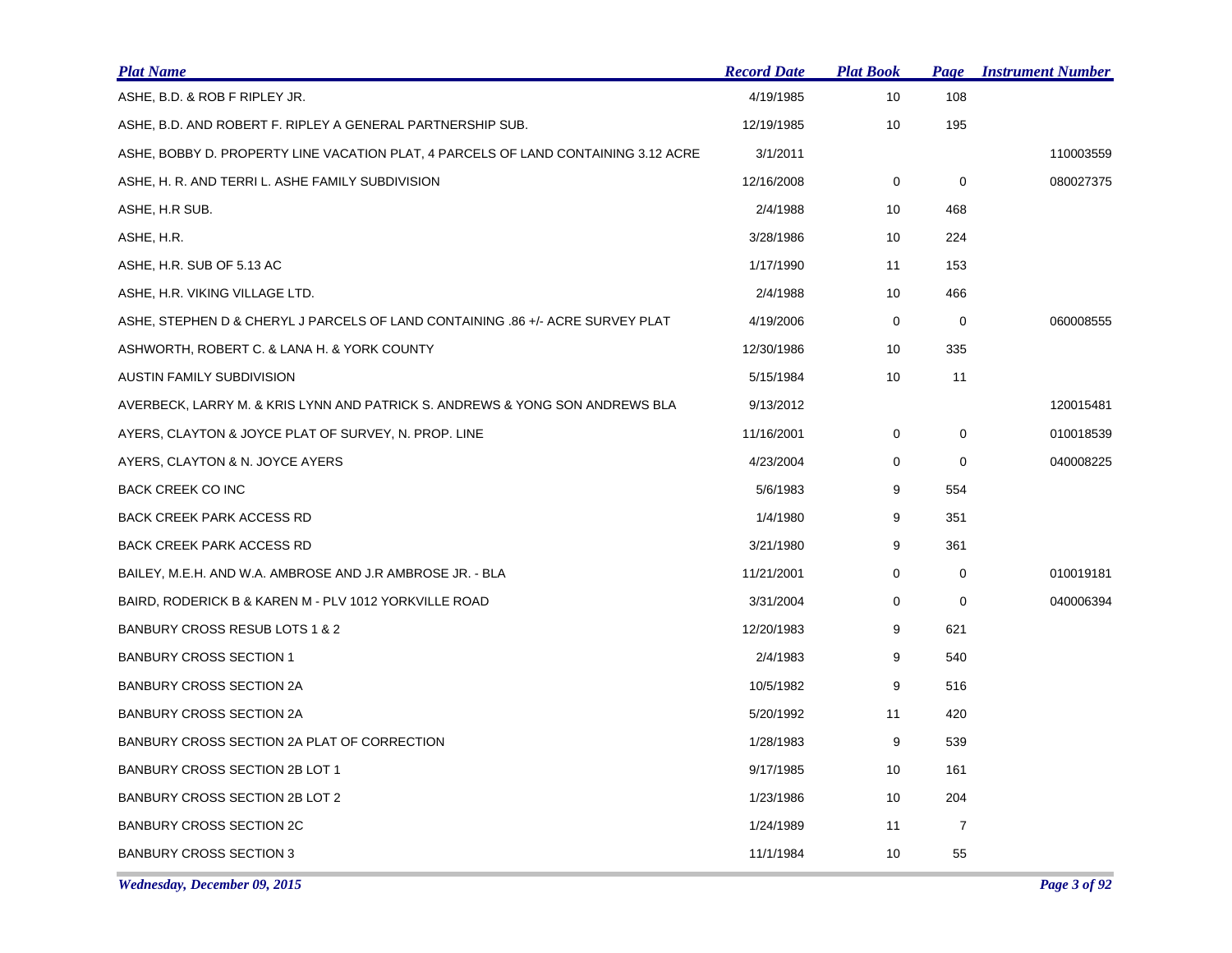| Plat Name | Record Date | Plat Book | Page | Instrument Number |
|---|---|---|---|---|
| ASHE, B.D. & ROB F RIPLEY JR. | 4/19/1985 | 10 | 108 | |
| ASHE, B.D. AND ROBERT F. RIPLEY A GENERAL PARTNERSHIP SUB. | 12/19/1985 | 10 | 195 | |
| ASHE, BOBBY D. PROPERTY LINE VACATION PLAT, 4 PARCELS OF LAND CONTAINING 3.12 ACRE | 3/1/2011 | | | 110003559 |
| ASHE, H. R. AND TERRI L. ASHE FAMILY SUBDIVISION | 12/16/2008 | 0 | 0 | 080027375 |
| ASHE, H.R SUB. | 2/4/1988 | 10 | 468 | |
| ASHE, H.R. | 3/28/1986 | 10 | 224 | |
| ASHE, H.R. SUB OF 5.13 AC | 1/17/1990 | 11 | 153 | |
| ASHE, H.R. VIKING VILLAGE LTD. | 2/4/1988 | 10 | 466 | |
| ASHE, STEPHEN D & CHERYL J PARCELS OF LAND CONTAINING .86 +/- ACRE SURVEY PLAT | 4/19/2006 | 0 | 0 | 060008555 |
| ASHWORTH, ROBERT C. & LANA H. & YORK COUNTY | 12/30/1986 | 10 | 335 | |
| AUSTIN FAMILY SUBDIVISION | 5/15/1984 | 10 | 11 | |
| AVERBECK, LARRY M. & KRIS LYNN AND PATRICK S. ANDREWS & YONG SON ANDREWS BLA | 9/13/2012 | | | 120015481 |
| AYERS, CLAYTON & JOYCE PLAT OF SURVEY, N. PROP. LINE | 11/16/2001 | 0 | 0 | 010018539 |
| AYERS, CLAYTON & N. JOYCE AYERS | 4/23/2004 | 0 | 0 | 040008225 |
| BACK CREEK CO INC | 5/6/1983 | 9 | 554 | |
| BACK CREEK PARK ACCESS RD | 1/4/1980 | 9 | 351 | |
| BACK CREEK PARK ACCESS RD | 3/21/1980 | 9 | 361 | |
| BAILEY, M.E.H. AND W.A. AMBROSE AND J.R AMBROSE JR. - BLA | 11/21/2001 | 0 | 0 | 010019181 |
| BAIRD, RODERICK B & KAREN M - PLV 1012 YORKVILLE ROAD | 3/31/2004 | 0 | 0 | 040006394 |
| BANBURY CROSS RESUB LOTS 1 & 2 | 12/20/1983 | 9 | 621 | |
| BANBURY CROSS SECTION 1 | 2/4/1983 | 9 | 540 | |
| BANBURY CROSS SECTION 2A | 10/5/1982 | 9 | 516 | |
| BANBURY CROSS SECTION 2A | 5/20/1992 | 11 | 420 | |
| BANBURY CROSS SECTION 2A PLAT OF CORRECTION | 1/28/1983 | 9 | 539 | |
| BANBURY CROSS SECTION 2B LOT 1 | 9/17/1985 | 10 | 161 | |
| BANBURY CROSS SECTION 2B LOT 2 | 1/23/1986 | 10 | 204 | |
| BANBURY CROSS SECTION 2C | 1/24/1989 | 11 | 7 | |
| BANBURY CROSS SECTION 3 | 11/1/1984 | 10 | 55 | |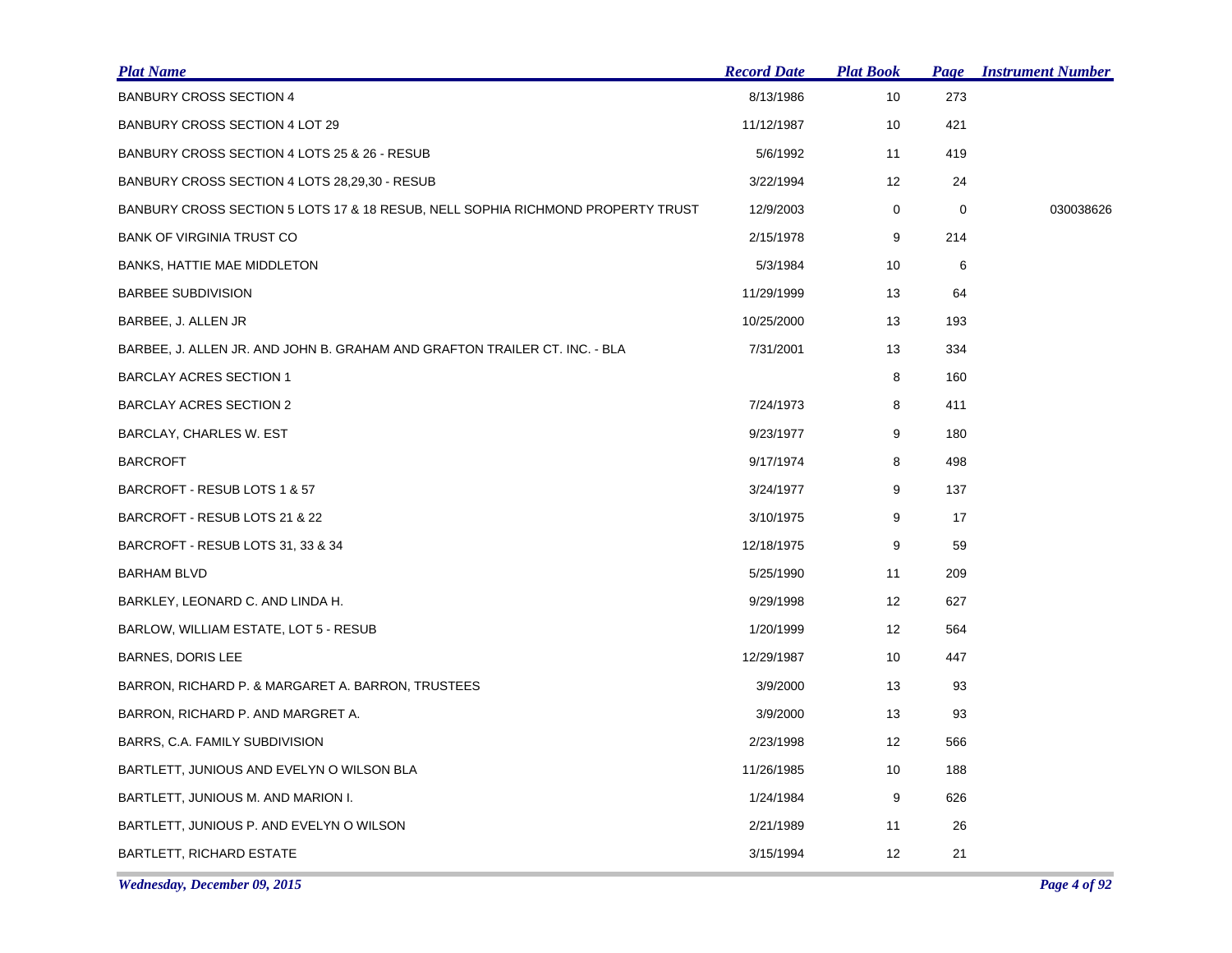| Plat Name | Record Date | Plat Book | Page | Instrument Number |
|---|---|---|---|---|
| BANBURY CROSS SECTION 4 | 8/13/1986 | 10 | 273 | |
| BANBURY CROSS SECTION 4 LOT 29 | 11/12/1987 | 10 | 421 | |
| BANBURY CROSS SECTION 4 LOTS 25 & 26 - RESUB | 5/6/1992 | 11 | 419 | |
| BANBURY CROSS SECTION 4 LOTS 28,29,30 - RESUB | 3/22/1994 | 12 | 24 | |
| BANBURY CROSS SECTION 5 LOTS 17 & 18 RESUB, NELL SOPHIA RICHMOND PROPERTY TRUST | 12/9/2003 | 0 | 0 | 030038626 |
| BANK OF VIRGINIA TRUST CO | 2/15/1978 | 9 | 214 | |
| BANKS, HATTIE MAE MIDDLETON | 5/3/1984 | 10 | 6 | |
| BARBEE SUBDIVISION | 11/29/1999 | 13 | 64 | |
| BARBEE, J. ALLEN JR | 10/25/2000 | 13 | 193 | |
| BARBEE, J. ALLEN JR. AND JOHN B. GRAHAM AND GRAFTON TRAILER CT. INC. - BLA | 7/31/2001 | 13 | 334 | |
| BARCLAY ACRES SECTION 1 | | 8 | 160 | |
| BARCLAY ACRES SECTION 2 | 7/24/1973 | 8 | 411 | |
| BARCLAY, CHARLES W. EST | 9/23/1977 | 9 | 180 | |
| BARCROFT | 9/17/1974 | 8 | 498 | |
| BARCROFT - RESUB LOTS 1 & 57 | 3/24/1977 | 9 | 137 | |
| BARCROFT - RESUB LOTS 21 & 22 | 3/10/1975 | 9 | 17 | |
| BARCROFT - RESUB LOTS 31, 33 & 34 | 12/18/1975 | 9 | 59 | |
| BARHAM BLVD | 5/25/1990 | 11 | 209 | |
| BARKLEY, LEONARD C. AND LINDA H. | 9/29/1998 | 12 | 627 | |
| BARLOW, WILLIAM ESTATE, LOT 5 - RESUB | 1/20/1999 | 12 | 564 | |
| BARNES, DORIS LEE | 12/29/1987 | 10 | 447 | |
| BARRON, RICHARD P. & MARGARET A. BARRON, TRUSTEES | 3/9/2000 | 13 | 93 | |
| BARRON, RICHARD P. AND MARGRET A. | 3/9/2000 | 13 | 93 | |
| BARRS, C.A. FAMILY SUBDIVISION | 2/23/1998 | 12 | 566 | |
| BARTLETT, JUNIOUS AND EVELYN O WILSON BLA | 11/26/1985 | 10 | 188 | |
| BARTLETT, JUNIOUS M. AND MARION I. | 1/24/1984 | 9 | 626 | |
| BARTLETT, JUNIOUS P. AND EVELYN O WILSON | 2/21/1989 | 11 | 26 | |
| BARTLETT, RICHARD ESTATE | 3/15/1994 | 12 | 21 | |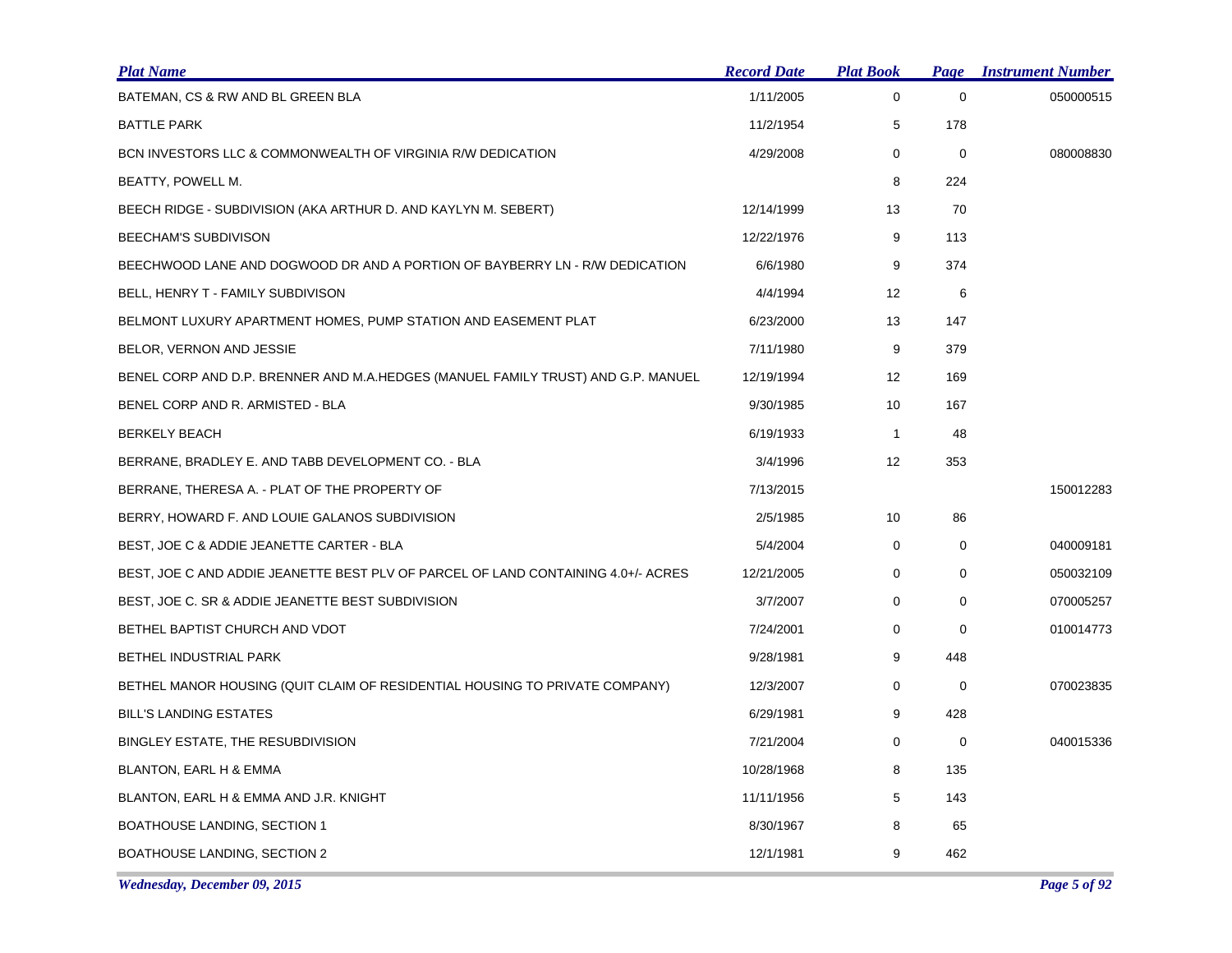| Plat Name | Record Date | Plat Book | Page | Instrument Number |
|---|---|---|---|---|
| BATEMAN, CS & RW AND BL GREEN BLA | 1/11/2005 | 0 | 0 | 050000515 |
| BATTLE PARK | 11/2/1954 | 5 | 178 | |
| BCN INVESTORS LLC & COMMONWEALTH OF VIRGINIA R/W DEDICATION | 4/29/2008 | 0 | 0 | 080008830 |
| BEATTY, POWELL M. | | 8 | 224 | |
| BEECH RIDGE - SUBDIVISION (AKA ARTHUR D. AND KAYLYN M. SEBERT) | 12/14/1999 | 13 | 70 | |
| BEECHAM'S SUBDIVISON | 12/22/1976 | 9 | 113 | |
| BEECHWOOD LANE AND DOGWOOD DR AND A PORTION OF BAYBERRY LN - R/W DEDICATION | 6/6/1980 | 9 | 374 | |
| BELL, HENRY T - FAMILY SUBDIVISON | 4/4/1994 | 12 | 6 | |
| BELMONT LUXURY APARTMENT HOMES, PUMP STATION AND EASEMENT PLAT | 6/23/2000 | 13 | 147 | |
| BELOR, VERNON AND JESSIE | 7/11/1980 | 9 | 379 | |
| BENEL CORP AND D.P. BRENNER AND M.A.HEDGES (MANUEL FAMILY TRUST) AND G.P. MANUEL | 12/19/1994 | 12 | 169 | |
| BENEL CORP AND R. ARMISTED - BLA | 9/30/1985 | 10 | 167 | |
| BERKELY BEACH | 6/19/1933 | 1 | 48 | |
| BERRANE, BRADLEY E. AND TABB DEVELOPMENT CO. - BLA | 3/4/1996 | 12 | 353 | |
| BERRANE, THERESA A. - PLAT OF THE PROPERTY OF | 7/13/2015 | | | 150012283 |
| BERRY, HOWARD F. AND LOUIE GALANOS SUBDIVISION | 2/5/1985 | 10 | 86 | |
| BEST, JOE C & ADDIE JEANETTE CARTER - BLA | 5/4/2004 | 0 | 0 | 040009181 |
| BEST, JOE C AND ADDIE JEANETTE BEST PLV OF PARCEL OF LAND CONTAINING 4.0+/- ACRES | 12/21/2005 | 0 | 0 | 050032109 |
| BEST, JOE C. SR & ADDIE JEANETTE BEST SUBDIVISION | 3/7/2007 | 0 | 0 | 070005257 |
| BETHEL BAPTIST CHURCH AND VDOT | 7/24/2001 | 0 | 0 | 010014773 |
| BETHEL INDUSTRIAL PARK | 9/28/1981 | 9 | 448 | |
| BETHEL MANOR HOUSING (QUIT CLAIM OF RESIDENTIAL HOUSING TO PRIVATE COMPANY) | 12/3/2007 | 0 | 0 | 070023835 |
| BILL'S LANDING ESTATES | 6/29/1981 | 9 | 428 | |
| BINGLEY ESTATE, THE RESUBDIVISION | 7/21/2004 | 0 | 0 | 040015336 |
| BLANTON, EARL H & EMMA | 10/28/1968 | 8 | 135 | |
| BLANTON, EARL H & EMMA AND J.R. KNIGHT | 11/11/1956 | 5 | 143 | |
| BOATHOUSE LANDING, SECTION 1 | 8/30/1967 | 8 | 65 | |
| BOATHOUSE LANDING, SECTION 2 | 12/1/1981 | 9 | 462 | |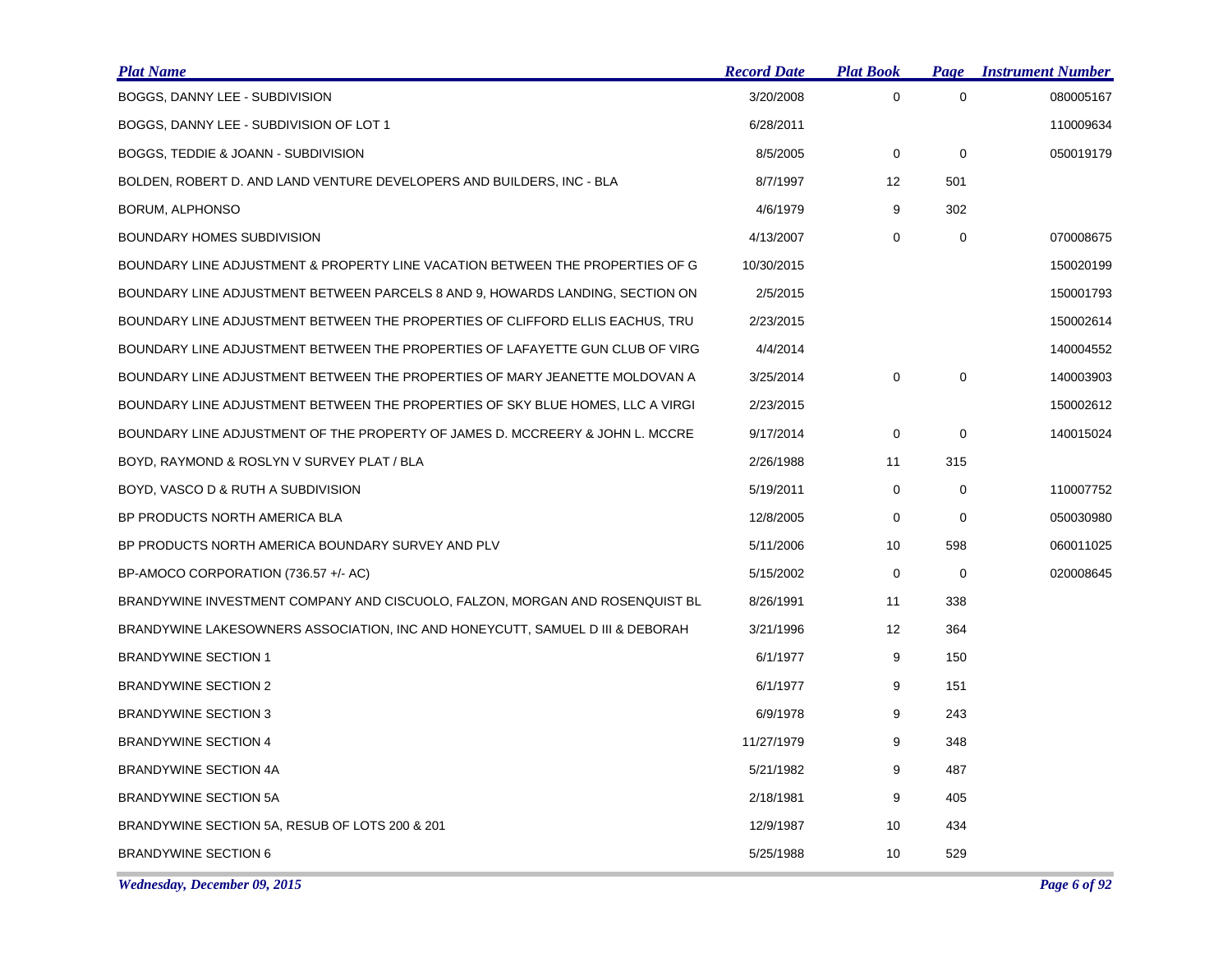| Plat Name | Record Date | Plat Book | Page | Instrument Number |
|---|---|---|---|---|
| BOGGS, DANNY LEE - SUBDIVISION | 3/20/2008 | 0 | 0 | 080005167 |
| BOGGS, DANNY LEE - SUBDIVISION OF LOT 1 | 6/28/2011 | | | 110009634 |
| BOGGS, TEDDIE & JOANN - SUBDIVISION | 8/5/2005 | 0 | 0 | 050019179 |
| BOLDEN, ROBERT D. AND LAND VENTURE DEVELOPERS AND BUILDERS, INC - BLA | 8/7/1997 | 12 | 501 | |
| BORUM, ALPHONSO | 4/6/1979 | 9 | 302 | |
| BOUNDARY HOMES SUBDIVISION | 4/13/2007 | 0 | 0 | 070008675 |
| BOUNDARY LINE ADJUSTMENT & PROPERTY LINE VACATION BETWEEN THE PROPERTIES OF G | 10/30/2015 | | | 150020199 |
| BOUNDARY LINE ADJUSTMENT BETWEEN PARCELS 8 AND 9, HOWARDS LANDING, SECTION ON | 2/5/2015 | | | 150001793 |
| BOUNDARY LINE ADJUSTMENT BETWEEN THE PROPERTIES OF CLIFFORD ELLIS EACHUS, TRU | 2/23/2015 | | | 150002614 |
| BOUNDARY LINE ADJUSTMENT BETWEEN THE PROPERTIES OF LAFAYETTE GUN CLUB OF VIRG | 4/4/2014 | | | 140004552 |
| BOUNDARY LINE ADJUSTMENT BETWEEN THE PROPERTIES OF MARY JEANETTE MOLDOVAN A | 3/25/2014 | 0 | 0 | 140003903 |
| BOUNDARY LINE ADJUSTMENT BETWEEN THE PROPERTIES OF SKY BLUE HOMES, LLC A VIRGI | 2/23/2015 | | | 150002612 |
| BOUNDARY LINE ADJUSTMENT OF THE PROPERTY OF JAMES D. MCCREERY & JOHN L. MCCRE | 9/17/2014 | 0 | 0 | 140015024 |
| BOYD, RAYMOND & ROSLYN V SURVEY PLAT / BLA | 2/26/1988 | 11 | 315 | |
| BOYD, VASCO D & RUTH A SUBDIVISION | 5/19/2011 | 0 | 0 | 110007752 |
| BP PRODUCTS NORTH AMERICA BLA | 12/8/2005 | 0 | 0 | 050030980 |
| BP PRODUCTS NORTH AMERICA BOUNDARY SURVEY AND PLV | 5/11/2006 | 10 | 598 | 060011025 |
| BP-AMOCO CORPORATION (736.57 +/- AC) | 5/15/2002 | 0 | 0 | 020008645 |
| BRANDYWINE INVESTMENT COMPANY AND CISCUOLO, FALZON, MORGAN AND ROSENQUIST BL | 8/26/1991 | 11 | 338 | |
| BRANDYWINE LAKESOWNERS ASSOCIATION, INC AND HONEYCUTT, SAMUEL D III & DEBORAH | 3/21/1996 | 12 | 364 | |
| BRANDYWINE SECTION 1 | 6/1/1977 | 9 | 150 | |
| BRANDYWINE SECTION 2 | 6/1/1977 | 9 | 151 | |
| BRANDYWINE SECTION 3 | 6/9/1978 | 9 | 243 | |
| BRANDYWINE SECTION 4 | 11/27/1979 | 9 | 348 | |
| BRANDYWINE SECTION 4A | 5/21/1982 | 9 | 487 | |
| BRANDYWINE SECTION 5A | 2/18/1981 | 9 | 405 | |
| BRANDYWINE SECTION 5A, RESUB OF LOTS 200 & 201 | 12/9/1987 | 10 | 434 | |
| BRANDYWINE SECTION 6 | 5/25/1988 | 10 | 529 | |

*Wednesday, December 09, 2015*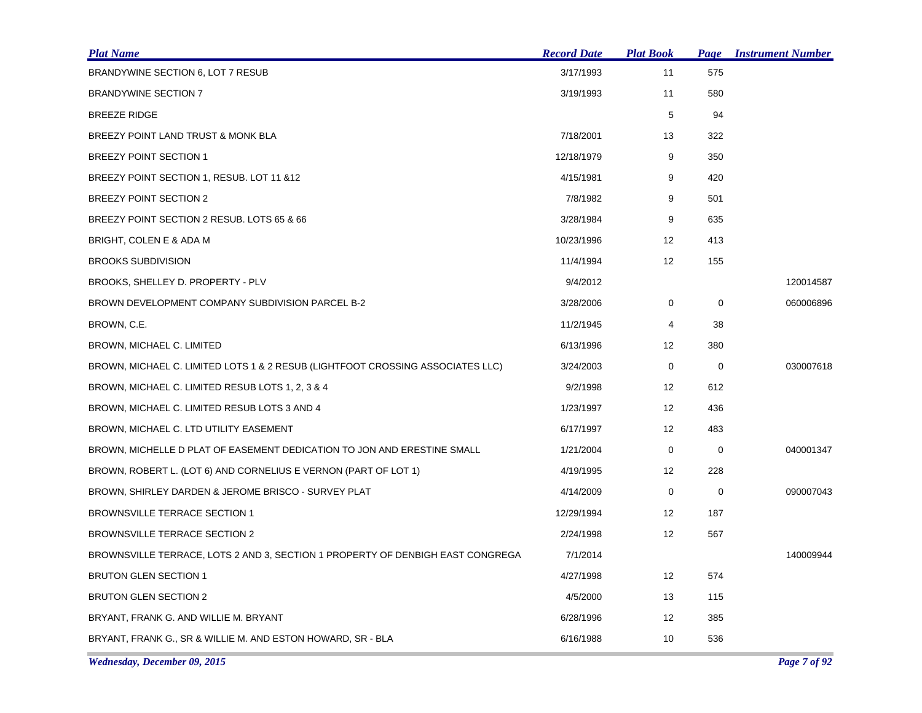| Plat Name | Record Date | Plat Book | Page | Instrument Number |
|---|---|---|---|---|
| BRANDYWINE SECTION 6, LOT 7 RESUB | 3/17/1993 | 11 | 575 | |
| BRANDYWINE SECTION 7 | 3/19/1993 | 11 | 580 | |
| BREEZE RIDGE | | 5 | 94 | |
| BREEZY POINT LAND TRUST & MONK BLA | 7/18/2001 | 13 | 322 | |
| BREEZY POINT SECTION 1 | 12/18/1979 | 9 | 350 | |
| BREEZY POINT SECTION 1, RESUB. LOT 11 &12 | 4/15/1981 | 9 | 420 | |
| BREEZY POINT SECTION 2 | 7/8/1982 | 9 | 501 | |
| BREEZY POINT SECTION 2 RESUB. LOTS 65 & 66 | 3/28/1984 | 9 | 635 | |
| BRIGHT, COLEN E & ADA M | 10/23/1996 | 12 | 413 | |
| BROOKS SUBDIVISION | 11/4/1994 | 12 | 155 | |
| BROOKS, SHELLEY D. PROPERTY - PLV | 9/4/2012 | | | 120014587 |
| BROWN DEVELOPMENT COMPANY SUBDIVISION PARCEL B-2 | 3/28/2006 | 0 | 0 | 060006896 |
| BROWN, C.E. | 11/2/1945 | 4 | 38 | |
| BROWN, MICHAEL C. LIMITED | 6/13/1996 | 12 | 380 | |
| BROWN, MICHAEL C. LIMITED LOTS 1 & 2 RESUB (LIGHTFOOT CROSSING ASSOCIATES LLC) | 3/24/2003 | 0 | 0 | 030007618 |
| BROWN, MICHAEL C. LIMITED RESUB LOTS 1, 2, 3 & 4 | 9/2/1998 | 12 | 612 | |
| BROWN, MICHAEL C. LIMITED RESUB LOTS 3 AND 4 | 1/23/1997 | 12 | 436 | |
| BROWN, MICHAEL C. LTD UTILITY EASEMENT | 6/17/1997 | 12 | 483 | |
| BROWN, MICHELLE D PLAT OF EASEMENT DEDICATION TO JON AND ERESTINE SMALL | 1/21/2004 | 0 | 0 | 040001347 |
| BROWN, ROBERT L. (LOT 6) AND CORNELIUS E VERNON (PART OF LOT 1) | 4/19/1995 | 12 | 228 | |
| BROWN, SHIRLEY DARDEN & JEROME BRISCO - SURVEY PLAT | 4/14/2009 | 0 | 0 | 090007043 |
| BROWNSVILLE TERRACE SECTION 1 | 12/29/1994 | 12 | 187 | |
| BROWNSVILLE TERRACE SECTION 2 | 2/24/1998 | 12 | 567 | |
| BROWNSVILLE TERRACE, LOTS 2 AND 3, SECTION 1 PROPERTY OF DENBIGH EAST CONGREGA | 7/1/2014 | | | 140009944 |
| BRUTON GLEN SECTION 1 | 4/27/1998 | 12 | 574 | |
| BRUTON GLEN SECTION 2 | 4/5/2000 | 13 | 115 | |
| BRYANT, FRANK G. AND WILLIE M. BRYANT | 6/28/1996 | 12 | 385 | |
| BRYANT, FRANK G., SR & WILLIE M. AND ESTON HOWARD, SR - BLA | 6/16/1988 | 10 | 536 | |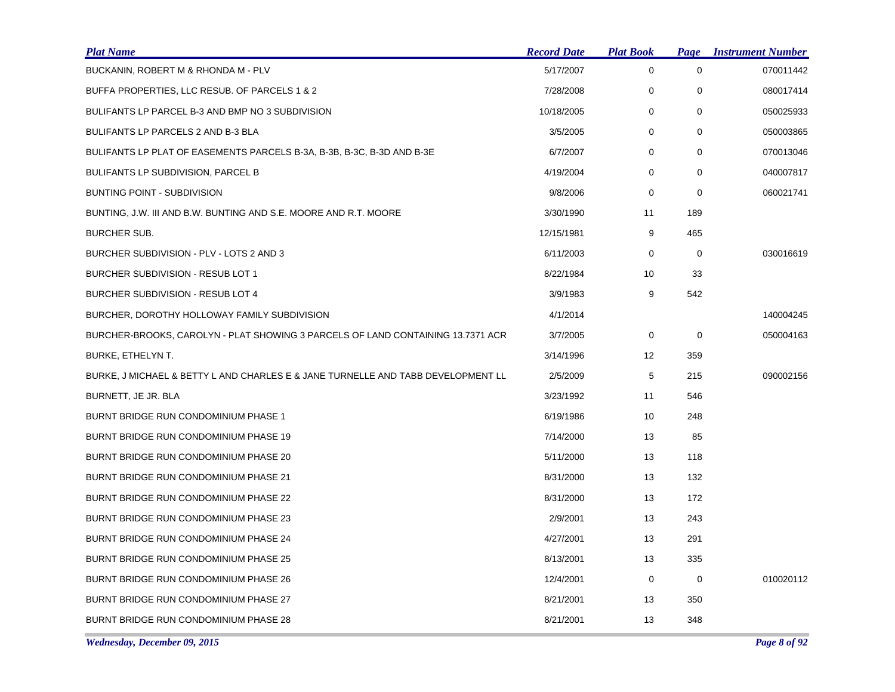| Plat Name | Record Date | Plat Book | Page | Instrument Number |
|---|---|---|---|---|
| BUCKANIN, ROBERT M & RHONDA M - PLV | 5/17/2007 | 0 | 0 | 070011442 |
| BUFFA PROPERTIES, LLC RESUB. OF PARCELS 1 & 2 | 7/28/2008 | 0 | 0 | 080017414 |
| BULIFANTS LP PARCEL B-3 AND BMP NO 3 SUBDIVISION | 10/18/2005 | 0 | 0 | 050025933 |
| BULIFANTS LP PARCELS 2 AND B-3 BLA | 3/5/2005 | 0 | 0 | 050003865 |
| BULIFANTS LP PLAT OF EASEMENTS PARCELS B-3A, B-3B, B-3C, B-3D AND B-3E | 6/7/2007 | 0 | 0 | 070013046 |
| BULIFANTS LP SUBDIVISION, PARCEL B | 4/19/2004 | 0 | 0 | 040007817 |
| BUNTING POINT - SUBDIVISION | 9/8/2006 | 0 | 0 | 060021741 |
| BUNTING, J.W. III AND B.W. BUNTING AND S.E. MOORE AND R.T. MOORE | 3/30/1990 | 11 | 189 | |
| BURCHER SUB. | 12/15/1981 | 9 | 465 | |
| BURCHER SUBDIVISION - PLV - LOTS 2 AND 3 | 6/11/2003 | 0 | 0 | 030016619 |
| BURCHER SUBDIVISION - RESUB LOT 1 | 8/22/1984 | 10 | 33 | |
| BURCHER SUBDIVISION - RESUB LOT 4 | 3/9/1983 | 9 | 542 | |
| BURCHER, DOROTHY HOLLOWAY FAMILY SUBDIVISION | 4/1/2014 | | | 140004245 |
| BURCHER-BROOKS, CAROLYN - PLAT SHOWING 3 PARCELS OF LAND CONTAINING 13.7371 ACR | 3/7/2005 | 0 | 0 | 050004163 |
| BURKE, ETHELYN T. | 3/14/1996 | 12 | 359 | |
| BURKE, J MICHAEL & BETTY L AND CHARLES E & JANE TURNELLE AND TABB DEVELOPMENT LL | 2/5/2009 | 5 | 215 | 090002156 |
| BURNETT, JE JR. BLA | 3/23/1992 | 11 | 546 | |
| BURNT BRIDGE RUN CONDOMINIUM PHASE 1 | 6/19/1986 | 10 | 248 | |
| BURNT BRIDGE RUN CONDOMINIUM PHASE 19 | 7/14/2000 | 13 | 85 | |
| BURNT BRIDGE RUN CONDOMINIUM PHASE 20 | 5/11/2000 | 13 | 118 | |
| BURNT BRIDGE RUN CONDOMINIUM PHASE 21 | 8/31/2000 | 13 | 132 | |
| BURNT BRIDGE RUN CONDOMINIUM PHASE 22 | 8/31/2000 | 13 | 172 | |
| BURNT BRIDGE RUN CONDOMINIUM PHASE 23 | 2/9/2001 | 13 | 243 | |
| BURNT BRIDGE RUN CONDOMINIUM PHASE 24 | 4/27/2001 | 13 | 291 | |
| BURNT BRIDGE RUN CONDOMINIUM PHASE 25 | 8/13/2001 | 13 | 335 | |
| BURNT BRIDGE RUN CONDOMINIUM PHASE 26 | 12/4/2001 | 0 | 0 | 010020112 |
| BURNT BRIDGE RUN CONDOMINIUM PHASE 27 | 8/21/2001 | 13 | 350 | |
| BURNT BRIDGE RUN CONDOMINIUM PHASE 28 | 8/21/2001 | 13 | 348 | |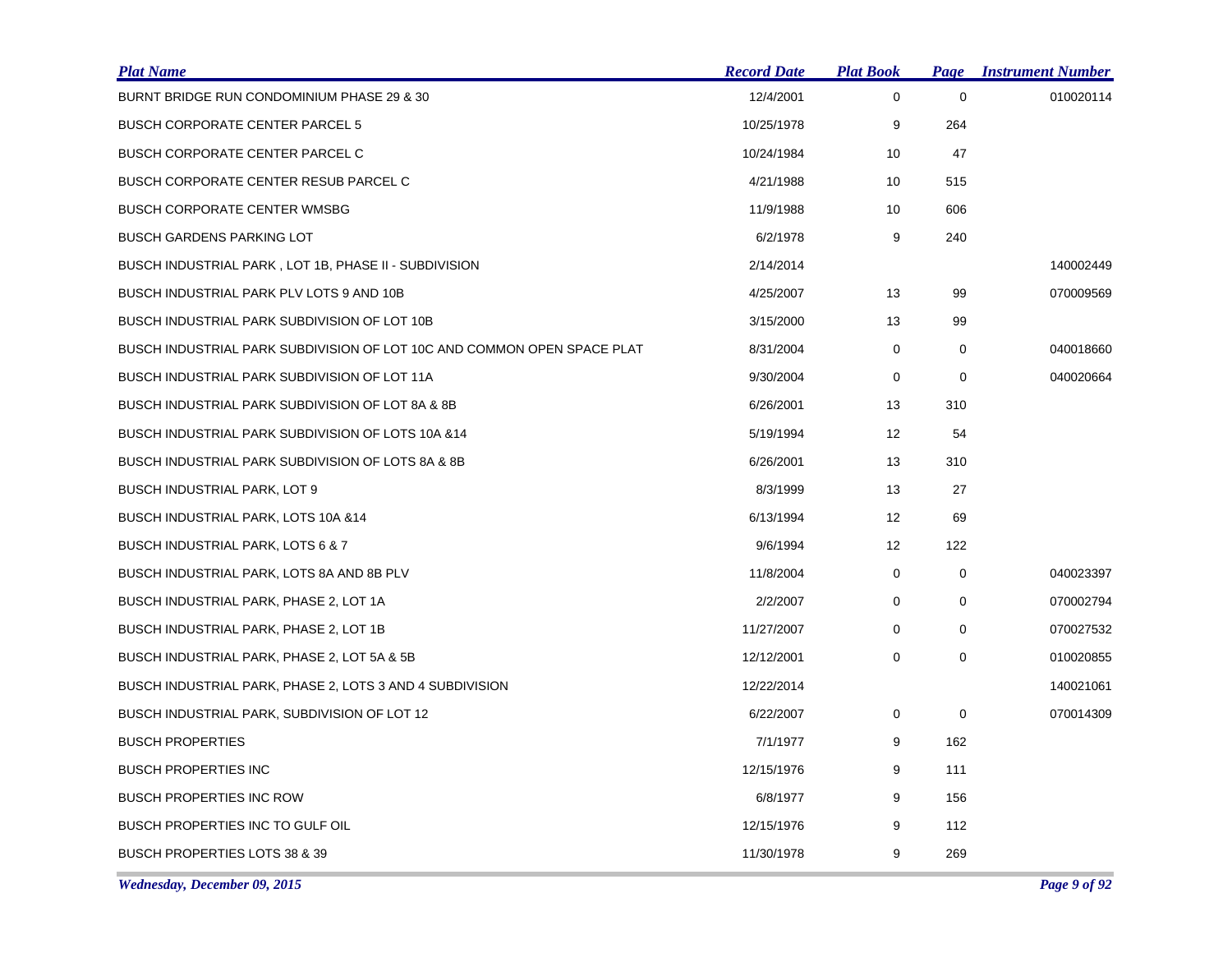| Plat Name | Record Date | Plat Book | Page | Instrument Number |
|---|---|---|---|---|
| BURNT BRIDGE RUN CONDOMINIUM PHASE 29 & 30 | 12/4/2001 | 0 | 0 | 010020114 |
| BUSCH CORPORATE CENTER PARCEL 5 | 10/25/1978 | 9 | 264 | |
| BUSCH CORPORATE CENTER PARCEL C | 10/24/1984 | 10 | 47 | |
| BUSCH CORPORATE CENTER RESUB PARCEL C | 4/21/1988 | 10 | 515 | |
| BUSCH CORPORATE CENTER WMSBG | 11/9/1988 | 10 | 606 | |
| BUSCH GARDENS PARKING LOT | 6/2/1978 | 9 | 240 | |
| BUSCH INDUSTRIAL PARK , LOT 1B, PHASE II - SUBDIVISION | 2/14/2014 | | | 140002449 |
| BUSCH INDUSTRIAL PARK PLV LOTS 9 AND 10B | 4/25/2007 | 13 | 99 | 070009569 |
| BUSCH INDUSTRIAL PARK SUBDIVISION OF LOT 10B | 3/15/2000 | 13 | 99 | |
| BUSCH INDUSTRIAL PARK SUBDIVISION OF LOT 10C AND COMMON OPEN SPACE PLAT | 8/31/2004 | 0 | 0 | 040018660 |
| BUSCH INDUSTRIAL PARK SUBDIVISION OF LOT 11A | 9/30/2004 | 0 | 0 | 040020664 |
| BUSCH INDUSTRIAL PARK SUBDIVISION OF LOT 8A & 8B | 6/26/2001 | 13 | 310 | |
| BUSCH INDUSTRIAL PARK SUBDIVISION OF LOTS 10A &14 | 5/19/1994 | 12 | 54 | |
| BUSCH INDUSTRIAL PARK SUBDIVISION OF LOTS 8A & 8B | 6/26/2001 | 13 | 310 | |
| BUSCH INDUSTRIAL PARK, LOT 9 | 8/3/1999 | 13 | 27 | |
| BUSCH INDUSTRIAL PARK, LOTS 10A &14 | 6/13/1994 | 12 | 69 | |
| BUSCH INDUSTRIAL PARK, LOTS 6 & 7 | 9/6/1994 | 12 | 122 | |
| BUSCH INDUSTRIAL PARK, LOTS 8A AND 8B PLV | 11/8/2004 | 0 | 0 | 040023397 |
| BUSCH INDUSTRIAL PARK, PHASE 2, LOT 1A | 2/2/2007 | 0 | 0 | 070002794 |
| BUSCH INDUSTRIAL PARK, PHASE 2, LOT 1B | 11/27/2007 | 0 | 0 | 070027532 |
| BUSCH INDUSTRIAL PARK, PHASE 2, LOT 5A & 5B | 12/12/2001 | 0 | 0 | 010020855 |
| BUSCH INDUSTRIAL PARK, PHASE 2, LOTS 3 AND 4 SUBDIVISION | 12/22/2014 | | | 140021061 |
| BUSCH INDUSTRIAL PARK, SUBDIVISION OF LOT 12 | 6/22/2007 | 0 | 0 | 070014309 |
| BUSCH PROPERTIES | 7/1/1977 | 9 | 162 | |
| BUSCH PROPERTIES INC | 12/15/1976 | 9 | 111 | |
| BUSCH PROPERTIES INC ROW | 6/8/1977 | 9 | 156 | |
| BUSCH PROPERTIES INC TO GULF OIL | 12/15/1976 | 9 | 112 | |
| BUSCH PROPERTIES LOTS 38 & 39 | 11/30/1978 | 9 | 269 | |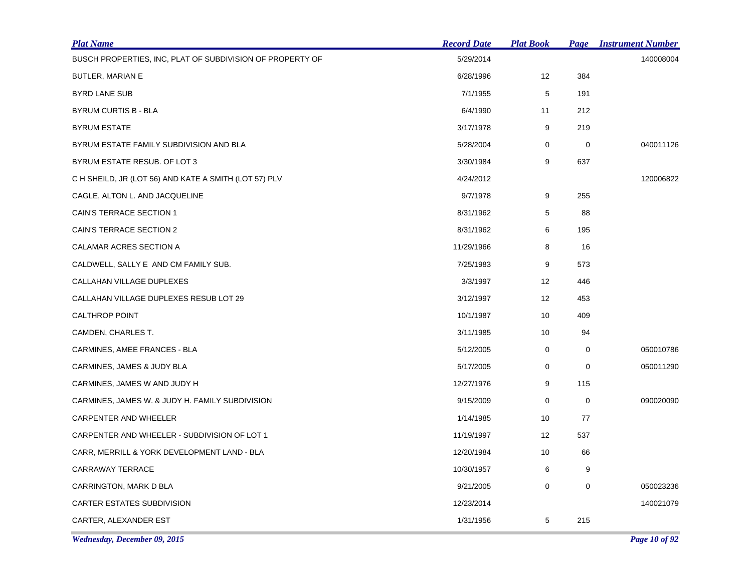| Plat Name | Record Date | Plat Book | Page | Instrument Number |
| --- | --- | --- | --- | --- |
| BUSCH PROPERTIES, INC, PLAT OF SUBDIVISION OF PROPERTY OF | 5/29/2014 | | | 140008004 |
| BUTLER, MARIAN E | 6/28/1996 | 12 | 384 | |
| BYRD LANE SUB | 7/1/1955 | 5 | 191 | |
| BYRUM CURTIS B - BLA | 6/4/1990 | 11 | 212 | |
| BYRUM ESTATE | 3/17/1978 | 9 | 219 | |
| BYRUM ESTATE FAMILY SUBDIVISION AND BLA | 5/28/2004 | 0 | 0 | 040011126 |
| BYRUM ESTATE RESUB. OF LOT 3 | 3/30/1984 | 9 | 637 | |
| C H SHEILD, JR (LOT 56) AND KATE A SMITH (LOT 57) PLV | 4/24/2012 | | | 120006822 |
| CAGLE, ALTON L. AND JACQUELINE | 9/7/1978 | 9 | 255 | |
| CAIN'S TERRACE SECTION 1 | 8/31/1962 | 5 | 88 | |
| CAIN'S TERRACE SECTION 2 | 8/31/1962 | 6 | 195 | |
| CALAMAR ACRES SECTION A | 11/29/1966 | 8 | 16 | |
| CALDWELL, SALLY E AND CM FAMILY SUB. | 7/25/1983 | 9 | 573 | |
| CALLAHAN VILLAGE DUPLEXES | 3/3/1997 | 12 | 446 | |
| CALLAHAN VILLAGE DUPLEXES RESUB LOT 29 | 3/12/1997 | 12 | 453 | |
| CALTHROP POINT | 10/1/1987 | 10 | 409 | |
| CAMDEN, CHARLES T. | 3/11/1985 | 10 | 94 | |
| CARMINES, AMEE FRANCES - BLA | 5/12/2005 | 0 | 0 | 050010786 |
| CARMINES, JAMES & JUDY BLA | 5/17/2005 | 0 | 0 | 050011290 |
| CARMINES, JAMES W AND JUDY H | 12/27/1976 | 9 | 115 | |
| CARMINES, JAMES W. & JUDY H. FAMILY SUBDIVISION | 9/15/2009 | 0 | 0 | 090020090 |
| CARPENTER AND WHEELER | 1/14/1985 | 10 | 77 | |
| CARPENTER AND WHEELER - SUBDIVISION OF LOT 1 | 11/19/1997 | 12 | 537 | |
| CARR, MERRILL & YORK DEVELOPMENT LAND - BLA | 12/20/1984 | 10 | 66 | |
| CARRAWAY TERRACE | 10/30/1957 | 6 | 9 | |
| CARRINGTON, MARK D BLA | 9/21/2005 | 0 | 0 | 050023236 |
| CARTER ESTATES SUBDIVISION | 12/23/2014 | | | 140021079 |
| CARTER, ALEXANDER EST | 1/31/1956 | 5 | 215 | |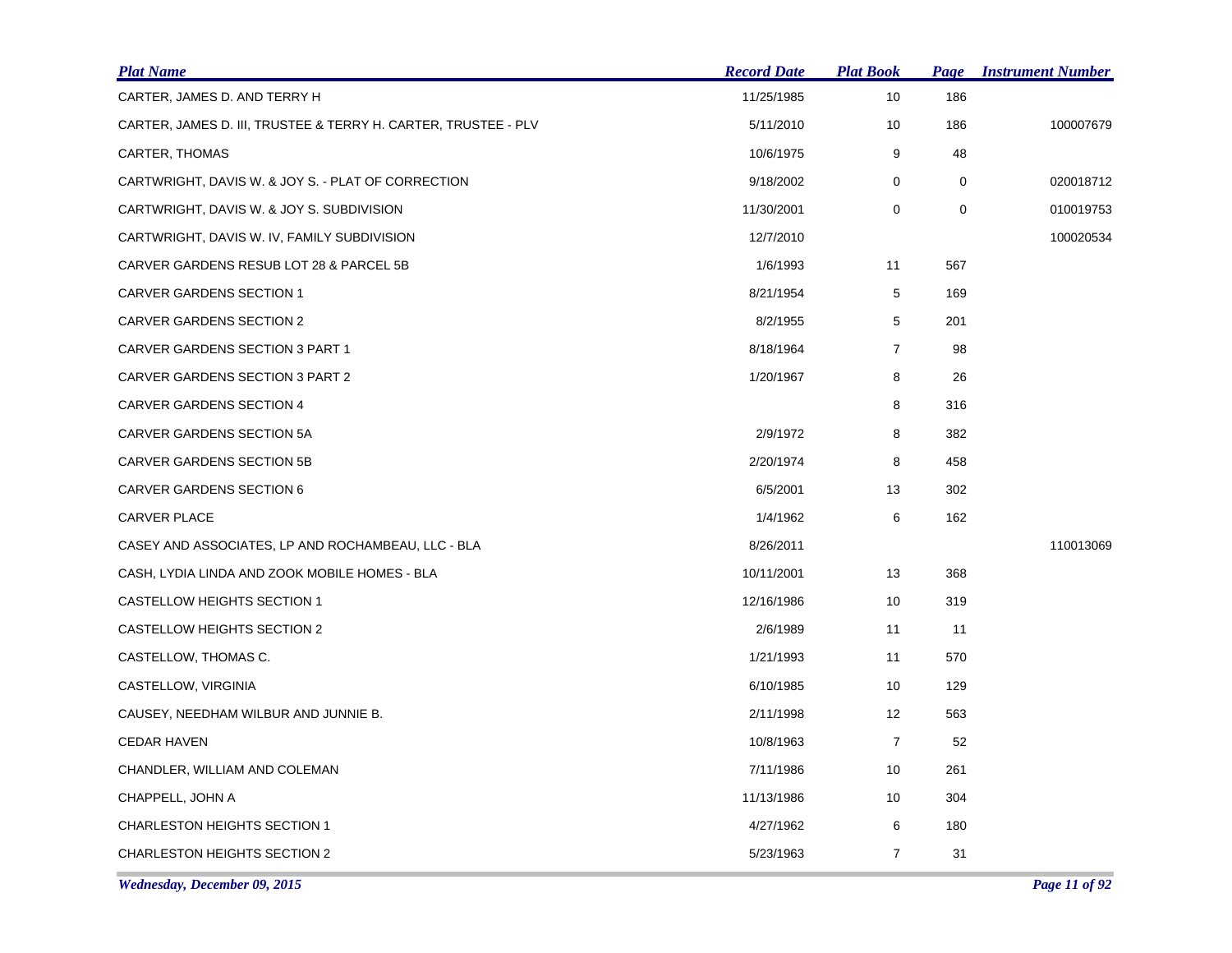| Plat Name | Record Date | Plat Book | Page | Instrument Number |
|---|---|---|---|---|
| CARTER, JAMES D. AND TERRY H | 11/25/1985 | 10 | 186 | |
| CARTER, JAMES D. III, TRUSTEE & TERRY H. CARTER, TRUSTEE - PLV | 5/11/2010 | 10 | 186 | 100007679 |
| CARTER, THOMAS | 10/6/1975 | 9 | 48 | |
| CARTWRIGHT, DAVIS W. & JOY S. - PLAT OF CORRECTION | 9/18/2002 | 0 | 0 | 020018712 |
| CARTWRIGHT, DAVIS W. & JOY S. SUBDIVISION | 11/30/2001 | 0 | 0 | 010019753 |
| CARTWRIGHT, DAVIS W. IV, FAMILY SUBDIVISION | 12/7/2010 | | | 100020534 |
| CARVER GARDENS RESUB LOT 28 & PARCEL 5B | 1/6/1993 | 11 | 567 | |
| CARVER GARDENS SECTION 1 | 8/21/1954 | 5 | 169 | |
| CARVER GARDENS SECTION 2 | 8/2/1955 | 5 | 201 | |
| CARVER GARDENS SECTION 3 PART 1 | 8/18/1964 | 7 | 98 | |
| CARVER GARDENS SECTION 3 PART 2 | 1/20/1967 | 8 | 26 | |
| CARVER GARDENS SECTION 4 | | 8 | 316 | |
| CARVER GARDENS SECTION 5A | 2/9/1972 | 8 | 382 | |
| CARVER GARDENS SECTION 5B | 2/20/1974 | 8 | 458 | |
| CARVER GARDENS SECTION 6 | 6/5/2001 | 13 | 302 | |
| CARVER PLACE | 1/4/1962 | 6 | 162 | |
| CASEY AND ASSOCIATES, LP AND ROCHAMBEAU, LLC - BLA | 8/26/2011 | | | 110013069 |
| CASH, LYDIA LINDA AND ZOOK MOBILE HOMES - BLA | 10/11/2001 | 13 | 368 | |
| CASTELLOW HEIGHTS SECTION 1 | 12/16/1986 | 10 | 319 | |
| CASTELLOW HEIGHTS SECTION 2 | 2/6/1989 | 11 | 11 | |
| CASTELLOW, THOMAS C. | 1/21/1993 | 11 | 570 | |
| CASTELLOW, VIRGINIA | 6/10/1985 | 10 | 129 | |
| CAUSEY, NEEDHAM WILBUR AND JUNNIE B. | 2/11/1998 | 12 | 563 | |
| CEDAR HAVEN | 10/8/1963 | 7 | 52 | |
| CHANDLER, WILLIAM AND COLEMAN | 7/11/1986 | 10 | 261 | |
| CHAPPELL, JOHN A | 11/13/1986 | 10 | 304 | |
| CHARLESTON HEIGHTS SECTION 1 | 4/27/1962 | 6 | 180 | |
| CHARLESTON HEIGHTS SECTION 2 | 5/23/1963 | 7 | 31 | |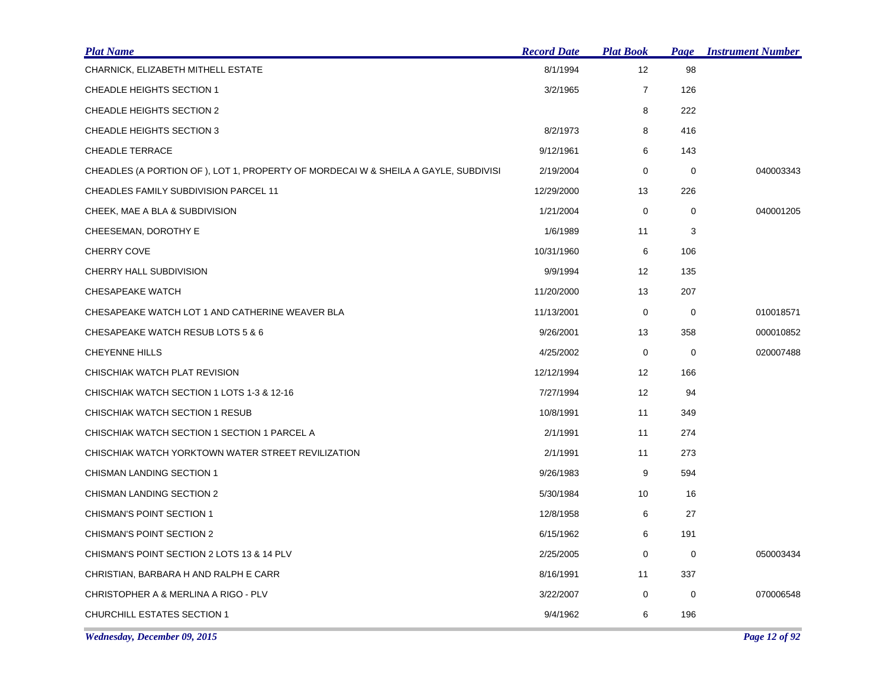| Plat Name | Record Date | Plat Book | Page | Instrument Number |
|---|---|---|---|---|
| CHARNICK, ELIZABETH MITHELL ESTATE | 8/1/1994 | 12 | 98 | |
| CHEADLE HEIGHTS SECTION 1 | 3/2/1965 | 7 | 126 | |
| CHEADLE HEIGHTS SECTION 2 | | 8 | 222 | |
| CHEADLE HEIGHTS SECTION 3 | 8/2/1973 | 8 | 416 | |
| CHEADLE TERRACE | 9/12/1961 | 6 | 143 | |
| CHEADLES (A PORTION OF ), LOT 1, PROPERTY OF MORDECAI W & SHEILA A GAYLE, SUBDIVISI | 2/19/2004 | 0 | 0 | 040003343 |
| CHEADLES FAMILY SUBDIVISION PARCEL 11 | 12/29/2000 | 13 | 226 | |
| CHEEK, MAE A BLA & SUBDIVISION | 1/21/2004 | 0 | 0 | 040001205 |
| CHEESEMAN, DOROTHY E | 1/6/1989 | 11 | 3 | |
| CHERRY COVE | 10/31/1960 | 6 | 106 | |
| CHERRY HALL SUBDIVISION | 9/9/1994 | 12 | 135 | |
| CHESAPEAKE WATCH | 11/20/2000 | 13 | 207 | |
| CHESAPEAKE WATCH LOT 1 AND CATHERINE WEAVER BLA | 11/13/2001 | 0 | 0 | 010018571 |
| CHESAPEAKE WATCH RESUB LOTS 5 & 6 | 9/26/2001 | 13 | 358 | 000010852 |
| CHEYENNE HILLS | 4/25/2002 | 0 | 0 | 020007488 |
| CHISCHIAK WATCH PLAT REVISION | 12/12/1994 | 12 | 166 | |
| CHISCHIAK WATCH SECTION 1 LOTS 1-3 & 12-16 | 7/27/1994 | 12 | 94 | |
| CHISCHIAK WATCH SECTION 1 RESUB | 10/8/1991 | 11 | 349 | |
| CHISCHIAK WATCH SECTION 1 SECTION 1 PARCEL A | 2/1/1991 | 11 | 274 | |
| CHISCHIAK WATCH YORKTOWN WATER STREET REVILIZATION | 2/1/1991 | 11 | 273 | |
| CHISMAN LANDING SECTION 1 | 9/26/1983 | 9 | 594 | |
| CHISMAN LANDING SECTION 2 | 5/30/1984 | 10 | 16 | |
| CHISMAN'S POINT SECTION 1 | 12/8/1958 | 6 | 27 | |
| CHISMAN'S POINT SECTION 2 | 6/15/1962 | 6 | 191 | |
| CHISMAN'S POINT SECTION 2 LOTS 13 & 14 PLV | 2/25/2005 | 0 | 0 | 050003434 |
| CHRISTIAN, BARBARA H AND RALPH E CARR | 8/16/1991 | 11 | 337 | |
| CHRISTOPHER A & MERLINA A RIGO - PLV | 3/22/2007 | 0 | 0 | 070006548 |
| CHURCHILL ESTATES SECTION 1 | 9/4/1962 | 6 | 196 | |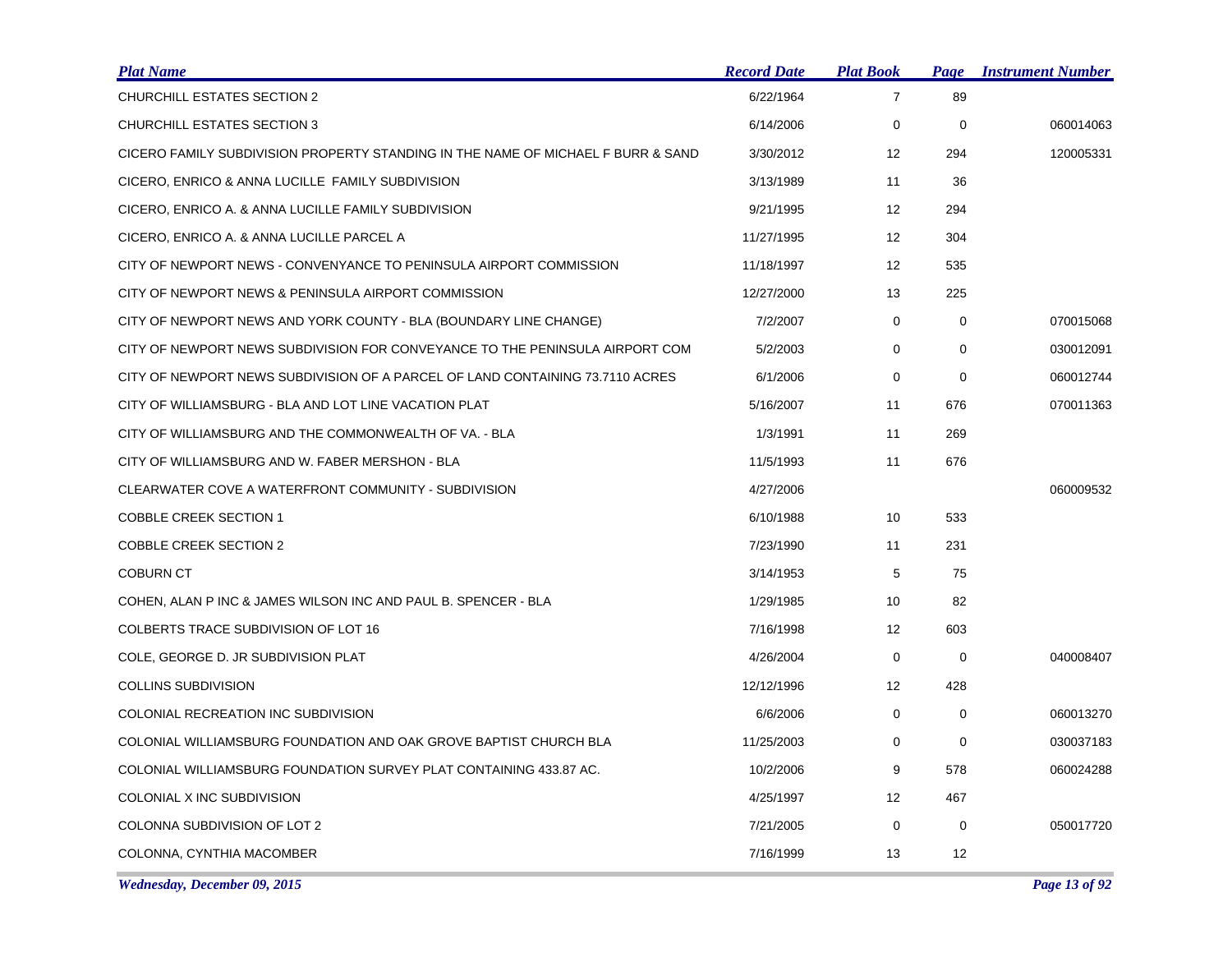| Plat Name | Record Date | Plat Book | Page | Instrument Number |
|---|---|---|---|---|
| CHURCHILL ESTATES SECTION 2 | 6/22/1964 | 7 | 89 | |
| CHURCHILL ESTATES SECTION 3 | 6/14/2006 | 0 | 0 | 060014063 |
| CICERO FAMILY SUBDIVISION PROPERTY STANDING IN THE NAME OF MICHAEL F BURR & SAND | 3/30/2012 | 12 | 294 | 120005331 |
| CICERO, ENRICO & ANNA LUCILLE FAMILY SUBDIVISION | 3/13/1989 | 11 | 36 | |
| CICERO, ENRICO A. & ANNA LUCILLE FAMILY SUBDIVISION | 9/21/1995 | 12 | 294 | |
| CICERO, ENRICO A. & ANNA LUCILLE PARCEL A | 11/27/1995 | 12 | 304 | |
| CITY OF NEWPORT NEWS - CONVENYANCE TO PENINSULA AIRPORT COMMISSION | 11/18/1997 | 12 | 535 | |
| CITY OF NEWPORT NEWS & PENINSULA AIRPORT COMMISSION | 12/27/2000 | 13 | 225 | |
| CITY OF NEWPORT NEWS AND YORK COUNTY - BLA (BOUNDARY LINE CHANGE) | 7/2/2007 | 0 | 0 | 070015068 |
| CITY OF NEWPORT NEWS SUBDIVISION FOR CONVEYANCE TO THE PENINSULA AIRPORT COM | 5/2/2003 | 0 | 0 | 030012091 |
| CITY OF NEWPORT NEWS SUBDIVISION OF A PARCEL OF LAND CONTAINING 73.7110 ACRES | 6/1/2006 | 0 | 0 | 060012744 |
| CITY OF WILLIAMSBURG - BLA AND LOT LINE VACATION PLAT | 5/16/2007 | 11 | 676 | 070011363 |
| CITY OF WILLIAMSBURG AND THE COMMONWEALTH OF VA. - BLA | 1/3/1991 | 11 | 269 | |
| CITY OF WILLIAMSBURG AND W. FABER MERSHON - BLA | 11/5/1993 | 11 | 676 | |
| CLEARWATER COVE A WATERFRONT COMMUNITY - SUBDIVISION | 4/27/2006 | | | 060009532 |
| COBBLE CREEK SECTION 1 | 6/10/1988 | 10 | 533 | |
| COBBLE CREEK SECTION 2 | 7/23/1990 | 11 | 231 | |
| COBURN CT | 3/14/1953 | 5 | 75 | |
| COHEN, ALAN P INC & JAMES WILSON INC AND PAUL B. SPENCER - BLA | 1/29/1985 | 10 | 82 | |
| COLBERTS TRACE SUBDIVISION OF LOT 16 | 7/16/1998 | 12 | 603 | |
| COLE, GEORGE D. JR SUBDIVISION PLAT | 4/26/2004 | 0 | 0 | 040008407 |
| COLLINS SUBDIVISION | 12/12/1996 | 12 | 428 | |
| COLONIAL RECREATION INC SUBDIVISION | 6/6/2006 | 0 | 0 | 060013270 |
| COLONIAL WILLIAMSBURG FOUNDATION AND OAK GROVE BAPTIST CHURCH BLA | 11/25/2003 | 0 | 0 | 030037183 |
| COLONIAL WILLIAMSBURG FOUNDATION SURVEY PLAT CONTAINING 433.87 AC. | 10/2/2006 | 9 | 578 | 060024288 |
| COLONIAL X INC SUBDIVISION | 4/25/1997 | 12 | 467 | |
| COLONNA SUBDIVISION OF LOT 2 | 7/21/2005 | 0 | 0 | 050017720 |
| COLONNA, CYNTHIA MACOMBER | 7/16/1999 | 13 | 12 | |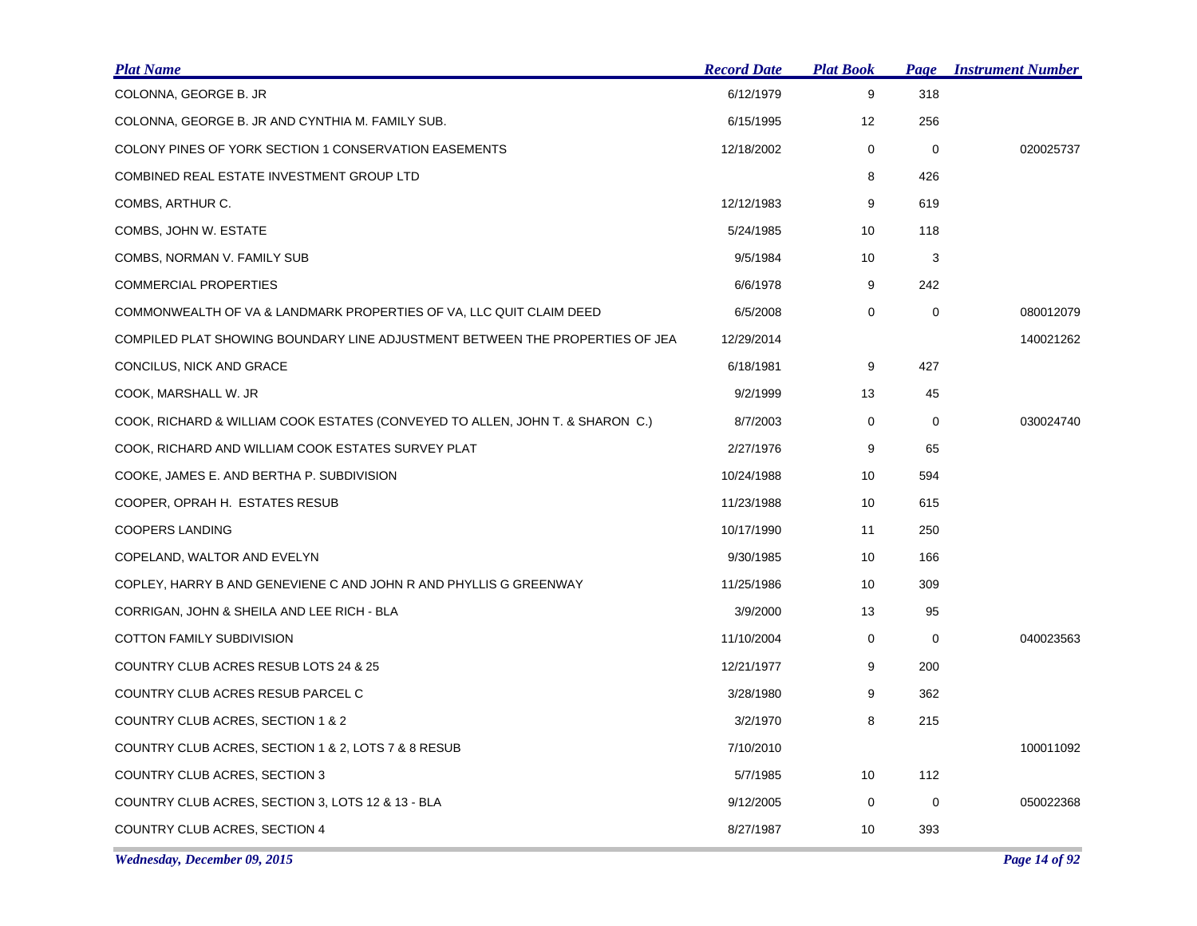| Plat Name | Record Date | Plat Book | Page | Instrument Number |
|---|---|---|---|---|
| COLONNA, GEORGE B. JR | 6/12/1979 | 9 | 318 | |
| COLONNA, GEORGE B. JR AND CYNTHIA M. FAMILY SUB. | 6/15/1995 | 12 | 256 | |
| COLONY PINES OF YORK SECTION 1 CONSERVATION EASEMENTS | 12/18/2002 | 0 | 0 | 020025737 |
| COMBINED REAL ESTATE INVESTMENT GROUP LTD | | 8 | 426 | |
| COMBS, ARTHUR C. | 12/12/1983 | 9 | 619 | |
| COMBS, JOHN W. ESTATE | 5/24/1985 | 10 | 118 | |
| COMBS, NORMAN V. FAMILY SUB | 9/5/1984 | 10 | 3 | |
| COMMERCIAL PROPERTIES | 6/6/1978 | 9 | 242 | |
| COMMONWEALTH OF VA & LANDMARK PROPERTIES OF VA, LLC QUIT CLAIM DEED | 6/5/2008 | 0 | 0 | 080012079 |
| COMPILED PLAT SHOWING BOUNDARY LINE ADJUSTMENT BETWEEN THE PROPERTIES OF JEA | 12/29/2014 | | | 140021262 |
| CONCILUS, NICK AND GRACE | 6/18/1981 | 9 | 427 | |
| COOK, MARSHALL W. JR | 9/2/1999 | 13 | 45 | |
| COOK, RICHARD & WILLIAM COOK ESTATES (CONVEYED TO ALLEN, JOHN T. & SHARON C.) | 8/7/2003 | 0 | 0 | 030024740 |
| COOK, RICHARD AND WILLIAM COOK ESTATES SURVEY PLAT | 2/27/1976 | 9 | 65 | |
| COOKE, JAMES E. AND BERTHA P. SUBDIVISION | 10/24/1988 | 10 | 594 | |
| COOPER, OPRAH H. ESTATES RESUB | 11/23/1988 | 10 | 615 | |
| COOPERS LANDING | 10/17/1990 | 11 | 250 | |
| COPELAND, WALTOR AND EVELYN | 9/30/1985 | 10 | 166 | |
| COPLEY, HARRY B AND GENEVIENE C AND JOHN R AND PHYLLIS G GREENWAY | 11/25/1986 | 10 | 309 | |
| CORRIGAN, JOHN & SHEILA AND LEE RICH - BLA | 3/9/2000 | 13 | 95 | |
| COTTON FAMILY SUBDIVISION | 11/10/2004 | 0 | 0 | 040023563 |
| COUNTRY CLUB ACRES RESUB LOTS 24 & 25 | 12/21/1977 | 9 | 200 | |
| COUNTRY CLUB ACRES RESUB PARCEL C | 3/28/1980 | 9 | 362 | |
| COUNTRY CLUB ACRES, SECTION 1 & 2 | 3/2/1970 | 8 | 215 | |
| COUNTRY CLUB ACRES, SECTION 1 & 2, LOTS 7 & 8 RESUB | 7/10/2010 | | | 100011092 |
| COUNTRY CLUB ACRES, SECTION 3 | 5/7/1985 | 10 | 112 | |
| COUNTRY CLUB ACRES, SECTION 3, LOTS 12 & 13 - BLA | 9/12/2005 | 0 | 0 | 050022368 |
| COUNTRY CLUB ACRES, SECTION 4 | 8/27/1987 | 10 | 393 | |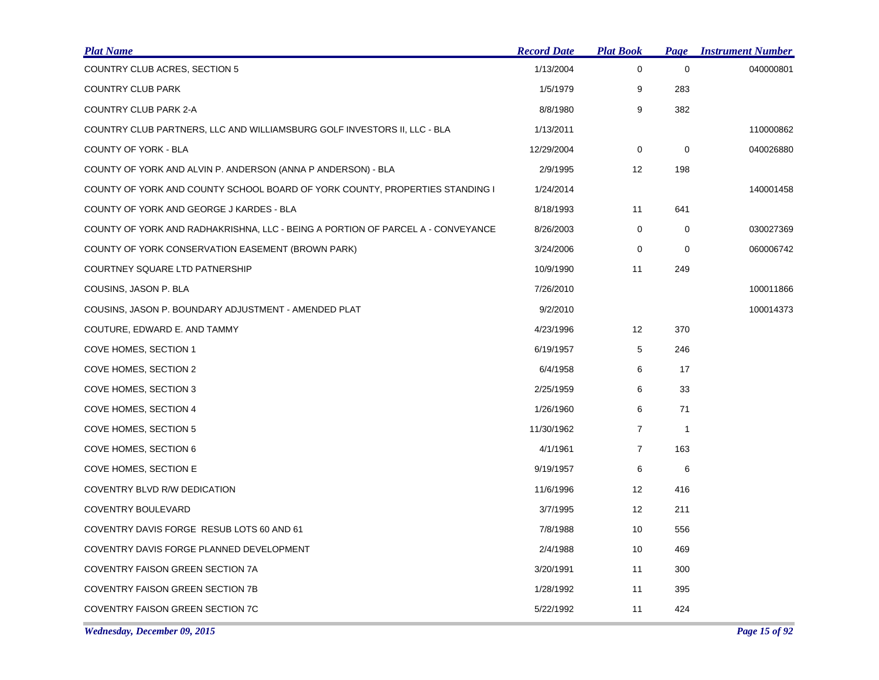| Plat Name | Record Date | Plat Book | Page | Instrument Number |
|---|---|---|---|---|
| COUNTRY CLUB ACRES, SECTION 5 | 1/13/2004 | 0 | 0 | 040000801 |
| COUNTRY CLUB PARK | 1/5/1979 | 9 | 283 | |
| COUNTRY CLUB PARK 2-A | 8/8/1980 | 9 | 382 | |
| COUNTRY CLUB PARTNERS, LLC AND WILLIAMSBURG GOLF INVESTORS II, LLC - BLA | 1/13/2011 | | | 110000862 |
| COUNTY OF YORK - BLA | 12/29/2004 | 0 | 0 | 040026880 |
| COUNTY OF YORK AND ALVIN P. ANDERSON (ANNA P ANDERSON) - BLA | 2/9/1995 | 12 | 198 | |
| COUNTY OF YORK AND COUNTY SCHOOL BOARD OF YORK COUNTY, PROPERTIES STANDING I | 1/24/2014 | | | 140001458 |
| COUNTY OF YORK AND GEORGE J KARDES - BLA | 8/18/1993 | 11 | 641 | |
| COUNTY OF YORK AND RADHAKRISHNA, LLC - BEING A PORTION OF PARCEL A - CONVEYANCE | 8/26/2003 | 0 | 0 | 030027369 |
| COUNTY OF YORK CONSERVATION EASEMENT (BROWN PARK) | 3/24/2006 | 0 | 0 | 060006742 |
| COURTNEY SQUARE LTD PATNERSHIP | 10/9/1990 | 11 | 249 | |
| COUSINS, JASON P. BLA | 7/26/2010 | | | 100011866 |
| COUSINS, JASON P. BOUNDARY ADJUSTMENT - AMENDED PLAT | 9/2/2010 | | | 100014373 |
| COUTURE, EDWARD E. AND TAMMY | 4/23/1996 | 12 | 370 | |
| COVE HOMES, SECTION 1 | 6/19/1957 | 5 | 246 | |
| COVE HOMES, SECTION 2 | 6/4/1958 | 6 | 17 | |
| COVE HOMES, SECTION 3 | 2/25/1959 | 6 | 33 | |
| COVE HOMES, SECTION 4 | 1/26/1960 | 6 | 71 | |
| COVE HOMES, SECTION 5 | 11/30/1962 | 7 | 1 | |
| COVE HOMES, SECTION 6 | 4/1/1961 | 7 | 163 | |
| COVE HOMES, SECTION E | 9/19/1957 | 6 | 6 | |
| COVENTRY BLVD R/W DEDICATION | 11/6/1996 | 12 | 416 | |
| COVENTRY BOULEVARD | 3/7/1995 | 12 | 211 | |
| COVENTRY DAVIS FORGE RESUB LOTS 60 AND 61 | 7/8/1988 | 10 | 556 | |
| COVENTRY DAVIS FORGE PLANNED DEVELOPMENT | 2/4/1988 | 10 | 469 | |
| COVENTRY FAISON GREEN SECTION 7A | 3/20/1991 | 11 | 300 | |
| COVENTRY FAISON GREEN SECTION 7B | 1/28/1992 | 11 | 395 | |
| COVENTRY FAISON GREEN SECTION 7C | 5/22/1992 | 11 | 424 | |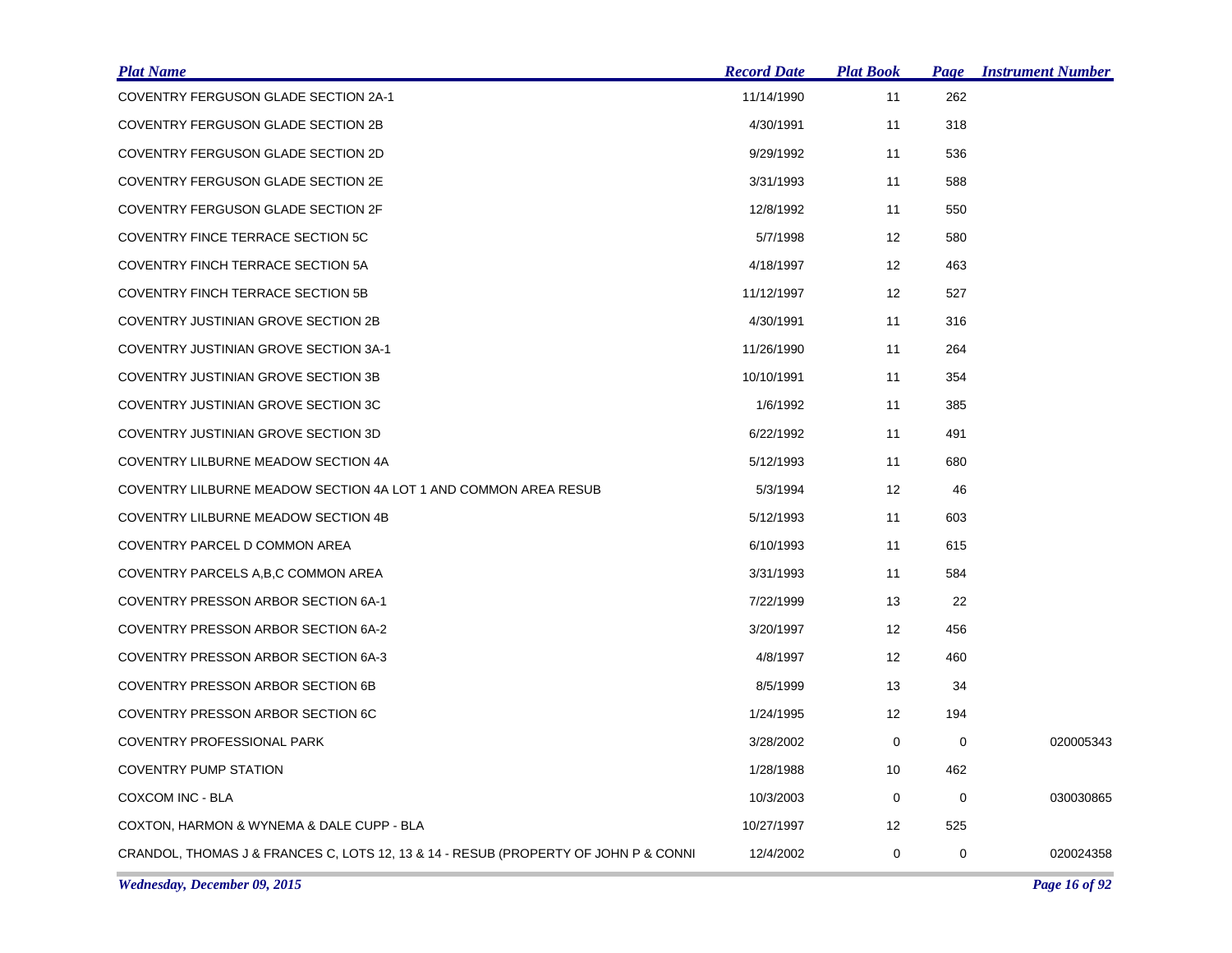| Plat Name | Record Date | Plat Book | Page | Instrument Number |
| --- | --- | --- | --- | --- |
| COVENTRY FERGUSON GLADE SECTION 2A-1 | 11/14/1990 | 11 | 262 | |
| COVENTRY FERGUSON GLADE SECTION 2B | 4/30/1991 | 11 | 318 | |
| COVENTRY FERGUSON GLADE SECTION 2D | 9/29/1992 | 11 | 536 | |
| COVENTRY FERGUSON GLADE SECTION 2E | 3/31/1993 | 11 | 588 | |
| COVENTRY FERGUSON GLADE SECTION 2F | 12/8/1992 | 11 | 550 | |
| COVENTRY FINCE TERRACE SECTION 5C | 5/7/1998 | 12 | 580 | |
| COVENTRY FINCH TERRACE SECTION 5A | 4/18/1997 | 12 | 463 | |
| COVENTRY FINCH TERRACE SECTION 5B | 11/12/1997 | 12 | 527 | |
| COVENTRY JUSTINIAN GROVE SECTION 2B | 4/30/1991 | 11 | 316 | |
| COVENTRY JUSTINIAN GROVE SECTION 3A-1 | 11/26/1990 | 11 | 264 | |
| COVENTRY JUSTINIAN GROVE SECTION 3B | 10/10/1991 | 11 | 354 | |
| COVENTRY JUSTINIAN GROVE SECTION 3C | 1/6/1992 | 11 | 385 | |
| COVENTRY JUSTINIAN GROVE SECTION 3D | 6/22/1992 | 11 | 491 | |
| COVENTRY LILBURNE MEADOW SECTION 4A | 5/12/1993 | 11 | 680 | |
| COVENTRY LILBURNE MEADOW SECTION 4A LOT 1 AND COMMON AREA RESUB | 5/3/1994 | 12 | 46 | |
| COVENTRY LILBURNE MEADOW SECTION 4B | 5/12/1993 | 11 | 603 | |
| COVENTRY PARCEL D COMMON AREA | 6/10/1993 | 11 | 615 | |
| COVENTRY PARCELS A,B,C COMMON AREA | 3/31/1993 | 11 | 584 | |
| COVENTRY PRESSON ARBOR SECTION 6A-1 | 7/22/1999 | 13 | 22 | |
| COVENTRY PRESSON ARBOR SECTION 6A-2 | 3/20/1997 | 12 | 456 | |
| COVENTRY PRESSON ARBOR SECTION 6A-3 | 4/8/1997 | 12 | 460 | |
| COVENTRY PRESSON ARBOR SECTION 6B | 8/5/1999 | 13 | 34 | |
| COVENTRY PRESSON ARBOR SECTION 6C | 1/24/1995 | 12 | 194 | |
| COVENTRY PROFESSIONAL PARK | 3/28/2002 | 0 | 0 | 020005343 |
| COVENTRY PUMP STATION | 1/28/1988 | 10 | 462 | |
| COXCOM INC - BLA | 10/3/2003 | 0 | 0 | 030030865 |
| COXTON, HARMON & WYNEMA & DALE CUPP - BLA | 10/27/1997 | 12 | 525 | |
| CRANDOL, THOMAS J & FRANCES C, LOTS 12, 13 & 14 - RESUB (PROPERTY OF JOHN P & CONNI | 12/4/2002 | 0 | 0 | 020024358 |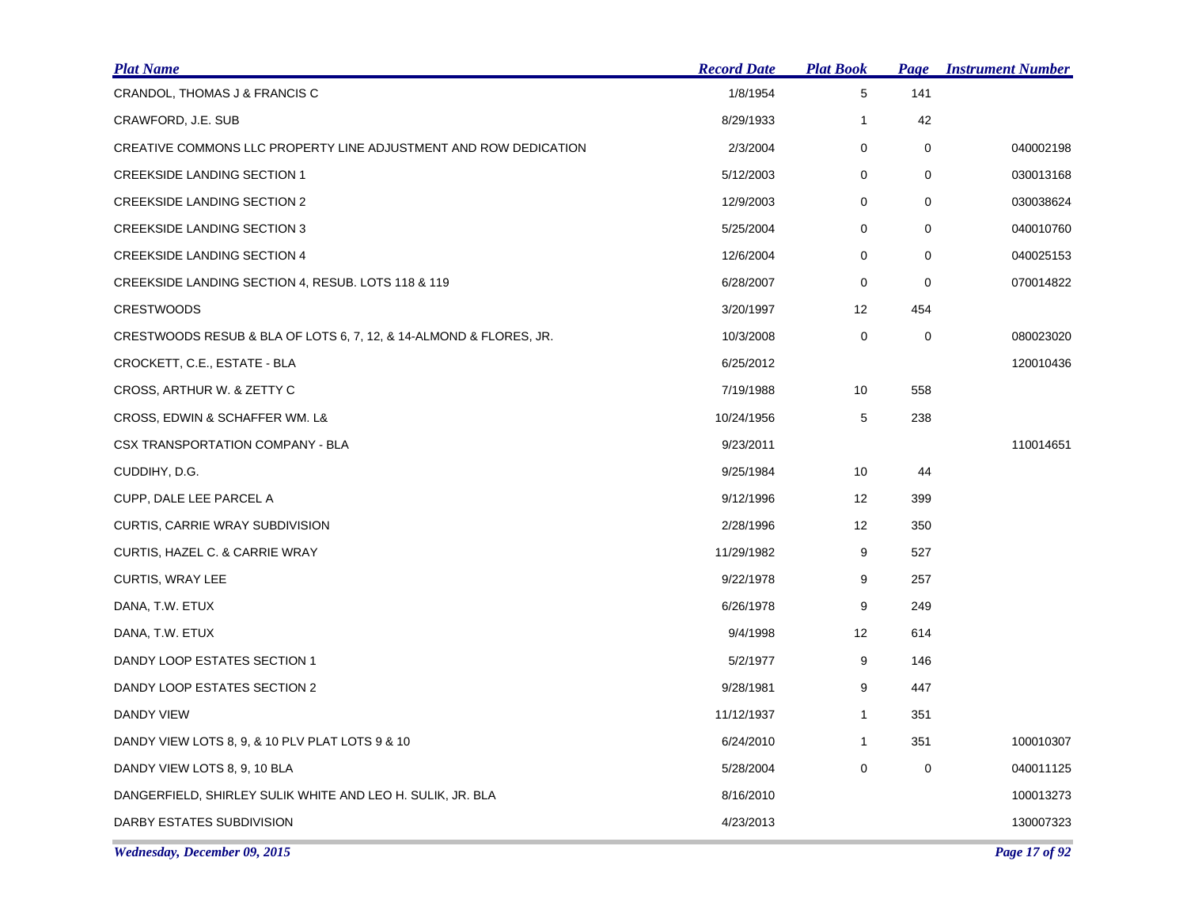| Plat Name | Record Date | Plat Book | Page | Instrument Number |
|---|---|---|---|---|
| CRANDOL, THOMAS J & FRANCIS C | 1/8/1954 | 5 | 141 | |
| CRAWFORD, J.E. SUB | 8/29/1933 | 1 | 42 | |
| CREATIVE COMMONS LLC PROPERTY LINE ADJUSTMENT AND ROW DEDICATION | 2/3/2004 | 0 | 0 | 040002198 |
| CREEKSIDE LANDING SECTION 1 | 5/12/2003 | 0 | 0 | 030013168 |
| CREEKSIDE LANDING SECTION 2 | 12/9/2003 | 0 | 0 | 030038624 |
| CREEKSIDE LANDING SECTION 3 | 5/25/2004 | 0 | 0 | 040010760 |
| CREEKSIDE LANDING SECTION 4 | 12/6/2004 | 0 | 0 | 040025153 |
| CREEKSIDE LANDING SECTION 4, RESUB. LOTS 118 & 119 | 6/28/2007 | 0 | 0 | 070014822 |
| CRESTWOODS | 3/20/1997 | 12 | 454 | |
| CRESTWOODS RESUB & BLA OF LOTS 6, 7, 12, & 14-ALMOND & FLORES, JR. | 10/3/2008 | 0 | 0 | 080023020 |
| CROCKETT, C.E., ESTATE - BLA | 6/25/2012 | | | 120010436 |
| CROSS, ARTHUR W. & ZETTY C | 7/19/1988 | 10 | 558 | |
| CROSS, EDWIN & SCHAFFER WM. L& | 10/24/1956 | 5 | 238 | |
| CSX TRANSPORTATION COMPANY - BLA | 9/23/2011 | | | 110014651 |
| CUDDIHY, D.G. | 9/25/1984 | 10 | 44 | |
| CUPP, DALE LEE PARCEL A | 9/12/1996 | 12 | 399 | |
| CURTIS, CARRIE WRAY SUBDIVISION | 2/28/1996 | 12 | 350 | |
| CURTIS, HAZEL C. & CARRIE WRAY | 11/29/1982 | 9 | 527 | |
| CURTIS, WRAY LEE | 9/22/1978 | 9 | 257 | |
| DANA, T.W. ETUX | 6/26/1978 | 9 | 249 | |
| DANA, T.W. ETUX | 9/4/1998 | 12 | 614 | |
| DANDY LOOP ESTATES SECTION 1 | 5/2/1977 | 9 | 146 | |
| DANDY LOOP ESTATES SECTION 2 | 9/28/1981 | 9 | 447 | |
| DANDY VIEW | 11/12/1937 | 1 | 351 | |
| DANDY VIEW LOTS 8, 9, & 10 PLV PLAT LOTS 9 & 10 | 6/24/2010 | 1 | 351 | 100010307 |
| DANDY VIEW LOTS 8, 9, 10 BLA | 5/28/2004 | 0 | 0 | 040011125 |
| DANGERFIELD, SHIRLEY SULIK WHITE AND LEO H. SULIK, JR. BLA | 8/16/2010 | | | 100013273 |
| DARBY ESTATES SUBDIVISION | 4/23/2013 | | | 130007323 |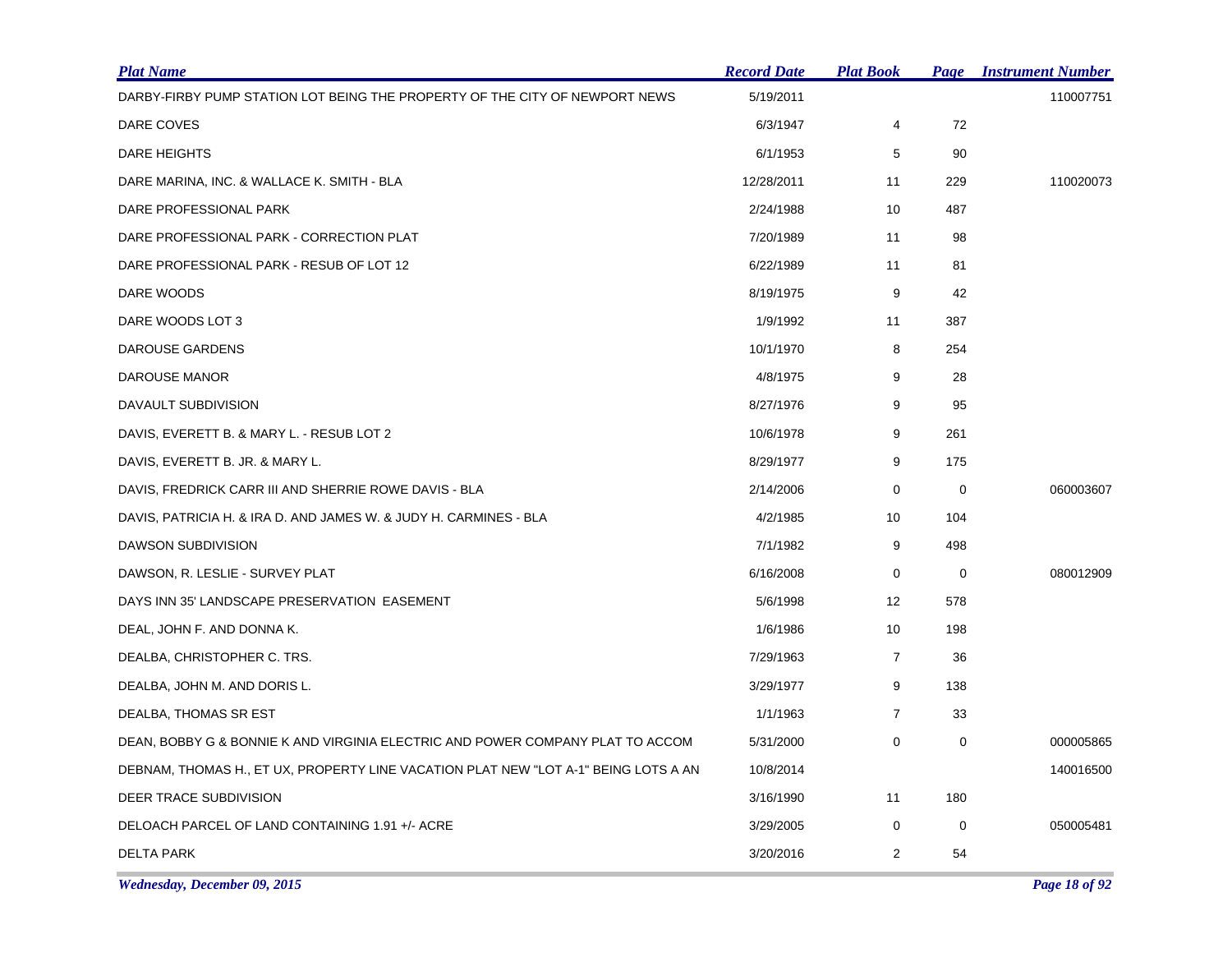| Plat Name | Record Date | Plat Book | Page | Instrument Number |
|---|---|---|---|---|
| DARBY-FIRBY PUMP STATION LOT BEING THE PROPERTY OF THE CITY OF NEWPORT NEWS | 5/19/2011 | | | 110007751 |
| DARE COVES | 6/3/1947 | 4 | 72 | |
| DARE HEIGHTS | 6/1/1953 | 5 | 90 | |
| DARE MARINA, INC. & WALLACE K. SMITH - BLA | 12/28/2011 | 11 | 229 | 110020073 |
| DARE PROFESSIONAL PARK | 2/24/1988 | 10 | 487 | |
| DARE PROFESSIONAL PARK - CORRECTION PLAT | 7/20/1989 | 11 | 98 | |
| DARE PROFESSIONAL PARK - RESUB OF LOT 12 | 6/22/1989 | 11 | 81 | |
| DARE WOODS | 8/19/1975 | 9 | 42 | |
| DARE WOODS LOT 3 | 1/9/1992 | 11 | 387 | |
| DAROUSE GARDENS | 10/1/1970 | 8 | 254 | |
| DAROUSE MANOR | 4/8/1975 | 9 | 28 | |
| DAVAULT SUBDIVISION | 8/27/1976 | 9 | 95 | |
| DAVIS, EVERETT B. & MARY L. - RESUB LOT 2 | 10/6/1978 | 9 | 261 | |
| DAVIS, EVERETT B. JR. & MARY L. | 8/29/1977 | 9 | 175 | |
| DAVIS, FREDRICK CARR III AND SHERRIE ROWE DAVIS - BLA | 2/14/2006 | 0 | 0 | 060003607 |
| DAVIS, PATRICIA H. & IRA D. AND JAMES W. & JUDY H. CARMINES - BLA | 4/2/1985 | 10 | 104 | |
| DAWSON SUBDIVISION | 7/1/1982 | 9 | 498 | |
| DAWSON, R. LESLIE - SURVEY PLAT | 6/16/2008 | 0 | 0 | 080012909 |
| DAYS INN 35' LANDSCAPE PRESERVATION EASEMENT | 5/6/1998 | 12 | 578 | |
| DEAL, JOHN F. AND DONNA K. | 1/6/1986 | 10 | 198 | |
| DEALBA, CHRISTOPHER C. TRS. | 7/29/1963 | 7 | 36 | |
| DEALBA, JOHN M. AND DORIS L. | 3/29/1977 | 9 | 138 | |
| DEALBA, THOMAS SR EST | 1/1/1963 | 7 | 33 | |
| DEAN, BOBBY G & BONNIE K AND VIRGINIA ELECTRIC AND POWER COMPANY PLAT TO ACCOM | 5/31/2000 | 0 | 0 | 000005865 |
| DEBNAM, THOMAS H., ET UX, PROPERTY LINE VACATION PLAT NEW "LOT A-1" BEING LOTS A AN | 10/8/2014 | | | 140016500 |
| DEER TRACE SUBDIVISION | 3/16/1990 | 11 | 180 | |
| DELOACH PARCEL OF LAND CONTAINING 1.91 +/- ACRE | 3/29/2005 | 0 | 0 | 050005481 |
| DELTA PARK | 3/20/2016 | 2 | 54 | |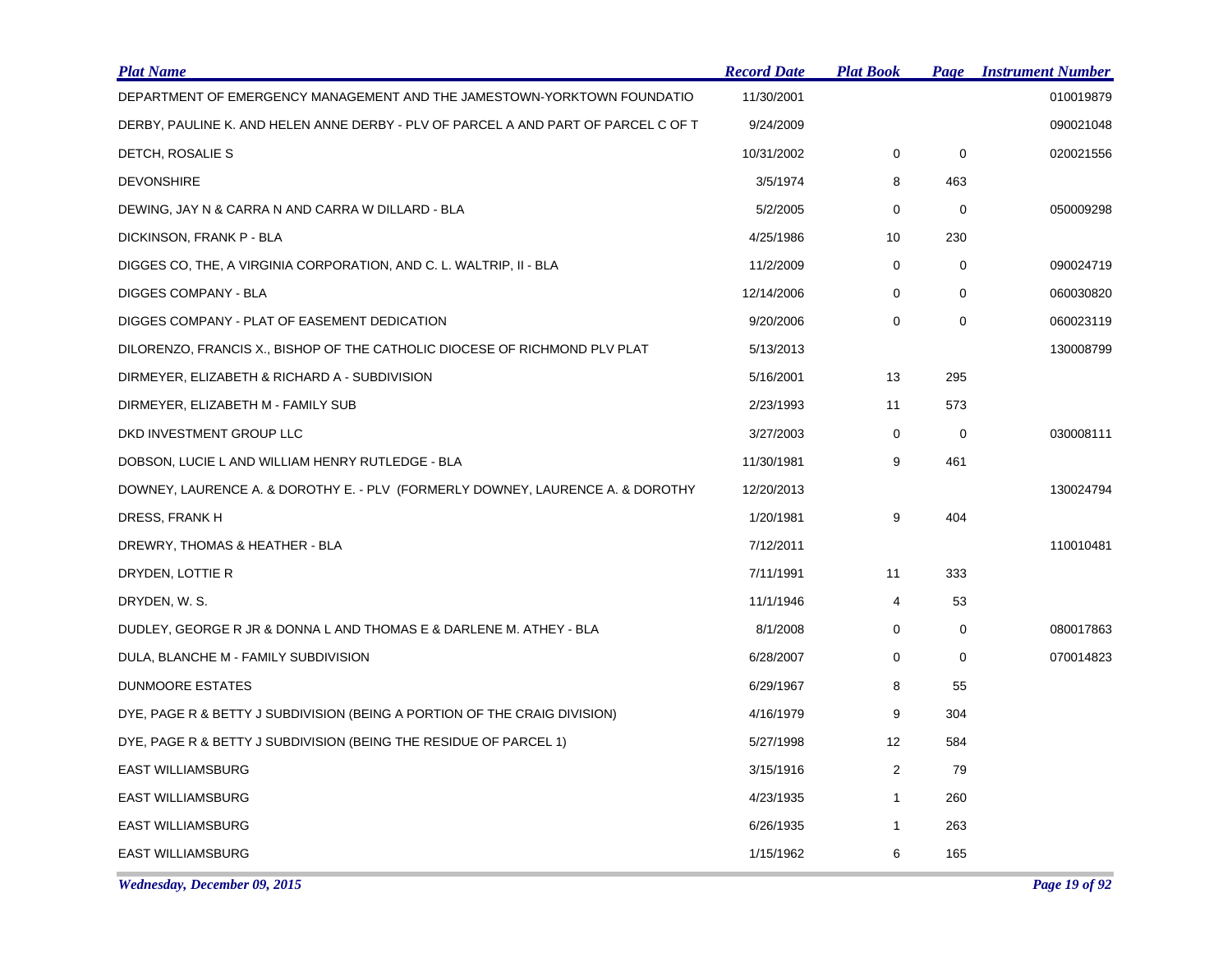| Plat Name | Record Date | Plat Book | Page | Instrument Number |
|---|---|---|---|---|
| DEPARTMENT OF EMERGENCY MANAGEMENT AND THE JAMESTOWN-YORKTOWN FOUNDATIO | 11/30/2001 | | | 010019879 |
| DERBY, PAULINE K. AND HELEN ANNE DERBY - PLV OF PARCEL A AND PART OF PARCEL C OF T | 9/24/2009 | | | 090021048 |
| DETCH, ROSALIE S | 10/31/2002 | 0 | 0 | 020021556 |
| DEVONSHIRE | 3/5/1974 | 8 | 463 | |
| DEWING, JAY N & CARRA N AND CARRA W DILLARD - BLA | 5/2/2005 | 0 | 0 | 050009298 |
| DICKINSON, FRANK P - BLA | 4/25/1986 | 10 | 230 | |
| DIGGES CO, THE, A VIRGINIA CORPORATION, AND C. L. WALTRIP, II - BLA | 11/2/2009 | 0 | 0 | 090024719 |
| DIGGES COMPANY - BLA | 12/14/2006 | 0 | 0 | 060030820 |
| DIGGES COMPANY - PLAT OF EASEMENT DEDICATION | 9/20/2006 | 0 | 0 | 060023119 |
| DILORENZO, FRANCIS X., BISHOP OF THE CATHOLIC DIOCESE OF RICHMOND PLV PLAT | 5/13/2013 | | | 130008799 |
| DIRMEYER, ELIZABETH & RICHARD A - SUBDIVISION | 5/16/2001 | 13 | 295 | |
| DIRMEYER, ELIZABETH M - FAMILY SUB | 2/23/1993 | 11 | 573 | |
| DKD INVESTMENT GROUP LLC | 3/27/2003 | 0 | 0 | 030008111 |
| DOBSON, LUCIE L AND WILLIAM HENRY RUTLEDGE - BLA | 11/30/1981 | 9 | 461 | |
| DOWNEY, LAURENCE A. & DOROTHY E. - PLV (FORMERLY DOWNEY, LAURENCE A. & DOROTHY | 12/20/2013 | | | 130024794 |
| DRESS, FRANK H | 1/20/1981 | 9 | 404 | |
| DREWRY, THOMAS & HEATHER - BLA | 7/12/2011 | | | 110010481 |
| DRYDEN, LOTTIE R | 7/11/1991 | 11 | 333 | |
| DRYDEN, W. S. | 11/1/1946 | 4 | 53 | |
| DUDLEY, GEORGE R JR & DONNA L AND THOMAS E & DARLENE M. ATHEY - BLA | 8/1/2008 | 0 | 0 | 080017863 |
| DULA, BLANCHE M - FAMILY SUBDIVISION | 6/28/2007 | 0 | 0 | 070014823 |
| DUNMOORE ESTATES | 6/29/1967 | 8 | 55 | |
| DYE, PAGE R & BETTY J SUBDIVISION (BEING A PORTION OF THE CRAIG DIVISION) | 4/16/1979 | 9 | 304 | |
| DYE, PAGE R & BETTY J SUBDIVISION (BEING THE RESIDUE OF PARCEL 1) | 5/27/1998 | 12 | 584 | |
| EAST WILLIAMSBURG | 3/15/1916 | 2 | 79 | |
| EAST WILLIAMSBURG | 4/23/1935 | 1 | 260 | |
| EAST WILLIAMSBURG | 6/26/1935 | 1 | 263 | |
| EAST WILLIAMSBURG | 1/15/1962 | 6 | 165 | |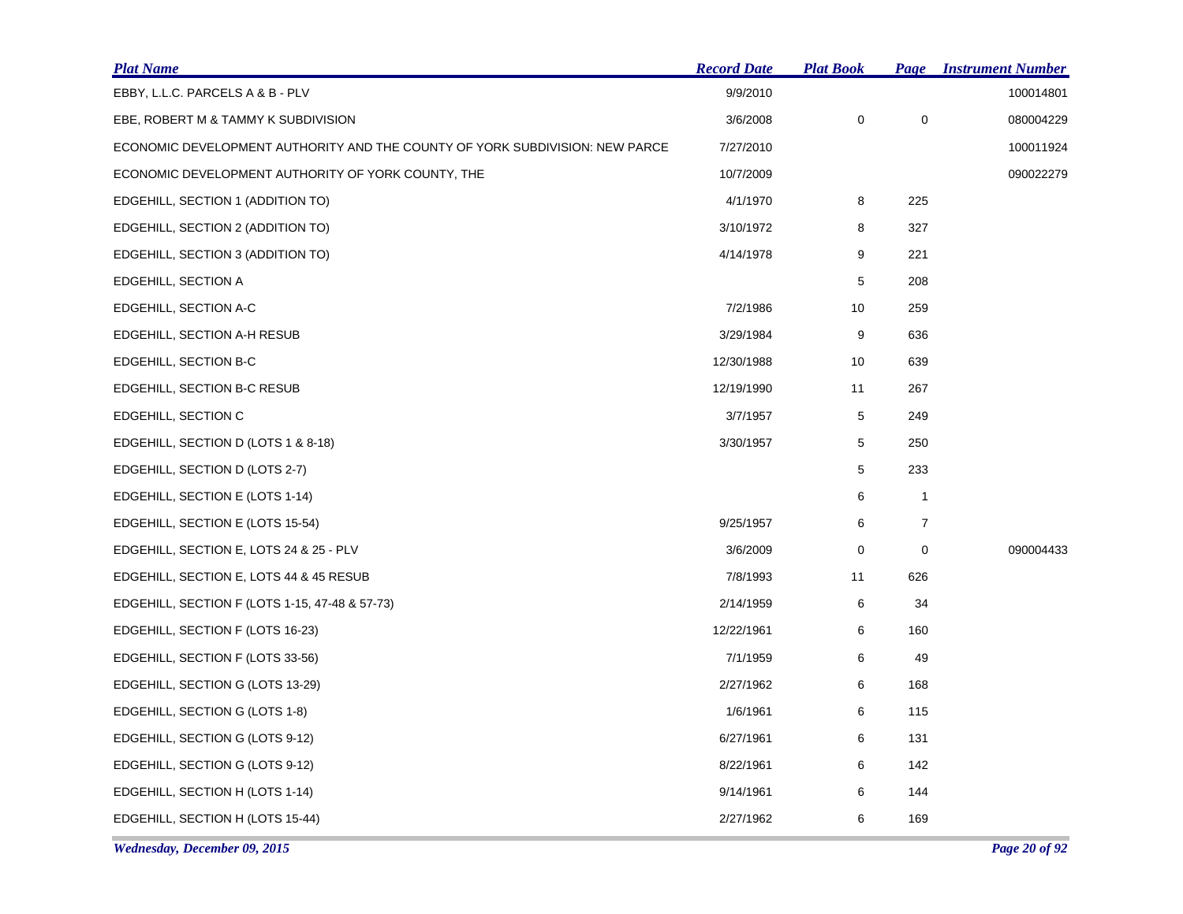| Plat Name | Record Date | Plat Book | Page | Instrument Number |
|---|---|---|---|---|
| EBBY, L.L.C. PARCELS A & B - PLV | 9/9/2010 | | | 100014801 |
| EBE, ROBERT M & TAMMY K SUBDIVISION | 3/6/2008 | 0 | 0 | 080004229 |
| ECONOMIC DEVELOPMENT AUTHORITY AND THE COUNTY OF YORK SUBDIVISION: NEW PARCE | 7/27/2010 | | | 100011924 |
| ECONOMIC DEVELOPMENT AUTHORITY OF YORK COUNTY, THE | 10/7/2009 | | | 090022279 |
| EDGEHILL, SECTION 1 (ADDITION TO) | 4/1/1970 | 8 | 225 | |
| EDGEHILL, SECTION 2 (ADDITION TO) | 3/10/1972 | 8 | 327 | |
| EDGEHILL, SECTION 3 (ADDITION TO) | 4/14/1978 | 9 | 221 | |
| EDGEHILL, SECTION A | | 5 | 208 | |
| EDGEHILL, SECTION A-C | 7/2/1986 | 10 | 259 | |
| EDGEHILL, SECTION A-H RESUB | 3/29/1984 | 9 | 636 | |
| EDGEHILL, SECTION B-C | 12/30/1988 | 10 | 639 | |
| EDGEHILL, SECTION B-C RESUB | 12/19/1990 | 11 | 267 | |
| EDGEHILL, SECTION C | 3/7/1957 | 5 | 249 | |
| EDGEHILL, SECTION D (LOTS 1 & 8-18) | 3/30/1957 | 5 | 250 | |
| EDGEHILL, SECTION D (LOTS 2-7) | | 5 | 233 | |
| EDGEHILL, SECTION E (LOTS 1-14) | | 6 | 1 | |
| EDGEHILL, SECTION E (LOTS 15-54) | 9/25/1957 | 6 | 7 | |
| EDGEHILL, SECTION E, LOTS 24 & 25 - PLV | 3/6/2009 | 0 | 0 | 090004433 |
| EDGEHILL, SECTION E, LOTS 44 & 45 RESUB | 7/8/1993 | 11 | 626 | |
| EDGEHILL, SECTION F (LOTS 1-15, 47-48 & 57-73) | 2/14/1959 | 6 | 34 | |
| EDGEHILL, SECTION F (LOTS 16-23) | 12/22/1961 | 6 | 160 | |
| EDGEHILL, SECTION F (LOTS 33-56) | 7/1/1959 | 6 | 49 | |
| EDGEHILL, SECTION G (LOTS 13-29) | 2/27/1962 | 6 | 168 | |
| EDGEHILL, SECTION G (LOTS 1-8) | 1/6/1961 | 6 | 115 | |
| EDGEHILL, SECTION G (LOTS 9-12) | 6/27/1961 | 6 | 131 | |
| EDGEHILL, SECTION G (LOTS 9-12) | 8/22/1961 | 6 | 142 | |
| EDGEHILL, SECTION H (LOTS 1-14) | 9/14/1961 | 6 | 144 | |
| EDGEHILL, SECTION H (LOTS 15-44) | 2/27/1962 | 6 | 169 | |

*Wednesday, December 09, 2015*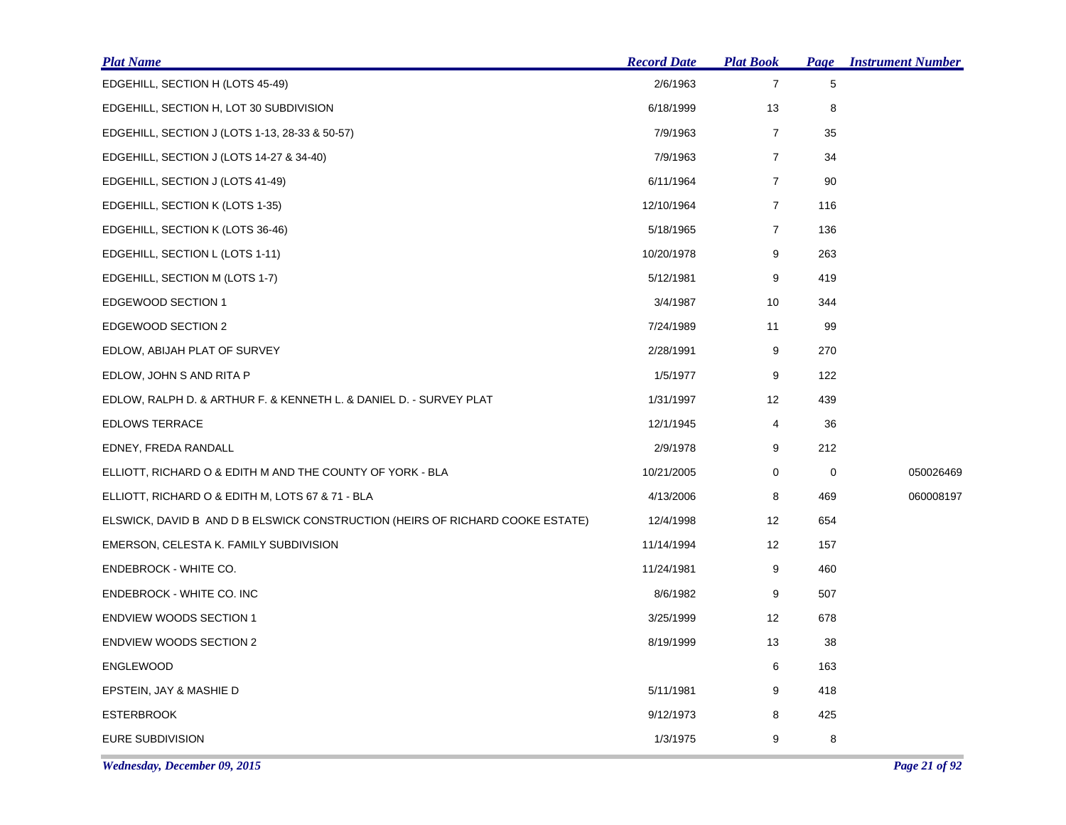| Plat Name | Record Date | Plat Book | Page | Instrument Number |
|---|---|---|---|---|
| EDGEHILL, SECTION H (LOTS 45-49) | 2/6/1963 | 7 | 5 | |
| EDGEHILL, SECTION H, LOT 30 SUBDIVISION | 6/18/1999 | 13 | 8 | |
| EDGEHILL, SECTION J (LOTS 1-13, 28-33 & 50-57) | 7/9/1963 | 7 | 35 | |
| EDGEHILL, SECTION J (LOTS 14-27 & 34-40) | 7/9/1963 | 7 | 34 | |
| EDGEHILL, SECTION J (LOTS 41-49) | 6/11/1964 | 7 | 90 | |
| EDGEHILL, SECTION K (LOTS 1-35) | 12/10/1964 | 7 | 116 | |
| EDGEHILL, SECTION K (LOTS 36-46) | 5/18/1965 | 7 | 136 | |
| EDGEHILL, SECTION L (LOTS 1-11) | 10/20/1978 | 9 | 263 | |
| EDGEHILL, SECTION M (LOTS 1-7) | 5/12/1981 | 9 | 419 | |
| EDGEWOOD SECTION 1 | 3/4/1987 | 10 | 344 | |
| EDGEWOOD SECTION 2 | 7/24/1989 | 11 | 99 | |
| EDLOW, ABIJAH PLAT OF SURVEY | 2/28/1991 | 9 | 270 | |
| EDLOW, JOHN S AND RITA P | 1/5/1977 | 9 | 122 | |
| EDLOW, RALPH D. & ARTHUR F. & KENNETH L. & DANIEL D. - SURVEY PLAT | 1/31/1997 | 12 | 439 | |
| EDLOWS TERRACE | 12/1/1945 | 4 | 36 | |
| EDNEY, FREDA RANDALL | 2/9/1978 | 9 | 212 | |
| ELLIOTT, RICHARD O & EDITH M AND THE COUNTY OF YORK - BLA | 10/21/2005 | 0 | 0 | 050026469 |
| ELLIOTT, RICHARD O & EDITH M, LOTS 67 & 71 - BLA | 4/13/2006 | 8 | 469 | 060008197 |
| ELSWICK, DAVID B AND D B ELSWICK CONSTRUCTION (HEIRS OF RICHARD COOKE ESTATE) | 12/4/1998 | 12 | 654 | |
| EMERSON, CELESTA K. FAMILY SUBDIVISION | 11/14/1994 | 12 | 157 | |
| ENDEBROCK - WHITE CO. | 11/24/1981 | 9 | 460 | |
| ENDEBROCK - WHITE CO. INC | 8/6/1982 | 9 | 507 | |
| ENDVIEW WOODS SECTION 1 | 3/25/1999 | 12 | 678 | |
| ENDVIEW WOODS SECTION 2 | 8/19/1999 | 13 | 38 | |
| ENGLEWOOD | | 6 | 163 | |
| EPSTEIN, JAY & MASHIE D | 5/11/1981 | 9 | 418 | |
| ESTERBROOK | 9/12/1973 | 8 | 425 | |
| EURE SUBDIVISION | 1/3/1975 | 9 | 8 | |

*Wednesday, December 09, 2015*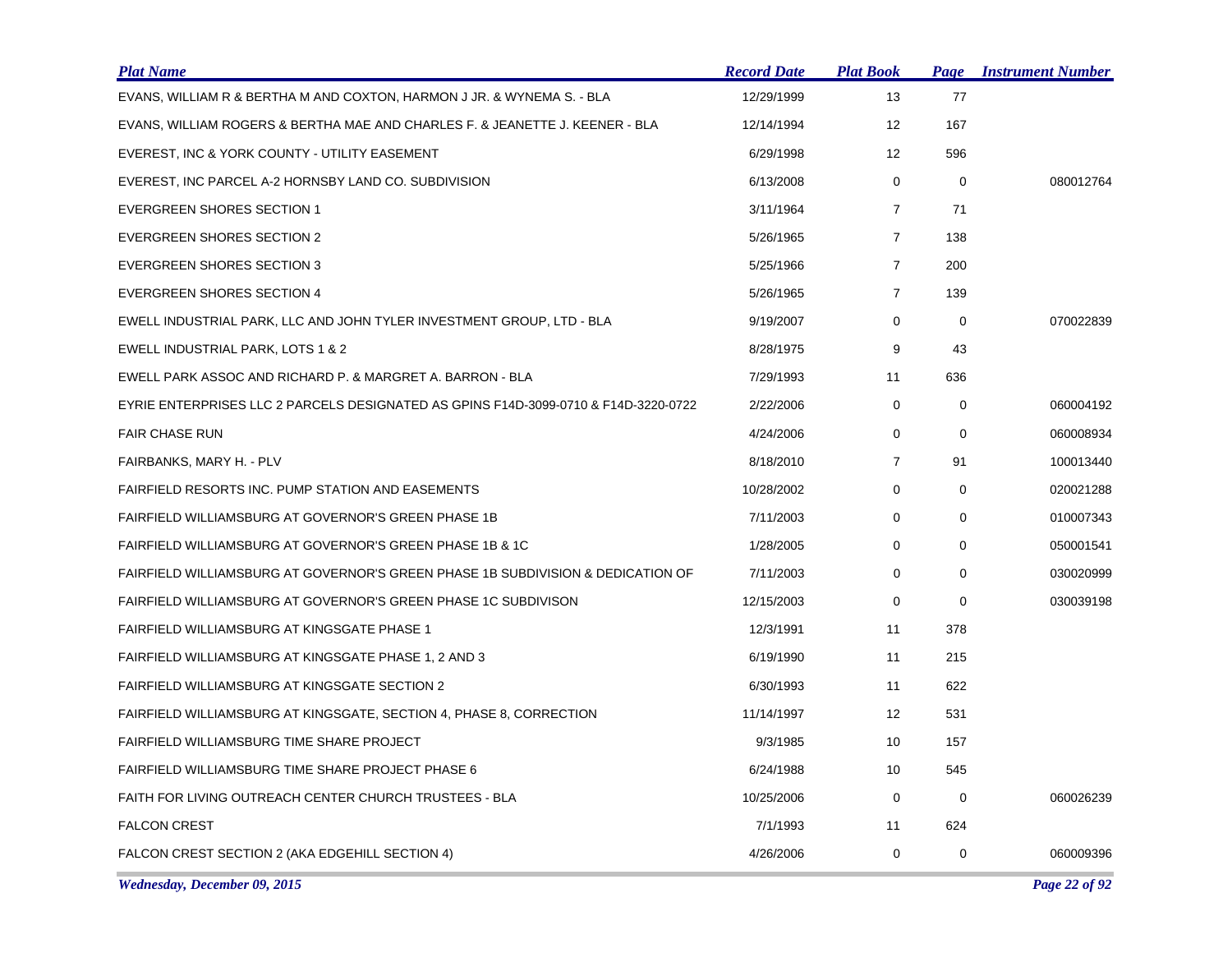| Plat Name | Record Date | Plat Book | Page | Instrument Number |
|---|---|---|---|---|
| EVANS, WILLIAM R & BERTHA M AND COXTON, HARMON J JR. & WYNEMA S. - BLA | 12/29/1999 | 13 | 77 | |
| EVANS, WILLIAM ROGERS & BERTHA MAE AND CHARLES F. & JEANETTE J. KEENER - BLA | 12/14/1994 | 12 | 167 | |
| EVEREST, INC & YORK COUNTY - UTILITY EASEMENT | 6/29/1998 | 12 | 596 | |
| EVEREST, INC PARCEL A-2 HORNSBY LAND CO. SUBDIVISION | 6/13/2008 | 0 | 0 | 080012764 |
| EVERGREEN SHORES SECTION 1 | 3/11/1964 | 7 | 71 | |
| EVERGREEN SHORES SECTION 2 | 5/26/1965 | 7 | 138 | |
| EVERGREEN SHORES SECTION 3 | 5/25/1966 | 7 | 200 | |
| EVERGREEN SHORES SECTION 4 | 5/26/1965 | 7 | 139 | |
| EWELL INDUSTRIAL PARK, LLC AND JOHN TYLER INVESTMENT GROUP, LTD - BLA | 9/19/2007 | 0 | 0 | 070022839 |
| EWELL INDUSTRIAL PARK, LOTS 1 & 2 | 8/28/1975 | 9 | 43 | |
| EWELL PARK ASSOC AND RICHARD P. & MARGRET A. BARRON - BLA | 7/29/1993 | 11 | 636 | |
| EYRIE ENTERPRISES LLC 2 PARCELS DESIGNATED AS GPINS F14D-3099-0710 & F14D-3220-0722 | 2/22/2006 | 0 | 0 | 060004192 |
| FAIR CHASE RUN | 4/24/2006 | 0 | 0 | 060008934 |
| FAIRBANKS, MARY H. - PLV | 8/18/2010 | 7 | 91 | 100013440 |
| FAIRFIELD RESORTS INC. PUMP STATION AND EASEMENTS | 10/28/2002 | 0 | 0 | 020021288 |
| FAIRFIELD WILLIAMSBURG AT GOVERNOR'S GREEN PHASE 1B | 7/11/2003 | 0 | 0 | 010007343 |
| FAIRFIELD WILLIAMSBURG AT GOVERNOR'S GREEN PHASE 1B & 1C | 1/28/2005 | 0 | 0 | 050001541 |
| FAIRFIELD WILLIAMSBURG AT GOVERNOR'S GREEN PHASE 1B SUBDIVISION & DEDICATION OF | 7/11/2003 | 0 | 0 | 030020999 |
| FAIRFIELD WILLIAMSBURG AT GOVERNOR'S GREEN PHASE 1C SUBDIVISON | 12/15/2003 | 0 | 0 | 030039198 |
| FAIRFIELD WILLIAMSBURG AT KINGSGATE PHASE 1 | 12/3/1991 | 11 | 378 | |
| FAIRFIELD WILLIAMSBURG AT KINGSGATE PHASE 1, 2 AND 3 | 6/19/1990 | 11 | 215 | |
| FAIRFIELD WILLIAMSBURG AT KINGSGATE SECTION 2 | 6/30/1993 | 11 | 622 | |
| FAIRFIELD WILLIAMSBURG AT KINGSGATE, SECTION 4, PHASE 8, CORRECTION | 11/14/1997 | 12 | 531 | |
| FAIRFIELD WILLIAMSBURG TIME SHARE PROJECT | 9/3/1985 | 10 | 157 | |
| FAIRFIELD WILLIAMSBURG TIME SHARE PROJECT PHASE 6 | 6/24/1988 | 10 | 545 | |
| FAITH FOR LIVING OUTREACH CENTER CHURCH TRUSTEES - BLA | 10/25/2006 | 0 | 0 | 060026239 |
| FALCON CREST | 7/1/1993 | 11 | 624 | |
| FALCON CREST SECTION 2 (AKA EDGEHILL SECTION 4) | 4/26/2006 | 0 | 0 | 060009396 |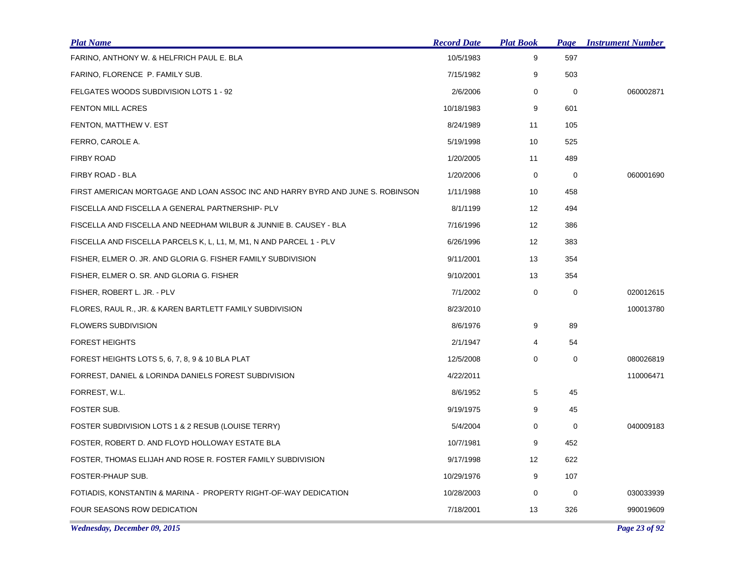| Plat Name | Record Date | Plat Book | Page | Instrument Number |
| --- | --- | --- | --- | --- |
| FARINO, ANTHONY W. & HELFRICH PAUL E. BLA | 10/5/1983 | 9 | 597 | |
| FARINO, FLORENCE P. FAMILY SUB. | 7/15/1982 | 9 | 503 | |
| FELGATES WOODS SUBDIVISION LOTS 1 - 92 | 2/6/2006 | 0 | 0 | 060002871 |
| FENTON MILL ACRES | 10/18/1983 | 9 | 601 | |
| FENTON, MATTHEW V. EST | 8/24/1989 | 11 | 105 | |
| FERRO, CAROLE A. | 5/19/1998 | 10 | 525 | |
| FIRBY ROAD | 1/20/2005 | 11 | 489 | |
| FIRBY ROAD - BLA | 1/20/2006 | 0 | 0 | 060001690 |
| FIRST AMERICAN MORTGAGE AND LOAN ASSOC INC AND HARRY BYRD AND JUNE S. ROBINSON | 1/11/1988 | 10 | 458 | |
| FISCELLA AND FISCELLA A GENERAL PARTNERSHIP- PLV | 8/1/1199 | 12 | 494 | |
| FISCELLA AND FISCELLA AND NEEDHAM WILBUR & JUNNIE B. CAUSEY - BLA | 7/16/1996 | 12 | 386 | |
| FISCELLA AND FISCELLA PARCELS K, L, L1, M, M1, N AND PARCEL 1 - PLV | 6/26/1996 | 12 | 383 | |
| FISHER, ELMER O. JR. AND GLORIA G. FISHER FAMILY SUBDIVISION | 9/11/2001 | 13 | 354 | |
| FISHER, ELMER O. SR. AND GLORIA G. FISHER | 9/10/2001 | 13 | 354 | |
| FISHER, ROBERT L. JR. - PLV | 7/1/2002 | 0 | 0 | 020012615 |
| FLORES, RAUL R., JR. & KAREN BARTLETT FAMILY SUBDIVISION | 8/23/2010 | | | 100013780 |
| FLOWERS SUBDIVISION | 8/6/1976 | 9 | 89 | |
| FOREST HEIGHTS | 2/1/1947 | 4 | 54 | |
| FOREST HEIGHTS LOTS 5, 6, 7, 8, 9 & 10 BLA PLAT | 12/5/2008 | 0 | 0 | 080026819 |
| FORREST, DANIEL & LORINDA DANIELS FOREST SUBDIVISION | 4/22/2011 | | | 110006471 |
| FORREST, W.L. | 8/6/1952 | 5 | 45 | |
| FOSTER SUB. | 9/19/1975 | 9 | 45 | |
| FOSTER SUBDIVISION LOTS 1 & 2 RESUB (LOUISE TERRY) | 5/4/2004 | 0 | 0 | 040009183 |
| FOSTER, ROBERT D. AND FLOYD HOLLOWAY ESTATE BLA | 10/7/1981 | 9 | 452 | |
| FOSTER, THOMAS ELIJAH AND ROSE R. FOSTER FAMILY SUBDIVISION | 9/17/1998 | 12 | 622 | |
| FOSTER-PHAUP SUB. | 10/29/1976 | 9 | 107 | |
| FOTIADIS, KONSTANTIN & MARINA - PROPERTY RIGHT-OF-WAY DEDICATION | 10/28/2003 | 0 | 0 | 030033939 |
| FOUR SEASONS ROW DEDICATION | 7/18/2001 | 13 | 326 | 990019609 |

*Wednesday, December 09, 2015*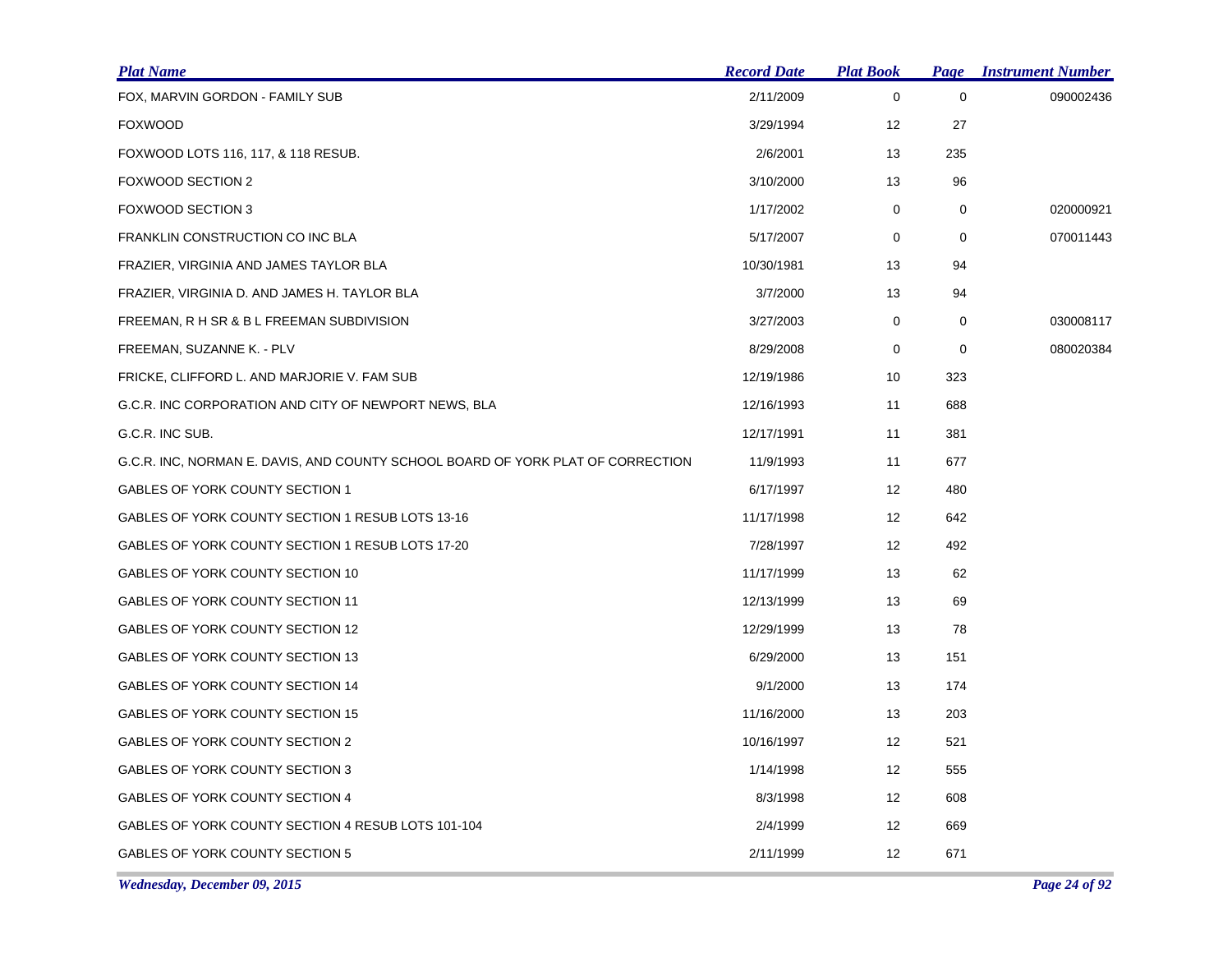| Plat Name | Record Date | Plat Book | Page | Instrument Number |
|---|---|---|---|---|
| FOX, MARVIN GORDON - FAMILY SUB | 2/11/2009 | 0 | 0 | 090002436 |
| FOXWOOD | 3/29/1994 | 12 | 27 | |
| FOXWOOD LOTS 116, 117, & 118 RESUB. | 2/6/2001 | 13 | 235 | |
| FOXWOOD SECTION 2 | 3/10/2000 | 13 | 96 | |
| FOXWOOD SECTION 3 | 1/17/2002 | 0 | 0 | 020000921 |
| FRANKLIN CONSTRUCTION CO INC BLA | 5/17/2007 | 0 | 0 | 070011443 |
| FRAZIER, VIRGINIA AND JAMES TAYLOR BLA | 10/30/1981 | 13 | 94 | |
| FRAZIER, VIRGINIA D. AND JAMES H. TAYLOR BLA | 3/7/2000 | 13 | 94 | |
| FREEMAN, R H SR & B L FREEMAN SUBDIVISION | 3/27/2003 | 0 | 0 | 030008117 |
| FREEMAN, SUZANNE K. - PLV | 8/29/2008 | 0 | 0 | 080020384 |
| FRICKE, CLIFFORD L. AND MARJORIE V. FAM SUB | 12/19/1986 | 10 | 323 | |
| G.C.R. INC CORPORATION AND CITY OF NEWPORT NEWS, BLA | 12/16/1993 | 11 | 688 | |
| G.C.R. INC SUB. | 12/17/1991 | 11 | 381 | |
| G.C.R. INC, NORMAN E. DAVIS, AND COUNTY SCHOOL BOARD OF YORK PLAT OF CORRECTION | 11/9/1993 | 11 | 677 | |
| GABLES OF YORK COUNTY SECTION 1 | 6/17/1997 | 12 | 480 | |
| GABLES OF YORK COUNTY SECTION 1 RESUB LOTS 13-16 | 11/17/1998 | 12 | 642 | |
| GABLES OF YORK COUNTY SECTION 1 RESUB LOTS 17-20 | 7/28/1997 | 12 | 492 | |
| GABLES OF YORK COUNTY SECTION 10 | 11/17/1999 | 13 | 62 | |
| GABLES OF YORK COUNTY SECTION 11 | 12/13/1999 | 13 | 69 | |
| GABLES OF YORK COUNTY SECTION 12 | 12/29/1999 | 13 | 78 | |
| GABLES OF YORK COUNTY SECTION 13 | 6/29/2000 | 13 | 151 | |
| GABLES OF YORK COUNTY SECTION 14 | 9/1/2000 | 13 | 174 | |
| GABLES OF YORK COUNTY SECTION 15 | 11/16/2000 | 13 | 203 | |
| GABLES OF YORK COUNTY SECTION 2 | 10/16/1997 | 12 | 521 | |
| GABLES OF YORK COUNTY SECTION 3 | 1/14/1998 | 12 | 555 | |
| GABLES OF YORK COUNTY SECTION 4 | 8/3/1998 | 12 | 608 | |
| GABLES OF YORK COUNTY SECTION 4 RESUB LOTS 101-104 | 2/4/1999 | 12 | 669 | |
| GABLES OF YORK COUNTY SECTION 5 | 2/11/1999 | 12 | 671 | |

*Wednesday, December 09, 2015*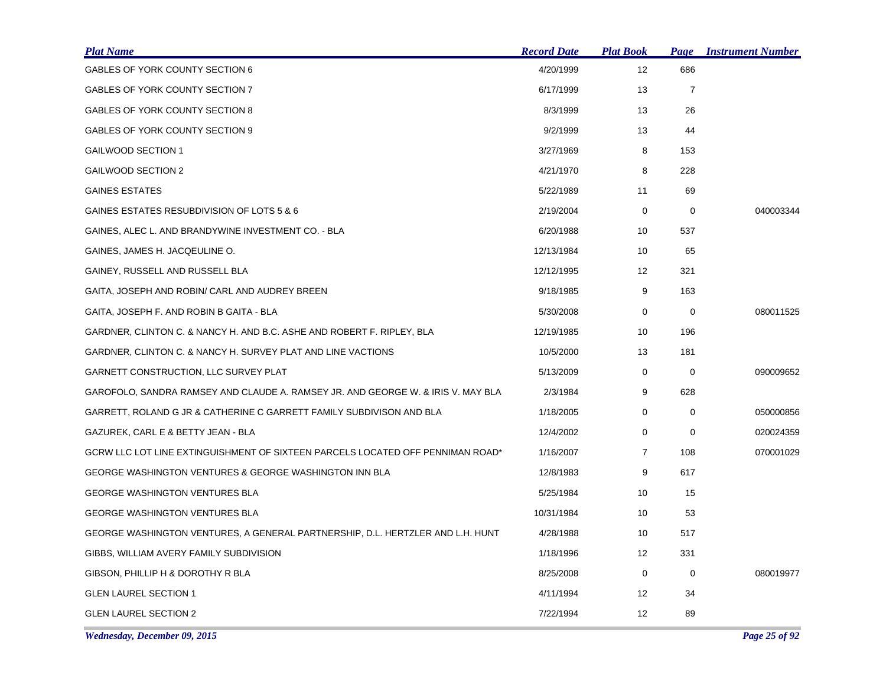| Plat Name | Record Date | Plat Book | Page | Instrument Number |
|---|---|---|---|---|
| GABLES OF YORK COUNTY SECTION 6 | 4/20/1999 | 12 | 686 | |
| GABLES OF YORK COUNTY SECTION 7 | 6/17/1999 | 13 | 7 | |
| GABLES OF YORK COUNTY SECTION 8 | 8/3/1999 | 13 | 26 | |
| GABLES OF YORK COUNTY SECTION 9 | 9/2/1999 | 13 | 44 | |
| GAILWOOD SECTION 1 | 3/27/1969 | 8 | 153 | |
| GAILWOOD SECTION 2 | 4/21/1970 | 8 | 228 | |
| GAINES ESTATES | 5/22/1989 | 11 | 69 | |
| GAINES ESTATES RESUBDIVISION OF LOTS 5 & 6 | 2/19/2004 | 0 | 0 | 040003344 |
| GAINES, ALEC L. AND BRANDYWINE INVESTMENT CO. - BLA | 6/20/1988 | 10 | 537 | |
| GAINES, JAMES H. JACQEULINE O. | 12/13/1984 | 10 | 65 | |
| GAINEY, RUSSELL AND RUSSELL BLA | 12/12/1995 | 12 | 321 | |
| GAITA, JOSEPH AND ROBIN/ CARL AND AUDREY BREEN | 9/18/1985 | 9 | 163 | |
| GAITA, JOSEPH F. AND ROBIN B GAITA - BLA | 5/30/2008 | 0 | 0 | 080011525 |
| GARDNER, CLINTON C. & NANCY H. AND B.C. ASHE AND ROBERT F. RIPLEY, BLA | 12/19/1985 | 10 | 196 | |
| GARDNER, CLINTON C. & NANCY H. SURVEY PLAT AND LINE VACTIONS | 10/5/2000 | 13 | 181 | |
| GARNETT CONSTRUCTION, LLC SURVEY PLAT | 5/13/2009 | 0 | 0 | 090009652 |
| GAROFOLO, SANDRA RAMSEY AND CLAUDE A. RAMSEY JR. AND GEORGE W. & IRIS V. MAY BLA | 2/3/1984 | 9 | 628 | |
| GARRETT, ROLAND G JR & CATHERINE C GARRETT FAMILY SUBDIVISON AND BLA | 1/18/2005 | 0 | 0 | 050000856 |
| GAZUREK, CARL E & BETTY JEAN - BLA | 12/4/2002 | 0 | 0 | 020024359 |
| GCRW LLC LOT LINE EXTINGUISHMENT OF SIXTEEN PARCELS LOCATED OFF PENNIMAN ROAD* | 1/16/2007 | 7 | 108 | 070001029 |
| GEORGE WASHINGTON VENTURES & GEORGE WASHINGTON INN BLA | 12/8/1983 | 9 | 617 | |
| GEORGE WASHINGTON VENTURES BLA | 5/25/1984 | 10 | 15 | |
| GEORGE WASHINGTON VENTURES BLA | 10/31/1984 | 10 | 53 | |
| GEORGE WASHINGTON VENTURES, A GENERAL PARTNERSHIP, D.L. HERTZLER AND L.H. HUNT | 4/28/1988 | 10 | 517 | |
| GIBBS, WILLIAM AVERY FAMILY SUBDIVISION | 1/18/1996 | 12 | 331 | |
| GIBSON, PHILLIP H & DOROTHY R BLA | 8/25/2008 | 0 | 0 | 080019977 |
| GLEN LAUREL SECTION 1 | 4/11/1994 | 12 | 34 | |
| GLEN LAUREL SECTION 2 | 7/22/1994 | 12 | 89 | |

*Wednesday, December 09, 2015*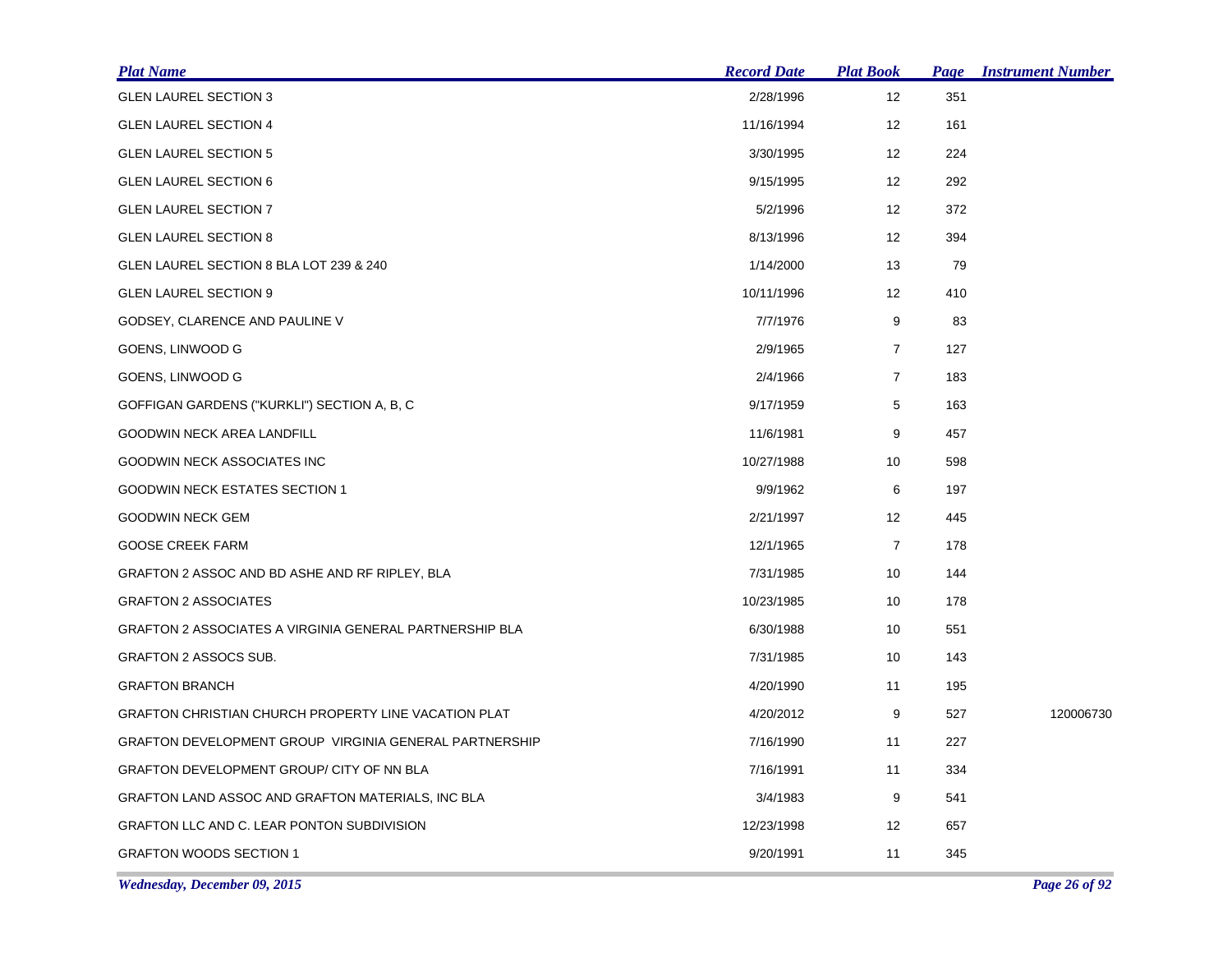| Plat Name | Record Date | Plat Book | Page | Instrument Number |
|---|---|---|---|---|
| GLEN LAUREL SECTION 3 | 2/28/1996 | 12 | 351 | |
| GLEN LAUREL SECTION 4 | 11/16/1994 | 12 | 161 | |
| GLEN LAUREL SECTION 5 | 3/30/1995 | 12 | 224 | |
| GLEN LAUREL SECTION 6 | 9/15/1995 | 12 | 292 | |
| GLEN LAUREL SECTION 7 | 5/2/1996 | 12 | 372 | |
| GLEN LAUREL SECTION 8 | 8/13/1996 | 12 | 394 | |
| GLEN LAUREL SECTION 8 BLA LOT 239 & 240 | 1/14/2000 | 13 | 79 | |
| GLEN LAUREL SECTION 9 | 10/11/1996 | 12 | 410 | |
| GODSEY, CLARENCE AND PAULINE V | 7/7/1976 | 9 | 83 | |
| GOENS, LINWOOD G | 2/9/1965 | 7 | 127 | |
| GOENS, LINWOOD G | 2/4/1966 | 7 | 183 | |
| GOFFIGAN GARDENS ("KURKLI") SECTION A, B, C | 9/17/1959 | 5 | 163 | |
| GOODWIN NECK AREA LANDFILL | 11/6/1981 | 9 | 457 | |
| GOODWIN NECK ASSOCIATES INC | 10/27/1988 | 10 | 598 | |
| GOODWIN NECK ESTATES SECTION 1 | 9/9/1962 | 6 | 197 | |
| GOODWIN NECK GEM | 2/21/1997 | 12 | 445 | |
| GOOSE CREEK FARM | 12/1/1965 | 7 | 178 | |
| GRAFTON 2 ASSOC AND BD ASHE AND RF RIPLEY, BLA | 7/31/1985 | 10 | 144 | |
| GRAFTON 2 ASSOCIATES | 10/23/1985 | 10 | 178 | |
| GRAFTON 2 ASSOCIATES A VIRGINIA GENERAL PARTNERSHIP BLA | 6/30/1988 | 10 | 551 | |
| GRAFTON 2 ASSOCS SUB. | 7/31/1985 | 10 | 143 | |
| GRAFTON BRANCH | 4/20/1990 | 11 | 195 | |
| GRAFTON CHRISTIAN CHURCH PROPERTY LINE VACATION PLAT | 4/20/2012 | 9 | 527 | 120006730 |
| GRAFTON DEVELOPMENT GROUP VIRGINIA GENERAL PARTNERSHIP | 7/16/1990 | 11 | 227 | |
| GRAFTON DEVELOPMENT GROUP/ CITY OF NN BLA | 7/16/1991 | 11 | 334 | |
| GRAFTON LAND ASSOC AND GRAFTON MATERIALS, INC BLA | 3/4/1983 | 9 | 541 | |
| GRAFTON LLC AND C. LEAR PONTON SUBDIVISION | 12/23/1998 | 12 | 657 | |
| GRAFTON WOODS SECTION 1 | 9/20/1991 | 11 | 345 | |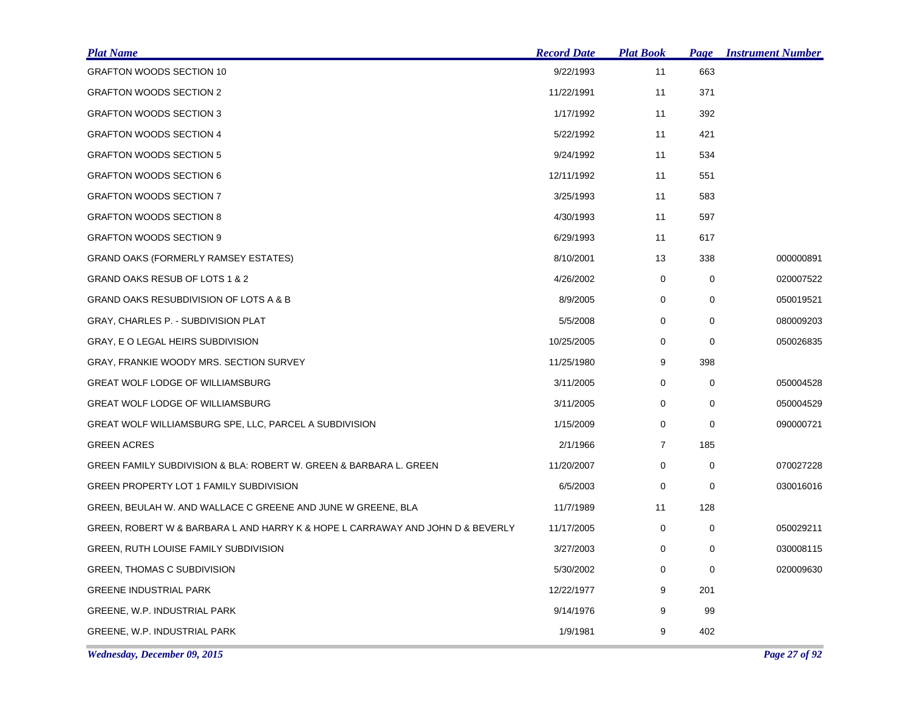| Plat Name | Record Date | Plat Book | Page | Instrument Number |
|---|---|---|---|---|
| GRAFTON WOODS SECTION 10 | 9/22/1993 | 11 | 663 | |
| GRAFTON WOODS SECTION 2 | 11/22/1991 | 11 | 371 | |
| GRAFTON WOODS SECTION 3 | 1/17/1992 | 11 | 392 | |
| GRAFTON WOODS SECTION 4 | 5/22/1992 | 11 | 421 | |
| GRAFTON WOODS SECTION 5 | 9/24/1992 | 11 | 534 | |
| GRAFTON WOODS SECTION 6 | 12/11/1992 | 11 | 551 | |
| GRAFTON WOODS SECTION 7 | 3/25/1993 | 11 | 583 | |
| GRAFTON WOODS SECTION 8 | 4/30/1993 | 11 | 597 | |
| GRAFTON WOODS SECTION 9 | 6/29/1993 | 11 | 617 | |
| GRAND OAKS (FORMERLY RAMSEY ESTATES) | 8/10/2001 | 13 | 338 | 000000891 |
| GRAND OAKS RESUB OF LOTS 1 & 2 | 4/26/2002 | 0 | 0 | 020007522 |
| GRAND OAKS RESUBDIVISION OF LOTS A & B | 8/9/2005 | 0 | 0 | 050019521 |
| GRAY, CHARLES P. - SUBDIVISION PLAT | 5/5/2008 | 0 | 0 | 080009203 |
| GRAY, E O LEGAL HEIRS SUBDIVISION | 10/25/2005 | 0 | 0 | 050026835 |
| GRAY, FRANKIE WOODY MRS. SECTION SURVEY | 11/25/1980 | 9 | 398 | |
| GREAT WOLF LODGE OF WILLIAMSBURG | 3/11/2005 | 0 | 0 | 050004528 |
| GREAT WOLF LODGE OF WILLIAMSBURG | 3/11/2005 | 0 | 0 | 050004529 |
| GREAT WOLF WILLIAMSBURG SPE, LLC, PARCEL A SUBDIVISION | 1/15/2009 | 0 | 0 | 090000721 |
| GREEN ACRES | 2/1/1966 | 7 | 185 | |
| GREEN FAMILY SUBDIVISION & BLA: ROBERT W. GREEN & BARBARA L. GREEN | 11/20/2007 | 0 | 0 | 070027228 |
| GREEN PROPERTY LOT 1 FAMILY SUBDIVISION | 6/5/2003 | 0 | 0 | 030016016 |
| GREEN, BEULAH W. AND WALLACE C GREENE AND JUNE W GREENE, BLA | 11/7/1989 | 11 | 128 | |
| GREEN, ROBERT W & BARBARA L AND HARRY K & HOPE L CARRAWAY AND JOHN D & BEVERLY | 11/17/2005 | 0 | 0 | 050029211 |
| GREEN, RUTH LOUISE FAMILY SUBDIVISION | 3/27/2003 | 0 | 0 | 030008115 |
| GREEN, THOMAS C SUBDIVISION | 5/30/2002 | 0 | 0 | 020009630 |
| GREENE INDUSTRIAL PARK | 12/22/1977 | 9 | 201 | |
| GREENE, W.P. INDUSTRIAL PARK | 9/14/1976 | 9 | 99 | |
| GREENE, W.P. INDUSTRIAL PARK | 1/9/1981 | 9 | 402 | |

*Wednesday, December 09, 2015*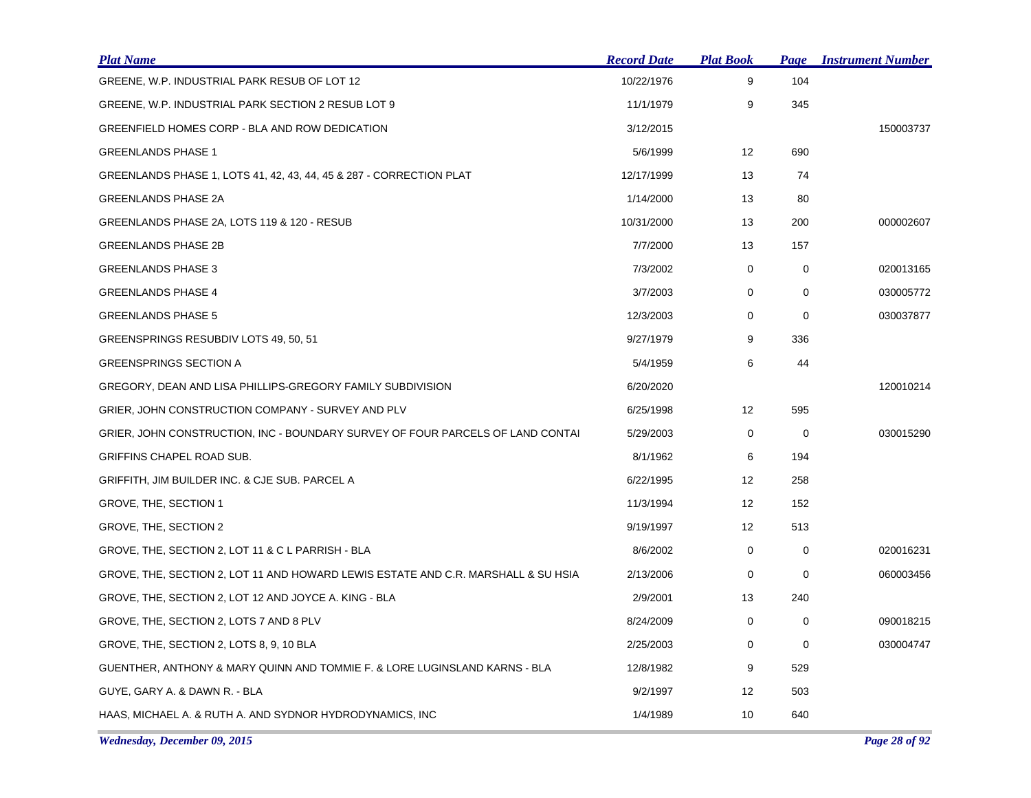| Plat Name | Record Date | Plat Book | Page | Instrument Number |
|---|---|---|---|---|
| GREENE, W.P. INDUSTRIAL PARK RESUB OF LOT 12 | 10/22/1976 | 9 | 104 | |
| GREENE, W.P. INDUSTRIAL PARK SECTION 2 RESUB LOT 9 | 11/1/1979 | 9 | 345 | |
| GREENFIELD HOMES CORP - BLA AND ROW DEDICATION | 3/12/2015 | | | 150003737 |
| GREENLANDS PHASE 1 | 5/6/1999 | 12 | 690 | |
| GREENLANDS PHASE 1, LOTS 41, 42, 43, 44, 45 & 287 - CORRECTION PLAT | 12/17/1999 | 13 | 74 | |
| GREENLANDS PHASE 2A | 1/14/2000 | 13 | 80 | |
| GREENLANDS PHASE 2A, LOTS 119 & 120 - RESUB | 10/31/2000 | 13 | 200 | 000002607 |
| GREENLANDS PHASE 2B | 7/7/2000 | 13 | 157 | |
| GREENLANDS PHASE 3 | 7/3/2002 | 0 | 0 | 020013165 |
| GREENLANDS PHASE 4 | 3/7/2003 | 0 | 0 | 030005772 |
| GREENLANDS PHASE 5 | 12/3/2003 | 0 | 0 | 030037877 |
| GREENSPRINGS RESUBDIV LOTS 49, 50, 51 | 9/27/1979 | 9 | 336 | |
| GREENSPRINGS SECTION A | 5/4/1959 | 6 | 44 | |
| GREGORY, DEAN AND LISA PHILLIPS-GREGORY FAMILY SUBDIVISION | 6/20/2020 | | | 120010214 |
| GRIER, JOHN CONSTRUCTION COMPANY - SURVEY AND PLV | 6/25/1998 | 12 | 595 | |
| GRIER, JOHN CONSTRUCTION, INC - BOUNDARY SURVEY OF FOUR PARCELS OF LAND CONTAI | 5/29/2003 | 0 | 0 | 030015290 |
| GRIFFINS CHAPEL ROAD SUB. | 8/1/1962 | 6 | 194 | |
| GRIFFITH, JIM BUILDER INC. & CJE SUB. PARCEL A | 6/22/1995 | 12 | 258 | |
| GROVE, THE, SECTION 1 | 11/3/1994 | 12 | 152 | |
| GROVE, THE, SECTION 2 | 9/19/1997 | 12 | 513 | |
| GROVE, THE, SECTION 2, LOT 11 & C L PARRISH - BLA | 8/6/2002 | 0 | 0 | 020016231 |
| GROVE, THE, SECTION 2, LOT 11 AND HOWARD LEWIS ESTATE AND C.R. MARSHALL & SU HSIA | 2/13/2006 | 0 | 0 | 060003456 |
| GROVE, THE, SECTION 2, LOT 12 AND JOYCE A. KING - BLA | 2/9/2001 | 13 | 240 | |
| GROVE, THE, SECTION 2, LOTS 7 AND 8 PLV | 8/24/2009 | 0 | 0 | 090018215 |
| GROVE, THE, SECTION 2, LOTS 8, 9, 10 BLA | 2/25/2003 | 0 | 0 | 030004747 |
| GUENTHER, ANTHONY & MARY QUINN AND TOMMIE F. & LORE LUGINSLAND KARNS - BLA | 12/8/1982 | 9 | 529 | |
| GUYE, GARY A. & DAWN R. - BLA | 9/2/1997 | 12 | 503 | |
| HAAS, MICHAEL A. & RUTH A. AND SYDNOR HYDRODYNAMICS, INC | 1/4/1989 | 10 | 640 | |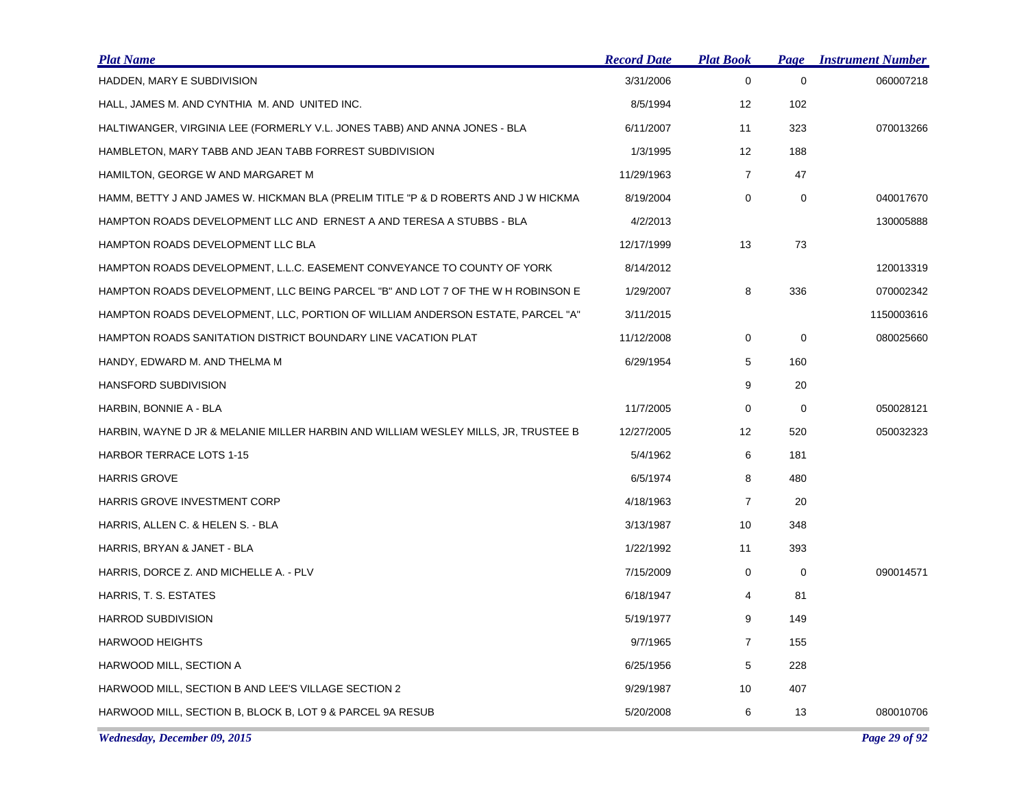| Plat Name | Record Date | Plat Book | Page | Instrument Number |
|---|---|---|---|---|
| HADDEN, MARY E SUBDIVISION | 3/31/2006 | 0 | 0 | 060007218 |
| HALL, JAMES M. AND CYNTHIA M. AND UNITED INC. | 8/5/1994 | 12 | 102 | |
| HALTIWANGER, VIRGINIA LEE (FORMERLY V.L. JONES TABB) AND ANNA JONES - BLA | 6/11/2007 | 11 | 323 | 070013266 |
| HAMBLETON, MARY TABB AND JEAN TABB FORREST SUBDIVISION | 1/3/1995 | 12 | 188 | |
| HAMILTON, GEORGE W AND MARGARET M | 11/29/1963 | 7 | 47 | |
| HAMM, BETTY J AND JAMES W. HICKMAN BLA (PRELIM TITLE "P & D ROBERTS AND J W HICKMA | 8/19/2004 | 0 | 0 | 040017670 |
| HAMPTON ROADS DEVELOPMENT LLC AND ERNEST A AND TERESA A STUBBS - BLA | 4/2/2013 | | | 130005888 |
| HAMPTON ROADS DEVELOPMENT LLC BLA | 12/17/1999 | 13 | 73 | |
| HAMPTON ROADS DEVELOPMENT, L.L.C. EASEMENT CONVEYANCE TO COUNTY OF YORK | 8/14/2012 | | | 120013319 |
| HAMPTON ROADS DEVELOPMENT, LLC BEING PARCEL "B" AND LOT 7 OF THE W H ROBINSON E | 1/29/2007 | 8 | 336 | 070002342 |
| HAMPTON ROADS DEVELOPMENT, LLC, PORTION OF WILLIAM ANDERSON ESTATE, PARCEL "A" | 3/11/2015 | | | 1150003616 |
| HAMPTON ROADS SANITATION DISTRICT BOUNDARY LINE VACATION PLAT | 11/12/2008 | 0 | 0 | 080025660 |
| HANDY, EDWARD M. AND THELMA M | 6/29/1954 | 5 | 160 | |
| HANSFORD SUBDIVISION | | 9 | 20 | |
| HARBIN, BONNIE A - BLA | 11/7/2005 | 0 | 0 | 050028121 |
| HARBIN, WAYNE D JR & MELANIE MILLER HARBIN AND WILLIAM WESLEY MILLS, JR, TRUSTEE B | 12/27/2005 | 12 | 520 | 050032323 |
| HARBOR TERRACE LOTS 1-15 | 5/4/1962 | 6 | 181 | |
| HARRIS GROVE | 6/5/1974 | 8 | 480 | |
| HARRIS GROVE INVESTMENT CORP | 4/18/1963 | 7 | 20 | |
| HARRIS, ALLEN C. & HELEN S. - BLA | 3/13/1987 | 10 | 348 | |
| HARRIS, BRYAN & JANET - BLA | 1/22/1992 | 11 | 393 | |
| HARRIS, DORCE Z. AND MICHELLE A. - PLV | 7/15/2009 | 0 | 0 | 090014571 |
| HARRIS, T. S. ESTATES | 6/18/1947 | 4 | 81 | |
| HARROD SUBDIVISION | 5/19/1977 | 9 | 149 | |
| HARWOOD HEIGHTS | 9/7/1965 | 7 | 155 | |
| HARWOOD MILL, SECTION A | 6/25/1956 | 5 | 228 | |
| HARWOOD MILL, SECTION B AND LEE'S VILLAGE SECTION 2 | 9/29/1987 | 10 | 407 | |
| HARWOOD MILL, SECTION B, BLOCK B, LOT 9 & PARCEL 9A RESUB | 5/20/2008 | 6 | 13 | 080010706 |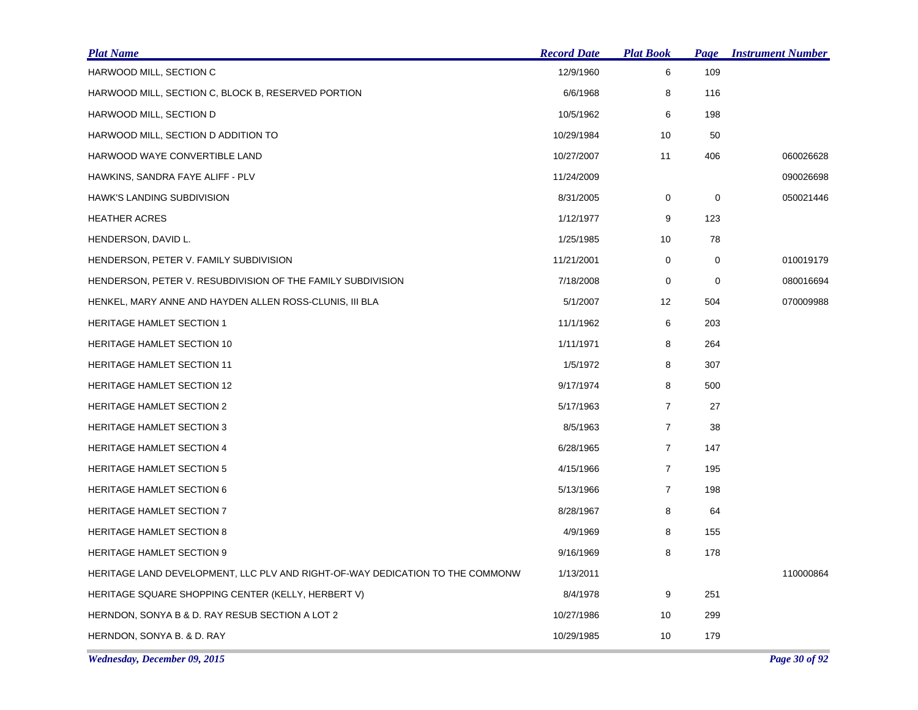| Plat Name | Record Date | Plat Book | Page | Instrument Number |
|---|---|---|---|---|
| HARWOOD MILL, SECTION C | 12/9/1960 | 6 | 109 | |
| HARWOOD MILL, SECTION C, BLOCK B, RESERVED PORTION | 6/6/1968 | 8 | 116 | |
| HARWOOD MILL, SECTION D | 10/5/1962 | 6 | 198 | |
| HARWOOD MILL, SECTION D ADDITION TO | 10/29/1984 | 10 | 50 | |
| HARWOOD WAYE CONVERTIBLE LAND | 10/27/2007 | 11 | 406 | 060026628 |
| HAWKINS, SANDRA FAYE ALIFF - PLV | 11/24/2009 | | | 090026698 |
| HAWK'S LANDING SUBDIVISION | 8/31/2005 | 0 | 0 | 050021446 |
| HEATHER ACRES | 1/12/1977 | 9 | 123 | |
| HENDERSON, DAVID L. | 1/25/1985 | 10 | 78 | |
| HENDERSON, PETER V. FAMILY SUBDIVISION | 11/21/2001 | 0 | 0 | 010019179 |
| HENDERSON, PETER V. RESUBDIVISION OF THE FAMILY SUBDIVISION | 7/18/2008 | 0 | 0 | 080016694 |
| HENKEL, MARY ANNE AND HAYDEN ALLEN ROSS-CLUNIS, III BLA | 5/1/2007 | 12 | 504 | 070009988 |
| HERITAGE HAMLET SECTION 1 | 11/1/1962 | 6 | 203 | |
| HERITAGE HAMLET SECTION 10 | 1/11/1971 | 8 | 264 | |
| HERITAGE HAMLET SECTION 11 | 1/5/1972 | 8 | 307 | |
| HERITAGE HAMLET SECTION 12 | 9/17/1974 | 8 | 500 | |
| HERITAGE HAMLET SECTION 2 | 5/17/1963 | 7 | 27 | |
| HERITAGE HAMLET SECTION 3 | 8/5/1963 | 7 | 38 | |
| HERITAGE HAMLET SECTION 4 | 6/28/1965 | 7 | 147 | |
| HERITAGE HAMLET SECTION 5 | 4/15/1966 | 7 | 195 | |
| HERITAGE HAMLET SECTION 6 | 5/13/1966 | 7 | 198 | |
| HERITAGE HAMLET SECTION 7 | 8/28/1967 | 8 | 64 | |
| HERITAGE HAMLET SECTION 8 | 4/9/1969 | 8 | 155 | |
| HERITAGE HAMLET SECTION 9 | 9/16/1969 | 8 | 178 | |
| HERITAGE LAND DEVELOPMENT, LLC PLV AND RIGHT-OF-WAY DEDICATION TO THE COMMONW | 1/13/2011 | | | 110000864 |
| HERITAGE SQUARE SHOPPING CENTER (KELLY, HERBERT V) | 8/4/1978 | 9 | 251 | |
| HERNDON, SONYA B & D. RAY RESUB SECTION A LOT 2 | 10/27/1986 | 10 | 299 | |
| HERNDON, SONYA B. & D. RAY | 10/29/1985 | 10 | 179 | |

*Wednesday, December 09, 2015*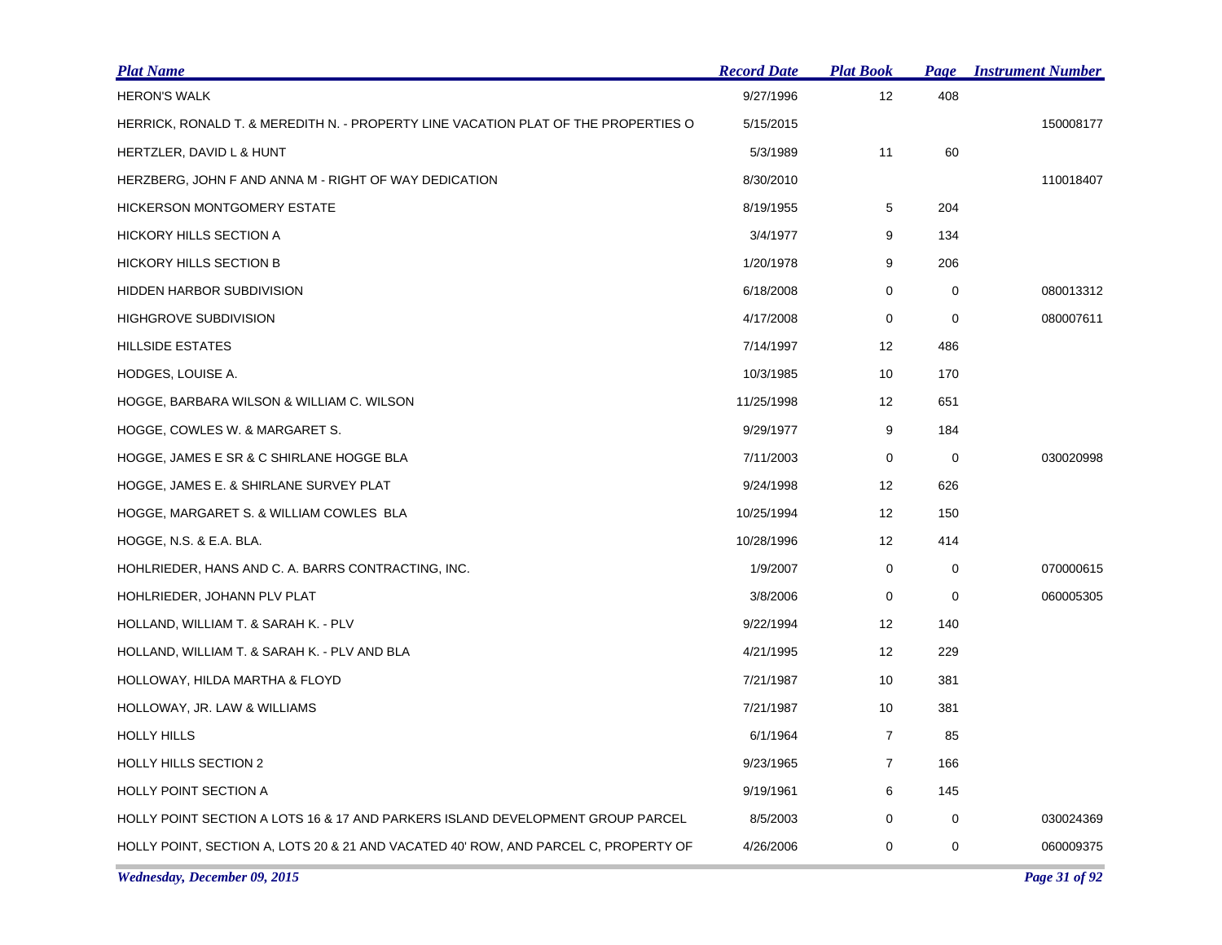| Plat Name | Record Date | Plat Book | Page | Instrument Number |
|---|---|---|---|---|
| HERON'S WALK | 9/27/1996 | 12 | 408 | |
| HERRICK, RONALD T. & MEREDITH N. - PROPERTY LINE VACATION PLAT OF THE PROPERTIES O | 5/15/2015 | | | 150008177 |
| HERTZLER, DAVID L & HUNT | 5/3/1989 | 11 | 60 | |
| HERZBERG, JOHN F AND ANNA M - RIGHT OF WAY DEDICATION | 8/30/2010 | | | 110018407 |
| HICKERSON MONTGOMERY ESTATE | 8/19/1955 | 5 | 204 | |
| HICKORY HILLS SECTION A | 3/4/1977 | 9 | 134 | |
| HICKORY HILLS SECTION B | 1/20/1978 | 9 | 206 | |
| HIDDEN HARBOR SUBDIVISION | 6/18/2008 | 0 | 0 | 080013312 |
| HIGHGROVE SUBDIVISION | 4/17/2008 | 0 | 0 | 080007611 |
| HILLSIDE ESTATES | 7/14/1997 | 12 | 486 | |
| HODGES, LOUISE A. | 10/3/1985 | 10 | 170 | |
| HOGGE, BARBARA WILSON & WILLIAM C. WILSON | 11/25/1998 | 12 | 651 | |
| HOGGE, COWLES W. & MARGARET S. | 9/29/1977 | 9 | 184 | |
| HOGGE, JAMES E SR & C SHIRLANE HOGGE BLA | 7/11/2003 | 0 | 0 | 030020998 |
| HOGGE, JAMES E. & SHIRLANE SURVEY PLAT | 9/24/1998 | 12 | 626 | |
| HOGGE, MARGARET S. & WILLIAM COWLES BLA | 10/25/1994 | 12 | 150 | |
| HOGGE, N.S. & E.A. BLA. | 10/28/1996 | 12 | 414 | |
| HOHLRIEDER, HANS AND C. A. BARRS CONTRACTING, INC. | 1/9/2007 | 0 | 0 | 070000615 |
| HOHLRIEDER, JOHANN PLV PLAT | 3/8/2006 | 0 | 0 | 060005305 |
| HOLLAND, WILLIAM T. & SARAH K. - PLV | 9/22/1994 | 12 | 140 | |
| HOLLAND, WILLIAM T. & SARAH K. - PLV AND BLA | 4/21/1995 | 12 | 229 | |
| HOLLOWAY, HILDA MARTHA & FLOYD | 7/21/1987 | 10 | 381 | |
| HOLLOWAY, JR. LAW & WILLIAMS | 7/21/1987 | 10 | 381 | |
| HOLLY HILLS | 6/1/1964 | 7 | 85 | |
| HOLLY HILLS SECTION 2 | 9/23/1965 | 7 | 166 | |
| HOLLY POINT SECTION A | 9/19/1961 | 6 | 145 | |
| HOLLY POINT SECTION A LOTS 16 & 17 AND PARKERS ISLAND DEVELOPMENT GROUP PARCEL | 8/5/2003 | 0 | 0 | 030024369 |
| HOLLY POINT, SECTION A, LOTS 20 & 21 AND VACATED 40' ROW, AND PARCEL C, PROPERTY OF | 4/26/2006 | 0 | 0 | 060009375 |

*Wednesday, December 09, 2015*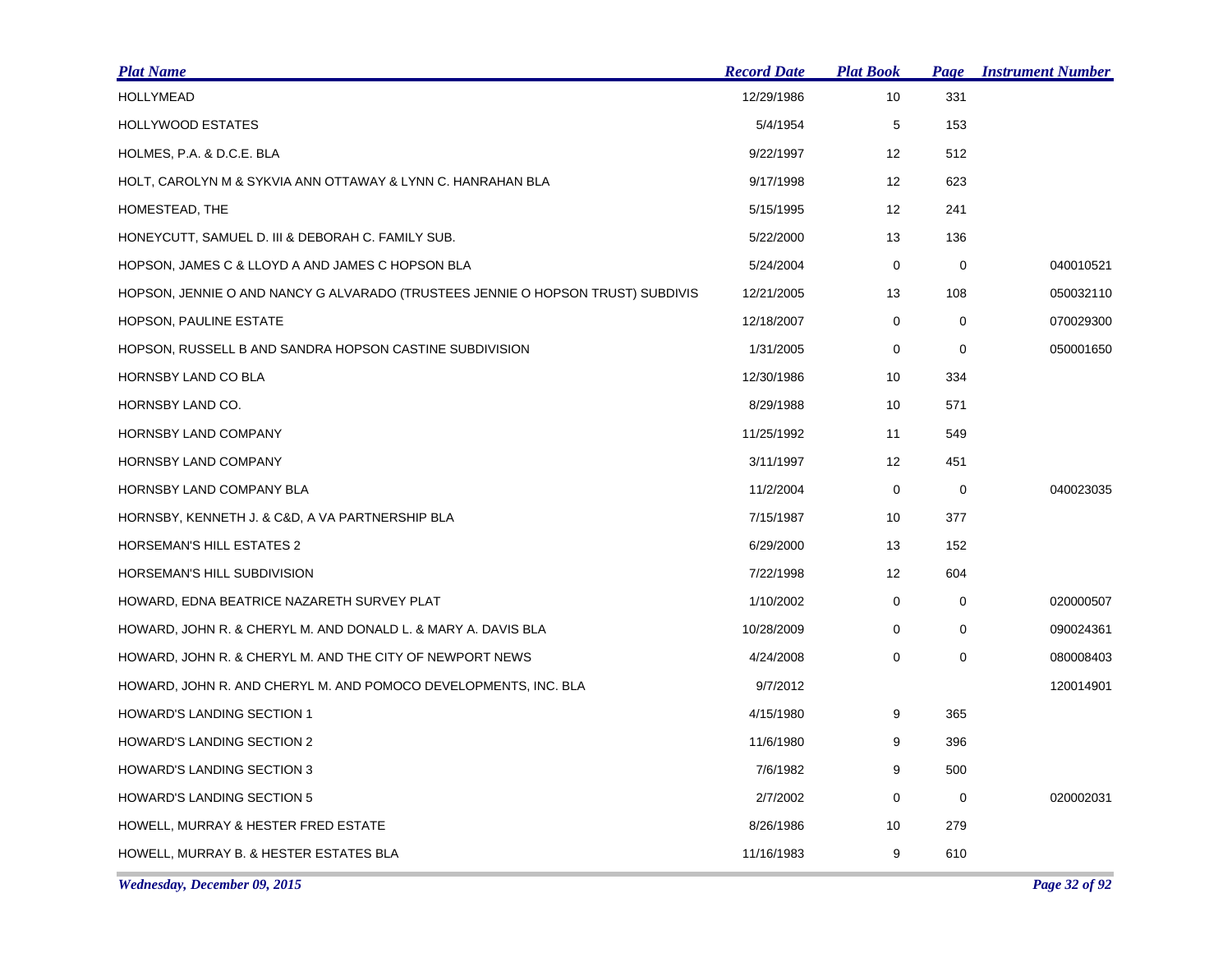| Plat Name | Record Date | Plat Book | Page | Instrument Number |
|---|---|---|---|---|
| HOLLYMEAD | 12/29/1986 | 10 | 331 | |
| HOLLYWOOD ESTATES | 5/4/1954 | 5 | 153 | |
| HOLMES, P.A. & D.C.E. BLA | 9/22/1997 | 12 | 512 | |
| HOLT, CAROLYN M & SYKVIA ANN OTTAWAY & LYNN C. HANRAHAN BLA | 9/17/1998 | 12 | 623 | |
| HOMESTEAD, THE | 5/15/1995 | 12 | 241 | |
| HONEYCUTT, SAMUEL D. III & DEBORAH C. FAMILY SUB. | 5/22/2000 | 13 | 136 | |
| HOPSON, JAMES C & LLOYD A AND JAMES C HOPSON BLA | 5/24/2004 | 0 | 0 | 040010521 |
| HOPSON, JENNIE O AND NANCY G ALVARADO (TRUSTEES JENNIE O HOPSON TRUST) SUBDIVIS | 12/21/2005 | 13 | 108 | 050032110 |
| HOPSON, PAULINE ESTATE | 12/18/2007 | 0 | 0 | 070029300 |
| HOPSON, RUSSELL B AND SANDRA HOPSON CASTINE SUBDIVISION | 1/31/2005 | 0 | 0 | 050001650 |
| HORNSBY LAND CO BLA | 12/30/1986 | 10 | 334 | |
| HORNSBY LAND CO. | 8/29/1988 | 10 | 571 | |
| HORNSBY LAND COMPANY | 11/25/1992 | 11 | 549 | |
| HORNSBY LAND COMPANY | 3/11/1997 | 12 | 451 | |
| HORNSBY LAND COMPANY BLA | 11/2/2004 | 0 | 0 | 040023035 |
| HORNSBY, KENNETH J. & C&D, A VA PARTNERSHIP BLA | 7/15/1987 | 10 | 377 | |
| HORSEMAN'S HILL ESTATES 2 | 6/29/2000 | 13 | 152 | |
| HORSEMAN'S HILL SUBDIVISION | 7/22/1998 | 12 | 604 | |
| HOWARD, EDNA BEATRICE NAZARETH SURVEY PLAT | 1/10/2002 | 0 | 0 | 020000507 |
| HOWARD, JOHN R. & CHERYL M. AND DONALD L. & MARY A. DAVIS BLA | 10/28/2009 | 0 | 0 | 090024361 |
| HOWARD, JOHN R. & CHERYL M. AND THE CITY OF NEWPORT NEWS | 4/24/2008 | 0 | 0 | 080008403 |
| HOWARD, JOHN R. AND CHERYL M. AND POMOCO DEVELOPMENTS, INC. BLA | 9/7/2012 | | | 120014901 |
| HOWARD'S LANDING SECTION 1 | 4/15/1980 | 9 | 365 | |
| HOWARD'S LANDING SECTION 2 | 11/6/1980 | 9 | 396 | |
| HOWARD'S LANDING SECTION 3 | 7/6/1982 | 9 | 500 | |
| HOWARD'S LANDING SECTION 5 | 2/7/2002 | 0 | 0 | 020002031 |
| HOWELL, MURRAY & HESTER FRED ESTATE | 8/26/1986 | 10 | 279 | |
| HOWELL, MURRAY B. & HESTER ESTATES BLA | 11/16/1983 | 9 | 610 | |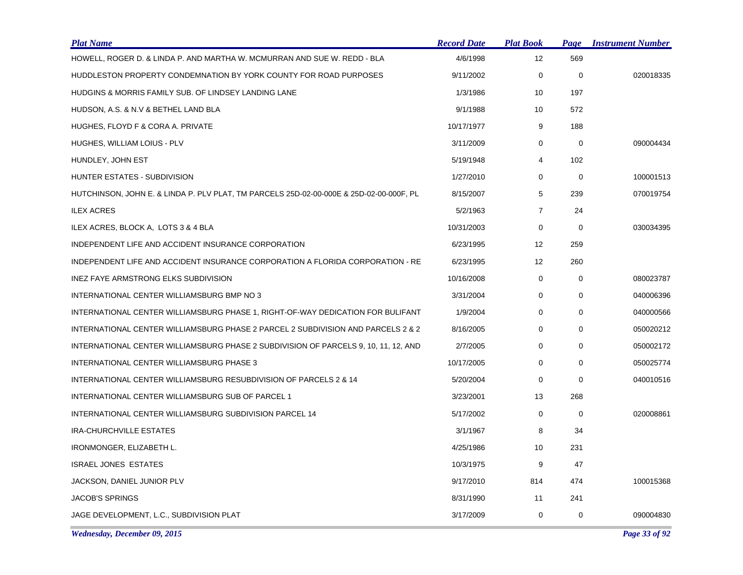| Plat Name | Record Date | Plat Book | Page | Instrument Number |
|---|---|---|---|---|
| HOWELL, ROGER D. & LINDA P. AND MARTHA W. MCMURRAN AND SUE W. REDD - BLA | 4/6/1998 | 12 | 569 | |
| HUDDLESTON PROPERTY CONDEMNATION BY YORK COUNTY FOR ROAD PURPOSES | 9/11/2002 | 0 | 0 | 020018335 |
| HUDGINS & MORRIS FAMILY SUB. OF LINDSEY LANDING LANE | 1/3/1986 | 10 | 197 | |
| HUDSON, A.S. & N.V & BETHEL LAND BLA | 9/1/1988 | 10 | 572 | |
| HUGHES, FLOYD F & CORA A. PRIVATE | 10/17/1977 | 9 | 188 | |
| HUGHES, WILLIAM LOIUS - PLV | 3/11/2009 | 0 | 0 | 090004434 |
| HUNDLEY, JOHN EST | 5/19/1948 | 4 | 102 | |
| HUNTER ESTATES - SUBDIVISION | 1/27/2010 | 0 | 0 | 100001513 |
| HUTCHINSON, JOHN E. & LINDA P. PLV PLAT, TM PARCELS 25D-02-00-000E & 25D-02-00-000F, PL | 8/15/2007 | 5 | 239 | 070019754 |
| ILEX ACRES | 5/2/1963 | 7 | 24 | |
| ILEX ACRES, BLOCK A, LOTS 3 & 4 BLA | 10/31/2003 | 0 | 0 | 030034395 |
| INDEPENDENT LIFE AND ACCIDENT INSURANCE CORPORATION | 6/23/1995 | 12 | 259 | |
| INDEPENDENT LIFE AND ACCIDENT INSURANCE CORPORATION A FLORIDA CORPORATION - RE | 6/23/1995 | 12 | 260 | |
| INEZ FAYE ARMSTRONG ELKS SUBDIVISION | 10/16/2008 | 0 | 0 | 080023787 |
| INTERNATIONAL CENTER WILLIAMSBURG BMP NO 3 | 3/31/2004 | 0 | 0 | 040006396 |
| INTERNATIONAL CENTER WILLIAMSBURG PHASE 1, RIGHT-OF-WAY DEDICATION FOR BULIFANT | 1/9/2004 | 0 | 0 | 040000566 |
| INTERNATIONAL CENTER WILLIAMSBURG PHASE 2 PARCEL 2 SUBDIVISION AND PARCELS 2 & 2 | 8/16/2005 | 0 | 0 | 050020212 |
| INTERNATIONAL CENTER WILLIAMSBURG PHASE 2 SUBDIVISION OF PARCELS 9, 10, 11, 12, AND | 2/7/2005 | 0 | 0 | 050002172 |
| INTERNATIONAL CENTER WILLIAMSBURG PHASE 3 | 10/17/2005 | 0 | 0 | 050025774 |
| INTERNATIONAL CENTER WILLIAMSBURG RESUBDIVISION OF PARCELS 2 & 14 | 5/20/2004 | 0 | 0 | 040010516 |
| INTERNATIONAL CENTER WILLIAMSBURG SUB OF PARCEL 1 | 3/23/2001 | 13 | 268 | |
| INTERNATIONAL CENTER WILLIAMSBURG SUBDIVISION PARCEL 14 | 5/17/2002 | 0 | 0 | 020008861 |
| IRA-CHURCHVILLE ESTATES | 3/1/1967 | 8 | 34 | |
| IRONMONGER, ELIZABETH L. | 4/25/1986 | 10 | 231 | |
| ISRAEL JONES ESTATES | 10/3/1975 | 9 | 47 | |
| JACKSON, DANIEL JUNIOR PLV | 9/17/2010 | 814 | 474 | 100015368 |
| JACOB'S SPRINGS | 8/31/1990 | 11 | 241 | |
| JAGE DEVELOPMENT, L.C., SUBDIVISION PLAT | 3/17/2009 | 0 | 0 | 090004830 |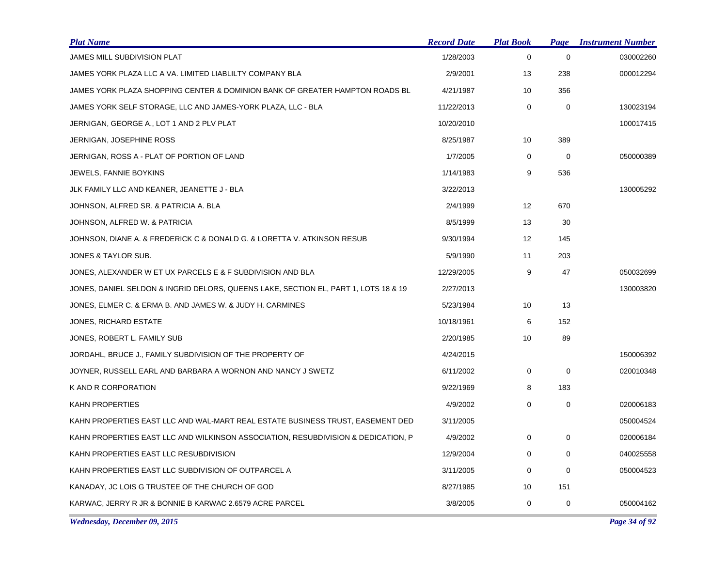| Plat Name | Record Date | Plat Book | Page | Instrument Number |
|---|---|---|---|---|
| JAMES MILL SUBDIVISION PLAT | 1/28/2003 | 0 | 0 | 030002260 |
| JAMES YORK PLAZA LLC A VA. LIMITED LIABLILTY COMPANY BLA | 2/9/2001 | 13 | 238 | 000012294 |
| JAMES YORK PLAZA SHOPPING CENTER & DOMINION BANK OF GREATER HAMPTON ROADS BL | 4/21/1987 | 10 | 356 | |
| JAMES YORK SELF STORAGE, LLC AND JAMES-YORK PLAZA, LLC - BLA | 11/22/2013 | 0 | 0 | 130023194 |
| JERNIGAN, GEORGE A., LOT 1 AND 2 PLV PLAT | 10/20/2010 | | | 100017415 |
| JERNIGAN, JOSEPHINE ROSS | 8/25/1987 | 10 | 389 | |
| JERNIGAN, ROSS A - PLAT OF PORTION OF LAND | 1/7/2005 | 0 | 0 | 050000389 |
| JEWELS, FANNIE BOYKINS | 1/14/1983 | 9 | 536 | |
| JLK FAMILY LLC AND KEANER, JEANETTE J - BLA | 3/22/2013 | | | 130005292 |
| JOHNSON, ALFRED SR. & PATRICIA A. BLA | 2/4/1999 | 12 | 670 | |
| JOHNSON, ALFRED W. & PATRICIA | 8/5/1999 | 13 | 30 | |
| JOHNSON, DIANE A. & FREDERICK C & DONALD G. & LORETTA V. ATKINSON RESUB | 9/30/1994 | 12 | 145 | |
| JONES & TAYLOR SUB. | 5/9/1990 | 11 | 203 | |
| JONES, ALEXANDER W ET UX PARCELS E & F SUBDIVISION AND BLA | 12/29/2005 | 9 | 47 | 050032699 |
| JONES, DANIEL SELDON & INGRID DELORS, QUEENS LAKE, SECTION EL, PART 1, LOTS 18 & 19 | 2/27/2013 | | | 130003820 |
| JONES, ELMER C. & ERMA B. AND JAMES W. & JUDY H. CARMINES | 5/23/1984 | 10 | 13 | |
| JONES, RICHARD ESTATE | 10/18/1961 | 6 | 152 | |
| JONES, ROBERT L. FAMILY SUB | 2/20/1985 | 10 | 89 | |
| JORDAHL, BRUCE J., FAMILY SUBDIVISION OF THE PROPERTY OF | 4/24/2015 | | | 150006392 |
| JOYNER, RUSSELL EARL AND BARBARA A WORNON AND NANCY J SWETZ | 6/11/2002 | 0 | 0 | 020010348 |
| K AND R CORPORATION | 9/22/1969 | 8 | 183 | |
| KAHN PROPERTIES | 4/9/2002 | 0 | 0 | 020006183 |
| KAHN PROPERTIES EAST LLC AND WAL-MART REAL ESTATE BUSINESS TRUST, EASEMENT DED | 3/11/2005 | | | 050004524 |
| KAHN PROPERTIES EAST LLC AND WILKINSON ASSOCIATION, RESUBDIVISION & DEDICATION, P | 4/9/2002 | 0 | 0 | 020006184 |
| KAHN PROPERTIES EAST LLC RESUBDIVISION | 12/9/2004 | 0 | 0 | 040025558 |
| KAHN PROPERTIES EAST LLC SUBDIVISION OF OUTPARCEL A | 3/11/2005 | 0 | 0 | 050004523 |
| KANADAY, JC LOIS G TRUSTEE OF THE CHURCH OF GOD | 8/27/1985 | 10 | 151 | |
| KARWAC, JERRY R JR & BONNIE B KARWAC 2.6579 ACRE PARCEL | 3/8/2005 | 0 | 0 | 050004162 |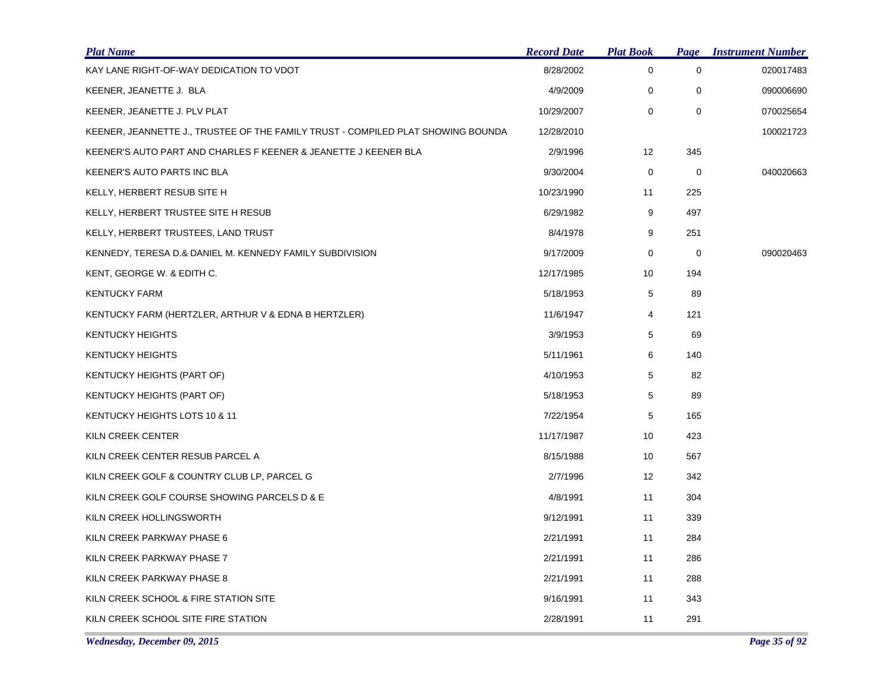| Plat Name | Record Date | Plat Book | Page | Instrument Number |
|---|---|---|---|---|
| KAY LANE RIGHT-OF-WAY DEDICATION TO VDOT | 8/28/2002 | 0 | 0 | 020017483 |
| KEENER, JEANETTE J. BLA | 4/9/2009 | 0 | 0 | 090006690 |
| KEENER, JEANETTE J. PLV PLAT | 10/29/2007 | 0 | 0 | 070025654 |
| KEENER, JEANNETTE J., TRUSTEE OF THE FAMILY TRUST - COMPILED PLAT SHOWING BOUNDA | 12/28/2010 | | | 100021723 |
| KEENER'S AUTO PART AND CHARLES F KEENER & JEANETTE J KEENER BLA | 2/9/1996 | 12 | 345 | |
| KEENER'S AUTO PARTS INC BLA | 9/30/2004 | 0 | 0 | 040020663 |
| KELLY, HERBERT RESUB SITE H | 10/23/1990 | 11 | 225 | |
| KELLY, HERBERT TRUSTEE SITE H RESUB | 6/29/1982 | 9 | 497 | |
| KELLY, HERBERT TRUSTEES, LAND TRUST | 8/4/1978 | 9 | 251 | |
| KENNEDY, TERESA D.& DANIEL M. KENNEDY FAMILY SUBDIVISION | 9/17/2009 | 0 | 0 | 090020463 |
| KENT, GEORGE W. & EDITH C. | 12/17/1985 | 10 | 194 | |
| KENTUCKY FARM | 5/18/1953 | 5 | 89 | |
| KENTUCKY FARM (HERTZLER, ARTHUR V & EDNA B HERTZLER) | 11/6/1947 | 4 | 121 | |
| KENTUCKY HEIGHTS | 3/9/1953 | 5 | 69 | |
| KENTUCKY HEIGHTS | 5/11/1961 | 6 | 140 | |
| KENTUCKY HEIGHTS (PART OF) | 4/10/1953 | 5 | 82 | |
| KENTUCKY HEIGHTS (PART OF) | 5/18/1953 | 5 | 89 | |
| KENTUCKY HEIGHTS LOTS 10 & 11 | 7/22/1954 | 5 | 165 | |
| KILN CREEK CENTER | 11/17/1987 | 10 | 423 | |
| KILN CREEK CENTER RESUB PARCEL A | 8/15/1988 | 10 | 567 | |
| KILN CREEK GOLF & COUNTRY CLUB LP, PARCEL G | 2/7/1996 | 12 | 342 | |
| KILN CREEK GOLF COURSE SHOWING PARCELS D & E | 4/8/1991 | 11 | 304 | |
| KILN CREEK HOLLINGSWORTH | 9/12/1991 | 11 | 339 | |
| KILN CREEK PARKWAY PHASE 6 | 2/21/1991 | 11 | 284 | |
| KILN CREEK PARKWAY PHASE 7 | 2/21/1991 | 11 | 286 | |
| KILN CREEK PARKWAY PHASE 8 | 2/21/1991 | 11 | 288 | |
| KILN CREEK SCHOOL & FIRE STATION SITE | 9/16/1991 | 11 | 343 | |
| KILN CREEK SCHOOL SITE FIRE STATION | 2/28/1991 | 11 | 291 | |

*Wednesday, December 09, 2015*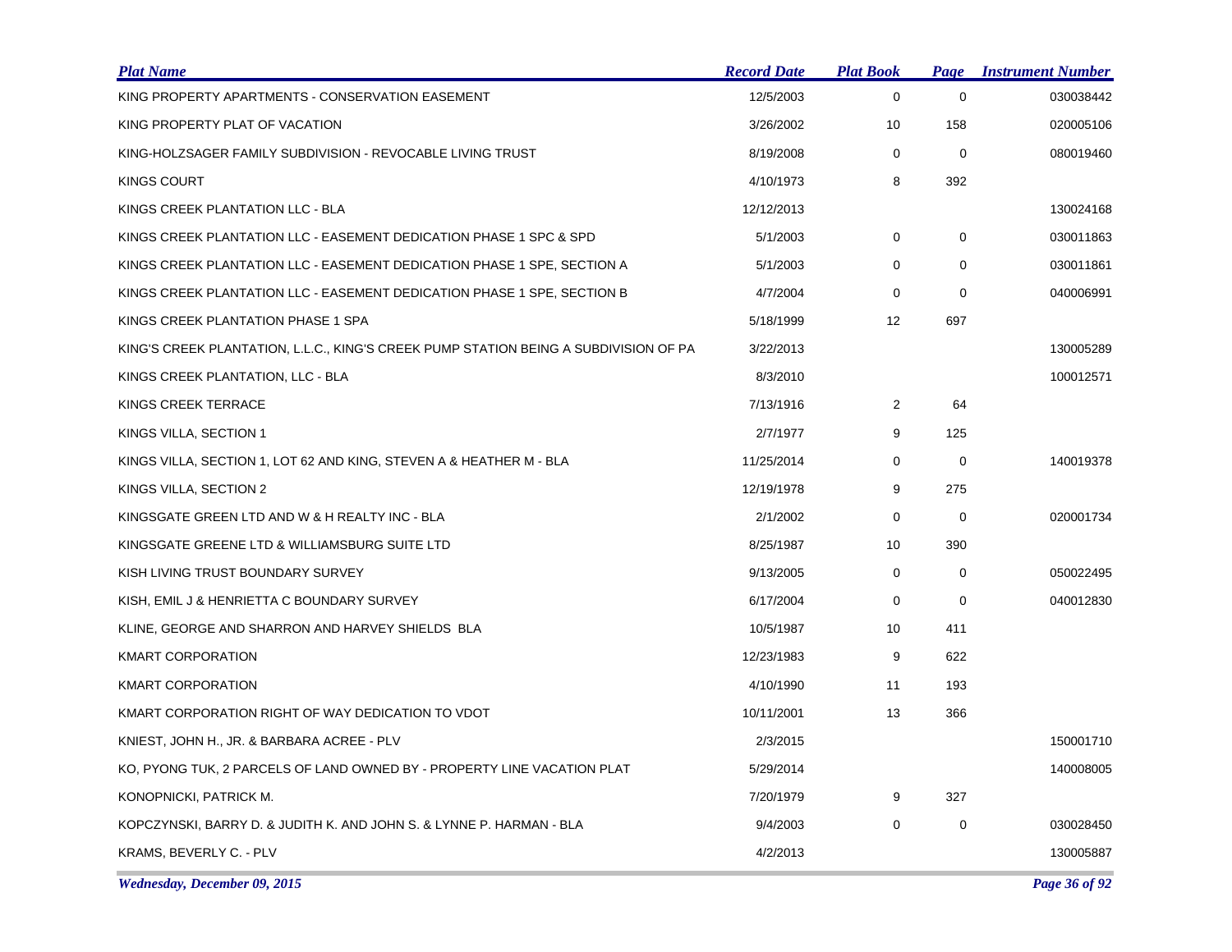| Plat Name | Record Date | Plat Book | Page | Instrument Number |
|---|---|---|---|---|
| KING PROPERTY APARTMENTS - CONSERVATION EASEMENT | 12/5/2003 | 0 | 0 | 030038442 |
| KING PROPERTY PLAT OF VACATION | 3/26/2002 | 10 | 158 | 020005106 |
| KING-HOLZSAGER FAMILY SUBDIVISION - REVOCABLE LIVING TRUST | 8/19/2008 | 0 | 0 | 080019460 |
| KINGS COURT | 4/10/1973 | 8 | 392 | |
| KINGS CREEK PLANTATION LLC - BLA | 12/12/2013 | | | 130024168 |
| KINGS CREEK PLANTATION LLC - EASEMENT DEDICATION PHASE 1 SPC & SPD | 5/1/2003 | 0 | 0 | 030011863 |
| KINGS CREEK PLANTATION LLC - EASEMENT DEDICATION PHASE 1 SPE, SECTION A | 5/1/2003 | 0 | 0 | 030011861 |
| KINGS CREEK PLANTATION LLC - EASEMENT DEDICATION PHASE 1 SPE, SECTION B | 4/7/2004 | 0 | 0 | 040006991 |
| KINGS CREEK PLANTATION PHASE 1 SPA | 5/18/1999 | 12 | 697 | |
| KING'S CREEK PLANTATION, L.L.C., KING'S CREEK PUMP STATION BEING A SUBDIVISION OF PA | 3/22/2013 | | | 130005289 |
| KINGS CREEK PLANTATION, LLC - BLA | 8/3/2010 | | | 100012571 |
| KINGS CREEK TERRACE | 7/13/1916 | 2 | 64 | |
| KINGS VILLA, SECTION 1 | 2/7/1977 | 9 | 125 | |
| KINGS VILLA, SECTION 1, LOT 62 AND KING, STEVEN A & HEATHER M - BLA | 11/25/2014 | 0 | 0 | 140019378 |
| KINGS VILLA, SECTION 2 | 12/19/1978 | 9 | 275 | |
| KINGSGATE GREEN LTD AND W & H REALTY INC - BLA | 2/1/2002 | 0 | 0 | 020001734 |
| KINGSGATE GREENE LTD & WILLIAMSBURG SUITE LTD | 8/25/1987 | 10 | 390 | |
| KISH LIVING TRUST BOUNDARY SURVEY | 9/13/2005 | 0 | 0 | 050022495 |
| KISH, EMIL J & HENRIETTA C BOUNDARY SURVEY | 6/17/2004 | 0 | 0 | 040012830 |
| KLINE, GEORGE AND SHARRON AND HARVEY SHIELDS BLA | 10/5/1987 | 10 | 411 | |
| KMART CORPORATION | 12/23/1983 | 9 | 622 | |
| KMART CORPORATION | 4/10/1990 | 11 | 193 | |
| KMART CORPORATION RIGHT OF WAY DEDICATION TO VDOT | 10/11/2001 | 13 | 366 | |
| KNIEST, JOHN H., JR. & BARBARA ACREE - PLV | 2/3/2015 | | | 150001710 |
| KO, PYONG TUK, 2 PARCELS OF LAND OWNED BY - PROPERTY LINE VACATION PLAT | 5/29/2014 | | | 140008005 |
| KONOPNICKI, PATRICK M. | 7/20/1979 | 9 | 327 | |
| KOPCZYNSKI, BARRY D. & JUDITH K. AND JOHN S. & LYNNE P. HARMAN - BLA | 9/4/2003 | 0 | 0 | 030028450 |
| KRAMS, BEVERLY C. - PLV | 4/2/2013 | | | 130005887 |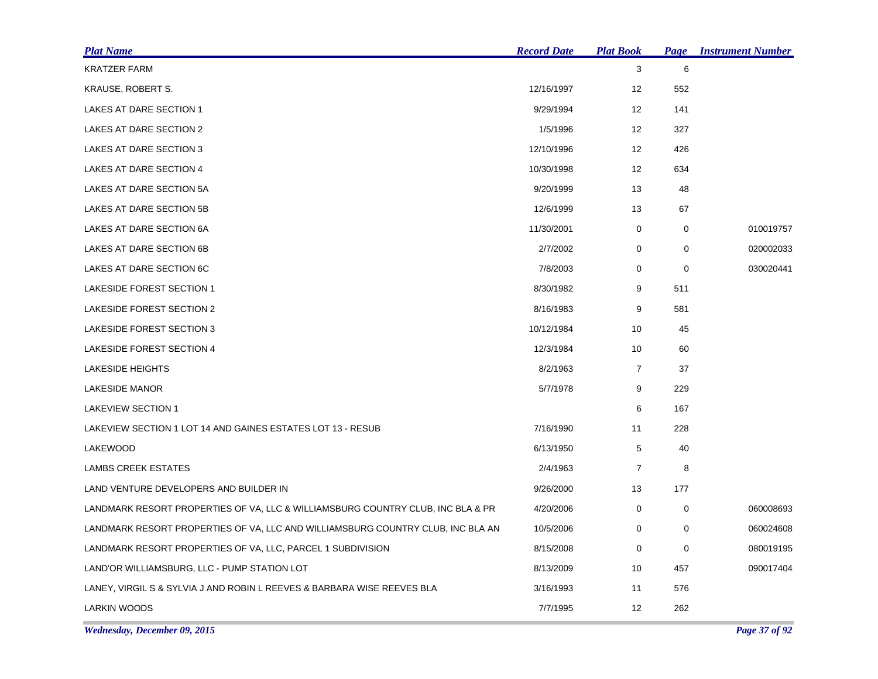| Plat Name | Record Date | Plat Book | Page | Instrument Number |
| --- | --- | --- | --- | --- |
| KRATZER FARM | | 3 | 6 | |
| KRAUSE, ROBERT S. | 12/16/1997 | 12 | 552 | |
| LAKES AT DARE SECTION 1 | 9/29/1994 | 12 | 141 | |
| LAKES AT DARE SECTION 2 | 1/5/1996 | 12 | 327 | |
| LAKES AT DARE SECTION 3 | 12/10/1996 | 12 | 426 | |
| LAKES AT DARE SECTION 4 | 10/30/1998 | 12 | 634 | |
| LAKES AT DARE SECTION 5A | 9/20/1999 | 13 | 48 | |
| LAKES AT DARE SECTION 5B | 12/6/1999 | 13 | 67 | |
| LAKES AT DARE SECTION 6A | 11/30/2001 | 0 | 0 | 010019757 |
| LAKES AT DARE SECTION 6B | 2/7/2002 | 0 | 0 | 020002033 |
| LAKES AT DARE SECTION 6C | 7/8/2003 | 0 | 0 | 030020441 |
| LAKESIDE FOREST SECTION 1 | 8/30/1982 | 9 | 511 | |
| LAKESIDE FOREST SECTION 2 | 8/16/1983 | 9 | 581 | |
| LAKESIDE FOREST SECTION 3 | 10/12/1984 | 10 | 45 | |
| LAKESIDE FOREST SECTION 4 | 12/3/1984 | 10 | 60 | |
| LAKESIDE HEIGHTS | 8/2/1963 | 7 | 37 | |
| LAKESIDE MANOR | 5/7/1978 | 9 | 229 | |
| LAKEVIEW SECTION 1 | | 6 | 167 | |
| LAKEVIEW SECTION 1 LOT 14 AND GAINES ESTATES LOT 13 - RESUB | 7/16/1990 | 11 | 228 | |
| LAKEWOOD | 6/13/1950 | 5 | 40 | |
| LAMBS CREEK ESTATES | 2/4/1963 | 7 | 8 | |
| LAND VENTURE DEVELOPERS AND BUILDER IN | 9/26/2000 | 13 | 177 | |
| LANDMARK RESORT PROPERTIES OF VA, LLC & WILLIAMSBURG COUNTRY CLUB, INC BLA & PR | 4/20/2006 | 0 | 0 | 060008693 |
| LANDMARK RESORT PROPERTIES OF VA, LLC AND WILLIAMSBURG COUNTRY CLUB, INC BLA AN | 10/5/2006 | 0 | 0 | 060024608 |
| LANDMARK RESORT PROPERTIES OF VA, LLC, PARCEL 1 SUBDIVISION | 8/15/2008 | 0 | 0 | 080019195 |
| LAND'OR WILLIAMSBURG, LLC - PUMP STATION LOT | 8/13/2009 | 10 | 457 | 090017404 |
| LANEY, VIRGIL S & SYLVIA J AND ROBIN L REEVES & BARBARA WISE REEVES BLA | 3/16/1993 | 11 | 576 | |
| LARKIN WOODS | 7/7/1995 | 12 | 262 | |

*Wednesday, December 09, 2015*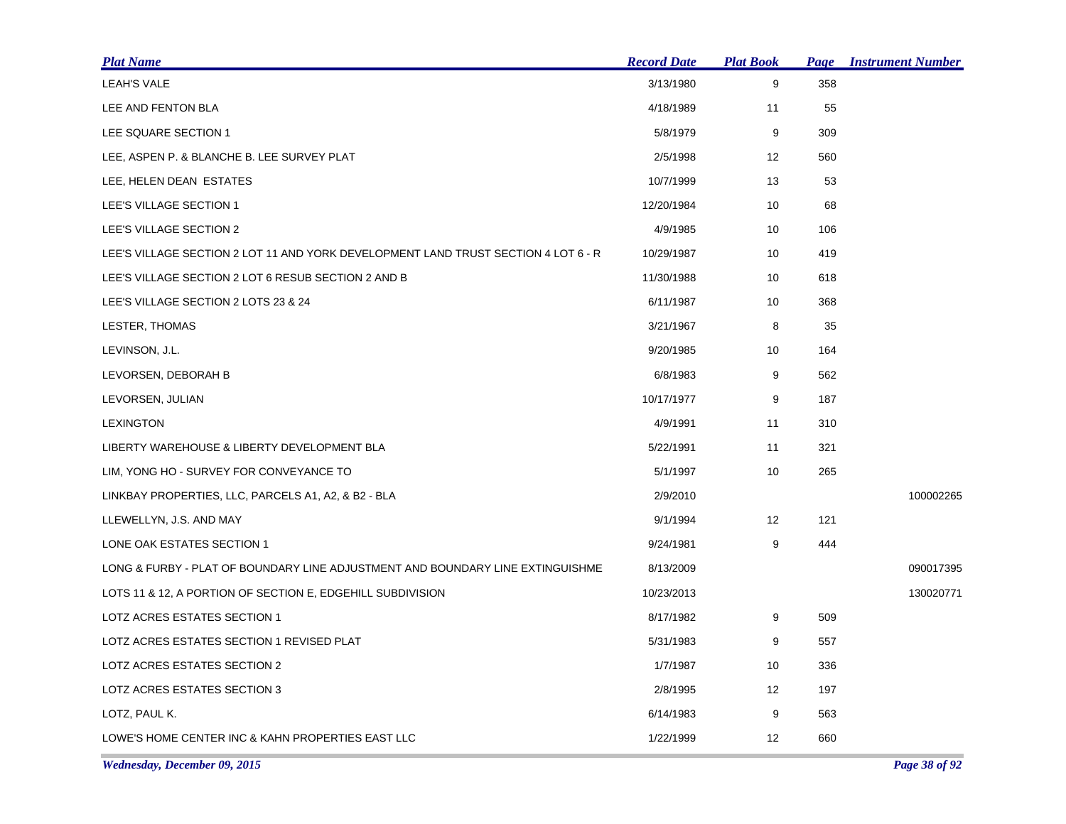| Plat Name | Record Date | Plat Book | Page | Instrument Number |
|---|---|---|---|---|
| LEAH'S VALE | 3/13/1980 | 9 | 358 | |
| LEE AND FENTON BLA | 4/18/1989 | 11 | 55 | |
| LEE SQUARE SECTION 1 | 5/8/1979 | 9 | 309 | |
| LEE, ASPEN P. & BLANCHE B. LEE SURVEY PLAT | 2/5/1998 | 12 | 560 | |
| LEE, HELEN DEAN ESTATES | 10/7/1999 | 13 | 53 | |
| LEE'S VILLAGE SECTION 1 | 12/20/1984 | 10 | 68 | |
| LEE'S VILLAGE SECTION 2 | 4/9/1985 | 10 | 106 | |
| LEE'S VILLAGE SECTION 2 LOT 11 AND YORK DEVELOPMENT LAND TRUST SECTION 4 LOT 6 - R | 10/29/1987 | 10 | 419 | |
| LEE'S VILLAGE SECTION 2 LOT 6 RESUB SECTION 2 AND B | 11/30/1988 | 10 | 618 | |
| LEE'S VILLAGE SECTION 2 LOTS 23 & 24 | 6/11/1987 | 10 | 368 | |
| LESTER, THOMAS | 3/21/1967 | 8 | 35 | |
| LEVINSON, J.L. | 9/20/1985 | 10 | 164 | |
| LEVORSEN, DEBORAH B | 6/8/1983 | 9 | 562 | |
| LEVORSEN, JULIAN | 10/17/1977 | 9 | 187 | |
| LEXINGTON | 4/9/1991 | 11 | 310 | |
| LIBERTY WAREHOUSE & LIBERTY DEVELOPMENT BLA | 5/22/1991 | 11 | 321 | |
| LIM, YONG HO - SURVEY FOR CONVEYANCE TO | 5/1/1997 | 10 | 265 | |
| LINKBAY PROPERTIES, LLC, PARCELS A1, A2, & B2 - BLA | 2/9/2010 | | | 100002265 |
| LLEWELLYN, J.S. AND MAY | 9/1/1994 | 12 | 121 | |
| LONE OAK ESTATES SECTION 1 | 9/24/1981 | 9 | 444 | |
| LONG & FURBY - PLAT OF BOUNDARY LINE ADJUSTMENT AND BOUNDARY LINE EXTINGUISHME | 8/13/2009 | | | 090017395 |
| LOTS 11 & 12, A PORTION OF SECTION E, EDGEHILL SUBDIVISION | 10/23/2013 | | | 130020771 |
| LOTZ ACRES ESTATES SECTION 1 | 8/17/1982 | 9 | 509 | |
| LOTZ ACRES ESTATES SECTION 1 REVISED PLAT | 5/31/1983 | 9 | 557 | |
| LOTZ ACRES ESTATES SECTION 2 | 1/7/1987 | 10 | 336 | |
| LOTZ ACRES ESTATES SECTION 3 | 2/8/1995 | 12 | 197 | |
| LOTZ, PAUL K. | 6/14/1983 | 9 | 563 | |
| LOWE'S HOME CENTER INC & KAHN PROPERTIES EAST LLC | 1/22/1999 | 12 | 660 | |

*Wednesday, December 09, 2015*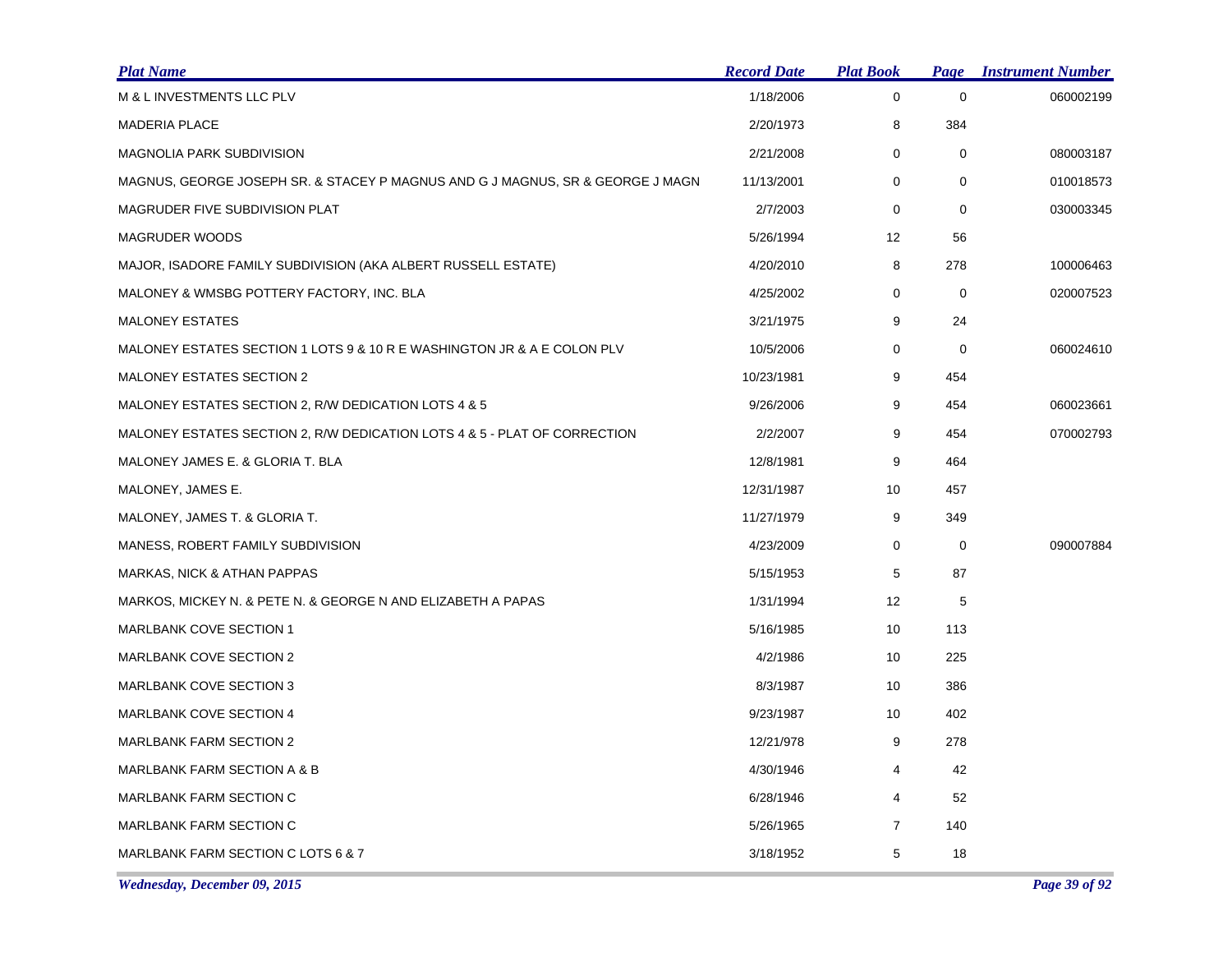| Plat Name | Record Date | Plat Book | Page | Instrument Number |
|---|---|---|---|---|
| M & L INVESTMENTS LLC PLV | 1/18/2006 | 0 | 0 | 060002199 |
| MADERIA PLACE | 2/20/1973 | 8 | 384 | |
| MAGNOLIA PARK SUBDIVISION | 2/21/2008 | 0 | 0 | 080003187 |
| MAGNUS, GEORGE JOSEPH SR. & STACEY P MAGNUS AND G J MAGNUS, SR & GEORGE J MAGN | 11/13/2001 | 0 | 0 | 010018573 |
| MAGRUDER FIVE SUBDIVISION PLAT | 2/7/2003 | 0 | 0 | 030003345 |
| MAGRUDER WOODS | 5/26/1994 | 12 | 56 | |
| MAJOR, ISADORE FAMILY SUBDIVISION (AKA ALBERT RUSSELL ESTATE) | 4/20/2010 | 8 | 278 | 100006463 |
| MALONEY & WMSBG POTTERY FACTORY, INC. BLA | 4/25/2002 | 0 | 0 | 020007523 |
| MALONEY ESTATES | 3/21/1975 | 9 | 24 | |
| MALONEY ESTATES SECTION 1 LOTS 9 & 10 R E WASHINGTON JR & A E COLON PLV | 10/5/2006 | 0 | 0 | 060024610 |
| MALONEY ESTATES SECTION 2 | 10/23/1981 | 9 | 454 | |
| MALONEY ESTATES SECTION 2, R/W DEDICATION LOTS 4 & 5 | 9/26/2006 | 9 | 454 | 060023661 |
| MALONEY ESTATES SECTION 2, R/W DEDICATION LOTS 4 & 5 - PLAT OF CORRECTION | 2/2/2007 | 9 | 454 | 070002793 |
| MALONEY JAMES E. & GLORIA T. BLA | 12/8/1981 | 9 | 464 | |
| MALONEY, JAMES E. | 12/31/1987 | 10 | 457 | |
| MALONEY, JAMES T. & GLORIA T. | 11/27/1979 | 9 | 349 | |
| MANESS, ROBERT FAMILY SUBDIVISION | 4/23/2009 | 0 | 0 | 090007884 |
| MARKAS, NICK & ATHAN PAPPAS | 5/15/1953 | 5 | 87 | |
| MARKOS, MICKEY N. & PETE N. & GEORGE N AND ELIZABETH A PAPAS | 1/31/1994 | 12 | 5 | |
| MARLBANK COVE SECTION 1 | 5/16/1985 | 10 | 113 | |
| MARLBANK COVE SECTION 2 | 4/2/1986 | 10 | 225 | |
| MARLBANK COVE SECTION 3 | 8/3/1987 | 10 | 386 | |
| MARLBANK COVE SECTION 4 | 9/23/1987 | 10 | 402 | |
| MARLBANK FARM SECTION 2 | 12/21/978 | 9 | 278 | |
| MARLBANK FARM SECTION A & B | 4/30/1946 | 4 | 42 | |
| MARLBANK FARM SECTION C | 6/28/1946 | 4 | 52 | |
| MARLBANK FARM SECTION C | 5/26/1965 | 7 | 140 | |
| MARLBANK FARM SECTION C LOTS 6 & 7 | 3/18/1952 | 5 | 18 | |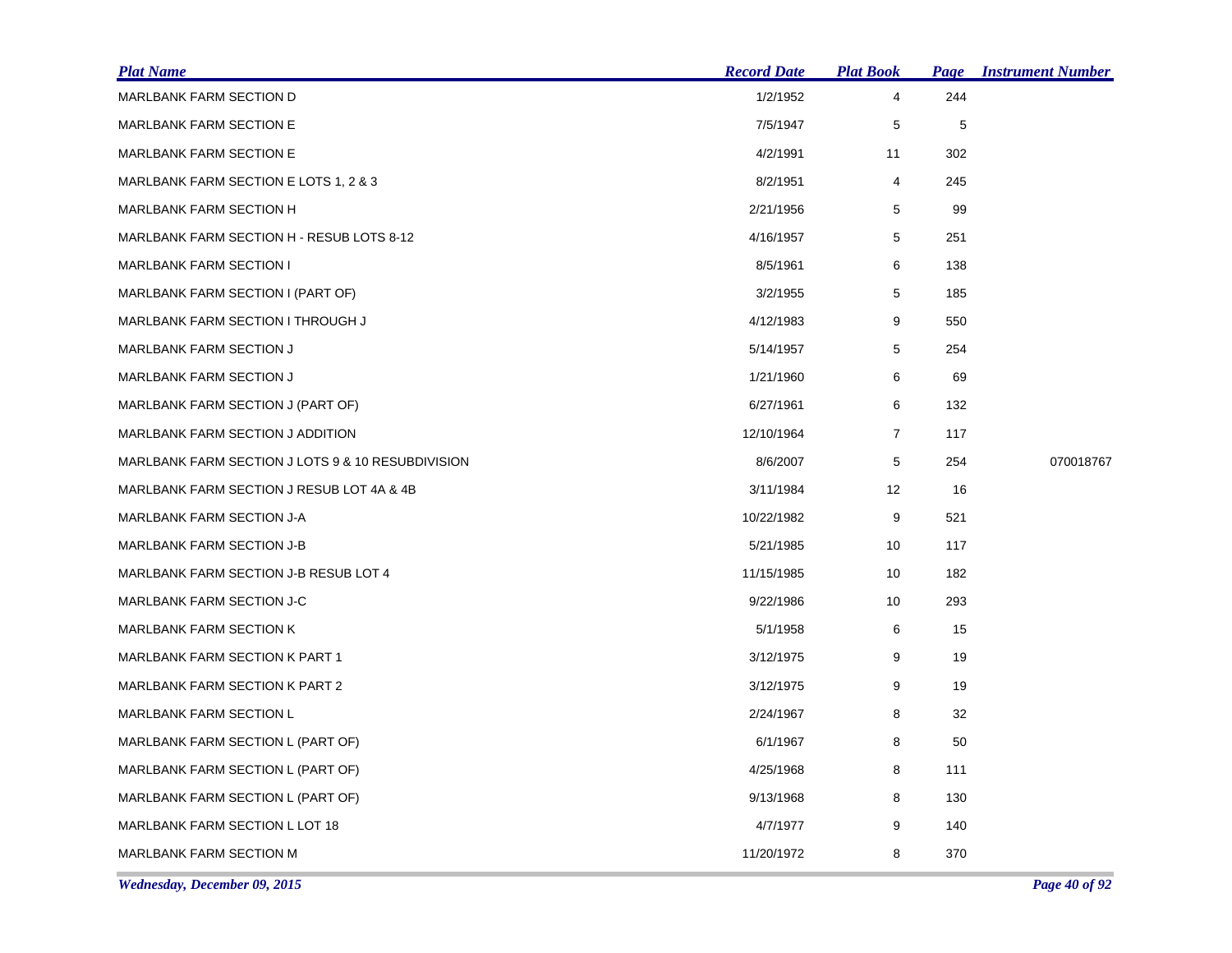| Plat Name | Record Date | Plat Book | Page | Instrument Number |
|---|---|---|---|---|
| MARLBANK FARM SECTION D | 1/2/1952 | 4 | 244 | |
| MARLBANK FARM SECTION E | 7/5/1947 | 5 | 5 | |
| MARLBANK FARM SECTION E | 4/2/1991 | 11 | 302 | |
| MARLBANK FARM SECTION E LOTS 1, 2 & 3 | 8/2/1951 | 4 | 245 | |
| MARLBANK FARM SECTION H | 2/21/1956 | 5 | 99 | |
| MARLBANK FARM SECTION H - RESUB LOTS 8-12 | 4/16/1957 | 5 | 251 | |
| MARLBANK FARM SECTION I | 8/5/1961 | 6 | 138 | |
| MARLBANK FARM SECTION I (PART OF) | 3/2/1955 | 5 | 185 | |
| MARLBANK FARM SECTION I THROUGH J | 4/12/1983 | 9 | 550 | |
| MARLBANK FARM SECTION J | 5/14/1957 | 5 | 254 | |
| MARLBANK FARM SECTION J | 1/21/1960 | 6 | 69 | |
| MARLBANK FARM SECTION J (PART OF) | 6/27/1961 | 6 | 132 | |
| MARLBANK FARM SECTION J ADDITION | 12/10/1964 | 7 | 117 | |
| MARLBANK FARM SECTION J LOTS 9 & 10 RESUBDIVISION | 8/6/2007 | 5 | 254 | 070018767 |
| MARLBANK FARM SECTION J RESUB LOT 4A & 4B | 3/11/1984 | 12 | 16 | |
| MARLBANK FARM SECTION J-A | 10/22/1982 | 9 | 521 | |
| MARLBANK FARM SECTION J-B | 5/21/1985 | 10 | 117 | |
| MARLBANK FARM SECTION J-B RESUB LOT 4 | 11/15/1985 | 10 | 182 | |
| MARLBANK FARM SECTION J-C | 9/22/1986 | 10 | 293 | |
| MARLBANK FARM SECTION K | 5/1/1958 | 6 | 15 | |
| MARLBANK FARM SECTION K PART 1 | 3/12/1975 | 9 | 19 | |
| MARLBANK FARM SECTION K PART 2 | 3/12/1975 | 9 | 19 | |
| MARLBANK FARM SECTION L | 2/24/1967 | 8 | 32 | |
| MARLBANK FARM SECTION L (PART OF) | 6/1/1967 | 8 | 50 | |
| MARLBANK FARM SECTION L (PART OF) | 4/25/1968 | 8 | 111 | |
| MARLBANK FARM SECTION L (PART OF) | 9/13/1968 | 8 | 130 | |
| MARLBANK FARM SECTION L LOT 18 | 4/7/1977 | 9 | 140 | |
| MARLBANK FARM SECTION M | 11/20/1972 | 8 | 370 | |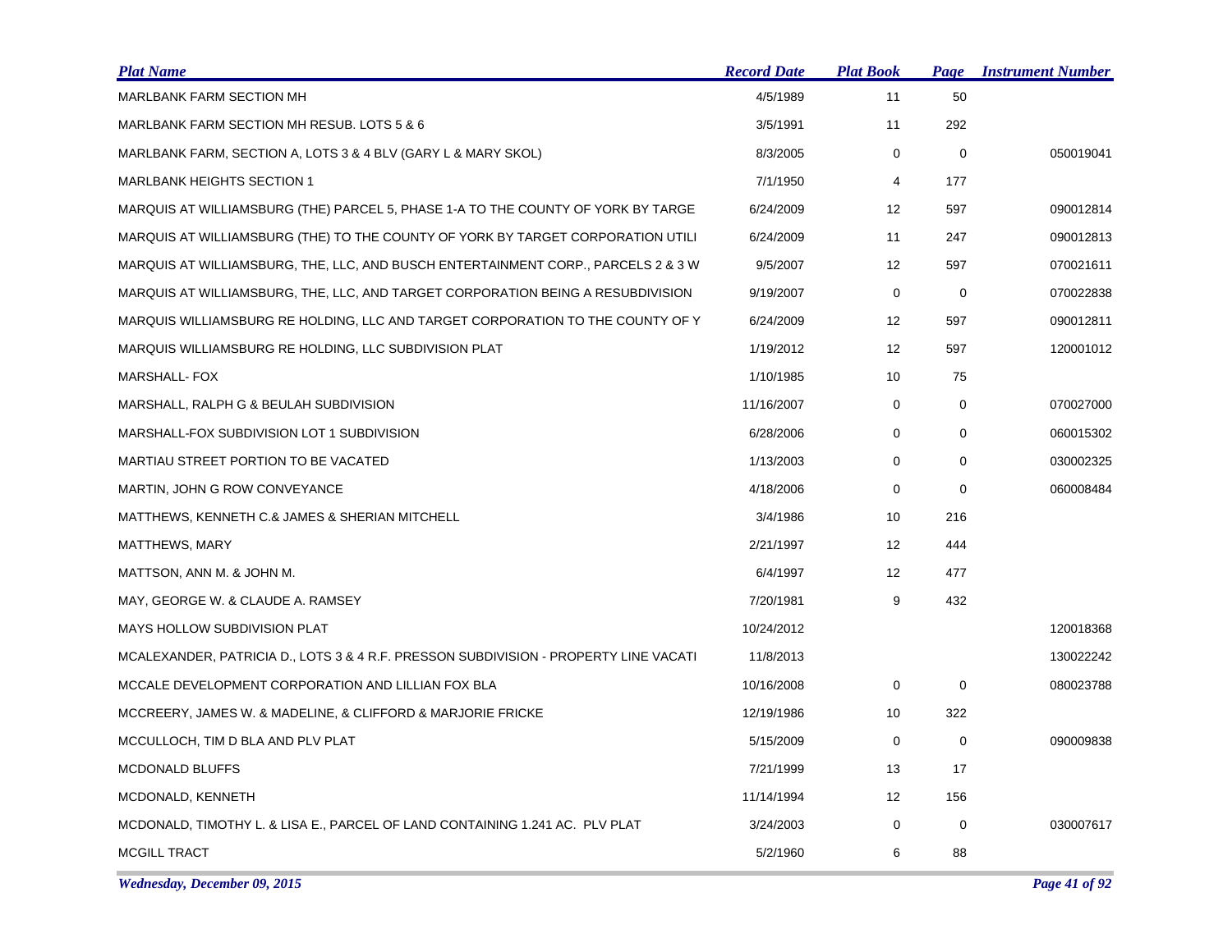| Plat Name | Record Date | Plat Book | Page | Instrument Number |
|---|---|---|---|---|
| MARLBANK FARM SECTION MH | 4/5/1989 | 11 | 50 | |
| MARLBANK FARM SECTION MH RESUB. LOTS 5 & 6 | 3/5/1991 | 11 | 292 | |
| MARLBANK FARM, SECTION A, LOTS 3 & 4 BLV (GARY L & MARY SKOL) | 8/3/2005 | 0 | 0 | 050019041 |
| MARLBANK HEIGHTS SECTION 1 | 7/1/1950 | 4 | 177 | |
| MARQUIS AT WILLIAMSBURG (THE) PARCEL 5, PHASE 1-A TO THE COUNTY OF YORK BY TARGE | 6/24/2009 | 12 | 597 | 090012814 |
| MARQUIS AT WILLIAMSBURG (THE) TO THE COUNTY OF YORK BY TARGET CORPORATION UTILI | 6/24/2009 | 11 | 247 | 090012813 |
| MARQUIS AT WILLIAMSBURG, THE, LLC, AND BUSCH ENTERTAINMENT CORP., PARCELS 2 & 3 W | 9/5/2007 | 12 | 597 | 070021611 |
| MARQUIS AT WILLIAMSBURG, THE, LLC, AND TARGET CORPORATION BEING A RESUBDIVISION | 9/19/2007 | 0 | 0 | 070022838 |
| MARQUIS WILLIAMSBURG RE HOLDING, LLC AND TARGET CORPORATION TO THE COUNTY OF Y | 6/24/2009 | 12 | 597 | 090012811 |
| MARQUIS WILLIAMSBURG RE HOLDING, LLC SUBDIVISION PLAT | 1/19/2012 | 12 | 597 | 120001012 |
| MARSHALL- FOX | 1/10/1985 | 10 | 75 | |
| MARSHALL, RALPH G & BEULAH SUBDIVISION | 11/16/2007 | 0 | 0 | 070027000 |
| MARSHALL-FOX SUBDIVISION LOT 1 SUBDIVISION | 6/28/2006 | 0 | 0 | 060015302 |
| MARTIAU STREET PORTION TO BE VACATED | 1/13/2003 | 0 | 0 | 030002325 |
| MARTIN, JOHN G ROW CONVEYANCE | 4/18/2006 | 0 | 0 | 060008484 |
| MATTHEWS, KENNETH C.& JAMES & SHERIAN MITCHELL | 3/4/1986 | 10 | 216 | |
| MATTHEWS, MARY | 2/21/1997 | 12 | 444 | |
| MATTSON, ANN M. & JOHN M. | 6/4/1997 | 12 | 477 | |
| MAY, GEORGE W. & CLAUDE A. RAMSEY | 7/20/1981 | 9 | 432 | |
| MAYS HOLLOW SUBDIVISION PLAT | 10/24/2012 | | | 120018368 |
| MCALEXANDER, PATRICIA D., LOTS 3 & 4 R.F. PRESSON SUBDIVISION - PROPERTY LINE VACATI | 11/8/2013 | | | 130022242 |
| MCCALE DEVELOPMENT CORPORATION AND LILLIAN FOX BLA | 10/16/2008 | 0 | 0 | 080023788 |
| MCCREERY, JAMES W. & MADELINE, & CLIFFORD & MARJORIE FRICKE | 12/19/1986 | 10 | 322 | |
| MCCULLOCH, TIM D BLA AND PLV PLAT | 5/15/2009 | 0 | 0 | 090009838 |
| MCDONALD BLUFFS | 7/21/1999 | 13 | 17 | |
| MCDONALD, KENNETH | 11/14/1994 | 12 | 156 | |
| MCDONALD, TIMOTHY L. & LISA E., PARCEL OF LAND CONTAINING 1.241 AC. PLV PLAT | 3/24/2003 | 0 | 0 | 030007617 |
| MCGILL TRACT | 5/2/1960 | 6 | 88 | |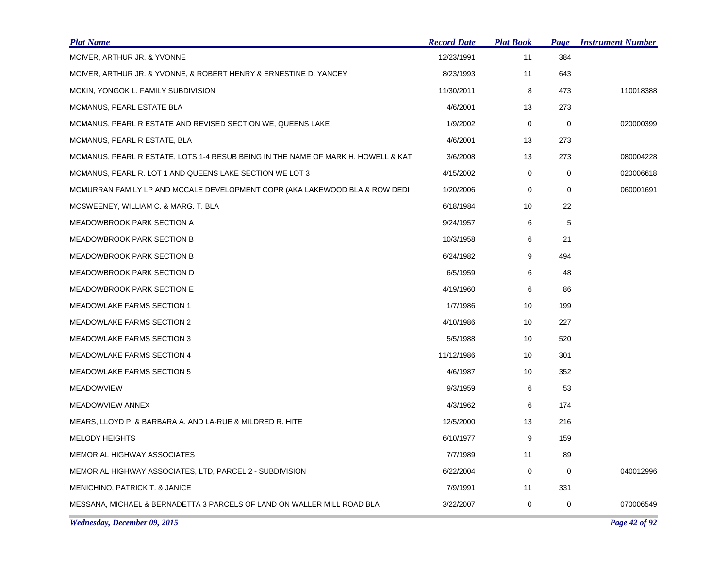| Plat Name | Record Date | Plat Book | Page | Instrument Number |
|---|---|---|---|---|
| MCIVER, ARTHUR JR. & YVONNE | 12/23/1991 | 11 | 384 | |
| MCIVER, ARTHUR JR. & YVONNE, & ROBERT HENRY & ERNESTINE D. YANCEY | 8/23/1993 | 11 | 643 | |
| MCKIN, YONGOK L. FAMILY SUBDIVISION | 11/30/2011 | 8 | 473 | 110018388 |
| MCMANUS, PEARL ESTATE BLA | 4/6/2001 | 13 | 273 | |
| MCMANUS, PEARL R ESTATE AND REVISED SECTION WE, QUEENS LAKE | 1/9/2002 | 0 | 0 | 020000399 |
| MCMANUS, PEARL R ESTATE, BLA | 4/6/2001 | 13 | 273 | |
| MCMANUS, PEARL R ESTATE, LOTS 1-4 RESUB BEING IN THE NAME OF MARK H. HOWELL & KAT | 3/6/2008 | 13 | 273 | 080004228 |
| MCMANUS, PEARL R. LOT 1 AND QUEENS LAKE SECTION WE LOT 3 | 4/15/2002 | 0 | 0 | 020006618 |
| MCMURRAN FAMILY LP AND MCCALE DEVELOPMENT COPR (AKA LAKEWOOD BLA & ROW DEDI | 1/20/2006 | 0 | 0 | 060001691 |
| MCSWEENEY, WILLIAM C. & MARG. T. BLA | 6/18/1984 | 10 | 22 | |
| MEADOWBROOK PARK SECTION A | 9/24/1957 | 6 | 5 | |
| MEADOWBROOK PARK SECTION B | 10/3/1958 | 6 | 21 | |
| MEADOWBROOK PARK SECTION B | 6/24/1982 | 9 | 494 | |
| MEADOWBROOK PARK SECTION D | 6/5/1959 | 6 | 48 | |
| MEADOWBROOK PARK SECTION E | 4/19/1960 | 6 | 86 | |
| MEADOWLAKE FARMS SECTION 1 | 1/7/1986 | 10 | 199 | |
| MEADOWLAKE FARMS SECTION 2 | 4/10/1986 | 10 | 227 | |
| MEADOWLAKE FARMS SECTION 3 | 5/5/1988 | 10 | 520 | |
| MEADOWLAKE FARMS SECTION 4 | 11/12/1986 | 10 | 301 | |
| MEADOWLAKE FARMS SECTION 5 | 4/6/1987 | 10 | 352 | |
| MEADOWVIEW | 9/3/1959 | 6 | 53 | |
| MEADOWVIEW ANNEX | 4/3/1962 | 6 | 174 | |
| MEARS, LLOYD P. & BARBARA A. AND LA-RUE & MILDRED R. HITE | 12/5/2000 | 13 | 216 | |
| MELODY HEIGHTS | 6/10/1977 | 9 | 159 | |
| MEMORIAL HIGHWAY ASSOCIATES | 7/7/1989 | 11 | 89 | |
| MEMORIAL HIGHWAY ASSOCIATES, LTD, PARCEL 2 - SUBDIVISION | 6/22/2004 | 0 | 0 | 040012996 |
| MENICHINO, PATRICK T. & JANICE | 7/9/1991 | 11 | 331 | |
| MESSANA, MICHAEL & BERNADETTA 3 PARCELS OF LAND ON WALLER MILL ROAD BLA | 3/22/2007 | 0 | 0 | 070006549 |

*Wednesday, December 09, 2015*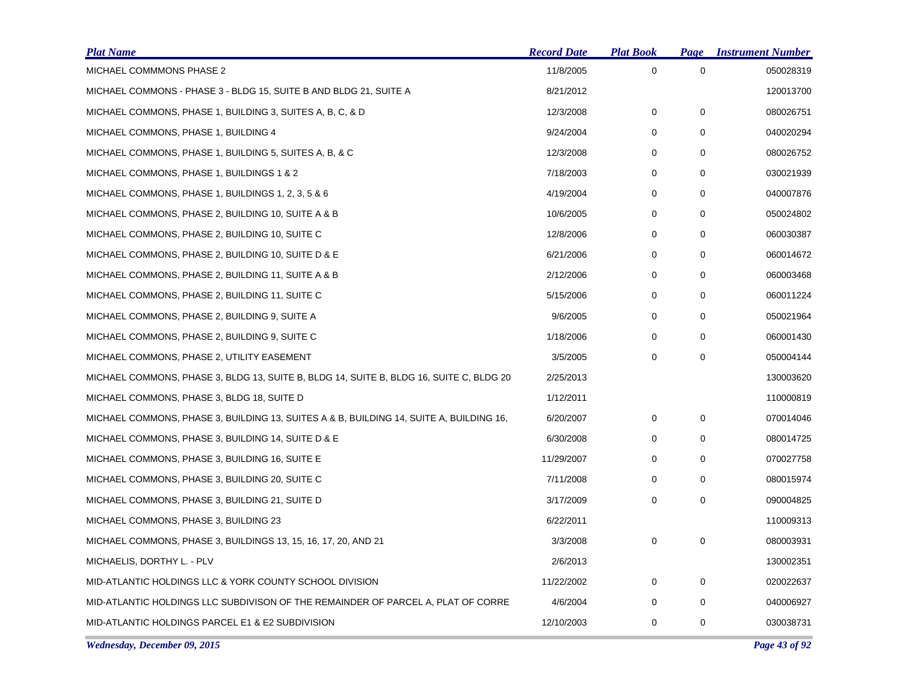| Plat Name | Record Date | Plat Book | Page | Instrument Number |
|---|---|---|---|---|
| MICHAEL COMMMONS PHASE 2 | 11/8/2005 | 0 | 0 | 050028319 |
| MICHAEL COMMONS - PHASE 3 - BLDG 15, SUITE B AND BLDG 21, SUITE A | 8/21/2012 | | | 120013700 |
| MICHAEL COMMONS, PHASE 1, BUILDING 3, SUITES A, B, C, & D | 12/3/2008 | 0 | 0 | 080026751 |
| MICHAEL COMMONS, PHASE 1, BUILDING 4 | 9/24/2004 | 0 | 0 | 040020294 |
| MICHAEL COMMONS, PHASE 1, BUILDING 5, SUITES A, B, & C | 12/3/2008 | 0 | 0 | 080026752 |
| MICHAEL COMMONS, PHASE 1, BUILDINGS 1 & 2 | 7/18/2003 | 0 | 0 | 030021939 |
| MICHAEL COMMONS, PHASE 1, BUILDINGS 1, 2, 3, 5 & 6 | 4/19/2004 | 0 | 0 | 040007876 |
| MICHAEL COMMONS, PHASE 2, BUILDING 10, SUITE A & B | 10/6/2005 | 0 | 0 | 050024802 |
| MICHAEL COMMONS, PHASE 2, BUILDING 10, SUITE C | 12/8/2006 | 0 | 0 | 060030387 |
| MICHAEL COMMONS, PHASE 2, BUILDING 10, SUITE D & E | 6/21/2006 | 0 | 0 | 060014672 |
| MICHAEL COMMONS, PHASE 2, BUILDING 11, SUITE A & B | 2/12/2006 | 0 | 0 | 060003468 |
| MICHAEL COMMONS, PHASE 2, BUILDING 11, SUITE C | 5/15/2006 | 0 | 0 | 060011224 |
| MICHAEL COMMONS, PHASE 2, BUILDING 9, SUITE A | 9/6/2005 | 0 | 0 | 050021964 |
| MICHAEL COMMONS, PHASE 2, BUILDING 9, SUITE C | 1/18/2006 | 0 | 0 | 060001430 |
| MICHAEL COMMONS, PHASE 2, UTILITY EASEMENT | 3/5/2005 | 0 | 0 | 050004144 |
| MICHAEL COMMONS, PHASE 3, BLDG 13, SUITE B, BLDG 14, SUITE B, BLDG 16, SUITE C, BLDG 20 | 2/25/2013 | | | 130003620 |
| MICHAEL COMMONS, PHASE 3, BLDG 18, SUITE D | 1/12/2011 | | | 110000819 |
| MICHAEL COMMONS, PHASE 3, BUILDING 13, SUITES A & B, BUILDING 14, SUITE A, BUILDING 16, | 6/20/2007 | 0 | 0 | 070014046 |
| MICHAEL COMMONS, PHASE 3, BUILDING 14, SUITE D & E | 6/30/2008 | 0 | 0 | 080014725 |
| MICHAEL COMMONS, PHASE 3, BUILDING 16, SUITE E | 11/29/2007 | 0 | 0 | 070027758 |
| MICHAEL COMMONS, PHASE 3, BUILDING 20, SUITE C | 7/11/2008 | 0 | 0 | 080015974 |
| MICHAEL COMMONS, PHASE 3, BUILDING 21, SUITE D | 3/17/2009 | 0 | 0 | 090004825 |
| MICHAEL COMMONS, PHASE 3, BUILDING 23 | 6/22/2011 | | | 110009313 |
| MICHAEL COMMONS, PHASE 3, BUILDINGS 13, 15, 16, 17, 20, AND 21 | 3/3/2008 | 0 | 0 | 080003931 |
| MICHAELIS, DORTHY L. - PLV | 2/6/2013 | | | 130002351 |
| MID-ATLANTIC HOLDINGS LLC & YORK COUNTY SCHOOL DIVISION | 11/22/2002 | 0 | 0 | 020022637 |
| MID-ATLANTIC HOLDINGS LLC SUBDIVISON OF THE REMAINDER OF PARCEL A, PLAT OF CORRE | 4/6/2004 | 0 | 0 | 040006927 |
| MID-ATLANTIC HOLDINGS PARCEL E1 & E2 SUBDIVISION | 12/10/2003 | 0 | 0 | 030038731 |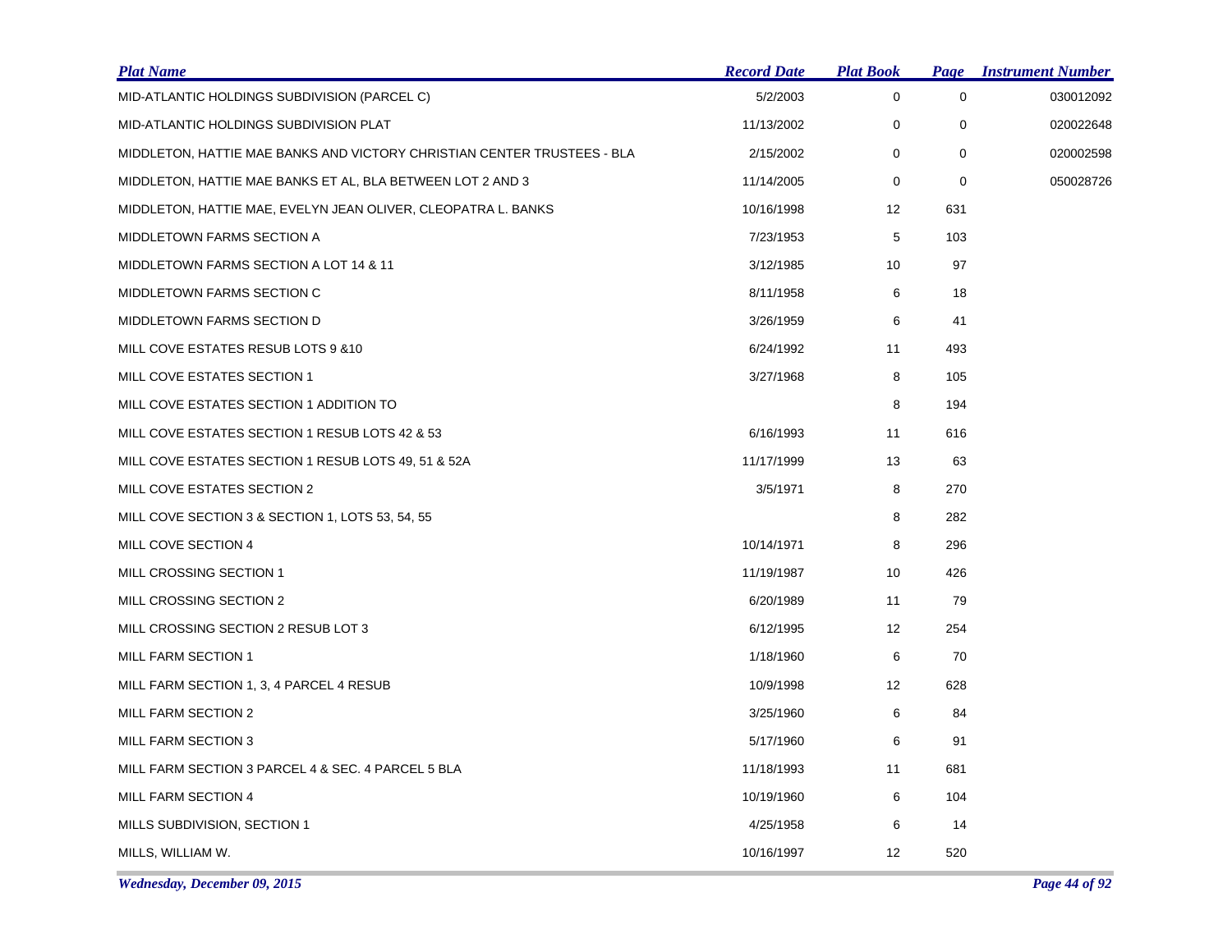| Plat Name | Record Date | Plat Book | Page | Instrument Number |
|---|---|---|---|---|
| MID-ATLANTIC HOLDINGS SUBDIVISION (PARCEL C) | 5/2/2003 | 0 | 0 | 030012092 |
| MID-ATLANTIC HOLDINGS SUBDIVISION PLAT | 11/13/2002 | 0 | 0 | 020022648 |
| MIDDLETON, HATTIE MAE BANKS AND VICTORY CHRISTIAN CENTER TRUSTEES - BLA | 2/15/2002 | 0 | 0 | 020002598 |
| MIDDLETON, HATTIE MAE BANKS ET AL, BLA BETWEEN LOT 2 AND 3 | 11/14/2005 | 0 | 0 | 050028726 |
| MIDDLETON, HATTIE MAE, EVELYN JEAN OLIVER, CLEOPATRA L. BANKS | 10/16/1998 | 12 | 631 | |
| MIDDLETOWN FARMS SECTION A | 7/23/1953 | 5 | 103 | |
| MIDDLETOWN FARMS SECTION A LOT 14 & 11 | 3/12/1985 | 10 | 97 | |
| MIDDLETOWN FARMS SECTION C | 8/11/1958 | 6 | 18 | |
| MIDDLETOWN FARMS SECTION D | 3/26/1959 | 6 | 41 | |
| MILL COVE ESTATES RESUB LOTS 9 &10 | 6/24/1992 | 11 | 493 | |
| MILL COVE ESTATES SECTION 1 | 3/27/1968 | 8 | 105 | |
| MILL COVE ESTATES SECTION 1 ADDITION TO | | 8 | 194 | |
| MILL COVE ESTATES SECTION 1 RESUB LOTS 42 & 53 | 6/16/1993 | 11 | 616 | |
| MILL COVE ESTATES SECTION 1 RESUB LOTS 49, 51 & 52A | 11/17/1999 | 13 | 63 | |
| MILL COVE ESTATES SECTION 2 | 3/5/1971 | 8 | 270 | |
| MILL COVE SECTION 3 & SECTION 1, LOTS 53, 54, 55 | | 8 | 282 | |
| MILL COVE SECTION 4 | 10/14/1971 | 8 | 296 | |
| MILL CROSSING SECTION 1 | 11/19/1987 | 10 | 426 | |
| MILL CROSSING SECTION 2 | 6/20/1989 | 11 | 79 | |
| MILL CROSSING SECTION 2 RESUB LOT 3 | 6/12/1995 | 12 | 254 | |
| MILL FARM SECTION 1 | 1/18/1960 | 6 | 70 | |
| MILL FARM SECTION 1, 3, 4 PARCEL 4 RESUB | 10/9/1998 | 12 | 628 | |
| MILL FARM SECTION 2 | 3/25/1960 | 6 | 84 | |
| MILL FARM SECTION 3 | 5/17/1960 | 6 | 91 | |
| MILL FARM SECTION 3 PARCEL 4 & SEC. 4 PARCEL 5 BLA | 11/18/1993 | 11 | 681 | |
| MILL FARM SECTION 4 | 10/19/1960 | 6 | 104 | |
| MILLS SUBDIVISION, SECTION 1 | 4/25/1958 | 6 | 14 | |
| MILLS, WILLIAM W. | 10/16/1997 | 12 | 520 | |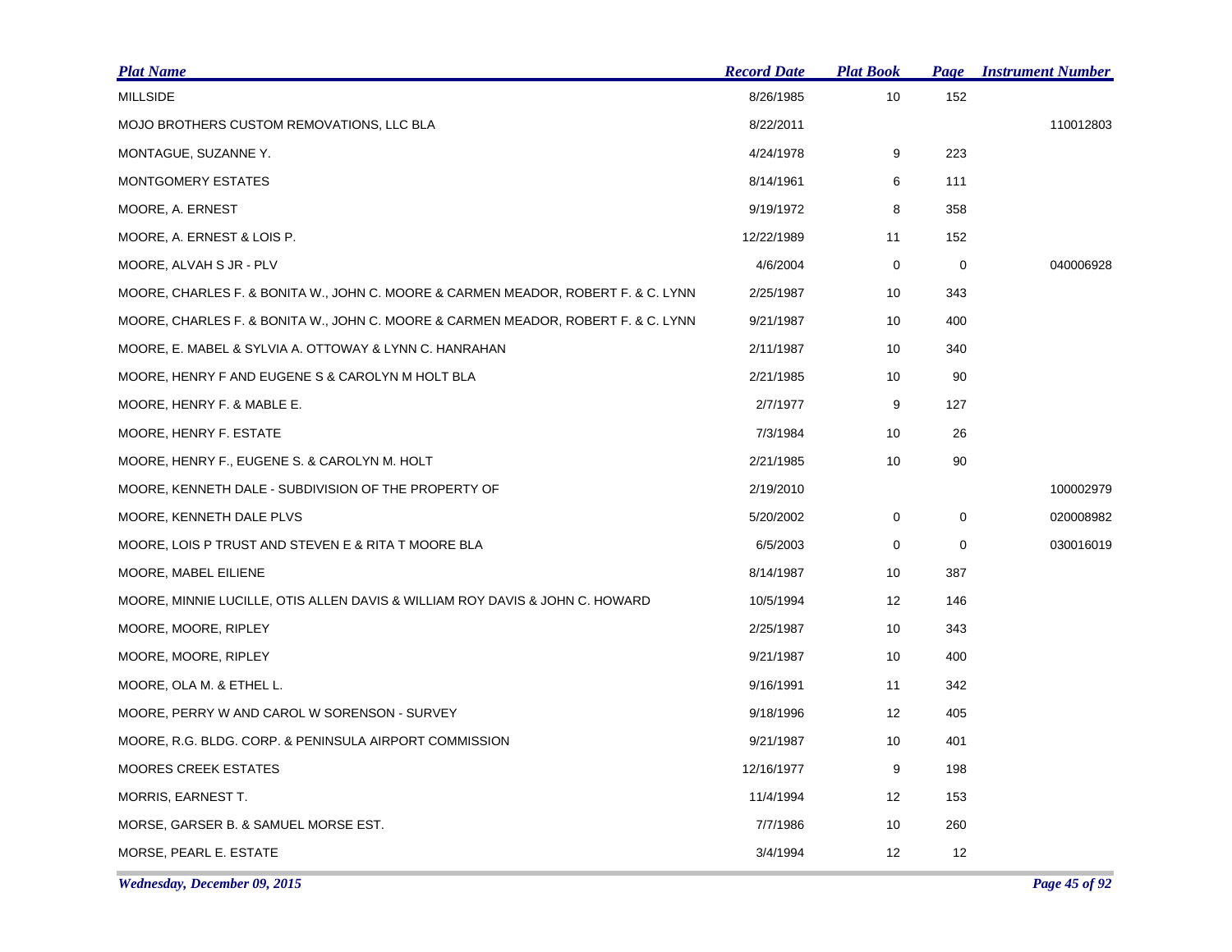| Plat Name | Record Date | Plat Book | Page | Instrument Number |
|---|---|---|---|---|
| MILLSIDE | 8/26/1985 | 10 | 152 | |
| MOJO BROTHERS CUSTOM REMOVATIONS, LLC BLA | 8/22/2011 | | | 110012803 |
| MONTAGUE, SUZANNE Y. | 4/24/1978 | 9 | 223 | |
| MONTGOMERY ESTATES | 8/14/1961 | 6 | 111 | |
| MOORE, A. ERNEST | 9/19/1972 | 8 | 358 | |
| MOORE, A. ERNEST & LOIS P. | 12/22/1989 | 11 | 152 | |
| MOORE, ALVAH S JR - PLV | 4/6/2004 | 0 | 0 | 040006928 |
| MOORE, CHARLES F. & BONITA W., JOHN C. MOORE & CARMEN MEADOR, ROBERT F. & C. LYNN | 2/25/1987 | 10 | 343 | |
| MOORE, CHARLES F. & BONITA W., JOHN C. MOORE & CARMEN MEADOR, ROBERT F. & C. LYNN | 9/21/1987 | 10 | 400 | |
| MOORE, E. MABEL & SYLVIA A. OTTOWAY & LYNN C. HANRAHAN | 2/11/1987 | 10 | 340 | |
| MOORE, HENRY F AND EUGENE S & CAROLYN M HOLT BLA | 2/21/1985 | 10 | 90 | |
| MOORE, HENRY F. & MABLE E. | 2/7/1977 | 9 | 127 | |
| MOORE, HENRY F. ESTATE | 7/3/1984 | 10 | 26 | |
| MOORE, HENRY F., EUGENE S. & CAROLYN M. HOLT | 2/21/1985 | 10 | 90 | |
| MOORE, KENNETH DALE - SUBDIVISION OF THE PROPERTY OF | 2/19/2010 | | | 100002979 |
| MOORE, KENNETH DALE PLVS | 5/20/2002 | 0 | 0 | 020008982 |
| MOORE, LOIS P TRUST AND STEVEN E & RITA T MOORE BLA | 6/5/2003 | 0 | 0 | 030016019 |
| MOORE, MABEL EILIENE | 8/14/1987 | 10 | 387 | |
| MOORE, MINNIE LUCILLE, OTIS ALLEN DAVIS & WILLIAM ROY DAVIS & JOHN C. HOWARD | 10/5/1994 | 12 | 146 | |
| MOORE, MOORE, RIPLEY | 2/25/1987 | 10 | 343 | |
| MOORE, MOORE, RIPLEY | 9/21/1987 | 10 | 400 | |
| MOORE, OLA M. & ETHEL L. | 9/16/1991 | 11 | 342 | |
| MOORE, PERRY W AND CAROL W SORENSON - SURVEY | 9/18/1996 | 12 | 405 | |
| MOORE, R.G. BLDG. CORP. & PENINSULA AIRPORT COMMISSION | 9/21/1987 | 10 | 401 | |
| MOORES CREEK ESTATES | 12/16/1977 | 9 | 198 | |
| MORRIS, EARNEST T. | 11/4/1994 | 12 | 153 | |
| MORSE, GARSER B. & SAMUEL MORSE EST. | 7/7/1986 | 10 | 260 | |
| MORSE, PEARL E. ESTATE | 3/4/1994 | 12 | 12 | |

*Wednesday, December 09, 2015*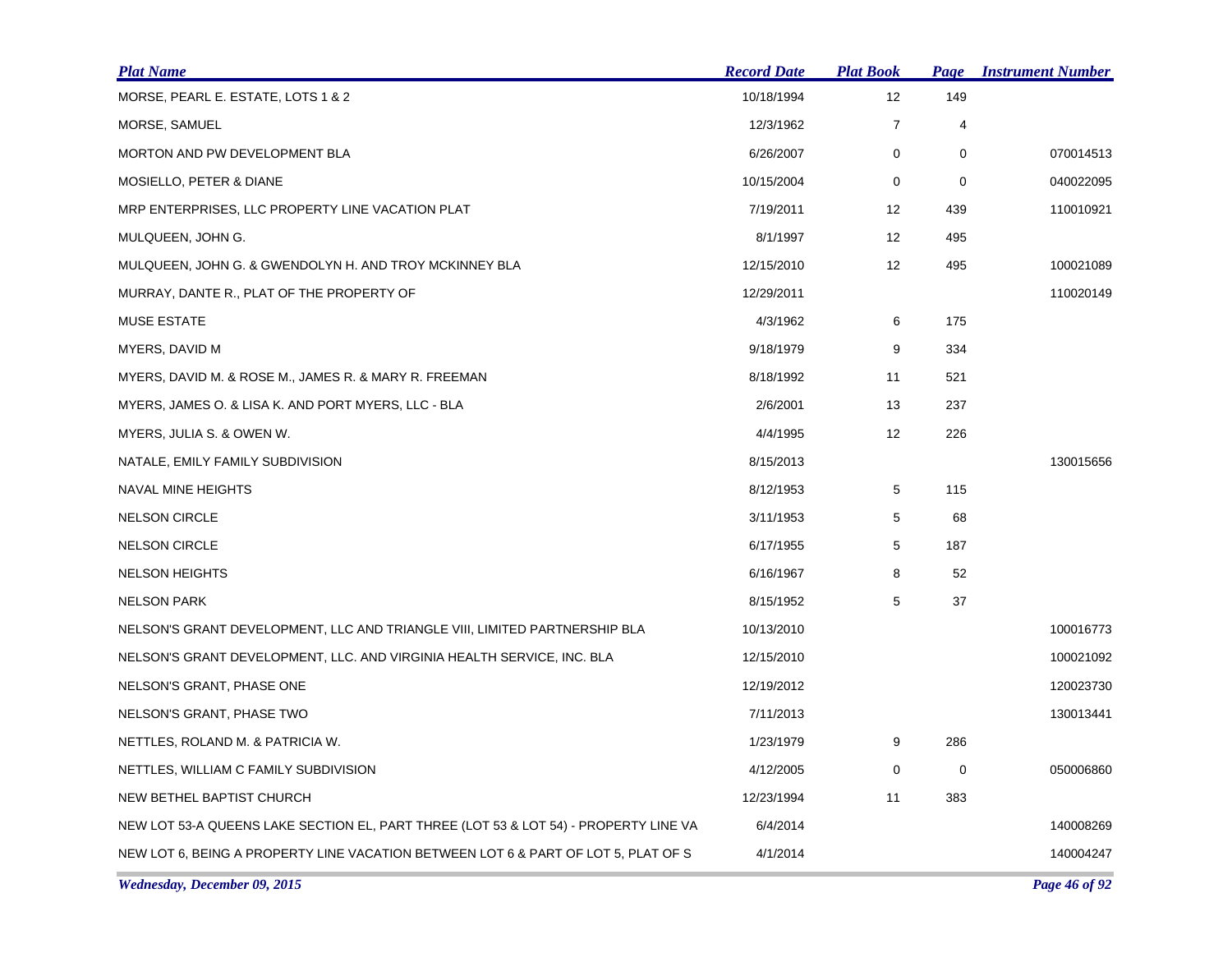| Plat Name | Record Date | Plat Book | Page | Instrument Number |
|---|---|---|---|---|
| MORSE, PEARL E. ESTATE, LOTS 1 & 2 | 10/18/1994 | 12 | 149 | |
| MORSE, SAMUEL | 12/3/1962 | 7 | 4 | |
| MORTON AND PW DEVELOPMENT BLA | 6/26/2007 | 0 | 0 | 070014513 |
| MOSIELLO, PETER & DIANE | 10/15/2004 | 0 | 0 | 040022095 |
| MRP ENTERPRISES, LLC PROPERTY LINE VACATION PLAT | 7/19/2011 | 12 | 439 | 110010921 |
| MULQUEEN, JOHN G. | 8/1/1997 | 12 | 495 | |
| MULQUEEN, JOHN G. & GWENDOLYN H. AND TROY MCKINNEY BLA | 12/15/2010 | 12 | 495 | 100021089 |
| MURRAY, DANTE R., PLAT OF THE PROPERTY OF | 12/29/2011 | | | 110020149 |
| MUSE ESTATE | 4/3/1962 | 6 | 175 | |
| MYERS, DAVID M | 9/18/1979 | 9 | 334 | |
| MYERS, DAVID M. & ROSE M., JAMES R. & MARY R. FREEMAN | 8/18/1992 | 11 | 521 | |
| MYERS, JAMES O. & LISA K. AND PORT MYERS, LLC - BLA | 2/6/2001 | 13 | 237 | |
| MYERS, JULIA S. & OWEN W. | 4/4/1995 | 12 | 226 | |
| NATALE, EMILY FAMILY SUBDIVISION | 8/15/2013 | | | 130015656 |
| NAVAL MINE HEIGHTS | 8/12/1953 | 5 | 115 | |
| NELSON CIRCLE | 3/11/1953 | 5 | 68 | |
| NELSON CIRCLE | 6/17/1955 | 5 | 187 | |
| NELSON HEIGHTS | 6/16/1967 | 8 | 52 | |
| NELSON PARK | 8/15/1952 | 5 | 37 | |
| NELSON'S GRANT DEVELOPMENT, LLC AND TRIANGLE VIII, LIMITED PARTNERSHIP BLA | 10/13/2010 | | | 100016773 |
| NELSON'S GRANT DEVELOPMENT, LLC. AND VIRGINIA HEALTH SERVICE, INC. BLA | 12/15/2010 | | | 100021092 |
| NELSON'S GRANT, PHASE ONE | 12/19/2012 | | | 120023730 |
| NELSON'S GRANT, PHASE TWO | 7/11/2013 | | | 130013441 |
| NETTLES, ROLAND M. & PATRICIA W. | 1/23/1979 | 9 | 286 | |
| NETTLES, WILLIAM C FAMILY SUBDIVISION | 4/12/2005 | 0 | 0 | 050006860 |
| NEW BETHEL BAPTIST CHURCH | 12/23/1994 | 11 | 383 | |
| NEW LOT 53-A QUEENS LAKE SECTION EL, PART THREE (LOT 53 & LOT 54) - PROPERTY LINE VA | 6/4/2014 | | | 140008269 |
| NEW LOT 6, BEING A PROPERTY LINE VACATION BETWEEN LOT 6 & PART OF LOT 5, PLAT OF S | 4/1/2014 | | | 140004247 |

*Wednesday, December 09, 2015*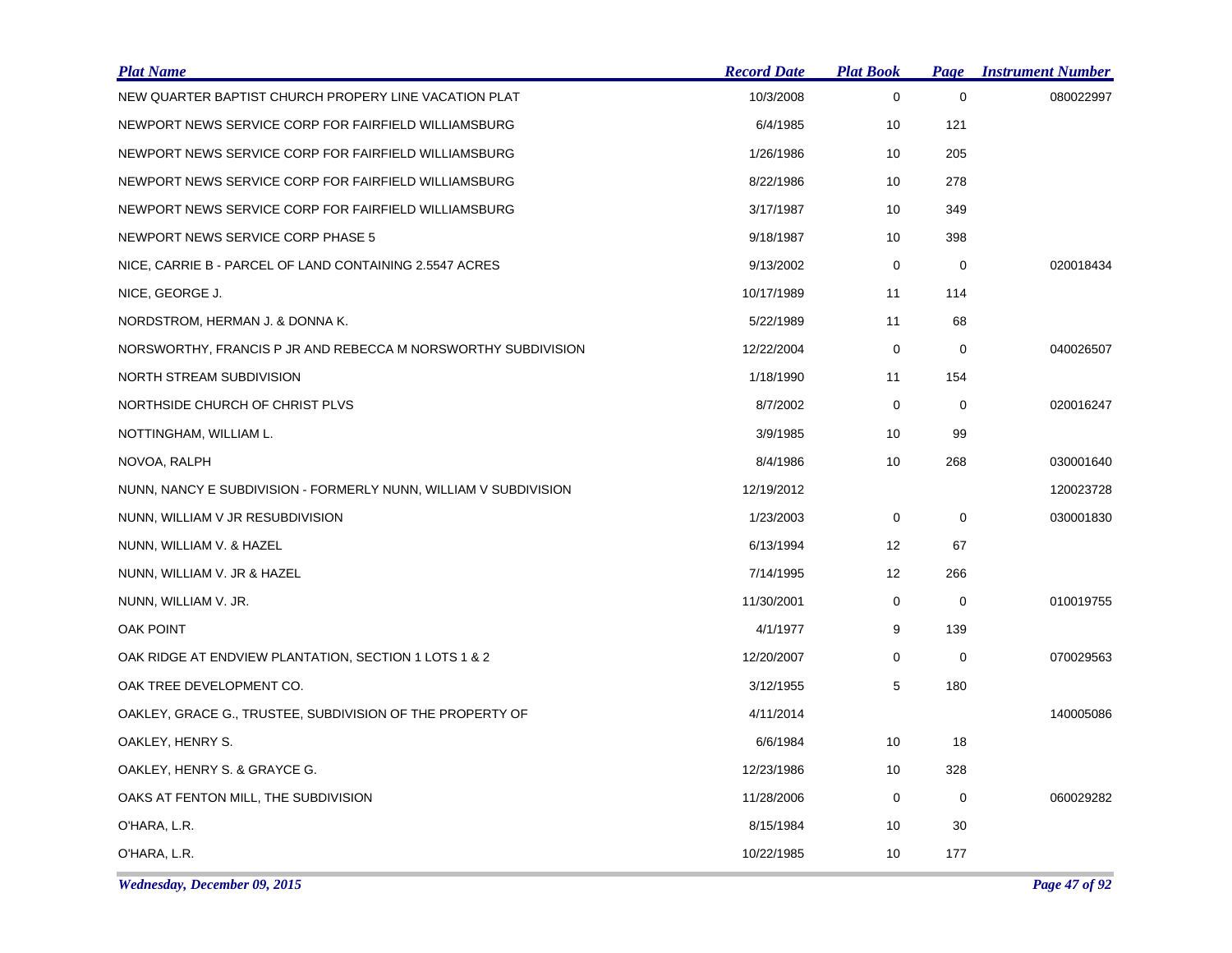| Plat Name | Record Date | Plat Book | Page | Instrument Number |
|---|---|---|---|---|
| NEW QUARTER BAPTIST CHURCH PROPERY LINE VACATION PLAT | 10/3/2008 | 0 | 0 | 080022997 |
| NEWPORT NEWS SERVICE CORP FOR FAIRFIELD WILLIAMSBURG | 6/4/1985 | 10 | 121 | |
| NEWPORT NEWS SERVICE CORP FOR FAIRFIELD WILLIAMSBURG | 1/26/1986 | 10 | 205 | |
| NEWPORT NEWS SERVICE CORP FOR FAIRFIELD WILLIAMSBURG | 8/22/1986 | 10 | 278 | |
| NEWPORT NEWS SERVICE CORP FOR FAIRFIELD WILLIAMSBURG | 3/17/1987 | 10 | 349 | |
| NEWPORT NEWS SERVICE CORP PHASE 5 | 9/18/1987 | 10 | 398 | |
| NICE, CARRIE B - PARCEL OF LAND CONTAINING 2.5547 ACRES | 9/13/2002 | 0 | 0 | 020018434 |
| NICE, GEORGE J. | 10/17/1989 | 11 | 114 | |
| NORDSTROM, HERMAN J. & DONNA K. | 5/22/1989 | 11 | 68 | |
| NORSWORTHY, FRANCIS P JR AND REBECCA M NORSWORTHY SUBDIVISION | 12/22/2004 | 0 | 0 | 040026507 |
| NORTH STREAM SUBDIVISION | 1/18/1990 | 11 | 154 | |
| NORTHSIDE CHURCH OF CHRIST PLVS | 8/7/2002 | 0 | 0 | 020016247 |
| NOTTINGHAM, WILLIAM L. | 3/9/1985 | 10 | 99 | |
| NOVOA, RALPH | 8/4/1986 | 10 | 268 | 030001640 |
| NUNN, NANCY E SUBDIVISION - FORMERLY NUNN, WILLIAM V SUBDIVISION | 12/19/2012 | | | 120023728 |
| NUNN, WILLIAM V JR RESUBDIVISION | 1/23/2003 | 0 | 0 | 030001830 |
| NUNN, WILLIAM V. & HAZEL | 6/13/1994 | 12 | 67 | |
| NUNN, WILLIAM V. JR & HAZEL | 7/14/1995 | 12 | 266 | |
| NUNN, WILLIAM V. JR. | 11/30/2001 | 0 | 0 | 010019755 |
| OAK POINT | 4/1/1977 | 9 | 139 | |
| OAK RIDGE AT ENDVIEW PLANTATION, SECTION 1 LOTS 1 & 2 | 12/20/2007 | 0 | 0 | 070029563 |
| OAK TREE DEVELOPMENT CO. | 3/12/1955 | 5 | 180 | |
| OAKLEY, GRACE G., TRUSTEE, SUBDIVISION OF THE PROPERTY OF | 4/11/2014 | | | 140005086 |
| OAKLEY, HENRY S. | 6/6/1984 | 10 | 18 | |
| OAKLEY, HENRY S. & GRAYCE G. | 12/23/1986 | 10 | 328 | |
| OAKS AT FENTON MILL, THE SUBDIVISION | 11/28/2006 | 0 | 0 | 060029282 |
| O'HARA, L.R. | 8/15/1984 | 10 | 30 | |
| O'HARA, L.R. | 10/22/1985 | 10 | 177 | |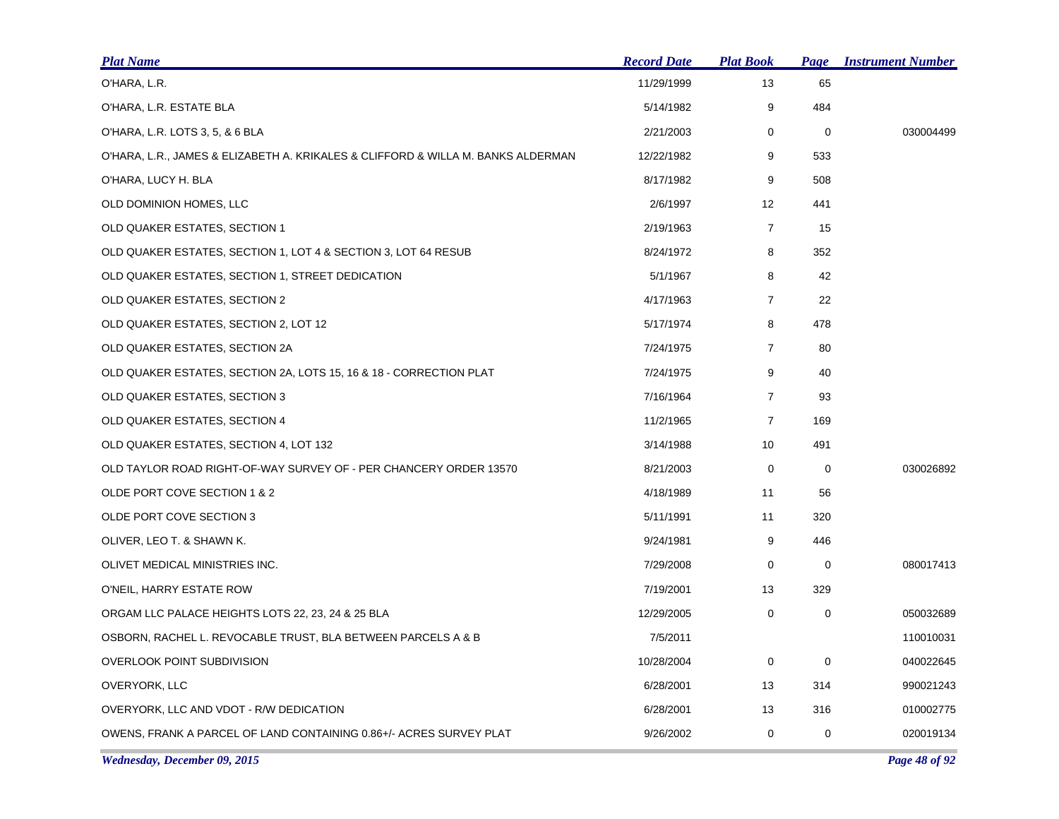| Plat Name | Record Date | Plat Book | Page | Instrument Number |
|---|---|---|---|---|
| O'HARA, L.R. | 11/29/1999 | 13 | 65 | |
| O'HARA, L.R. ESTATE BLA | 5/14/1982 | 9 | 484 | |
| O'HARA, L.R. LOTS 3, 5, & 6 BLA | 2/21/2003 | 0 | 0 | 030004499 |
| O'HARA, L.R., JAMES & ELIZABETH A. KRIKALES & CLIFFORD & WILLA M. BANKS ALDERMAN | 12/22/1982 | 9 | 533 | |
| O'HARA, LUCY H. BLA | 8/17/1982 | 9 | 508 | |
| OLD DOMINION HOMES, LLC | 2/6/1997 | 12 | 441 | |
| OLD QUAKER ESTATES, SECTION 1 | 2/19/1963 | 7 | 15 | |
| OLD QUAKER ESTATES, SECTION 1, LOT 4 & SECTION 3, LOT 64 RESUB | 8/24/1972 | 8 | 352 | |
| OLD QUAKER ESTATES, SECTION 1, STREET DEDICATION | 5/1/1967 | 8 | 42 | |
| OLD QUAKER ESTATES, SECTION 2 | 4/17/1963 | 7 | 22 | |
| OLD QUAKER ESTATES, SECTION 2, LOT 12 | 5/17/1974 | 8 | 478 | |
| OLD QUAKER ESTATES, SECTION 2A | 7/24/1975 | 7 | 80 | |
| OLD QUAKER ESTATES, SECTION 2A, LOTS 15, 16 & 18 - CORRECTION PLAT | 7/24/1975 | 9 | 40 | |
| OLD QUAKER ESTATES, SECTION 3 | 7/16/1964 | 7 | 93 | |
| OLD QUAKER ESTATES, SECTION 4 | 11/2/1965 | 7 | 169 | |
| OLD QUAKER ESTATES, SECTION 4, LOT 132 | 3/14/1988 | 10 | 491 | |
| OLD TAYLOR ROAD RIGHT-OF-WAY SURVEY OF - PER CHANCERY ORDER 13570 | 8/21/2003 | 0 | 0 | 030026892 |
| OLDE PORT COVE SECTION 1 & 2 | 4/18/1989 | 11 | 56 | |
| OLDE PORT COVE SECTION 3 | 5/11/1991 | 11 | 320 | |
| OLIVER, LEO T. & SHAWN K. | 9/24/1981 | 9 | 446 | |
| OLIVET MEDICAL MINISTRIES INC. | 7/29/2008 | 0 | 0 | 080017413 |
| O'NEIL, HARRY ESTATE ROW | 7/19/2001 | 13 | 329 | |
| ORGAM LLC PALACE HEIGHTS LOTS 22, 23, 24 & 25 BLA | 12/29/2005 | 0 | 0 | 050032689 |
| OSBORN, RACHEL L. REVOCABLE TRUST, BLA BETWEEN PARCELS A & B | 7/5/2011 | | | 110010031 |
| OVERLOOK POINT SUBDIVISION | 10/28/2004 | 0 | 0 | 040022645 |
| OVERYORK, LLC | 6/28/2001 | 13 | 314 | 990021243 |
| OVERYORK, LLC AND VDOT - R/W DEDICATION | 6/28/2001 | 13 | 316 | 010002775 |
| OWENS, FRANK A PARCEL OF LAND CONTAINING 0.86+/- ACRES SURVEY PLAT | 9/26/2002 | 0 | 0 | 020019134 |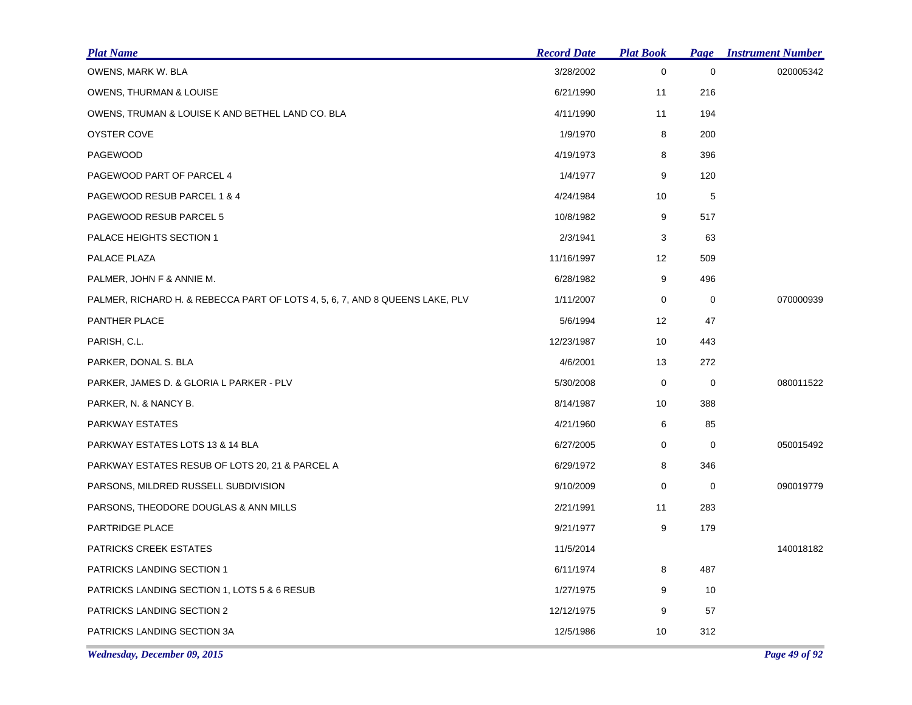| Plat Name | Record Date | Plat Book | Page | Instrument Number |
|---|---|---|---|---|
| OWENS, MARK W. BLA | 3/28/2002 | 0 | 0 | 020005342 |
| OWENS, THURMAN & LOUISE | 6/21/1990 | 11 | 216 | |
| OWENS, TRUMAN & LOUISE K AND BETHEL LAND CO. BLA | 4/11/1990 | 11 | 194 | |
| OYSTER COVE | 1/9/1970 | 8 | 200 | |
| PAGEWOOD | 4/19/1973 | 8 | 396 | |
| PAGEWOOD PART OF PARCEL 4 | 1/4/1977 | 9 | 120 | |
| PAGEWOOD RESUB PARCEL 1 & 4 | 4/24/1984 | 10 | 5 | |
| PAGEWOOD RESUB PARCEL 5 | 10/8/1982 | 9 | 517 | |
| PALACE HEIGHTS SECTION 1 | 2/3/1941 | 3 | 63 | |
| PALACE PLAZA | 11/16/1997 | 12 | 509 | |
| PALMER, JOHN F & ANNIE M. | 6/28/1982 | 9 | 496 | |
| PALMER, RICHARD H. & REBECCA PART OF LOTS 4, 5, 6, 7, AND 8 QUEENS LAKE, PLV | 1/11/2007 | 0 | 0 | 070000939 |
| PANTHER PLACE | 5/6/1994 | 12 | 47 | |
| PARISH, C.L. | 12/23/1987 | 10 | 443 | |
| PARKER, DONAL S. BLA | 4/6/2001 | 13 | 272 | |
| PARKER, JAMES D. & GLORIA L PARKER - PLV | 5/30/2008 | 0 | 0 | 080011522 |
| PARKER, N. & NANCY B. | 8/14/1987 | 10 | 388 | |
| PARKWAY ESTATES | 4/21/1960 | 6 | 85 | |
| PARKWAY ESTATES LOTS 13 & 14 BLA | 6/27/2005 | 0 | 0 | 050015492 |
| PARKWAY ESTATES RESUB OF LOTS 20, 21 & PARCEL A | 6/29/1972 | 8 | 346 | |
| PARSONS, MILDRED RUSSELL SUBDIVISION | 9/10/2009 | 0 | 0 | 090019779 |
| PARSONS, THEODORE DOUGLAS & ANN MILLS | 2/21/1991 | 11 | 283 | |
| PARTRIDGE PLACE | 9/21/1977 | 9 | 179 | |
| PATRICKS CREEK ESTATES | 11/5/2014 | | | 140018182 |
| PATRICKS LANDING SECTION 1 | 6/11/1974 | 8 | 487 | |
| PATRICKS LANDING SECTION 1, LOTS 5 & 6 RESUB | 1/27/1975 | 9 | 10 | |
| PATRICKS LANDING SECTION 2 | 12/12/1975 | 9 | 57 | |
| PATRICKS LANDING SECTION 3A | 12/5/1986 | 10 | 312 | |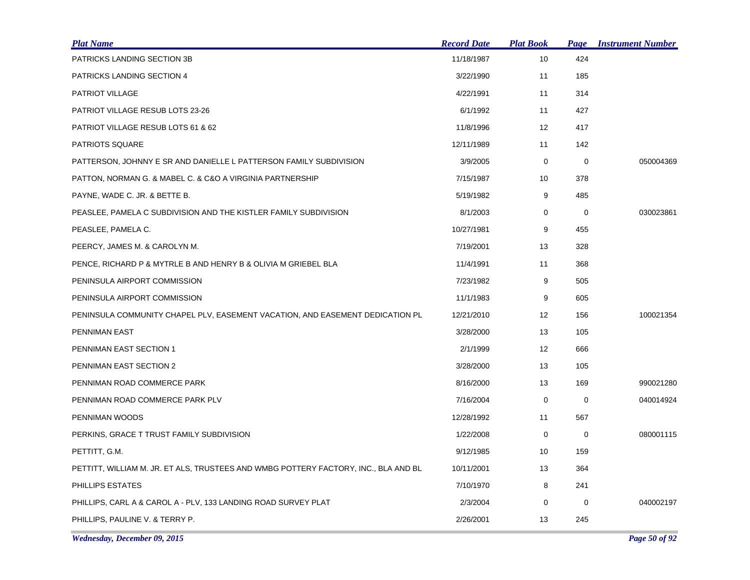| Plat Name | Record Date | Plat Book | Page | Instrument Number |
|---|---|---|---|---|
| PATRICKS LANDING SECTION 3B | 11/18/1987 | 10 | 424 | |
| PATRICKS LANDING SECTION 4 | 3/22/1990 | 11 | 185 | |
| PATRIOT VILLAGE | 4/22/1991 | 11 | 314 | |
| PATRIOT VILLAGE RESUB LOTS 23-26 | 6/1/1992 | 11 | 427 | |
| PATRIOT VILLAGE RESUB LOTS 61 & 62 | 11/8/1996 | 12 | 417 | |
| PATRIOTS SQUARE | 12/11/1989 | 11 | 142 | |
| PATTERSON, JOHNNY E SR AND DANIELLE L PATTERSON FAMILY SUBDIVISION | 3/9/2005 | 0 | 0 | 050004369 |
| PATTON, NORMAN G. & MABEL C. & C&O A VIRGINIA PARTNERSHIP | 7/15/1987 | 10 | 378 | |
| PAYNE, WADE C. JR. & BETTE B. | 5/19/1982 | 9 | 485 | |
| PEASLEE, PAMELA C SUBDIVISION AND THE KISTLER FAMILY SUBDIVISION | 8/1/2003 | 0 | 0 | 030023861 |
| PEASLEE, PAMELA C. | 10/27/1981 | 9 | 455 | |
| PEERCY, JAMES M. & CAROLYN M. | 7/19/2001 | 13 | 328 | |
| PENCE, RICHARD P & MYTRLE B AND HENRY B & OLIVIA M GRIEBEL BLA | 11/4/1991 | 11 | 368 | |
| PENINSULA AIRPORT COMMISSION | 7/23/1982 | 9 | 505 | |
| PENINSULA AIRPORT COMMISSION | 11/1/1983 | 9 | 605 | |
| PENINSULA COMMUNITY CHAPEL PLV, EASEMENT VACATION, AND EASEMENT DEDICATION PL | 12/21/2010 | 12 | 156 | 100021354 |
| PENNIMAN EAST | 3/28/2000 | 13 | 105 | |
| PENNIMAN EAST SECTION 1 | 2/1/1999 | 12 | 666 | |
| PENNIMAN EAST SECTION 2 | 3/28/2000 | 13 | 105 | |
| PENNIMAN ROAD COMMERCE PARK | 8/16/2000 | 13 | 169 | 990021280 |
| PENNIMAN ROAD COMMERCE PARK PLV | 7/16/2004 | 0 | 0 | 040014924 |
| PENNIMAN WOODS | 12/28/1992 | 11 | 567 | |
| PERKINS, GRACE T TRUST FAMILY SUBDIVISION | 1/22/2008 | 0 | 0 | 080001115 |
| PETTITT, G.M. | 9/12/1985 | 10 | 159 | |
| PETTITT, WILLIAM M. JR. ET ALS, TRUSTEES AND WMBG POTTERY FACTORY, INC., BLA AND BL | 10/11/2001 | 13 | 364 | |
| PHILLIPS ESTATES | 7/10/1970 | 8 | 241 | |
| PHILLIPS, CARL A & CAROL A - PLV, 133 LANDING ROAD SURVEY PLAT | 2/3/2004 | 0 | 0 | 040002197 |
| PHILLIPS, PAULINE V. & TERRY P. | 2/26/2001 | 13 | 245 | |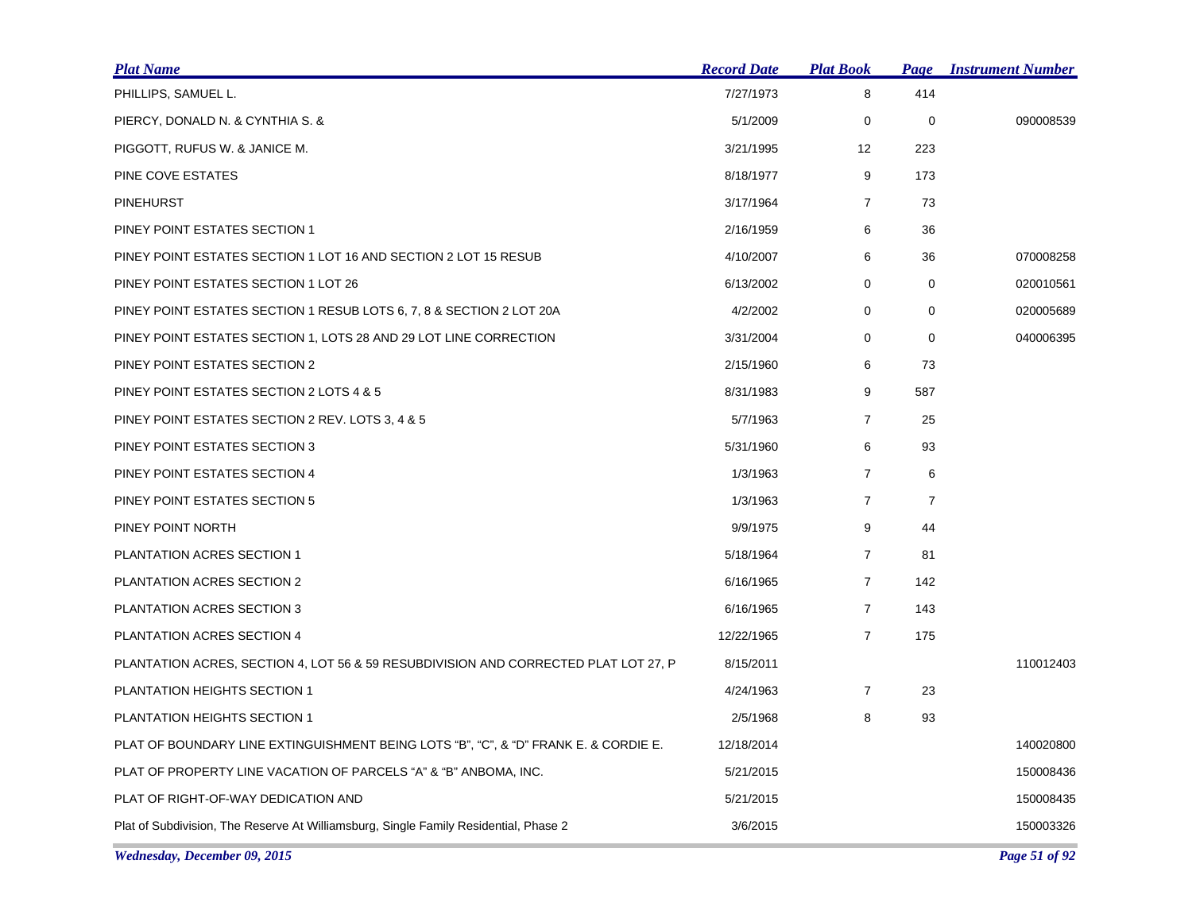| Plat Name | Record Date | Plat Book | Page | Instrument Number |
|---|---|---|---|---|
| PHILLIPS, SAMUEL L. | 7/27/1973 | 8 | 414 | |
| PIERCY, DONALD N. & CYNTHIA S. & | 5/1/2009 | 0 | 0 | 090008539 |
| PIGGOTT, RUFUS W. & JANICE M. | 3/21/1995 | 12 | 223 | |
| PINE COVE ESTATES | 8/18/1977 | 9 | 173 | |
| PINEHURST | 3/17/1964 | 7 | 73 | |
| PINEY POINT ESTATES SECTION 1 | 2/16/1959 | 6 | 36 | |
| PINEY POINT ESTATES SECTION 1 LOT 16 AND SECTION 2 LOT 15 RESUB | 4/10/2007 | 6 | 36 | 070008258 |
| PINEY POINT ESTATES SECTION 1 LOT 26 | 6/13/2002 | 0 | 0 | 020010561 |
| PINEY POINT ESTATES SECTION 1 RESUB LOTS 6, 7, 8 & SECTION 2 LOT 20A | 4/2/2002 | 0 | 0 | 020005689 |
| PINEY POINT ESTATES SECTION 1, LOTS 28 AND 29 LOT LINE CORRECTION | 3/31/2004 | 0 | 0 | 040006395 |
| PINEY POINT ESTATES SECTION 2 | 2/15/1960 | 6 | 73 | |
| PINEY POINT ESTATES SECTION 2 LOTS 4 & 5 | 8/31/1983 | 9 | 587 | |
| PINEY POINT ESTATES SECTION 2 REV. LOTS 3, 4 & 5 | 5/7/1963 | 7 | 25 | |
| PINEY POINT ESTATES SECTION 3 | 5/31/1960 | 6 | 93 | |
| PINEY POINT ESTATES SECTION 4 | 1/3/1963 | 7 | 6 | |
| PINEY POINT ESTATES SECTION 5 | 1/3/1963 | 7 | 7 | |
| PINEY POINT NORTH | 9/9/1975 | 9 | 44 | |
| PLANTATION ACRES SECTION 1 | 5/18/1964 | 7 | 81 | |
| PLANTATION ACRES SECTION 2 | 6/16/1965 | 7 | 142 | |
| PLANTATION ACRES SECTION 3 | 6/16/1965 | 7 | 143 | |
| PLANTATION ACRES SECTION 4 | 12/22/1965 | 7 | 175 | |
| PLANTATION ACRES, SECTION 4, LOT 56 & 59 RESUBDIVISION AND CORRECTED PLAT LOT 27, P | 8/15/2011 | | | 110012403 |
| PLANTATION HEIGHTS SECTION 1 | 4/24/1963 | 7 | 23 | |
| PLANTATION HEIGHTS SECTION 1 | 2/5/1968 | 8 | 93 | |
| PLAT OF BOUNDARY LINE EXTINGUISHMENT BEING LOTS "B", "C", & "D" FRANK E. & CORDIE E. | 12/18/2014 | | | 140020800 |
| PLAT OF PROPERTY LINE VACATION OF PARCELS "A" & "B" ANBOMA, INC. | 5/21/2015 | | | 150008436 |
| PLAT OF RIGHT-OF-WAY DEDICATION AND | 5/21/2015 | | | 150008435 |
| Plat of Subdivision, The Reserve At Williamsburg, Single Family Residential, Phase 2 | 3/6/2015 | | | 150003326 |

*Wednesday, December 09, 2015*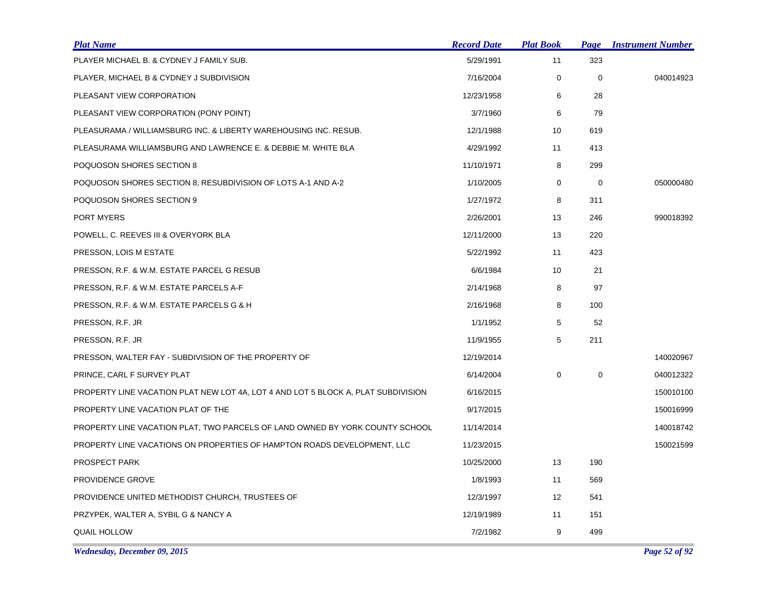| Plat Name | Record Date | Plat Book | Page | Instrument Number |
|---|---|---|---|---|
| PLAYER MICHAEL B. & CYDNEY J FAMILY SUB. | 5/29/1991 | 11 | 323 | |
| PLAYER, MICHAEL B & CYDNEY J SUBDIVISION | 7/16/2004 | 0 | 0 | 040014923 |
| PLEASANT VIEW CORPORATION | 12/23/1958 | 6 | 28 | |
| PLEASANT VIEW CORPORATION (PONY POINT) | 3/7/1960 | 6 | 79 | |
| PLEASURAMA / WILLIAMSBURG INC. & LIBERTY WAREHOUSING INC. RESUB. | 12/1/1988 | 10 | 619 | |
| PLEASURAMA WILLIAMSBURG AND LAWRENCE E. & DEBBIE M. WHITE BLA | 4/29/1992 | 11 | 413 | |
| POQUOSON SHORES SECTION 8 | 11/10/1971 | 8 | 299 | |
| POQUOSON SHORES SECTION 8, RESUBDIVISION OF LOTS A-1 AND A-2 | 1/10/2005 | 0 | 0 | 050000480 |
| POQUOSON SHORES SECTION 9 | 1/27/1972 | 8 | 311 | |
| PORT MYERS | 2/26/2001 | 13 | 246 | 990018392 |
| POWELL, C. REEVES III & OVERYORK BLA | 12/11/2000 | 13 | 220 | |
| PRESSON, LOIS M ESTATE | 5/22/1992 | 11 | 423 | |
| PRESSON, R.F. & W.M. ESTATE PARCEL G RESUB | 6/6/1984 | 10 | 21 | |
| PRESSON, R.F. & W.M. ESTATE PARCELS A-F | 2/14/1968 | 8 | 97 | |
| PRESSON, R.F. & W.M. ESTATE PARCELS G & H | 2/16/1968 | 8 | 100 | |
| PRESSON, R.F. JR | 1/1/1952 | 5 | 52 | |
| PRESSON, R.F. JR | 11/9/1955 | 5 | 211 | |
| PRESSON, WALTER FAY - SUBDIVISION OF THE PROPERTY OF | 12/19/2014 | | | 140020967 |
| PRINCE, CARL F SURVEY PLAT | 6/14/2004 | 0 | 0 | 040012322 |
| PROPERTY LINE VACATION PLAT NEW LOT 4A, LOT 4 AND LOT 5 BLOCK A, PLAT SUBDIVISION | 6/16/2015 | | | 150010100 |
| PROPERTY LINE VACATION PLAT OF THE | 9/17/2015 | | | 150016999 |
| PROPERTY LINE VACATION PLAT, TWO PARCELS OF LAND OWNED BY YORK COUNTY SCHOOL | 11/14/2014 | | | 140018742 |
| PROPERTY LINE VACATIONS ON PROPERTIES OF HAMPTON ROADS DEVELOPMENT, LLC | 11/23/2015 | | | 150021599 |
| PROSPECT PARK | 10/25/2000 | 13 | 190 | |
| PROVIDENCE GROVE | 1/8/1993 | 11 | 569 | |
| PROVIDENCE UNITED METHODIST CHURCH, TRUSTEES OF | 12/3/1997 | 12 | 541 | |
| PRZYPEK, WALTER A, SYBIL G & NANCY A | 12/19/1989 | 11 | 151 | |
| QUAIL HOLLOW | 7/2/1982 | 9 | 499 | |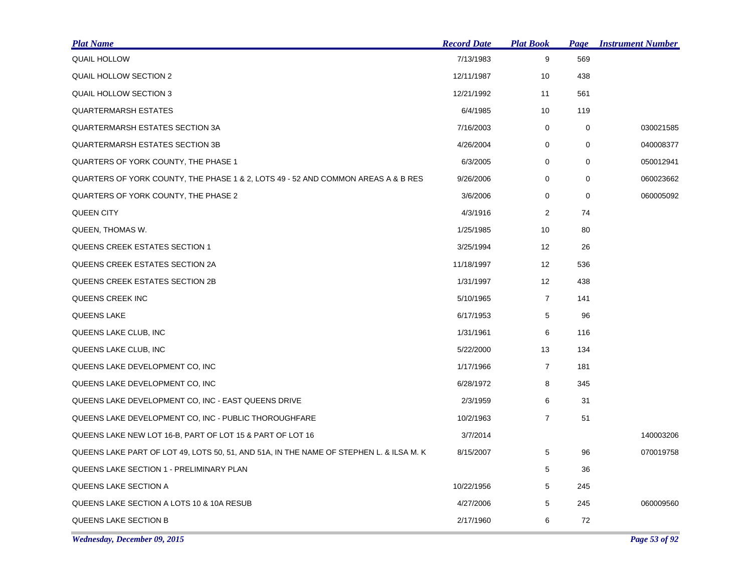| Plat Name | Record Date | Plat Book | Page | Instrument Number |
|---|---|---|---|---|
| QUAIL HOLLOW | 7/13/1983 | 9 | 569 | |
| QUAIL HOLLOW SECTION 2 | 12/11/1987 | 10 | 438 | |
| QUAIL HOLLOW SECTION 3 | 12/21/1992 | 11 | 561 | |
| QUARTERMARSH ESTATES | 6/4/1985 | 10 | 119 | |
| QUARTERMARSH ESTATES SECTION 3A | 7/16/2003 | 0 | 0 | 030021585 |
| QUARTERMARSH ESTATES SECTION 3B | 4/26/2004 | 0 | 0 | 040008377 |
| QUARTERS OF YORK COUNTY, THE PHASE 1 | 6/3/2005 | 0 | 0 | 050012941 |
| QUARTERS OF YORK COUNTY, THE PHASE 1 & 2, LOTS 49 - 52 AND COMMON AREAS A & B RES | 9/26/2006 | 0 | 0 | 060023662 |
| QUARTERS OF YORK COUNTY, THE PHASE 2 | 3/6/2006 | 0 | 0 | 060005092 |
| QUEEN CITY | 4/3/1916 | 2 | 74 | |
| QUEEN, THOMAS W. | 1/25/1985 | 10 | 80 | |
| QUEENS CREEK ESTATES SECTION 1 | 3/25/1994 | 12 | 26 | |
| QUEENS CREEK ESTATES SECTION 2A | 11/18/1997 | 12 | 536 | |
| QUEENS CREEK ESTATES SECTION 2B | 1/31/1997 | 12 | 438 | |
| QUEENS CREEK INC | 5/10/1965 | 7 | 141 | |
| QUEENS LAKE | 6/17/1953 | 5 | 96 | |
| QUEENS LAKE CLUB, INC | 1/31/1961 | 6 | 116 | |
| QUEENS LAKE CLUB, INC | 5/22/2000 | 13 | 134 | |
| QUEENS LAKE DEVELOPMENT CO, INC | 1/17/1966 | 7 | 181 | |
| QUEENS LAKE DEVELOPMENT CO, INC | 6/28/1972 | 8 | 345 | |
| QUEENS LAKE DEVELOPMENT CO, INC - EAST QUEENS DRIVE | 2/3/1959 | 6 | 31 | |
| QUEENS LAKE DEVELOPMENT CO, INC - PUBLIC THOROUGHFARE | 10/2/1963 | 7 | 51 | |
| QUEENS LAKE NEW LOT 16-B, PART OF LOT 15 & PART OF LOT 16 | 3/7/2014 | | | 140003206 |
| QUEENS LAKE PART OF LOT 49, LOTS 50, 51, AND 51A, IN THE NAME OF STEPHEN L. & ILSA M. K | 8/15/2007 | 5 | 96 | 070019758 |
| QUEENS LAKE SECTION 1 - PRELIMINARY PLAN | | 5 | 36 | |
| QUEENS LAKE SECTION A | 10/22/1956 | 5 | 245 | |
| QUEENS LAKE SECTION A LOTS 10 & 10A RESUB | 4/27/2006 | 5 | 245 | 060009560 |
| QUEENS LAKE SECTION B | 2/17/1960 | 6 | 72 | |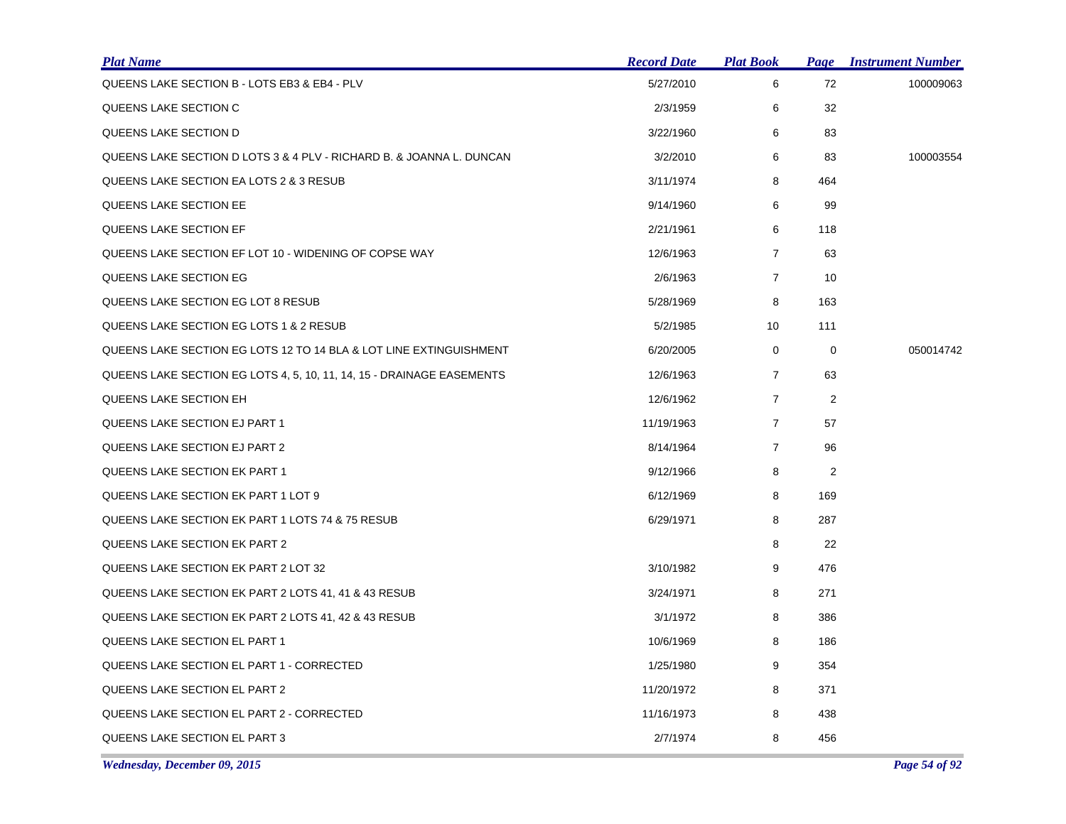| Plat Name | Record Date | Plat Book | Page | Instrument Number |
|---|---|---|---|---|
| QUEENS LAKE SECTION B - LOTS EB3 & EB4 - PLV | 5/27/2010 | 6 | 72 | 100009063 |
| QUEENS LAKE SECTION C | 2/3/1959 | 6 | 32 | |
| QUEENS LAKE SECTION D | 3/22/1960 | 6 | 83 | |
| QUEENS LAKE SECTION D LOTS 3 & 4 PLV - RICHARD B. & JOANNA L. DUNCAN | 3/2/2010 | 6 | 83 | 100003554 |
| QUEENS LAKE SECTION EA LOTS 2 & 3 RESUB | 3/11/1974 | 8 | 464 | |
| QUEENS LAKE SECTION EE | 9/14/1960 | 6 | 99 | |
| QUEENS LAKE SECTION EF | 2/21/1961 | 6 | 118 | |
| QUEENS LAKE SECTION EF LOT 10 - WIDENING OF COPSE WAY | 12/6/1963 | 7 | 63 | |
| QUEENS LAKE SECTION EG | 2/6/1963 | 7 | 10 | |
| QUEENS LAKE SECTION EG LOT 8 RESUB | 5/28/1969 | 8 | 163 | |
| QUEENS LAKE SECTION EG LOTS 1 & 2 RESUB | 5/2/1985 | 10 | 111 | |
| QUEENS LAKE SECTION EG LOTS 12 TO 14 BLA & LOT LINE EXTINGUISHMENT | 6/20/2005 | 0 | 0 | 050014742 |
| QUEENS LAKE SECTION EG LOTS 4, 5, 10, 11, 14, 15 - DRAINAGE EASEMENTS | 12/6/1963 | 7 | 63 | |
| QUEENS LAKE SECTION EH | 12/6/1962 | 7 | 2 | |
| QUEENS LAKE SECTION EJ PART 1 | 11/19/1963 | 7 | 57 | |
| QUEENS LAKE SECTION EJ PART 2 | 8/14/1964 | 7 | 96 | |
| QUEENS LAKE SECTION EK PART 1 | 9/12/1966 | 8 | 2 | |
| QUEENS LAKE SECTION EK PART 1 LOT 9 | 6/12/1969 | 8 | 169 | |
| QUEENS LAKE SECTION EK PART 1 LOTS 74 & 75 RESUB | 6/29/1971 | 8 | 287 | |
| QUEENS LAKE SECTION EK PART 2 | | 8 | 22 | |
| QUEENS LAKE SECTION EK PART 2 LOT 32 | 3/10/1982 | 9 | 476 | |
| QUEENS LAKE SECTION EK PART 2 LOTS 41, 41 & 43 RESUB | 3/24/1971 | 8 | 271 | |
| QUEENS LAKE SECTION EK PART 2 LOTS 41, 42 & 43 RESUB | 3/1/1972 | 8 | 386 | |
| QUEENS LAKE SECTION EL PART 1 | 10/6/1969 | 8 | 186 | |
| QUEENS LAKE SECTION EL PART 1 - CORRECTED | 1/25/1980 | 9 | 354 | |
| QUEENS LAKE SECTION EL PART 2 | 11/20/1972 | 8 | 371 | |
| QUEENS LAKE SECTION EL PART 2 - CORRECTED | 11/16/1973 | 8 | 438 | |
| QUEENS LAKE SECTION EL PART 3 | 2/7/1974 | 8 | 456 | |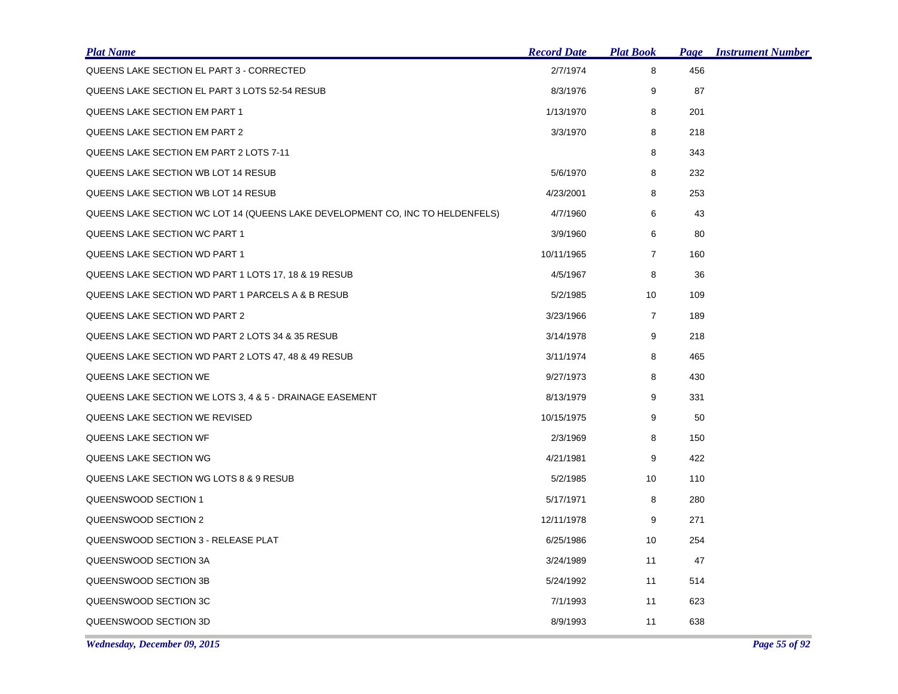| Plat Name | Record Date | Plat Book | Page | Instrument Number |
|---|---|---|---|---|
| QUEENS LAKE SECTION EL PART 3 - CORRECTED | 2/7/1974 | 8 | 456 | |
| QUEENS LAKE SECTION EL PART 3 LOTS 52-54 RESUB | 8/3/1976 | 9 | 87 | |
| QUEENS LAKE SECTION EM PART 1 | 1/13/1970 | 8 | 201 | |
| QUEENS LAKE SECTION EM PART 2 | 3/3/1970 | 8 | 218 | |
| QUEENS LAKE SECTION EM PART 2 LOTS 7-11 | | 8 | 343 | |
| QUEENS LAKE SECTION WB LOT 14 RESUB | 5/6/1970 | 8 | 232 | |
| QUEENS LAKE SECTION WB LOT 14 RESUB | 4/23/2001 | 8 | 253 | |
| QUEENS LAKE SECTION WC LOT 14 (QUEENS LAKE DEVELOPMENT CO, INC TO HELDENFELS) | 4/7/1960 | 6 | 43 | |
| QUEENS LAKE SECTION WC PART 1 | 3/9/1960 | 6 | 80 | |
| QUEENS LAKE SECTION WD PART 1 | 10/11/1965 | 7 | 160 | |
| QUEENS LAKE SECTION WD PART 1 LOTS 17, 18 & 19 RESUB | 4/5/1967 | 8 | 36 | |
| QUEENS LAKE SECTION WD PART 1 PARCELS A & B RESUB | 5/2/1985 | 10 | 109 | |
| QUEENS LAKE SECTION WD PART 2 | 3/23/1966 | 7 | 189 | |
| QUEENS LAKE SECTION WD PART 2 LOTS 34 & 35 RESUB | 3/14/1978 | 9 | 218 | |
| QUEENS LAKE SECTION WD PART 2 LOTS 47, 48 & 49 RESUB | 3/11/1974 | 8 | 465 | |
| QUEENS LAKE SECTION WE | 9/27/1973 | 8 | 430 | |
| QUEENS LAKE SECTION WE LOTS 3, 4 & 5 - DRAINAGE EASEMENT | 8/13/1979 | 9 | 331 | |
| QUEENS LAKE SECTION WE REVISED | 10/15/1975 | 9 | 50 | |
| QUEENS LAKE SECTION WF | 2/3/1969 | 8 | 150 | |
| QUEENS LAKE SECTION WG | 4/21/1981 | 9 | 422 | |
| QUEENS LAKE SECTION WG LOTS 8 & 9 RESUB | 5/2/1985 | 10 | 110 | |
| QUEENSWOOD SECTION 1 | 5/17/1971 | 8 | 280 | |
| QUEENSWOOD SECTION 2 | 12/11/1978 | 9 | 271 | |
| QUEENSWOOD SECTION 3 - RELEASE PLAT | 6/25/1986 | 10 | 254 | |
| QUEENSWOOD SECTION 3A | 3/24/1989 | 11 | 47 | |
| QUEENSWOOD SECTION 3B | 5/24/1992 | 11 | 514 | |
| QUEENSWOOD SECTION 3C | 7/1/1993 | 11 | 623 | |
| QUEENSWOOD SECTION 3D | 8/9/1993 | 11 | 638 | |

*Wednesday, December 09, 2015*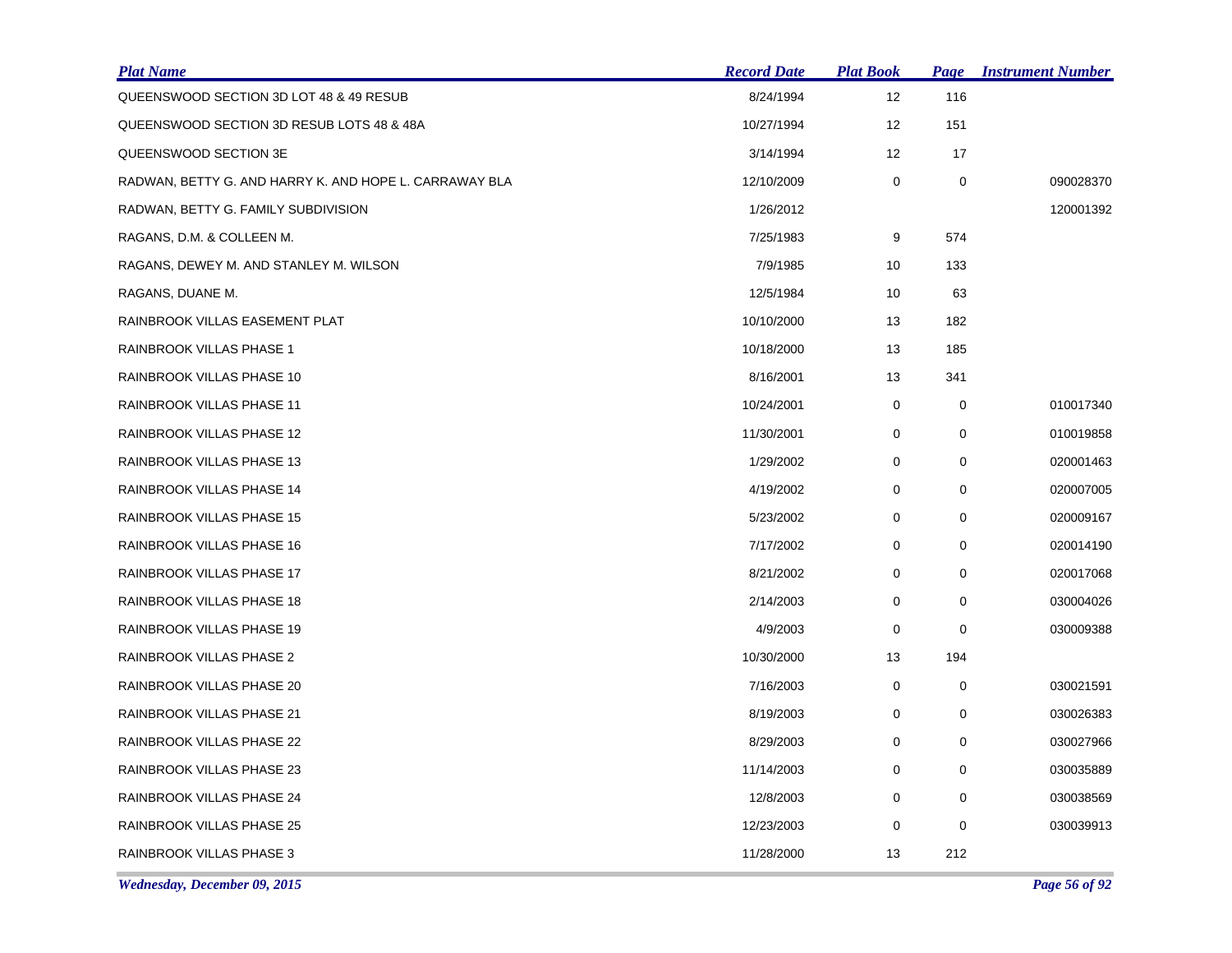| Plat Name | Record Date | Plat Book | Page | Instrument Number |
|---|---|---|---|---|
| QUEENSWOOD SECTION 3D LOT 48 & 49 RESUB | 8/24/1994 | 12 | 116 | |
| QUEENSWOOD SECTION 3D RESUB LOTS 48 & 48A | 10/27/1994 | 12 | 151 | |
| QUEENSWOOD SECTION 3E | 3/14/1994 | 12 | 17 | |
| RADWAN, BETTY G. AND HARRY K. AND HOPE L. CARRAWAY BLA | 12/10/2009 | 0 | 0 | 090028370 |
| RADWAN, BETTY G. FAMILY SUBDIVISION | 1/26/2012 | | | 120001392 |
| RAGANS, D.M. & COLLEEN M. | 7/25/1983 | 9 | 574 | |
| RAGANS, DEWEY M. AND STANLEY M. WILSON | 7/9/1985 | 10 | 133 | |
| RAGANS, DUANE M. | 12/5/1984 | 10 | 63 | |
| RAINBROOK VILLAS EASEMENT PLAT | 10/10/2000 | 13 | 182 | |
| RAINBROOK VILLAS PHASE 1 | 10/18/2000 | 13 | 185 | |
| RAINBROOK VILLAS PHASE 10 | 8/16/2001 | 13 | 341 | |
| RAINBROOK VILLAS PHASE 11 | 10/24/2001 | 0 | 0 | 010017340 |
| RAINBROOK VILLAS PHASE 12 | 11/30/2001 | 0 | 0 | 010019858 |
| RAINBROOK VILLAS PHASE 13 | 1/29/2002 | 0 | 0 | 020001463 |
| RAINBROOK VILLAS PHASE 14 | 4/19/2002 | 0 | 0 | 020007005 |
| RAINBROOK VILLAS PHASE 15 | 5/23/2002 | 0 | 0 | 020009167 |
| RAINBROOK VILLAS PHASE 16 | 7/17/2002 | 0 | 0 | 020014190 |
| RAINBROOK VILLAS PHASE 17 | 8/21/2002 | 0 | 0 | 020017068 |
| RAINBROOK VILLAS PHASE 18 | 2/14/2003 | 0 | 0 | 030004026 |
| RAINBROOK VILLAS PHASE 19 | 4/9/2003 | 0 | 0 | 030009388 |
| RAINBROOK VILLAS PHASE 2 | 10/30/2000 | 13 | 194 | |
| RAINBROOK VILLAS PHASE 20 | 7/16/2003 | 0 | 0 | 030021591 |
| RAINBROOK VILLAS PHASE 21 | 8/19/2003 | 0 | 0 | 030026383 |
| RAINBROOK VILLAS PHASE 22 | 8/29/2003 | 0 | 0 | 030027966 |
| RAINBROOK VILLAS PHASE 23 | 11/14/2003 | 0 | 0 | 030035889 |
| RAINBROOK VILLAS PHASE 24 | 12/8/2003 | 0 | 0 | 030038569 |
| RAINBROOK VILLAS PHASE 25 | 12/23/2003 | 0 | 0 | 030039913 |
| RAINBROOK VILLAS PHASE 3 | 11/28/2000 | 13 | 212 | |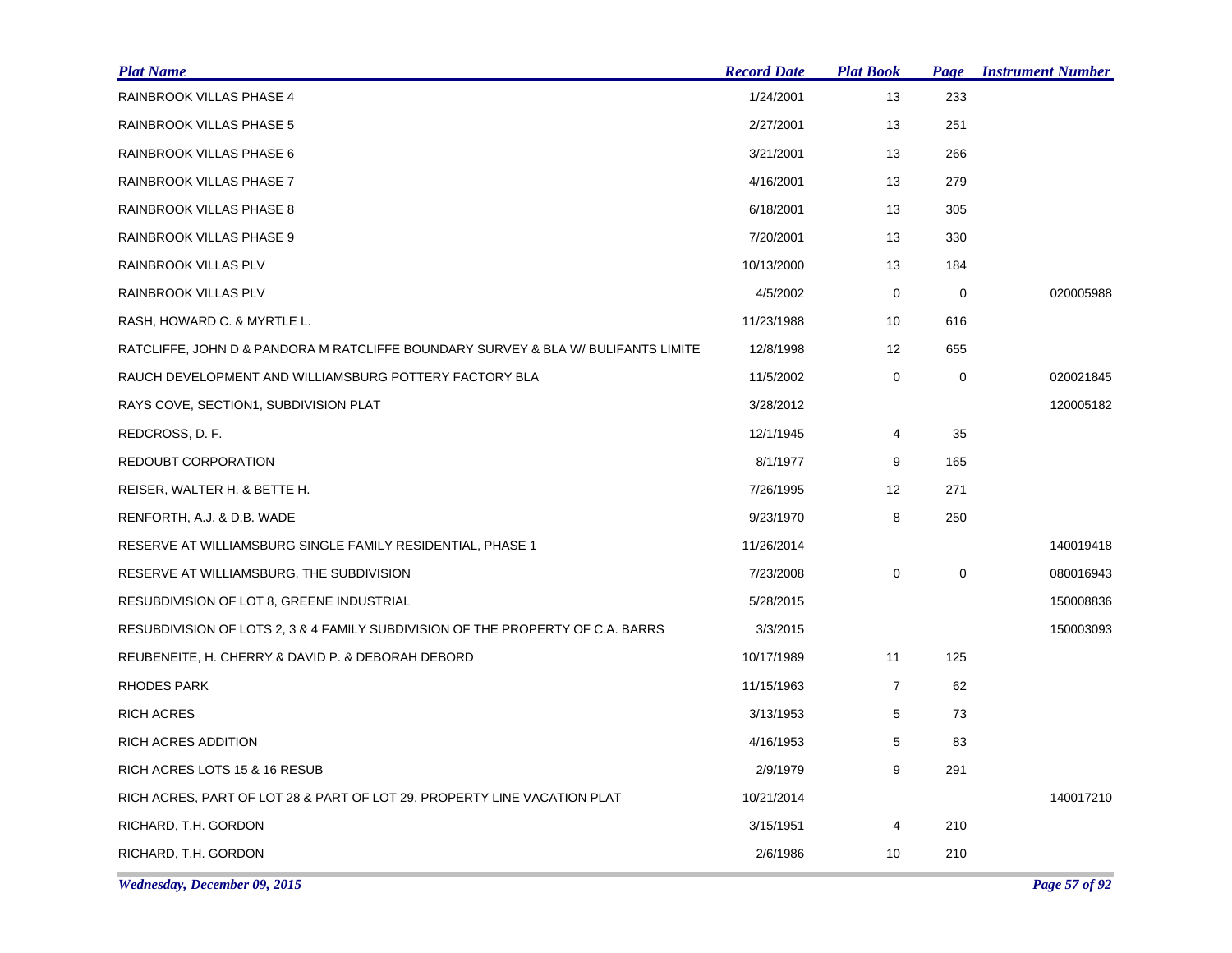| Plat Name | Record Date | Plat Book | Page | Instrument Number |
|---|---|---|---|---|
| RAINBROOK VILLAS PHASE 4 | 1/24/2001 | 13 | 233 | |
| RAINBROOK VILLAS PHASE 5 | 2/27/2001 | 13 | 251 | |
| RAINBROOK VILLAS PHASE 6 | 3/21/2001 | 13 | 266 | |
| RAINBROOK VILLAS PHASE 7 | 4/16/2001 | 13 | 279 | |
| RAINBROOK VILLAS PHASE 8 | 6/18/2001 | 13 | 305 | |
| RAINBROOK VILLAS PHASE 9 | 7/20/2001 | 13 | 330 | |
| RAINBROOK VILLAS PLV | 10/13/2000 | 13 | 184 | |
| RAINBROOK VILLAS PLV | 4/5/2002 | 0 | 0 | 020005988 |
| RASH, HOWARD C. & MYRTLE L. | 11/23/1988 | 10 | 616 | |
| RATCLIFFE, JOHN D & PANDORA M RATCLIFFE BOUNDARY SURVEY & BLA W/ BULIFANTS LIMITE | 12/8/1998 | 12 | 655 | |
| RAUCH DEVELOPMENT AND WILLIAMSBURG POTTERY FACTORY BLA | 11/5/2002 | 0 | 0 | 020021845 |
| RAYS COVE, SECTION1, SUBDIVISION PLAT | 3/28/2012 | | | 120005182 |
| REDCROSS, D. F. | 12/1/1945 | 4 | 35 | |
| REDOUBT CORPORATION | 8/1/1977 | 9 | 165 | |
| REISER, WALTER H. & BETTE H. | 7/26/1995 | 12 | 271 | |
| RENFORTH, A.J. & D.B. WADE | 9/23/1970 | 8 | 250 | |
| RESERVE AT WILLIAMSBURG SINGLE FAMILY RESIDENTIAL, PHASE 1 | 11/26/2014 | | | 140019418 |
| RESERVE AT WILLIAMSBURG, THE SUBDIVISION | 7/23/2008 | 0 | 0 | 080016943 |
| RESUBDIVISION OF LOT 8, GREENE INDUSTRIAL | 5/28/2015 | | | 150008836 |
| RESUBDIVISION OF LOTS 2, 3 & 4 FAMILY SUBDIVISION OF THE PROPERTY OF C.A. BARRS | 3/3/2015 | | | 150003093 |
| REUBENEITE, H. CHERRY & DAVID P. & DEBORAH DEBORD | 10/17/1989 | 11 | 125 | |
| RHODES PARK | 11/15/1963 | 7 | 62 | |
| RICH ACRES | 3/13/1953 | 5 | 73 | |
| RICH ACRES ADDITION | 4/16/1953 | 5 | 83 | |
| RICH ACRES LOTS 15 & 16 RESUB | 2/9/1979 | 9 | 291 | |
| RICH ACRES, PART OF LOT 28 & PART OF LOT 29, PROPERTY LINE VACATION PLAT | 10/21/2014 | | | 140017210 |
| RICHARD, T.H. GORDON | 3/15/1951 | 4 | 210 | |
| RICHARD, T.H. GORDON | 2/6/1986 | 10 | 210 | |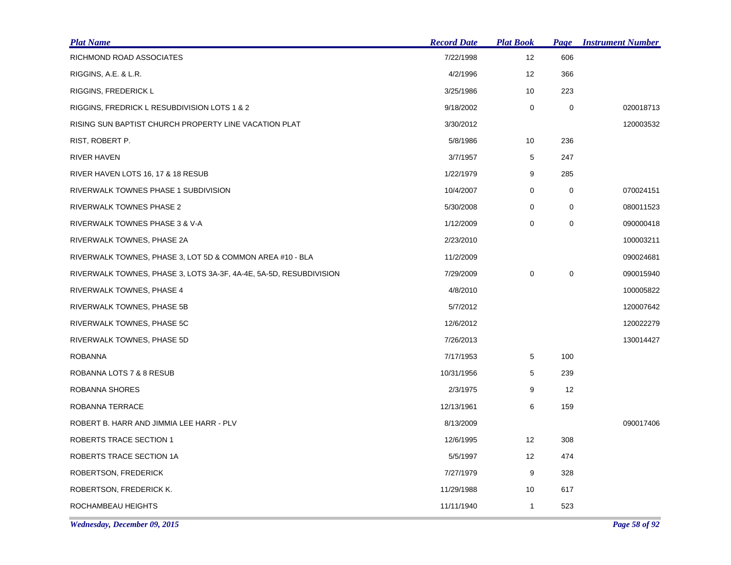| Plat Name | Record Date | Plat Book | Page | Instrument Number |
|---|---|---|---|---|
| RICHMOND ROAD ASSOCIATES | 7/22/1998 | 12 | 606 | |
| RIGGINS, A.E. & L.R. | 4/2/1996 | 12 | 366 | |
| RIGGINS, FREDERICK L | 3/25/1986 | 10 | 223 | |
| RIGGINS, FREDRICK L RESUBDIVISION LOTS 1 & 2 | 9/18/2002 | 0 | 0 | 020018713 |
| RISING SUN BAPTIST CHURCH PROPERTY LINE VACATION PLAT | 3/30/2012 | | | 120003532 |
| RIST, ROBERT P. | 5/8/1986 | 10 | 236 | |
| RIVER HAVEN | 3/7/1957 | 5 | 247 | |
| RIVER HAVEN LOTS 16, 17 & 18 RESUB | 1/22/1979 | 9 | 285 | |
| RIVERWALK TOWNES PHASE 1 SUBDIVISION | 10/4/2007 | 0 | 0 | 070024151 |
| RIVERWALK TOWNES PHASE 2 | 5/30/2008 | 0 | 0 | 080011523 |
| RIVERWALK TOWNES PHASE 3 & V-A | 1/12/2009 | 0 | 0 | 090000418 |
| RIVERWALK TOWNES, PHASE 2A | 2/23/2010 | | | 100003211 |
| RIVERWALK TOWNES, PHASE 3, LOT 5D & COMMON AREA #10 - BLA | 11/2/2009 | | | 090024681 |
| RIVERWALK TOWNES, PHASE 3, LOTS 3A-3F, 4A-4E, 5A-5D, RESUBDIVISION | 7/29/2009 | 0 | 0 | 090015940 |
| RIVERWALK TOWNES, PHASE 4 | 4/8/2010 | | | 100005822 |
| RIVERWALK TOWNES, PHASE 5B | 5/7/2012 | | | 120007642 |
| RIVERWALK TOWNES, PHASE 5C | 12/6/2012 | | | 120022279 |
| RIVERWALK TOWNES, PHASE 5D | 7/26/2013 | | | 130014427 |
| ROBANNA | 7/17/1953 | 5 | 100 | |
| ROBANNA LOTS 7 & 8 RESUB | 10/31/1956 | 5 | 239 | |
| ROBANNA SHORES | 2/3/1975 | 9 | 12 | |
| ROBANNA TERRACE | 12/13/1961 | 6 | 159 | |
| ROBERT B. HARR AND JIMMIA LEE HARR - PLV | 8/13/2009 | | | 090017406 |
| ROBERTS TRACE SECTION 1 | 12/6/1995 | 12 | 308 | |
| ROBERTS TRACE SECTION 1A | 5/5/1997 | 12 | 474 | |
| ROBERTSON, FREDERICK | 7/27/1979 | 9 | 328 | |
| ROBERTSON, FREDERICK K. | 11/29/1988 | 10 | 617 | |
| ROCHAMBEAU HEIGHTS | 11/11/1940 | 1 | 523 | |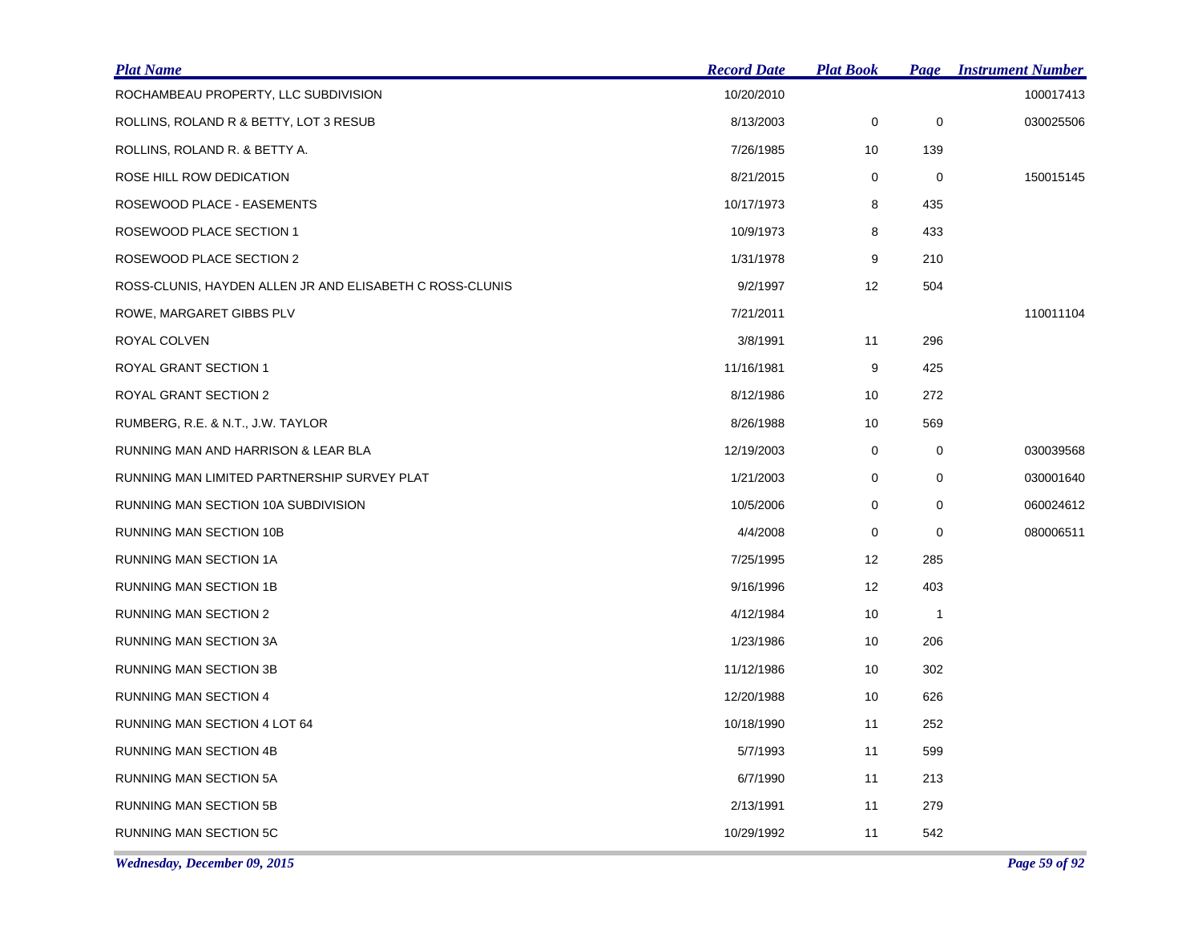| Plat Name | Record Date | Plat Book | Page | Instrument Number |
| --- | --- | --- | --- | --- |
| ROCHAMBEAU PROPERTY, LLC SUBDIVISION | 10/20/2010 | | | 100017413 |
| ROLLINS, ROLAND R & BETTY, LOT 3 RESUB | 8/13/2003 | 0 | 0 | 030025506 |
| ROLLINS, ROLAND R. & BETTY A. | 7/26/1985 | 10 | 139 | |
| ROSE HILL ROW DEDICATION | 8/21/2015 | 0 | 0 | 150015145 |
| ROSEWOOD PLACE - EASEMENTS | 10/17/1973 | 8 | 435 | |
| ROSEWOOD PLACE SECTION 1 | 10/9/1973 | 8 | 433 | |
| ROSEWOOD PLACE SECTION 2 | 1/31/1978 | 9 | 210 | |
| ROSS-CLUNIS, HAYDEN ALLEN JR AND ELISABETH C ROSS-CLUNIS | 9/2/1997 | 12 | 504 | |
| ROWE, MARGARET GIBBS PLV | 7/21/2011 | | | 110011104 |
| ROYAL COLVEN | 3/8/1991 | 11 | 296 | |
| ROYAL GRANT SECTION 1 | 11/16/1981 | 9 | 425 | |
| ROYAL GRANT SECTION 2 | 8/12/1986 | 10 | 272 | |
| RUMBERG, R.E. & N.T., J.W. TAYLOR | 8/26/1988 | 10 | 569 | |
| RUNNING MAN AND HARRISON & LEAR BLA | 12/19/2003 | 0 | 0 | 030039568 |
| RUNNING MAN LIMITED PARTNERSHIP SURVEY PLAT | 1/21/2003 | 0 | 0 | 030001640 |
| RUNNING MAN SECTION 10A SUBDIVISION | 10/5/2006 | 0 | 0 | 060024612 |
| RUNNING MAN SECTION 10B | 4/4/2008 | 0 | 0 | 080006511 |
| RUNNING MAN SECTION 1A | 7/25/1995 | 12 | 285 | |
| RUNNING MAN SECTION 1B | 9/16/1996 | 12 | 403 | |
| RUNNING MAN SECTION 2 | 4/12/1984 | 10 | 1 | |
| RUNNING MAN SECTION 3A | 1/23/1986 | 10 | 206 | |
| RUNNING MAN SECTION 3B | 11/12/1986 | 10 | 302 | |
| RUNNING MAN SECTION 4 | 12/20/1988 | 10 | 626 | |
| RUNNING MAN SECTION 4 LOT 64 | 10/18/1990 | 11 | 252 | |
| RUNNING MAN SECTION 4B | 5/7/1993 | 11 | 599 | |
| RUNNING MAN SECTION 5A | 6/7/1990 | 11 | 213 | |
| RUNNING MAN SECTION 5B | 2/13/1991 | 11 | 279 | |
| RUNNING MAN SECTION 5C | 10/29/1992 | 11 | 542 | |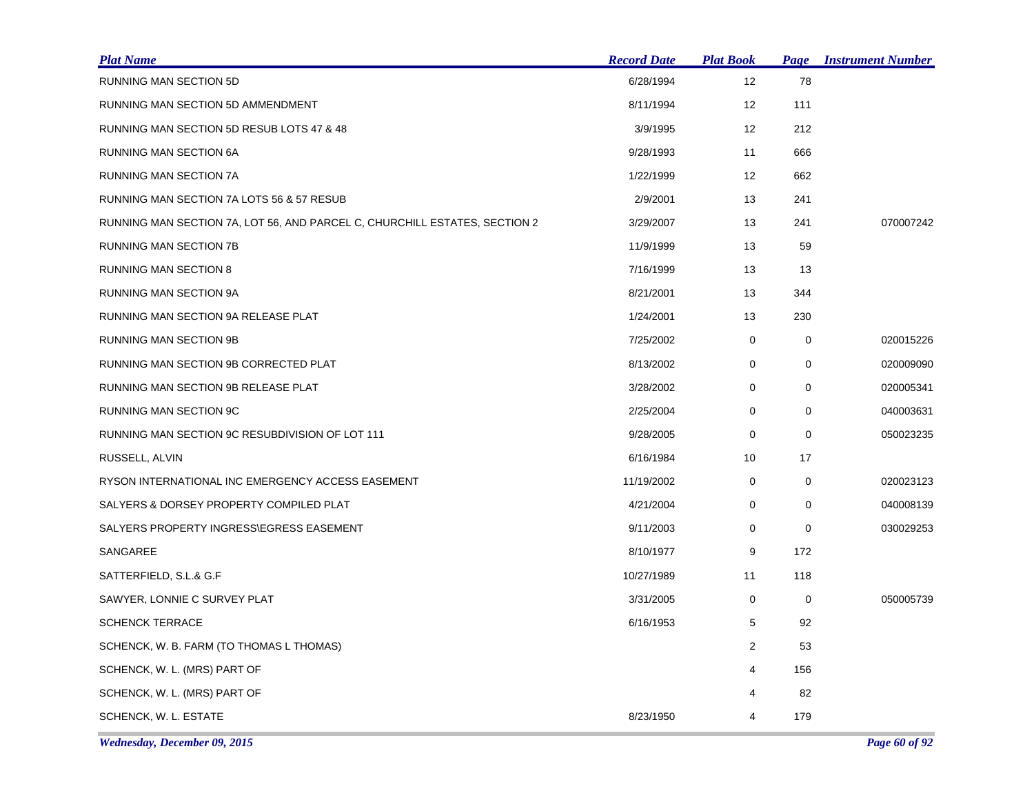| Plat Name | Record Date | Plat Book | Page | Instrument Number |
|---|---|---|---|---|
| RUNNING MAN SECTION 5D | 6/28/1994 | 12 | 78 | |
| RUNNING MAN SECTION 5D AMMENDMENT | 8/11/1994 | 12 | 111 | |
| RUNNING MAN SECTION 5D RESUB LOTS 47 & 48 | 3/9/1995 | 12 | 212 | |
| RUNNING MAN SECTION 6A | 9/28/1993 | 11 | 666 | |
| RUNNING MAN SECTION 7A | 1/22/1999 | 12 | 662 | |
| RUNNING MAN SECTION 7A LOTS 56 & 57 RESUB | 2/9/2001 | 13 | 241 | |
| RUNNING MAN SECTION 7A, LOT 56, AND PARCEL C, CHURCHILL ESTATES, SECTION 2 | 3/29/2007 | 13 | 241 | 070007242 |
| RUNNING MAN SECTION 7B | 11/9/1999 | 13 | 59 | |
| RUNNING MAN SECTION 8 | 7/16/1999 | 13 | 13 | |
| RUNNING MAN SECTION 9A | 8/21/2001 | 13 | 344 | |
| RUNNING MAN SECTION 9A RELEASE PLAT | 1/24/2001 | 13 | 230 | |
| RUNNING MAN SECTION 9B | 7/25/2002 | 0 | 0 | 020015226 |
| RUNNING MAN SECTION 9B CORRECTED PLAT | 8/13/2002 | 0 | 0 | 020009090 |
| RUNNING MAN SECTION 9B RELEASE PLAT | 3/28/2002 | 0 | 0 | 020005341 |
| RUNNING MAN SECTION 9C | 2/25/2004 | 0 | 0 | 040003631 |
| RUNNING MAN SECTION 9C RESUBDIVISION OF LOT 111 | 9/28/2005 | 0 | 0 | 050023235 |
| RUSSELL, ALVIN | 6/16/1984 | 10 | 17 | |
| RYSON INTERNATIONAL INC EMERGENCY ACCESS EASEMENT | 11/19/2002 | 0 | 0 | 020023123 |
| SALYERS & DORSEY PROPERTY COMPILED PLAT | 4/21/2004 | 0 | 0 | 040008139 |
| SALYERS PROPERTY INGRESS\EGRESS EASEMENT | 9/11/2003 | 0 | 0 | 030029253 |
| SANGAREE | 8/10/1977 | 9 | 172 | |
| SATTERFIELD, S.L.& G.F | 10/27/1989 | 11 | 118 | |
| SAWYER, LONNIE C SURVEY PLAT | 3/31/2005 | 0 | 0 | 050005739 |
| SCHENCK TERRACE | 6/16/1953 | 5 | 92 | |
| SCHENCK, W. B. FARM (TO THOMAS L THOMAS) | | 2 | 53 | |
| SCHENCK, W. L. (MRS) PART OF | | 4 | 156 | |
| SCHENCK, W. L. (MRS) PART OF | | 4 | 82 | |
| SCHENCK, W. L. ESTATE | 8/23/1950 | 4 | 179 | |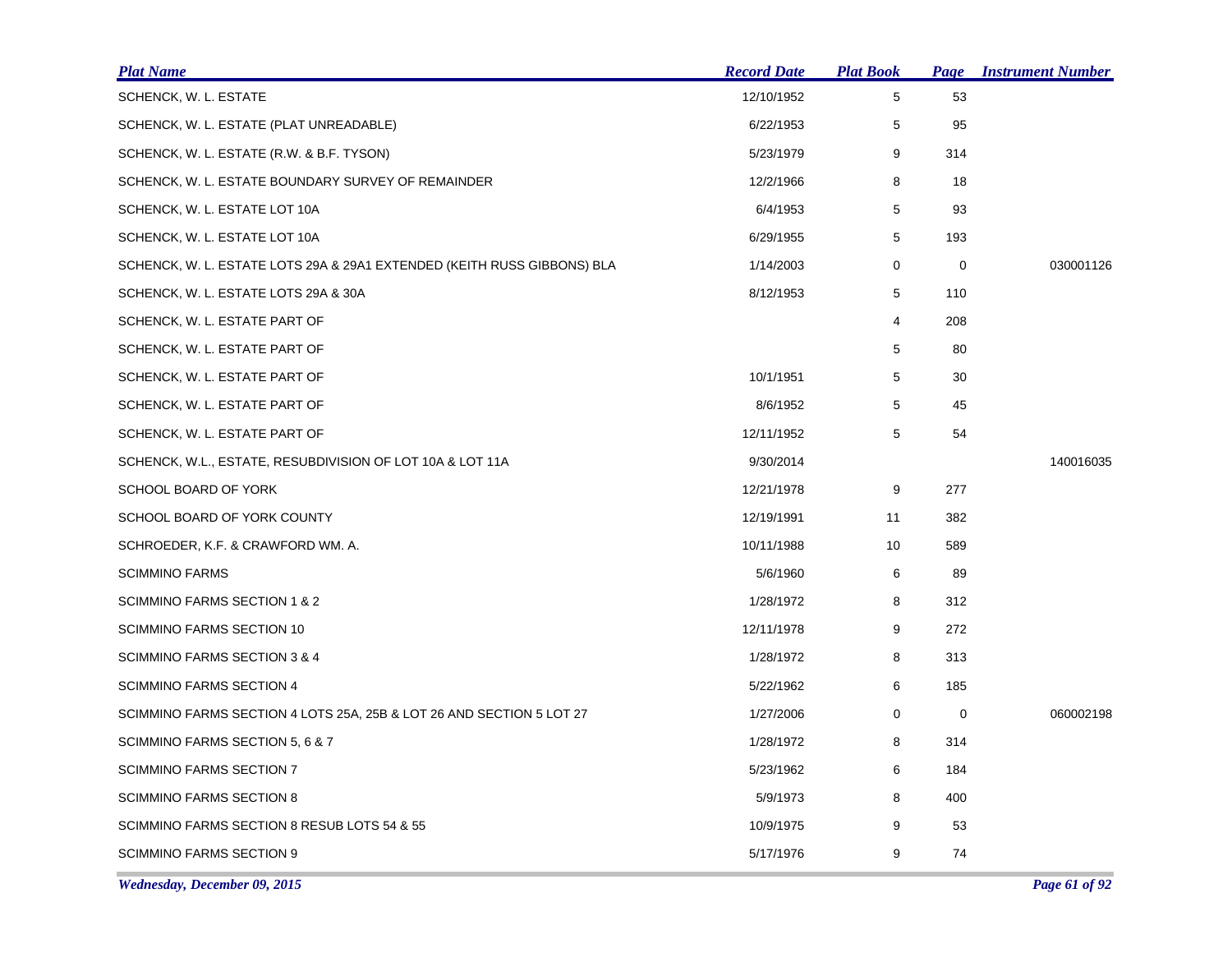| Plat Name | Record Date | Plat Book | Page | Instrument Number |
|---|---|---|---|---|
| SCHENCK, W. L. ESTATE | 12/10/1952 | 5 | 53 | |
| SCHENCK, W. L. ESTATE (PLAT UNREADABLE) | 6/22/1953 | 5 | 95 | |
| SCHENCK, W. L. ESTATE (R.W. & B.F. TYSON) | 5/23/1979 | 9 | 314 | |
| SCHENCK, W. L. ESTATE BOUNDARY SURVEY OF REMAINDER | 12/2/1966 | 8 | 18 | |
| SCHENCK, W. L. ESTATE LOT 10A | 6/4/1953 | 5 | 93 | |
| SCHENCK, W. L. ESTATE LOT 10A | 6/29/1955 | 5 | 193 | |
| SCHENCK, W. L. ESTATE LOTS 29A & 29A1 EXTENDED (KEITH RUSS GIBBONS) BLA | 1/14/2003 | 0 | 0 | 030001126 |
| SCHENCK, W. L. ESTATE LOTS 29A & 30A | 8/12/1953 | 5 | 110 | |
| SCHENCK, W. L. ESTATE PART OF | | 4 | 208 | |
| SCHENCK, W. L. ESTATE PART OF | | 5 | 80 | |
| SCHENCK, W. L. ESTATE PART OF | 10/1/1951 | 5 | 30 | |
| SCHENCK, W. L. ESTATE PART OF | 8/6/1952 | 5 | 45 | |
| SCHENCK, W. L. ESTATE PART OF | 12/11/1952 | 5 | 54 | |
| SCHENCK, W.L., ESTATE, RESUBDIVISION OF LOT 10A & LOT 11A | 9/30/2014 | | | 140016035 |
| SCHOOL BOARD OF YORK | 12/21/1978 | 9 | 277 | |
| SCHOOL BOARD OF YORK COUNTY | 12/19/1991 | 11 | 382 | |
| SCHROEDER, K.F. & CRAWFORD WM. A. | 10/11/1988 | 10 | 589 | |
| SCIMMINO FARMS | 5/6/1960 | 6 | 89 | |
| SCIMMINO FARMS SECTION 1 & 2 | 1/28/1972 | 8 | 312 | |
| SCIMMINO FARMS SECTION 10 | 12/11/1978 | 9 | 272 | |
| SCIMMINO FARMS SECTION 3 & 4 | 1/28/1972 | 8 | 313 | |
| SCIMMINO FARMS SECTION 4 | 5/22/1962 | 6 | 185 | |
| SCIMMINO FARMS SECTION 4 LOTS 25A, 25B & LOT 26 AND SECTION 5 LOT 27 | 1/27/2006 | 0 | 0 | 060002198 |
| SCIMMINO FARMS SECTION 5, 6 & 7 | 1/28/1972 | 8 | 314 | |
| SCIMMINO FARMS SECTION 7 | 5/23/1962 | 6 | 184 | |
| SCIMMINO FARMS SECTION 8 | 5/9/1973 | 8 | 400 | |
| SCIMMINO FARMS SECTION 8 RESUB LOTS 54 & 55 | 10/9/1975 | 9 | 53 | |
| SCIMMINO FARMS SECTION 9 | 5/17/1976 | 9 | 74 | |

*Wednesday, December 09, 2015*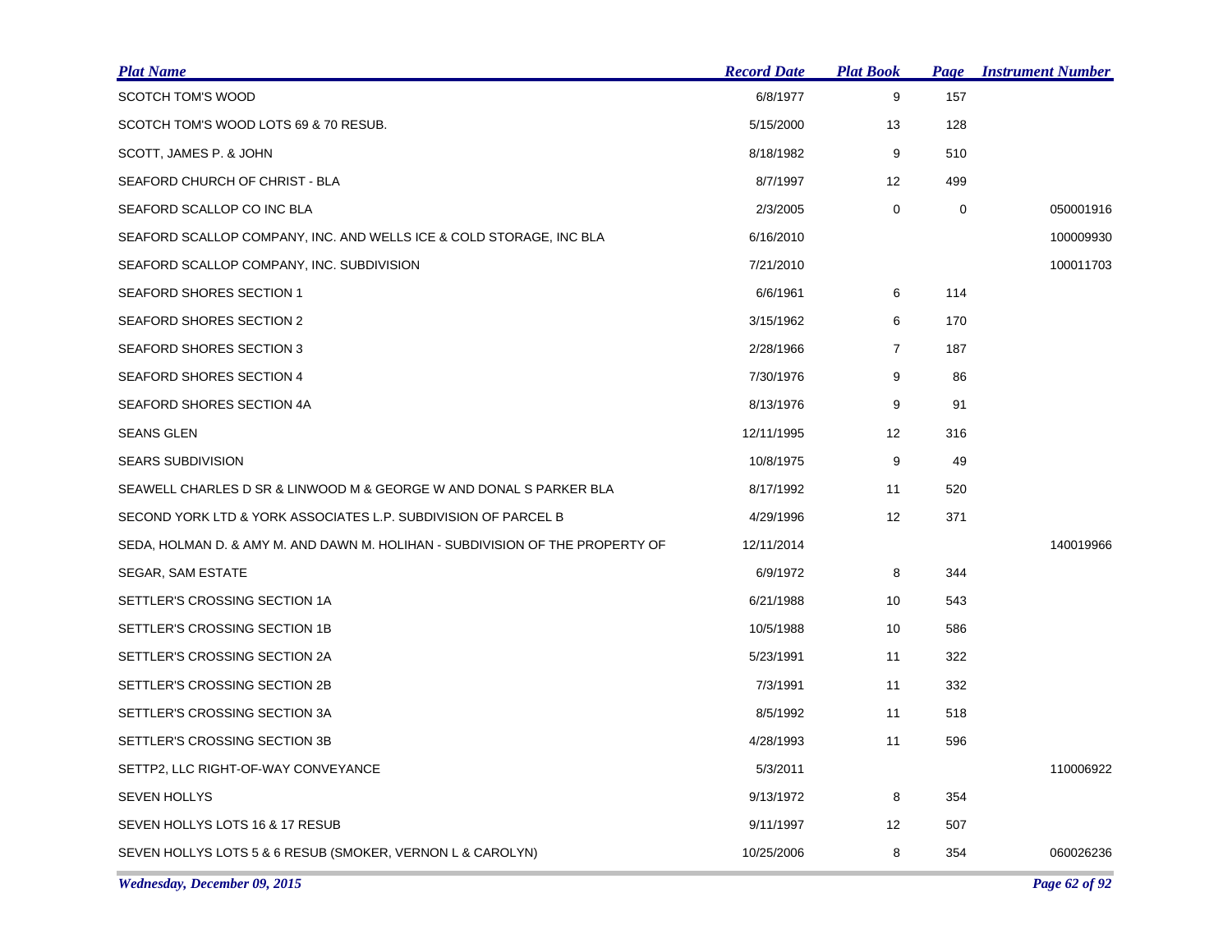| Plat Name | Record Date | Plat Book | Page | Instrument Number |
|---|---|---|---|---|
| SCOTCH TOM'S WOOD | 6/8/1977 | 9 | 157 | |
| SCOTCH TOM'S WOOD LOTS 69 & 70 RESUB. | 5/15/2000 | 13 | 128 | |
| SCOTT, JAMES P. & JOHN | 8/18/1982 | 9 | 510 | |
| SEAFORD CHURCH OF CHRIST - BLA | 8/7/1997 | 12 | 499 | |
| SEAFORD SCALLOP CO INC BLA | 2/3/2005 | 0 | 0 | 050001916 |
| SEAFORD SCALLOP COMPANY, INC. AND WELLS ICE & COLD STORAGE, INC BLA | 6/16/2010 | | | 100009930 |
| SEAFORD SCALLOP COMPANY, INC. SUBDIVISION | 7/21/2010 | | | 100011703 |
| SEAFORD SHORES SECTION 1 | 6/6/1961 | 6 | 114 | |
| SEAFORD SHORES SECTION 2 | 3/15/1962 | 6 | 170 | |
| SEAFORD SHORES SECTION 3 | 2/28/1966 | 7 | 187 | |
| SEAFORD SHORES SECTION 4 | 7/30/1976 | 9 | 86 | |
| SEAFORD SHORES SECTION 4A | 8/13/1976 | 9 | 91 | |
| SEANS GLEN | 12/11/1995 | 12 | 316 | |
| SEARS SUBDIVISION | 10/8/1975 | 9 | 49 | |
| SEAWELL CHARLES D SR & LINWOOD M & GEORGE W AND DONAL S PARKER BLA | 8/17/1992 | 11 | 520 | |
| SECOND YORK LTD & YORK ASSOCIATES L.P. SUBDIVISION OF PARCEL B | 4/29/1996 | 12 | 371 | |
| SEDA, HOLMAN D. & AMY M. AND DAWN M. HOLIHAN - SUBDIVISION OF THE PROPERTY OF | 12/11/2014 | | | 140019966 |
| SEGAR, SAM ESTATE | 6/9/1972 | 8 | 344 | |
| SETTLER'S CROSSING SECTION 1A | 6/21/1988 | 10 | 543 | |
| SETTLER'S CROSSING SECTION 1B | 10/5/1988 | 10 | 586 | |
| SETTLER'S CROSSING SECTION 2A | 5/23/1991 | 11 | 322 | |
| SETTLER'S CROSSING SECTION 2B | 7/3/1991 | 11 | 332 | |
| SETTLER'S CROSSING SECTION 3A | 8/5/1992 | 11 | 518 | |
| SETTLER'S CROSSING SECTION 3B | 4/28/1993 | 11 | 596 | |
| SETTP2, LLC RIGHT-OF-WAY CONVEYANCE | 5/3/2011 | | | 110006922 |
| SEVEN HOLLYS | 9/13/1972 | 8 | 354 | |
| SEVEN HOLLYS LOTS 16 & 17 RESUB | 9/11/1997 | 12 | 507 | |
| SEVEN HOLLYS LOTS 5 & 6 RESUB (SMOKER, VERNON L & CAROLYN) | 10/25/2006 | 8 | 354 | 060026236 |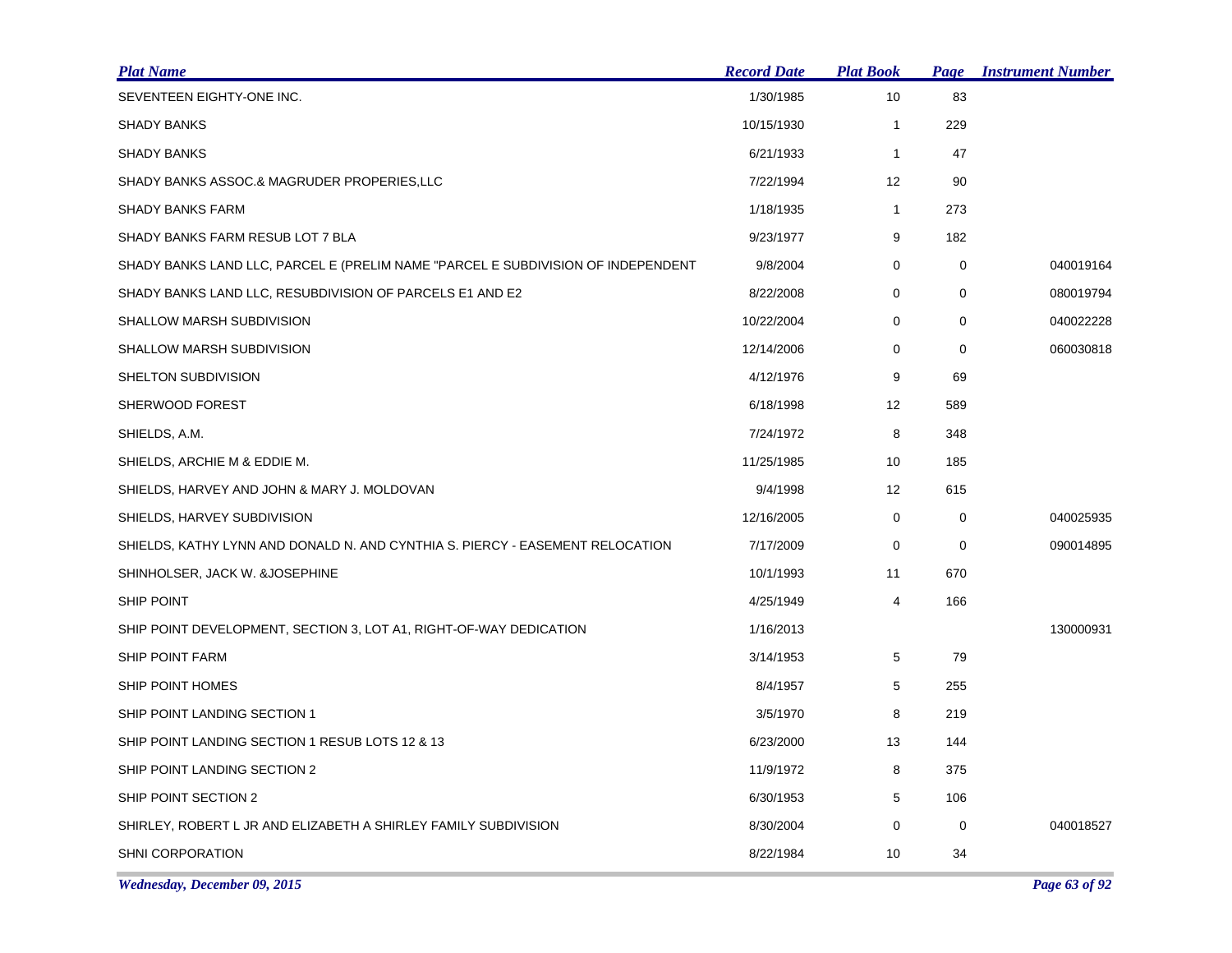| Plat Name | Record Date | Plat Book | Page | Instrument Number |
|---|---|---|---|---|
| SEVENTEEN EIGHTY-ONE INC. | 1/30/1985 | 10 | 83 | |
| SHADY BANKS | 10/15/1930 | 1 | 229 | |
| SHADY BANKS | 6/21/1933 | 1 | 47 | |
| SHADY BANKS ASSOC.& MAGRUDER PROPERIES,LLC | 7/22/1994 | 12 | 90 | |
| SHADY BANKS FARM | 1/18/1935 | 1 | 273 | |
| SHADY BANKS FARM RESUB LOT 7 BLA | 9/23/1977 | 9 | 182 | |
| SHADY BANKS LAND LLC, PARCEL E (PRELIM NAME "PARCEL E SUBDIVISION OF INDEPENDENT | 9/8/2004 | 0 | 0 | 040019164 |
| SHADY BANKS LAND LLC, RESUBDIVISION OF PARCELS E1 AND E2 | 8/22/2008 | 0 | 0 | 080019794 |
| SHALLOW MARSH SUBDIVISION | 10/22/2004 | 0 | 0 | 040022228 |
| SHALLOW MARSH SUBDIVISION | 12/14/2006 | 0 | 0 | 060030818 |
| SHELTON SUBDIVISION | 4/12/1976 | 9 | 69 | |
| SHERWOOD FOREST | 6/18/1998 | 12 | 589 | |
| SHIELDS, A.M. | 7/24/1972 | 8 | 348 | |
| SHIELDS, ARCHIE M & EDDIE M. | 11/25/1985 | 10 | 185 | |
| SHIELDS, HARVEY AND JOHN & MARY J. MOLDOVAN | 9/4/1998 | 12 | 615 | |
| SHIELDS, HARVEY SUBDIVISION | 12/16/2005 | 0 | 0 | 040025935 |
| SHIELDS, KATHY LYNN AND DONALD N. AND CYNTHIA S. PIERCY - EASEMENT RELOCATION | 7/17/2009 | 0 | 0 | 090014895 |
| SHINHOLSER, JACK W. &JOSEPHINE | 10/1/1993 | 11 | 670 | |
| SHIP POINT | 4/25/1949 | 4 | 166 | |
| SHIP POINT DEVELOPMENT, SECTION 3, LOT A1, RIGHT-OF-WAY DEDICATION | 1/16/2013 | | | 130000931 |
| SHIP POINT FARM | 3/14/1953 | 5 | 79 | |
| SHIP POINT HOMES | 8/4/1957 | 5 | 255 | |
| SHIP POINT LANDING SECTION 1 | 3/5/1970 | 8 | 219 | |
| SHIP POINT LANDING SECTION 1 RESUB LOTS 12 & 13 | 6/23/2000 | 13 | 144 | |
| SHIP POINT LANDING SECTION 2 | 11/9/1972 | 8 | 375 | |
| SHIP POINT SECTION 2 | 6/30/1953 | 5 | 106 | |
| SHIRLEY, ROBERT L JR AND ELIZABETH A SHIRLEY FAMILY SUBDIVISION | 8/30/2004 | 0 | 0 | 040018527 |
| SHNI CORPORATION | 8/22/1984 | 10 | 34 | |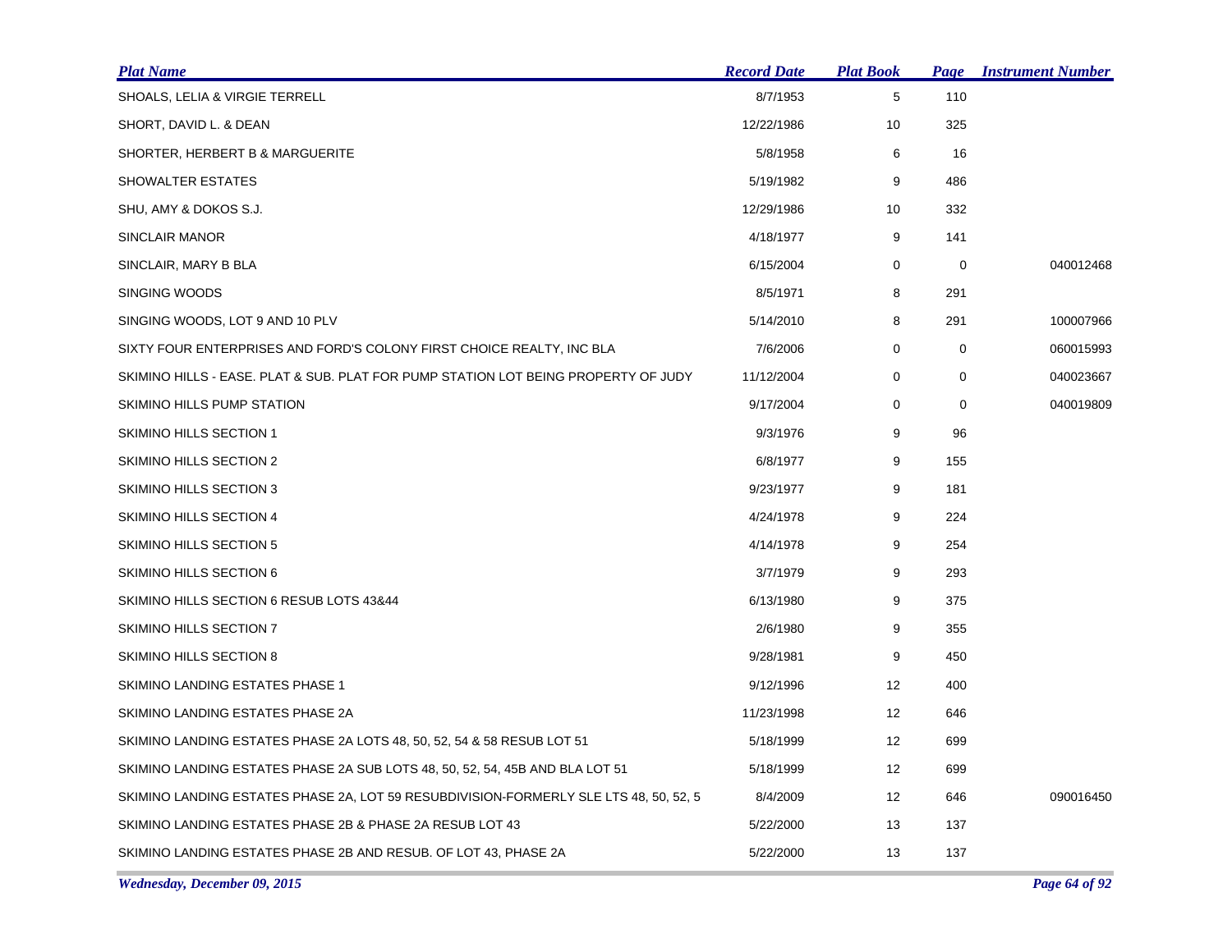| Plat Name | Record Date | Plat Book | Page | Instrument Number |
|---|---|---|---|---|
| SHOALS, LELIA & VIRGIE TERRELL | 8/7/1953 | 5 | 110 | |
| SHORT, DAVID L. & DEAN | 12/22/1986 | 10 | 325 | |
| SHORTER, HERBERT B & MARGUERITE | 5/8/1958 | 6 | 16 | |
| SHOWALTER ESTATES | 5/19/1982 | 9 | 486 | |
| SHU, AMY & DOKOS S.J. | 12/29/1986 | 10 | 332 | |
| SINCLAIR MANOR | 4/18/1977 | 9 | 141 | |
| SINCLAIR, MARY B BLA | 6/15/2004 | 0 | 0 | 040012468 |
| SINGING WOODS | 8/5/1971 | 8 | 291 | |
| SINGING WOODS, LOT 9 AND 10 PLV | 5/14/2010 | 8 | 291 | 100007966 |
| SIXTY FOUR ENTERPRISES AND FORD'S COLONY FIRST CHOICE REALTY, INC BLA | 7/6/2006 | 0 | 0 | 060015993 |
| SKIMINO HILLS - EASE. PLAT & SUB. PLAT FOR PUMP STATION LOT BEING PROPERTY OF JUDY | 11/12/2004 | 0 | 0 | 040023667 |
| SKIMINO HILLS PUMP STATION | 9/17/2004 | 0 | 0 | 040019809 |
| SKIMINO HILLS SECTION 1 | 9/3/1976 | 9 | 96 | |
| SKIMINO HILLS SECTION 2 | 6/8/1977 | 9 | 155 | |
| SKIMINO HILLS SECTION 3 | 9/23/1977 | 9 | 181 | |
| SKIMINO HILLS SECTION 4 | 4/24/1978 | 9 | 224 | |
| SKIMINO HILLS SECTION 5 | 4/14/1978 | 9 | 254 | |
| SKIMINO HILLS SECTION 6 | 3/7/1979 | 9 | 293 | |
| SKIMINO HILLS SECTION 6 RESUB LOTS 43&44 | 6/13/1980 | 9 | 375 | |
| SKIMINO HILLS SECTION 7 | 2/6/1980 | 9 | 355 | |
| SKIMINO HILLS SECTION 8 | 9/28/1981 | 9 | 450 | |
| SKIMINO LANDING ESTATES PHASE 1 | 9/12/1996 | 12 | 400 | |
| SKIMINO LANDING ESTATES PHASE 2A | 11/23/1998 | 12 | 646 | |
| SKIMINO LANDING ESTATES PHASE 2A LOTS 48, 50, 52, 54 & 58 RESUB LOT 51 | 5/18/1999 | 12 | 699 | |
| SKIMINO LANDING ESTATES PHASE 2A SUB LOTS 48, 50, 52, 54, 45B AND BLA LOT 51 | 5/18/1999 | 12 | 699 | |
| SKIMINO LANDING ESTATES PHASE 2A, LOT 59 RESUBDIVISION-FORMERLY SLE LTS 48, 50, 52, 5 | 8/4/2009 | 12 | 646 | 090016450 |
| SKIMINO LANDING ESTATES PHASE 2B & PHASE 2A RESUB LOT 43 | 5/22/2000 | 13 | 137 | |
| SKIMINO LANDING ESTATES PHASE 2B AND RESUB. OF LOT 43, PHASE 2A | 5/22/2000 | 13 | 137 | |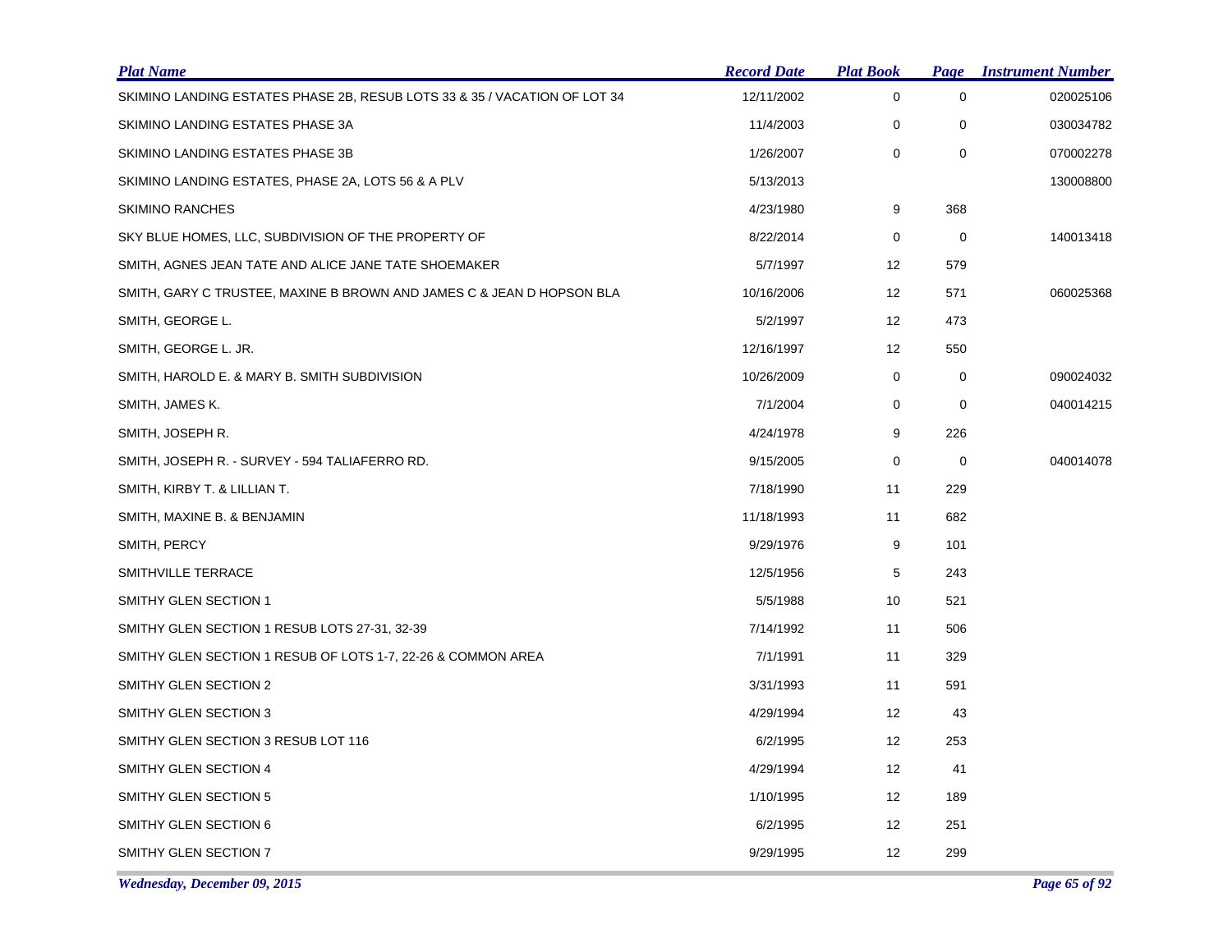| Plat Name | Record Date | Plat Book | Page | Instrument Number |
|---|---|---|---|---|
| SKIMINO LANDING ESTATES PHASE 2B, RESUB LOTS 33 & 35 / VACATION OF LOT 34 | 12/11/2002 | 0 | 0 | 020025106 |
| SKIMINO LANDING ESTATES PHASE 3A | 11/4/2003 | 0 | 0 | 030034782 |
| SKIMINO LANDING ESTATES PHASE 3B | 1/26/2007 | 0 | 0 | 070002278 |
| SKIMINO LANDING ESTATES, PHASE 2A, LOTS 56 & A PLV | 5/13/2013 | | | 130008800 |
| SKIMINO RANCHES | 4/23/1980 | 9 | 368 | |
| SKY BLUE HOMES, LLC, SUBDIVISION OF THE PROPERTY OF | 8/22/2014 | 0 | 0 | 140013418 |
| SMITH, AGNES JEAN TATE AND ALICE JANE TATE SHOEMAKER | 5/7/1997 | 12 | 579 | |
| SMITH, GARY C TRUSTEE, MAXINE B BROWN AND JAMES C & JEAN D HOPSON BLA | 10/16/2006 | 12 | 571 | 060025368 |
| SMITH, GEORGE L. | 5/2/1997 | 12 | 473 | |
| SMITH, GEORGE L. JR. | 12/16/1997 | 12 | 550 | |
| SMITH, HAROLD E. & MARY B. SMITH SUBDIVISION | 10/26/2009 | 0 | 0 | 090024032 |
| SMITH, JAMES K. | 7/1/2004 | 0 | 0 | 040014215 |
| SMITH, JOSEPH R. | 4/24/1978 | 9 | 226 | |
| SMITH, JOSEPH R. - SURVEY - 594 TALIAFERRO RD. | 9/15/2005 | 0 | 0 | 040014078 |
| SMITH, KIRBY T. & LILLIAN T. | 7/18/1990 | 11 | 229 | |
| SMITH, MAXINE B. & BENJAMIN | 11/18/1993 | 11 | 682 | |
| SMITH, PERCY | 9/29/1976 | 9 | 101 | |
| SMITHVILLE TERRACE | 12/5/1956 | 5 | 243 | |
| SMITHY GLEN SECTION 1 | 5/5/1988 | 10 | 521 | |
| SMITHY GLEN SECTION 1 RESUB LOTS 27-31, 32-39 | 7/14/1992 | 11 | 506 | |
| SMITHY GLEN SECTION 1 RESUB OF LOTS 1-7, 22-26 & COMMON AREA | 7/1/1991 | 11 | 329 | |
| SMITHY GLEN SECTION 2 | 3/31/1993 | 11 | 591 | |
| SMITHY GLEN SECTION 3 | 4/29/1994 | 12 | 43 | |
| SMITHY GLEN SECTION 3 RESUB LOT 116 | 6/2/1995 | 12 | 253 | |
| SMITHY GLEN SECTION 4 | 4/29/1994 | 12 | 41 | |
| SMITHY GLEN SECTION 5 | 1/10/1995 | 12 | 189 | |
| SMITHY GLEN SECTION 6 | 6/2/1995 | 12 | 251 | |
| SMITHY GLEN SECTION 7 | 9/29/1995 | 12 | 299 | |

*Wednesday, December 09, 2015*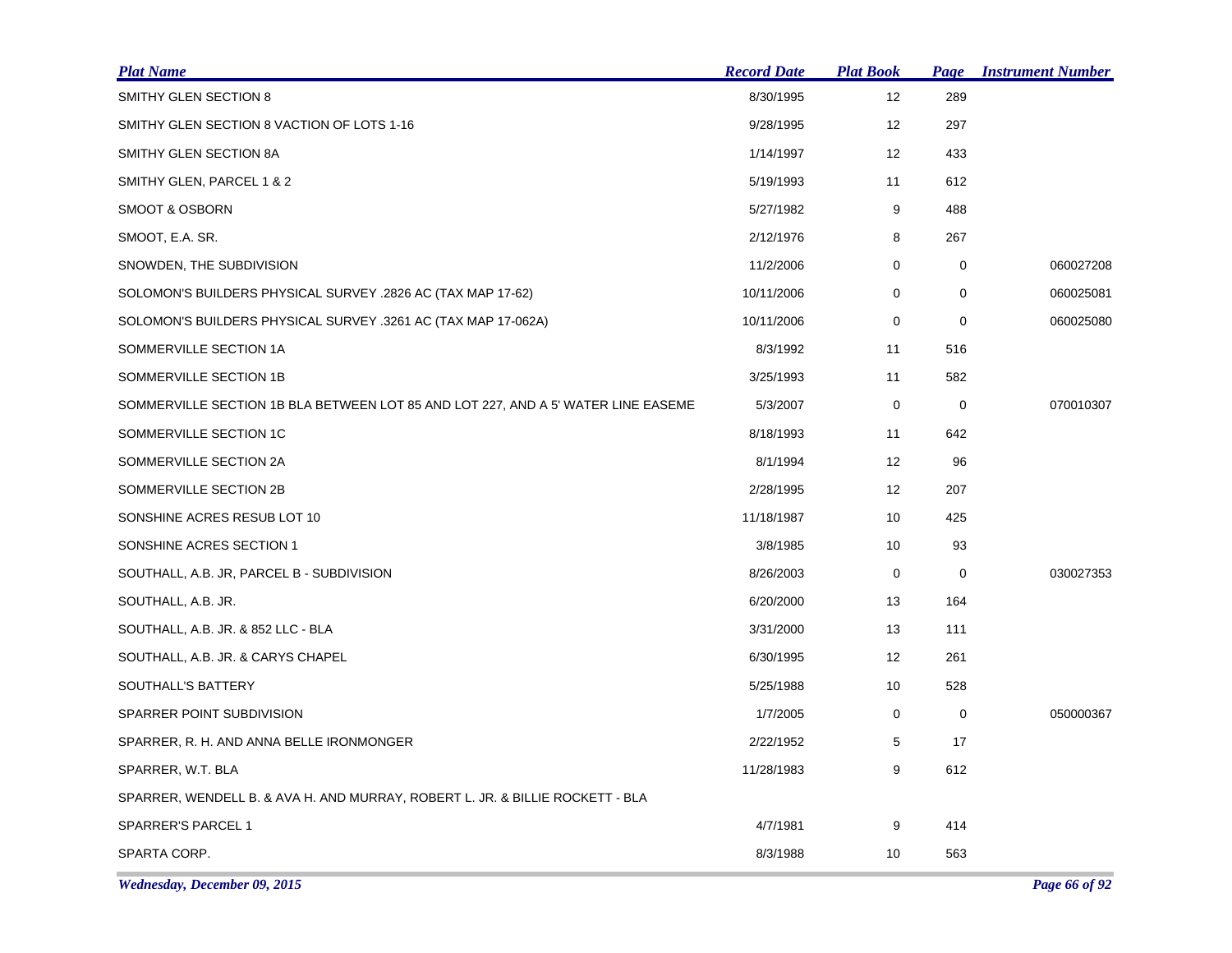| Plat Name | Record Date | Plat Book | Page | Instrument Number |
| --- | --- | --- | --- | --- |
| SMITHY GLEN SECTION 8 | 8/30/1995 | 12 | 289 | |
| SMITHY GLEN SECTION 8 VACTION OF LOTS 1-16 | 9/28/1995 | 12 | 297 | |
| SMITHY GLEN SECTION 8A | 1/14/1997 | 12 | 433 | |
| SMITHY GLEN, PARCEL 1 & 2 | 5/19/1993 | 11 | 612 | |
| SMOOT & OSBORN | 5/27/1982 | 9 | 488 | |
| SMOOT, E.A. SR. | 2/12/1976 | 8 | 267 | |
| SNOWDEN, THE SUBDIVISION | 11/2/2006 | 0 | 0 | 060027208 |
| SOLOMON'S BUILDERS PHYSICAL SURVEY .2826 AC (TAX MAP 17-62) | 10/11/2006 | 0 | 0 | 060025081 |
| SOLOMON'S BUILDERS PHYSICAL SURVEY .3261 AC (TAX MAP 17-062A) | 10/11/2006 | 0 | 0 | 060025080 |
| SOMMERVILLE SECTION 1A | 8/3/1992 | 11 | 516 | |
| SOMMERVILLE SECTION 1B | 3/25/1993 | 11 | 582 | |
| SOMMERVILLE SECTION 1B BLA BETWEEN LOT 85 AND LOT 227, AND A 5' WATER LINE EASEME | 5/3/2007 | 0 | 0 | 070010307 |
| SOMMERVILLE SECTION 1C | 8/18/1993 | 11 | 642 | |
| SOMMERVILLE SECTION 2A | 8/1/1994 | 12 | 96 | |
| SOMMERVILLE SECTION 2B | 2/28/1995 | 12 | 207 | |
| SONSHINE ACRES RESUB LOT 10 | 11/18/1987 | 10 | 425 | |
| SONSHINE ACRES SECTION 1 | 3/8/1985 | 10 | 93 | |
| SOUTHALL, A.B. JR, PARCEL B - SUBDIVISION | 8/26/2003 | 0 | 0 | 030027353 |
| SOUTHALL, A.B. JR. | 6/20/2000 | 13 | 164 | |
| SOUTHALL, A.B. JR. & 852 LLC - BLA | 3/31/2000 | 13 | 111 | |
| SOUTHALL, A.B. JR. & CARYS CHAPEL | 6/30/1995 | 12 | 261 | |
| SOUTHALL'S BATTERY | 5/25/1988 | 10 | 528 | |
| SPARRER POINT SUBDIVISION | 1/7/2005 | 0 | 0 | 050000367 |
| SPARRER, R. H. AND ANNA BELLE IRONMONGER | 2/22/1952 | 5 | 17 | |
| SPARRER, W.T. BLA | 11/28/1983 | 9 | 612 | |
| SPARRER, WENDELL B. & AVA H. AND MURRAY, ROBERT L. JR. & BILLIE ROCKETT - BLA | | | | |
| SPARRER'S PARCEL 1 | 4/7/1981 | 9 | 414 | |
| SPARTA CORP. | 8/3/1988 | 10 | 563 | |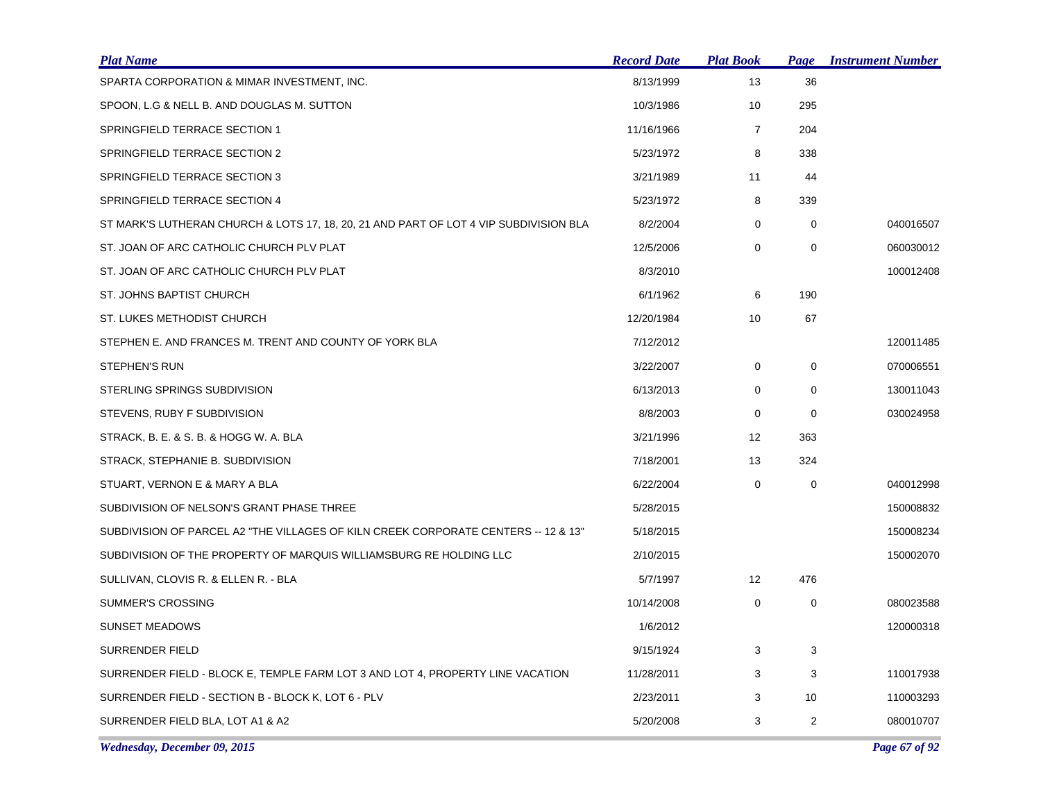| Plat Name | Record Date | Plat Book | Page | Instrument Number |
|---|---|---|---|---|
| SPARTA CORPORATION & MIMAR INVESTMENT, INC. | 8/13/1999 | 13 | 36 | |
| SPOON, L.G & NELL B. AND DOUGLAS M. SUTTON | 10/3/1986 | 10 | 295 | |
| SPRINGFIELD TERRACE SECTION 1 | 11/16/1966 | 7 | 204 | |
| SPRINGFIELD TERRACE SECTION 2 | 5/23/1972 | 8 | 338 | |
| SPRINGFIELD TERRACE SECTION 3 | 3/21/1989 | 11 | 44 | |
| SPRINGFIELD TERRACE SECTION 4 | 5/23/1972 | 8 | 339 | |
| ST MARK'S LUTHERAN CHURCH & LOTS 17, 18, 20, 21 AND PART OF LOT 4 VIP SUBDIVISION BLA | 8/2/2004 | 0 | 0 | 040016507 |
| ST. JOAN OF ARC CATHOLIC CHURCH PLV PLAT | 12/5/2006 | 0 | 0 | 060030012 |
| ST. JOAN OF ARC CATHOLIC CHURCH PLV PLAT | 8/3/2010 | | | 100012408 |
| ST. JOHNS BAPTIST CHURCH | 6/1/1962 | 6 | 190 | |
| ST. LUKES METHODIST CHURCH | 12/20/1984 | 10 | 67 | |
| STEPHEN E. AND FRANCES M. TRENT AND COUNTY OF YORK BLA | 7/12/2012 | | | 120011485 |
| STEPHEN'S RUN | 3/22/2007 | 0 | 0 | 070006551 |
| STERLING SPRINGS SUBDIVISION | 6/13/2013 | 0 | 0 | 130011043 |
| STEVENS, RUBY F SUBDIVISION | 8/8/2003 | 0 | 0 | 030024958 |
| STRACK, B. E. & S. B. & HOGG W. A. BLA | 3/21/1996 | 12 | 363 | |
| STRACK, STEPHANIE B. SUBDIVISION | 7/18/2001 | 13 | 324 | |
| STUART, VERNON E & MARY A BLA | 6/22/2004 | 0 | 0 | 040012998 |
| SUBDIVISION OF NELSON'S GRANT PHASE THREE | 5/28/2015 | | | 150008832 |
| SUBDIVISION OF PARCEL A2 "THE VILLAGES OF KILN CREEK CORPORATE CENTERS -- 12 & 13" | 5/18/2015 | | | 150008234 |
| SUBDIVISION OF THE PROPERTY OF MARQUIS WILLIAMSBURG RE HOLDING LLC | 2/10/2015 | | | 150002070 |
| SULLIVAN, CLOVIS R. & ELLEN R. - BLA | 5/7/1997 | 12 | 476 | |
| SUMMER'S CROSSING | 10/14/2008 | 0 | 0 | 080023588 |
| SUNSET MEADOWS | 1/6/2012 | | | 120000318 |
| SURRENDER FIELD | 9/15/1924 | 3 | 3 | |
| SURRENDER FIELD - BLOCK E, TEMPLE FARM LOT 3 AND LOT 4, PROPERTY LINE VACATION | 11/28/2011 | 3 | 3 | 110017938 |
| SURRENDER FIELD - SECTION B - BLOCK K, LOT 6 - PLV | 2/23/2011 | 3 | 10 | 110003293 |
| SURRENDER FIELD BLA, LOT A1 & A2 | 5/20/2008 | 3 | 2 | 080010707 |

*Wednesday, December 09, 2015*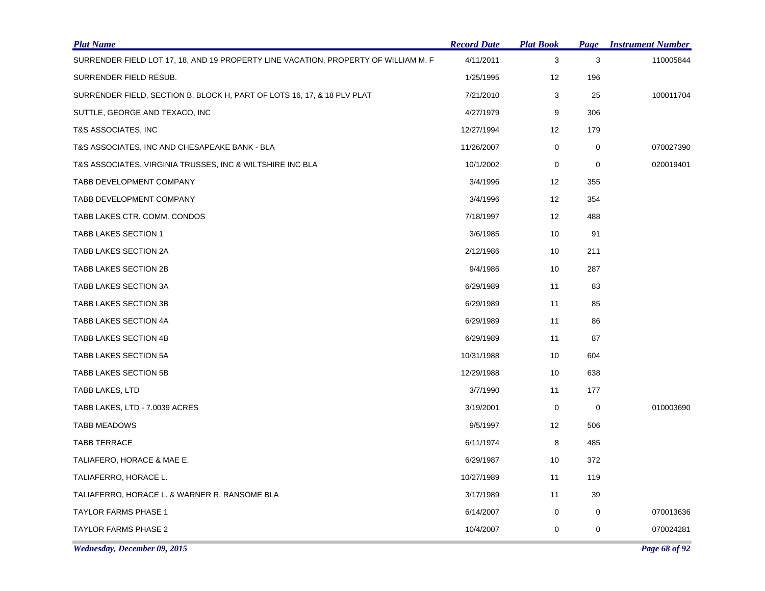| Plat Name | Record Date | Plat Book | Page | Instrument Number |
|---|---|---|---|---|
| SURRENDER FIELD LOT 17, 18, AND 19 PROPERTY LINE VACATION, PROPERTY OF WILLIAM M. F | 4/11/2011 | 3 | 3 | 110005844 |
| SURRENDER FIELD RESUB. | 1/25/1995 | 12 | 196 | |
| SURRENDER FIELD, SECTION B, BLOCK H, PART OF LOTS 16, 17, & 18 PLV PLAT | 7/21/2010 | 3 | 25 | 100011704 |
| SUTTLE, GEORGE AND TEXACO, INC | 4/27/1979 | 9 | 306 | |
| T&S ASSOCIATES, INC | 12/27/1994 | 12 | 179 | |
| T&S ASSOCIATES, INC AND CHESAPEAKE BANK - BLA | 11/26/2007 | 0 | 0 | 070027390 |
| T&S ASSOCIATES, VIRGINIA TRUSSES, INC & WILTSHIRE INC BLA | 10/1/2002 | 0 | 0 | 020019401 |
| TABB DEVELOPMENT COMPANY | 3/4/1996 | 12 | 355 | |
| TABB DEVELOPMENT COMPANY | 3/4/1996 | 12 | 354 | |
| TABB LAKES CTR. COMM. CONDOS | 7/18/1997 | 12 | 488 | |
| TABB LAKES SECTION 1 | 3/6/1985 | 10 | 91 | |
| TABB LAKES SECTION 2A | 2/12/1986 | 10 | 211 | |
| TABB LAKES SECTION 2B | 9/4/1986 | 10 | 287 | |
| TABB LAKES SECTION 3A | 6/29/1989 | 11 | 83 | |
| TABB LAKES SECTION 3B | 6/29/1989 | 11 | 85 | |
| TABB LAKES SECTION 4A | 6/29/1989 | 11 | 86 | |
| TABB LAKES SECTION 4B | 6/29/1989 | 11 | 87 | |
| TABB LAKES SECTION 5A | 10/31/1988 | 10 | 604 | |
| TABB LAKES SECTION 5B | 12/29/1988 | 10 | 638 | |
| TABB LAKES, LTD | 3/7/1990 | 11 | 177 | |
| TABB LAKES, LTD - 7.0039 ACRES | 3/19/2001 | 0 | 0 | 010003690 |
| TABB MEADOWS | 9/5/1997 | 12 | 506 | |
| TABB TERRACE | 6/11/1974 | 8 | 485 | |
| TALIAFERO, HORACE & MAE E. | 6/29/1987 | 10 | 372 | |
| TALIAFERRO, HORACE L. | 10/27/1989 | 11 | 119 | |
| TALIAFERRO, HORACE L. & WARNER R. RANSOME BLA | 3/17/1989 | 11 | 39 | |
| TAYLOR FARMS PHASE 1 | 6/14/2007 | 0 | 0 | 070013636 |
| TAYLOR FARMS PHASE 2 | 10/4/2007 | 0 | 0 | 070024281 |

*Wednesday, December 09, 2015*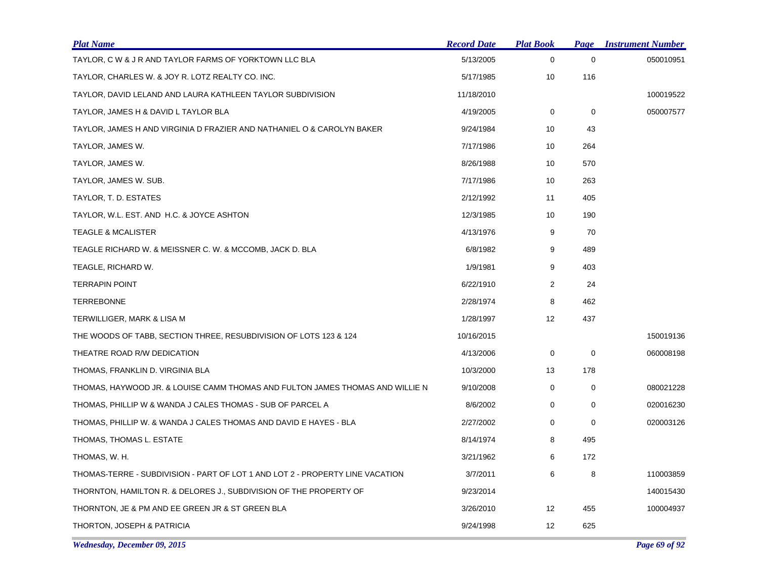| Plat Name | Record Date | Plat Book | Page | Instrument Number |
|---|---|---|---|---|
| TAYLOR, C W & J R AND TAYLOR FARMS OF YORKTOWN LLC BLA | 5/13/2005 | 0 | 0 | 050010951 |
| TAYLOR, CHARLES W. & JOY R. LOTZ REALTY CO. INC. | 5/17/1985 | 10 | 116 | |
| TAYLOR, DAVID LELAND AND LAURA KATHLEEN TAYLOR SUBDIVISION | 11/18/2010 | | | 100019522 |
| TAYLOR, JAMES H & DAVID L TAYLOR BLA | 4/19/2005 | 0 | 0 | 050007577 |
| TAYLOR, JAMES H AND VIRGINIA D FRAZIER AND NATHANIEL O & CAROLYN BAKER | 9/24/1984 | 10 | 43 | |
| TAYLOR, JAMES W. | 7/17/1986 | 10 | 264 | |
| TAYLOR, JAMES W. | 8/26/1988 | 10 | 570 | |
| TAYLOR, JAMES W. SUB. | 7/17/1986 | 10 | 263 | |
| TAYLOR, T. D. ESTATES | 2/12/1992 | 11 | 405 | |
| TAYLOR, W.L. EST. AND H.C. & JOYCE ASHTON | 12/3/1985 | 10 | 190 | |
| TEAGLE & MCALISTER | 4/13/1976 | 9 | 70 | |
| TEAGLE RICHARD W. & MEISSNER C. W. & MCCOMB, JACK D. BLA | 6/8/1982 | 9 | 489 | |
| TEAGLE, RICHARD W. | 1/9/1981 | 9 | 403 | |
| TERRAPIN POINT | 6/22/1910 | 2 | 24 | |
| TERREBONNE | 2/28/1974 | 8 | 462 | |
| TERWILLIGER, MARK & LISA M | 1/28/1997 | 12 | 437 | |
| THE WOODS OF TABB, SECTION THREE, RESUBDIVISION OF LOTS 123 & 124 | 10/16/2015 | | | 150019136 |
| THEATRE ROAD R/W DEDICATION | 4/13/2006 | 0 | 0 | 060008198 |
| THOMAS, FRANKLIN D. VIRGINIA BLA | 10/3/2000 | 13 | 178 | |
| THOMAS, HAYWOOD JR. & LOUISE CAMM THOMAS AND FULTON JAMES THOMAS AND WILLIE N | 9/10/2008 | 0 | 0 | 080021228 |
| THOMAS, PHILLIP W & WANDA J CALES THOMAS - SUB OF PARCEL A | 8/6/2002 | 0 | 0 | 020016230 |
| THOMAS, PHILLIP W. & WANDA J CALES THOMAS AND DAVID E HAYES - BLA | 2/27/2002 | 0 | 0 | 020003126 |
| THOMAS, THOMAS L. ESTATE | 8/14/1974 | 8 | 495 | |
| THOMAS, W. H. | 3/21/1962 | 6 | 172 | |
| THOMAS-TERRE - SUBDIVISION - PART OF LOT 1 AND LOT 2 - PROPERTY LINE VACATION | 3/7/2011 | 6 | 8 | 110003859 |
| THORNTON, HAMILTON R. & DELORES J., SUBDIVISION OF THE PROPERTY OF | 9/23/2014 | | | 140015430 |
| THORNTON, JE & PM AND EE GREEN JR & ST GREEN BLA | 3/26/2010 | 12 | 455 | 100004937 |
| THORTON, JOSEPH & PATRICIA | 9/24/1998 | 12 | 625 | |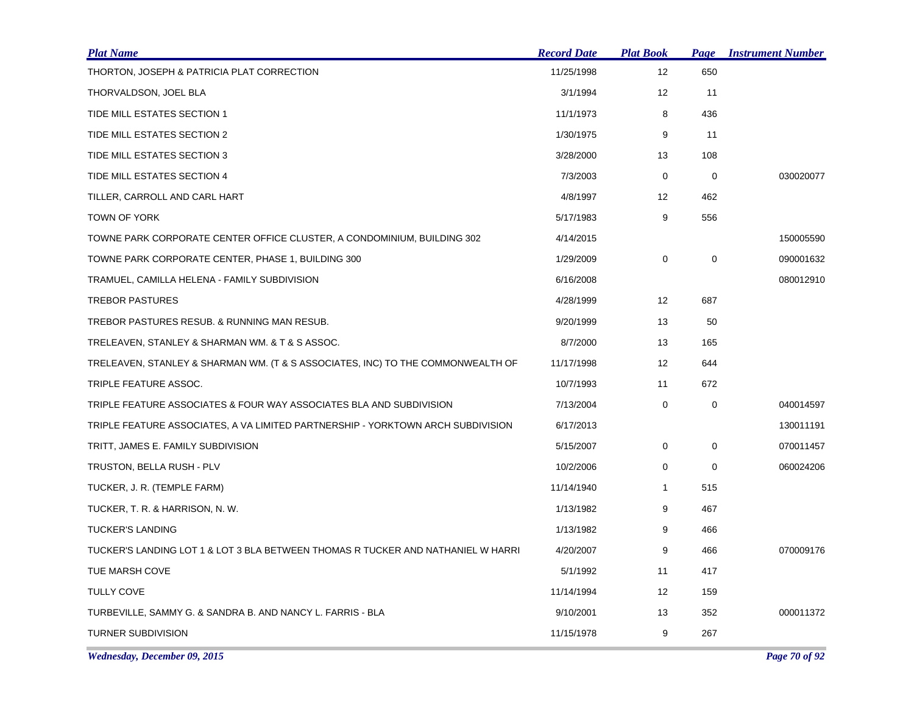| Plat Name | Record Date | Plat Book | Page | Instrument Number |
|---|---|---|---|---|
| THORTON, JOSEPH & PATRICIA PLAT CORRECTION | 11/25/1998 | 12 | 650 | |
| THORVALDSON, JOEL BLA | 3/1/1994 | 12 | 11 | |
| TIDE MILL ESTATES SECTION 1 | 11/1/1973 | 8 | 436 | |
| TIDE MILL ESTATES SECTION 2 | 1/30/1975 | 9 | 11 | |
| TIDE MILL ESTATES SECTION 3 | 3/28/2000 | 13 | 108 | |
| TIDE MILL ESTATES SECTION 4 | 7/3/2003 | 0 | 0 | 030020077 |
| TILLER, CARROLL AND CARL HART | 4/8/1997 | 12 | 462 | |
| TOWN OF YORK | 5/17/1983 | 9 | 556 | |
| TOWNE PARK CORPORATE CENTER OFFICE CLUSTER, A CONDOMINIUM, BUILDING 302 | 4/14/2015 | | | 150005590 |
| TOWNE PARK CORPORATE CENTER, PHASE 1, BUILDING 300 | 1/29/2009 | 0 | 0 | 090001632 |
| TRAMUEL, CAMILLA HELENA - FAMILY SUBDIVISION | 6/16/2008 | | | 080012910 |
| TREBOR PASTURES | 4/28/1999 | 12 | 687 | |
| TREBOR PASTURES RESUB. & RUNNING MAN RESUB. | 9/20/1999 | 13 | 50 | |
| TRELEAVEN, STANLEY & SHARMAN WM. & T & S ASSOC. | 8/7/2000 | 13 | 165 | |
| TRELEAVEN, STANLEY & SHARMAN WM. (T & S ASSOCIATES, INC) TO THE COMMONWEALTH OF | 11/17/1998 | 12 | 644 | |
| TRIPLE FEATURE ASSOC. | 10/7/1993 | 11 | 672 | |
| TRIPLE FEATURE ASSOCIATES & FOUR WAY ASSOCIATES BLA AND SUBDIVISION | 7/13/2004 | 0 | 0 | 040014597 |
| TRIPLE FEATURE ASSOCIATES, A VA LIMITED PARTNERSHIP - YORKTOWN ARCH SUBDIVISION | 6/17/2013 | | | 130011191 |
| TRITT, JAMES E. FAMILY SUBDIVISION | 5/15/2007 | 0 | 0 | 070011457 |
| TRUSTON, BELLA RUSH - PLV | 10/2/2006 | 0 | 0 | 060024206 |
| TUCKER, J. R. (TEMPLE FARM) | 11/14/1940 | 1 | 515 | |
| TUCKER, T. R. & HARRISON, N. W. | 1/13/1982 | 9 | 467 | |
| TUCKER'S LANDING | 1/13/1982 | 9 | 466 | |
| TUCKER'S LANDING LOT 1 & LOT 3 BLA BETWEEN THOMAS R TUCKER AND NATHANIEL W HARRI | 4/20/2007 | 9 | 466 | 070009176 |
| TUE MARSH COVE | 5/1/1992 | 11 | 417 | |
| TULLY COVE | 11/14/1994 | 12 | 159 | |
| TURBEVILLE, SAMMY G. & SANDRA B. AND NANCY L. FARRIS - BLA | 9/10/2001 | 13 | 352 | 000011372 |
| TURNER SUBDIVISION | 11/15/1978 | 9 | 267 | |

*Wednesday, December 09, 2015*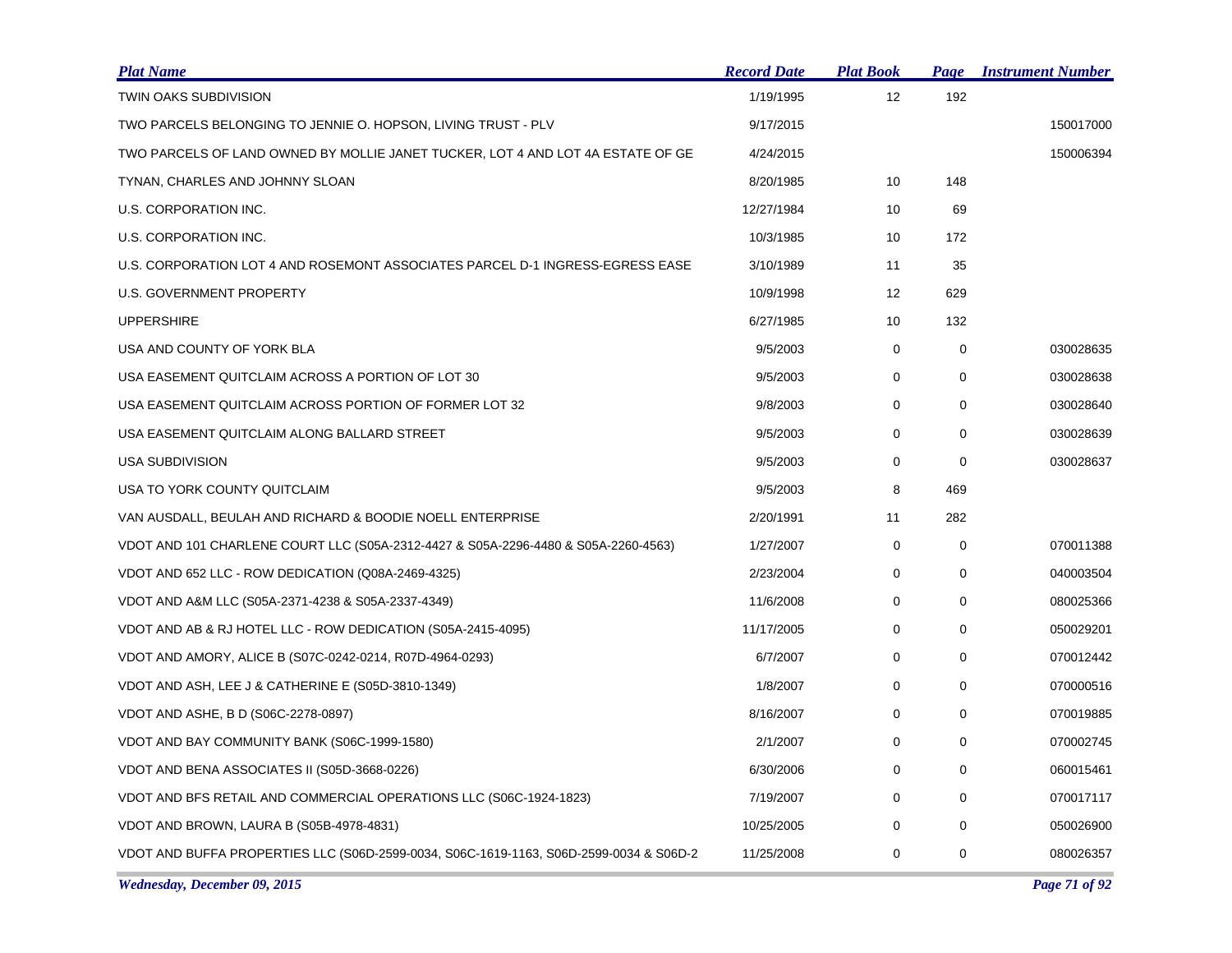| Plat Name | Record Date | Plat Book | Page | Instrument Number |
|---|---|---|---|---|
| TWIN OAKS SUBDIVISION | 1/19/1995 | 12 | 192 | |
| TWO PARCELS BELONGING TO JENNIE O. HOPSON, LIVING TRUST - PLV | 9/17/2015 | | | 150017000 |
| TWO PARCELS OF LAND OWNED BY MOLLIE JANET TUCKER, LOT 4 AND LOT 4A ESTATE OF GE | 4/24/2015 | | | 150006394 |
| TYNAN, CHARLES AND JOHNNY SLOAN | 8/20/1985 | 10 | 148 | |
| U.S. CORPORATION INC. | 12/27/1984 | 10 | 69 | |
| U.S. CORPORATION INC. | 10/3/1985 | 10 | 172 | |
| U.S. CORPORATION LOT 4 AND ROSEMONT ASSOCIATES PARCEL D-1 INGRESS-EGRESS EASE | 3/10/1989 | 11 | 35 | |
| U.S. GOVERNMENT PROPERTY | 10/9/1998 | 12 | 629 | |
| UPPERSHIRE | 6/27/1985 | 10 | 132 | |
| USA AND COUNTY OF YORK BLA | 9/5/2003 | 0 | 0 | 030028635 |
| USA EASEMENT QUITCLAIM ACROSS A PORTION OF LOT 30 | 9/5/2003 | 0 | 0 | 030028638 |
| USA EASEMENT QUITCLAIM ACROSS PORTION OF FORMER LOT 32 | 9/8/2003 | 0 | 0 | 030028640 |
| USA EASEMENT QUITCLAIM ALONG BALLARD STREET | 9/5/2003 | 0 | 0 | 030028639 |
| USA SUBDIVISION | 9/5/2003 | 0 | 0 | 030028637 |
| USA TO YORK COUNTY QUITCLAIM | 9/5/2003 | 8 | 469 | |
| VAN AUSDALL, BEULAH AND RICHARD & BOODIE NOELL ENTERPRISE | 2/20/1991 | 11 | 282 | |
| VDOT AND 101 CHARLENE COURT LLC (S05A-2312-4427 & S05A-2296-4480 & S05A-2260-4563) | 1/27/2007 | 0 | 0 | 070011388 |
| VDOT AND 652 LLC - ROW DEDICATION (Q08A-2469-4325) | 2/23/2004 | 0 | 0 | 040003504 |
| VDOT AND A&M LLC (S05A-2371-4238 & S05A-2337-4349) | 11/6/2008 | 0 | 0 | 080025366 |
| VDOT AND AB & RJ HOTEL LLC - ROW DEDICATION (S05A-2415-4095) | 11/17/2005 | 0 | 0 | 050029201 |
| VDOT AND AMORY, ALICE B (S07C-0242-0214, R07D-4964-0293) | 6/7/2007 | 0 | 0 | 070012442 |
| VDOT AND ASH, LEE J & CATHERINE E (S05D-3810-1349) | 1/8/2007 | 0 | 0 | 070000516 |
| VDOT AND ASHE, B D (S06C-2278-0897) | 8/16/2007 | 0 | 0 | 070019885 |
| VDOT AND BAY COMMUNITY BANK (S06C-1999-1580) | 2/1/2007 | 0 | 0 | 070002745 |
| VDOT AND BENA ASSOCIATES II (S05D-3668-0226) | 6/30/2006 | 0 | 0 | 060015461 |
| VDOT AND BFS RETAIL AND COMMERCIAL OPERATIONS LLC (S06C-1924-1823) | 7/19/2007 | 0 | 0 | 070017117 |
| VDOT AND BROWN, LAURA B (S05B-4978-4831) | 10/25/2005 | 0 | 0 | 050026900 |
| VDOT AND BUFFA PROPERTIES LLC (S06D-2599-0034, S06C-1619-1163, S06D-2599-0034 & S06D-2 | 11/25/2008 | 0 | 0 | 080026357 |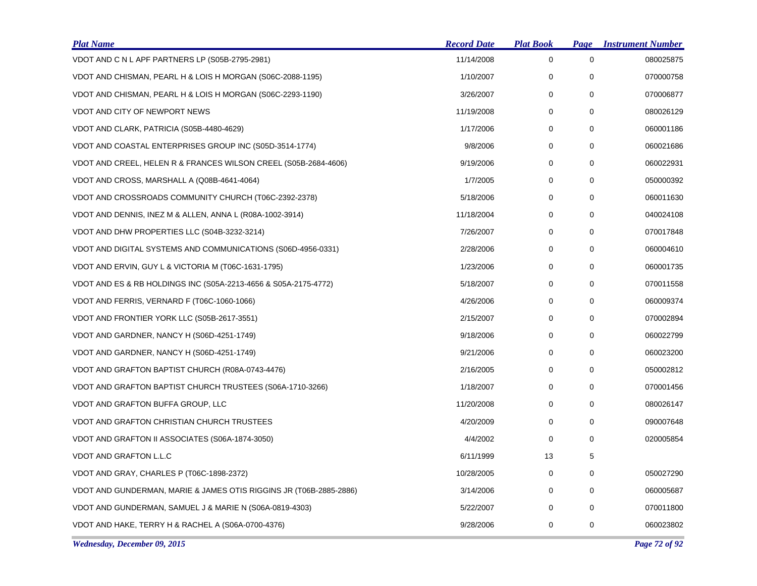| Plat Name | Record Date | Plat Book | Page | Instrument Number |
|---|---|---|---|---|
| VDOT AND C N L APF PARTNERS LP (S05B-2795-2981) | 11/14/2008 | 0 | 0 | 080025875 |
| VDOT AND CHISMAN, PEARL H & LOIS H MORGAN (S06C-2088-1195) | 1/10/2007 | 0 | 0 | 070000758 |
| VDOT AND CHISMAN, PEARL H & LOIS H MORGAN (S06C-2293-1190) | 3/26/2007 | 0 | 0 | 070006877 |
| VDOT AND CITY OF NEWPORT NEWS | 11/19/2008 | 0 | 0 | 080026129 |
| VDOT AND CLARK, PATRICIA (S05B-4480-4629) | 1/17/2006 | 0 | 0 | 060001186 |
| VDOT AND COASTAL ENTERPRISES GROUP INC (S05D-3514-1774) | 9/8/2006 | 0 | 0 | 060021686 |
| VDOT AND CREEL, HELEN R & FRANCES WILSON CREEL (S05B-2684-4606) | 9/19/2006 | 0 | 0 | 060022931 |
| VDOT AND CROSS, MARSHALL A (Q08B-4641-4064) | 1/7/2005 | 0 | 0 | 050000392 |
| VDOT AND CROSSROADS COMMUNITY CHURCH (T06C-2392-2378) | 5/18/2006 | 0 | 0 | 060011630 |
| VDOT AND DENNIS, INEZ M & ALLEN, ANNA L (R08A-1002-3914) | 11/18/2004 | 0 | 0 | 040024108 |
| VDOT AND DHW PROPERTIES LLC (S04B-3232-3214) | 7/26/2007 | 0 | 0 | 070017848 |
| VDOT AND DIGITAL SYSTEMS AND COMMUNICATIONS (S06D-4956-0331) | 2/28/2006 | 0 | 0 | 060004610 |
| VDOT AND ERVIN, GUY L & VICTORIA M (T06C-1631-1795) | 1/23/2006 | 0 | 0 | 060001735 |
| VDOT AND ES & RB HOLDINGS INC (S05A-2213-4656 & S05A-2175-4772) | 5/18/2007 | 0 | 0 | 070011558 |
| VDOT AND FERRIS, VERNARD F (T06C-1060-1066) | 4/26/2006 | 0 | 0 | 060009374 |
| VDOT AND FRONTIER YORK LLC (S05B-2617-3551) | 2/15/2007 | 0 | 0 | 070002894 |
| VDOT AND GARDNER, NANCY H (S06D-4251-1749) | 9/18/2006 | 0 | 0 | 060022799 |
| VDOT AND GARDNER, NANCY H (S06D-4251-1749) | 9/21/2006 | 0 | 0 | 060023200 |
| VDOT AND GRAFTON BAPTIST CHURCH (R08A-0743-4476) | 2/16/2005 | 0 | 0 | 050002812 |
| VDOT AND GRAFTON BAPTIST CHURCH TRUSTEES (S06A-1710-3266) | 1/18/2007 | 0 | 0 | 070001456 |
| VDOT AND GRAFTON BUFFA GROUP, LLC | 11/20/2008 | 0 | 0 | 080026147 |
| VDOT AND GRAFTON CHRISTIAN CHURCH TRUSTEES | 4/20/2009 | 0 | 0 | 090007648 |
| VDOT AND GRAFTON II ASSOCIATES (S06A-1874-3050) | 4/4/2002 | 0 | 0 | 020005854 |
| VDOT AND GRAFTON L.L.C | 6/11/1999 | 13 | 5 | |
| VDOT AND GRAY, CHARLES P (T06C-1898-2372) | 10/28/2005 | 0 | 0 | 050027290 |
| VDOT AND GUNDERMAN, MARIE & JAMES OTIS RIGGINS JR (T06B-2885-2886) | 3/14/2006 | 0 | 0 | 060005687 |
| VDOT AND GUNDERMAN, SAMUEL J & MARIE N (S06A-0819-4303) | 5/22/2007 | 0 | 0 | 070011800 |
| VDOT AND HAKE, TERRY H & RACHEL A (S06A-0700-4376) | 9/28/2006 | 0 | 0 | 060023802 |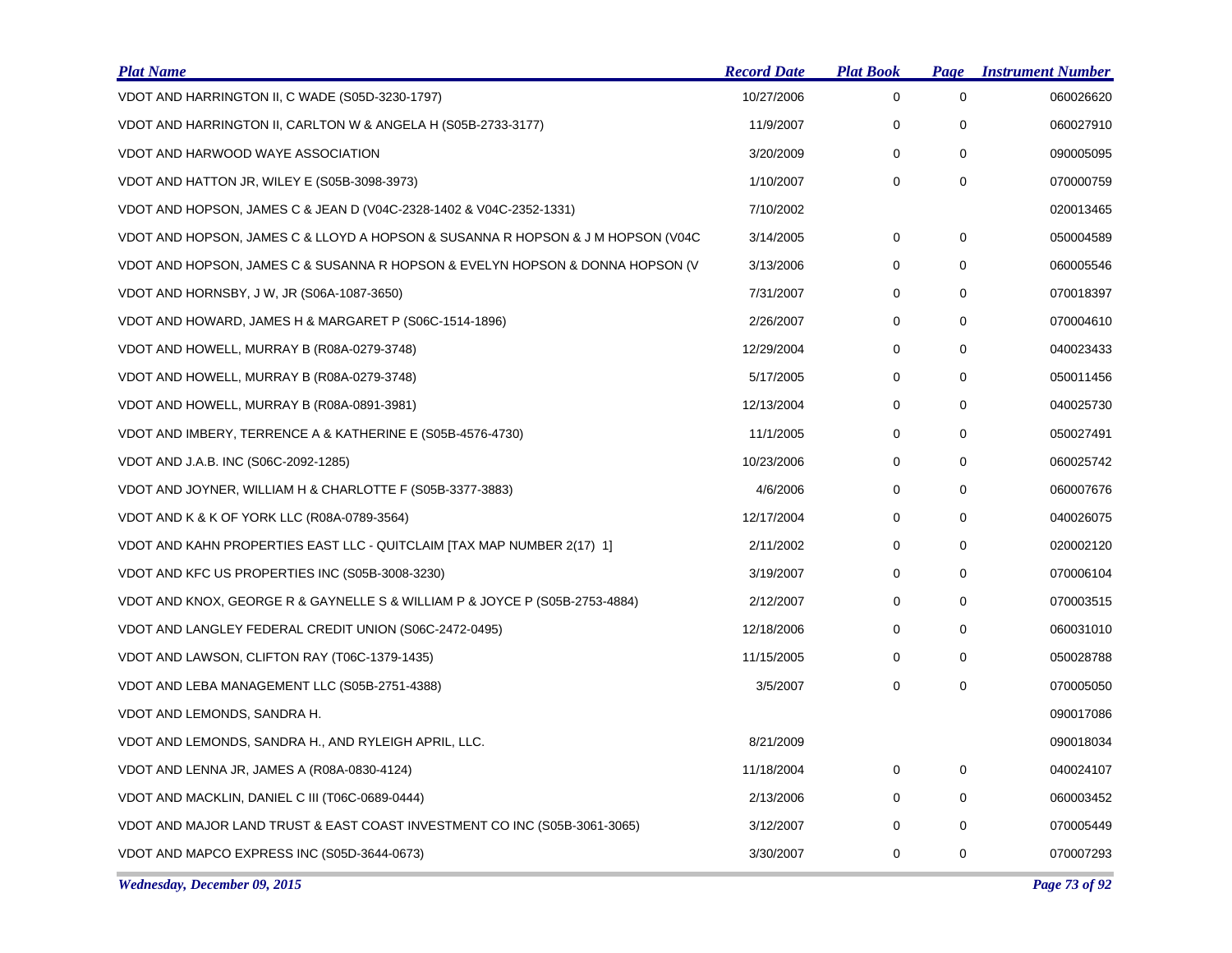| Plat Name | Record Date | Plat Book | Page | Instrument Number |
|---|---|---|---|---|
| VDOT AND HARRINGTON II, C WADE (S05D-3230-1797) | 10/27/2006 | 0 | 0 | 060026620 |
| VDOT AND HARRINGTON II, CARLTON W & ANGELA H (S05B-2733-3177) | 11/9/2007 | 0 | 0 | 060027910 |
| VDOT AND HARWOOD WAYE ASSOCIATION | 3/20/2009 | 0 | 0 | 090005095 |
| VDOT AND HATTON JR, WILEY E (S05B-3098-3973) | 1/10/2007 | 0 | 0 | 070000759 |
| VDOT AND HOPSON, JAMES C & JEAN D (V04C-2328-1402 & V04C-2352-1331) | 7/10/2002 | | | 020013465 |
| VDOT AND HOPSON, JAMES C & LLOYD A HOPSON & SUSANNA R HOPSON & J M HOPSON (V04C | 3/14/2005 | 0 | 0 | 050004589 |
| VDOT AND HOPSON, JAMES C & SUSANNA R HOPSON & EVELYN HOPSON & DONNA HOPSON (V | 3/13/2006 | 0 | 0 | 060005546 |
| VDOT AND HORNSBY, J W, JR (S06A-1087-3650) | 7/31/2007 | 0 | 0 | 070018397 |
| VDOT AND HOWARD, JAMES H & MARGARET P (S06C-1514-1896) | 2/26/2007 | 0 | 0 | 070004610 |
| VDOT AND HOWELL, MURRAY B (R08A-0279-3748) | 12/29/2004 | 0 | 0 | 040023433 |
| VDOT AND HOWELL, MURRAY B (R08A-0279-3748) | 5/17/2005 | 0 | 0 | 050011456 |
| VDOT AND HOWELL, MURRAY B (R08A-0891-3981) | 12/13/2004 | 0 | 0 | 040025730 |
| VDOT AND IMBERY, TERRENCE A & KATHERINE E (S05B-4576-4730) | 11/1/2005 | 0 | 0 | 050027491 |
| VDOT AND J.A.B. INC (S06C-2092-1285) | 10/23/2006 | 0 | 0 | 060025742 |
| VDOT AND JOYNER, WILLIAM H & CHARLOTTE F (S05B-3377-3883) | 4/6/2006 | 0 | 0 | 060007676 |
| VDOT AND K & K OF YORK LLC (R08A-0789-3564) | 12/17/2004 | 0 | 0 | 040026075 |
| VDOT AND KAHN PROPERTIES EAST LLC - QUITCLAIM [TAX MAP NUMBER 2(17) 1] | 2/11/2002 | 0 | 0 | 020002120 |
| VDOT AND KFC US PROPERTIES INC (S05B-3008-3230) | 3/19/2007 | 0 | 0 | 070006104 |
| VDOT AND KNOX, GEORGE R & GAYNELLE S & WILLIAM P & JOYCE P (S05B-2753-4884) | 2/12/2007 | 0 | 0 | 070003515 |
| VDOT AND LANGLEY FEDERAL CREDIT UNION (S06C-2472-0495) | 12/18/2006 | 0 | 0 | 060031010 |
| VDOT AND LAWSON, CLIFTON RAY (T06C-1379-1435) | 11/15/2005 | 0 | 0 | 050028788 |
| VDOT AND LEBA MANAGEMENT LLC (S05B-2751-4388) | 3/5/2007 | 0 | 0 | 070005050 |
| VDOT AND LEMONDS, SANDRA H. | | | | 090017086 |
| VDOT AND LEMONDS, SANDRA H., AND RYLEIGH APRIL, LLC. | 8/21/2009 | | | 090018034 |
| VDOT AND LENNA JR, JAMES A (R08A-0830-4124) | 11/18/2004 | 0 | 0 | 040024107 |
| VDOT AND MACKLIN, DANIEL C III (T06C-0689-0444) | 2/13/2006 | 0 | 0 | 060003452 |
| VDOT AND MAJOR LAND TRUST & EAST COAST INVESTMENT CO INC (S05B-3061-3065) | 3/12/2007 | 0 | 0 | 070005449 |
| VDOT AND MAPCO EXPRESS INC (S05D-3644-0673) | 3/30/2007 | 0 | 0 | 070007293 |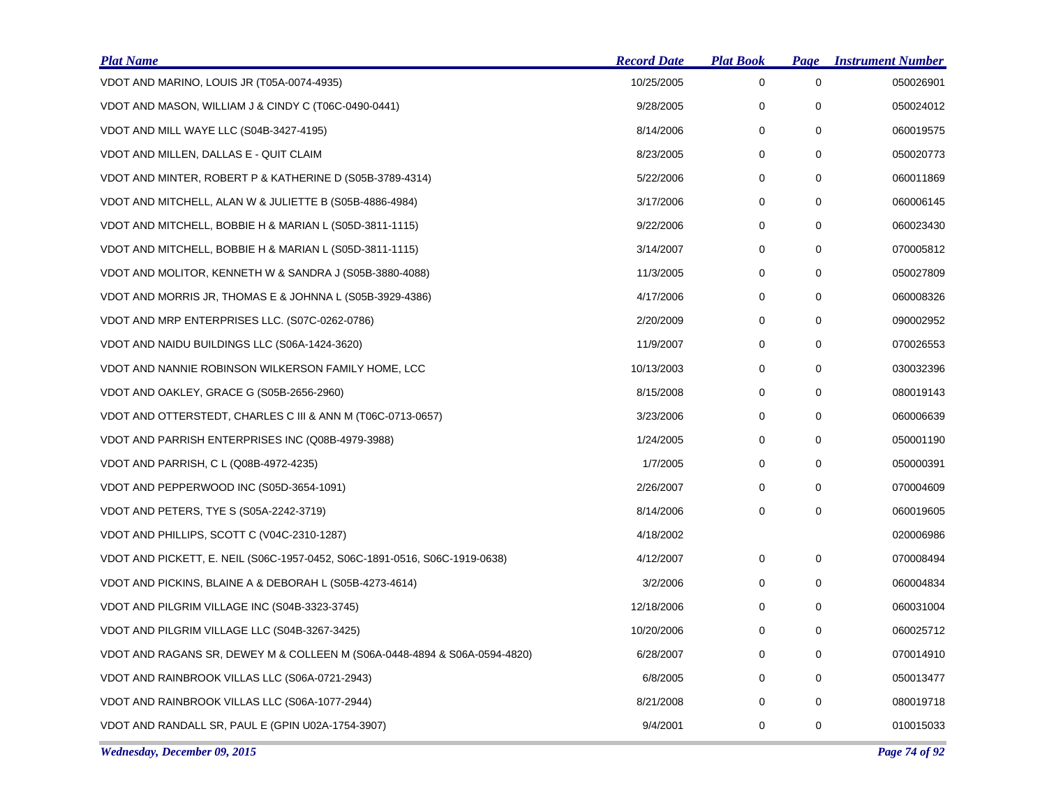| Plat Name | Record Date | Plat Book | Page | Instrument Number |
|---|---|---|---|---|
| VDOT AND MARINO, LOUIS JR (T05A-0074-4935) | 10/25/2005 | 0 | 0 | 050026901 |
| VDOT AND MASON, WILLIAM J & CINDY C (T06C-0490-0441) | 9/28/2005 | 0 | 0 | 050024012 |
| VDOT AND MILL WAYE LLC (S04B-3427-4195) | 8/14/2006 | 0 | 0 | 060019575 |
| VDOT AND MILLEN, DALLAS E - QUIT CLAIM | 8/23/2005 | 0 | 0 | 050020773 |
| VDOT AND MINTER, ROBERT P & KATHERINE D (S05B-3789-4314) | 5/22/2006 | 0 | 0 | 060011869 |
| VDOT AND MITCHELL, ALAN W & JULIETTE B (S05B-4886-4984) | 3/17/2006 | 0 | 0 | 060006145 |
| VDOT AND MITCHELL, BOBBIE H & MARIAN L (S05D-3811-1115) | 9/22/2006 | 0 | 0 | 060023430 |
| VDOT AND MITCHELL, BOBBIE H & MARIAN L (S05D-3811-1115) | 3/14/2007 | 0 | 0 | 070005812 |
| VDOT AND MOLITOR, KENNETH W & SANDRA J (S05B-3880-4088) | 11/3/2005 | 0 | 0 | 050027809 |
| VDOT AND MORRIS JR, THOMAS E & JOHNNA L (S05B-3929-4386) | 4/17/2006 | 0 | 0 | 060008326 |
| VDOT AND MRP ENTERPRISES LLC. (S07C-0262-0786) | 2/20/2009 | 0 | 0 | 090002952 |
| VDOT AND NAIDU BUILDINGS LLC (S06A-1424-3620) | 11/9/2007 | 0 | 0 | 070026553 |
| VDOT AND NANNIE ROBINSON WILKERSON FAMILY HOME, LCC | 10/13/2003 | 0 | 0 | 030032396 |
| VDOT AND OAKLEY, GRACE G (S05B-2656-2960) | 8/15/2008 | 0 | 0 | 080019143 |
| VDOT AND OTTERSTEDT, CHARLES C III & ANN M (T06C-0713-0657) | 3/23/2006 | 0 | 0 | 060006639 |
| VDOT AND PARRISH ENTERPRISES INC (Q08B-4979-3988) | 1/24/2005 | 0 | 0 | 050001190 |
| VDOT AND PARRISH, C L (Q08B-4972-4235) | 1/7/2005 | 0 | 0 | 050000391 |
| VDOT AND PEPPERWOOD INC (S05D-3654-1091) | 2/26/2007 | 0 | 0 | 070004609 |
| VDOT AND PETERS, TYE S (S05A-2242-3719) | 8/14/2006 | 0 | 0 | 060019605 |
| VDOT AND PHILLIPS, SCOTT C (V04C-2310-1287) | 4/18/2002 | | | 020006986 |
| VDOT AND PICKETT, E. NEIL (S06C-1957-0452, S06C-1891-0516, S06C-1919-0638) | 4/12/2007 | 0 | 0 | 070008494 |
| VDOT AND PICKINS, BLAINE A & DEBORAH L (S05B-4273-4614) | 3/2/2006 | 0 | 0 | 060004834 |
| VDOT AND PILGRIM VILLAGE INC (S04B-3323-3745) | 12/18/2006 | 0 | 0 | 060031004 |
| VDOT AND PILGRIM VILLAGE LLC (S04B-3267-3425) | 10/20/2006 | 0 | 0 | 060025712 |
| VDOT AND RAGANS SR, DEWEY M & COLLEEN M (S06A-0448-4894 & S06A-0594-4820) | 6/28/2007 | 0 | 0 | 070014910 |
| VDOT AND RAINBROOK VILLAS LLC (S06A-0721-2943) | 6/8/2005 | 0 | 0 | 050013477 |
| VDOT AND RAINBROOK VILLAS LLC (S06A-1077-2944) | 8/21/2008 | 0 | 0 | 080019718 |
| VDOT AND RANDALL SR, PAUL E (GPIN U02A-1754-3907) | 9/4/2001 | 0 | 0 | 010015033 |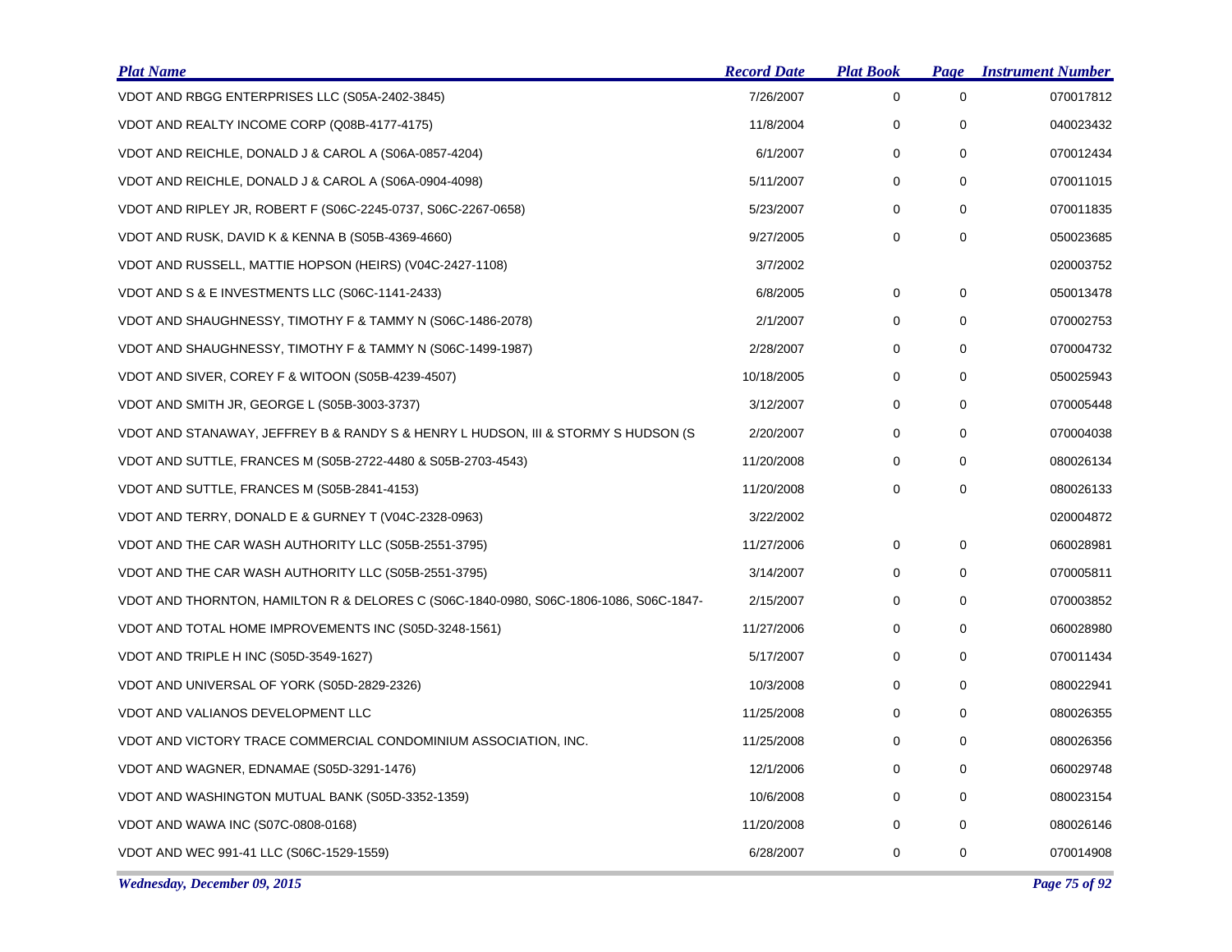| Plat Name | Record Date | Plat Book | Page | Instrument Number |
|---|---|---|---|---|
| VDOT AND RBGG ENTERPRISES LLC (S05A-2402-3845) | 7/26/2007 | 0 | 0 | 070017812 |
| VDOT AND REALTY INCOME CORP (Q08B-4177-4175) | 11/8/2004 | 0 | 0 | 040023432 |
| VDOT AND REICHLE, DONALD J & CAROL A (S06A-0857-4204) | 6/1/2007 | 0 | 0 | 070012434 |
| VDOT AND REICHLE, DONALD J & CAROL A (S06A-0904-4098) | 5/11/2007 | 0 | 0 | 070011015 |
| VDOT AND RIPLEY JR, ROBERT F (S06C-2245-0737, S06C-2267-0658) | 5/23/2007 | 0 | 0 | 070011835 |
| VDOT AND RUSK, DAVID K & KENNA B (S05B-4369-4660) | 9/27/2005 | 0 | 0 | 050023685 |
| VDOT AND RUSSELL, MATTIE HOPSON (HEIRS) (V04C-2427-1108) | 3/7/2002 | | | 020003752 |
| VDOT AND S & E INVESTMENTS LLC (S06C-1141-2433) | 6/8/2005 | 0 | 0 | 050013478 |
| VDOT AND SHAUGHNESSY, TIMOTHY F & TAMMY N (S06C-1486-2078) | 2/1/2007 | 0 | 0 | 070002753 |
| VDOT AND SHAUGHNESSY, TIMOTHY F & TAMMY N (S06C-1499-1987) | 2/28/2007 | 0 | 0 | 070004732 |
| VDOT AND SIVER, COREY F & WITOON (S05B-4239-4507) | 10/18/2005 | 0 | 0 | 050025943 |
| VDOT AND SMITH JR, GEORGE L (S05B-3003-3737) | 3/12/2007 | 0 | 0 | 070005448 |
| VDOT AND STANAWAY, JEFFREY B & RANDY S & HENRY L HUDSON, III & STORMY S HUDSON (S | 2/20/2007 | 0 | 0 | 070004038 |
| VDOT AND SUTTLE, FRANCES M (S05B-2722-4480 & S05B-2703-4543) | 11/20/2008 | 0 | 0 | 080026134 |
| VDOT AND SUTTLE, FRANCES M (S05B-2841-4153) | 11/20/2008 | 0 | 0 | 080026133 |
| VDOT AND TERRY, DONALD E & GURNEY T (V04C-2328-0963) | 3/22/2002 | | | 020004872 |
| VDOT AND THE CAR WASH AUTHORITY LLC (S05B-2551-3795) | 11/27/2006 | 0 | 0 | 060028981 |
| VDOT AND THE CAR WASH AUTHORITY LLC (S05B-2551-3795) | 3/14/2007 | 0 | 0 | 070005811 |
| VDOT AND THORNTON, HAMILTON R & DELORES C (S06C-1840-0980, S06C-1806-1086, S06C-1847- | 2/15/2007 | 0 | 0 | 070003852 |
| VDOT AND TOTAL HOME IMPROVEMENTS INC (S05D-3248-1561) | 11/27/2006 | 0 | 0 | 060028980 |
| VDOT AND TRIPLE H INC (S05D-3549-1627) | 5/17/2007 | 0 | 0 | 070011434 |
| VDOT AND UNIVERSAL OF YORK (S05D-2829-2326) | 10/3/2008 | 0 | 0 | 080022941 |
| VDOT AND VALIANOS DEVELOPMENT LLC | 11/25/2008 | 0 | 0 | 080026355 |
| VDOT AND VICTORY TRACE COMMERCIAL CONDOMINIUM ASSOCIATION, INC. | 11/25/2008 | 0 | 0 | 080026356 |
| VDOT AND WAGNER, EDNAMAE (S05D-3291-1476) | 12/1/2006 | 0 | 0 | 060029748 |
| VDOT AND WASHINGTON MUTUAL BANK (S05D-3352-1359) | 10/6/2008 | 0 | 0 | 080023154 |
| VDOT AND WAWA INC (S07C-0808-0168) | 11/20/2008 | 0 | 0 | 080026146 |
| VDOT AND WEC 991-41 LLC (S06C-1529-1559) | 6/28/2007 | 0 | 0 | 070014908 |

*Wednesday, December 09, 2015*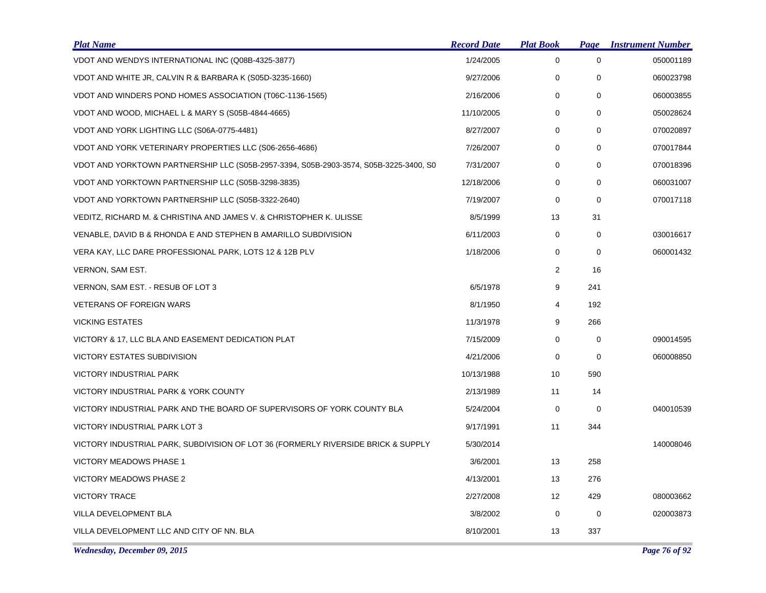| Plat Name | Record Date | Plat Book | Page | Instrument Number |
|---|---|---|---|---|
| VDOT AND WENDYS INTERNATIONAL INC (Q08B-4325-3877) | 1/24/2005 | 0 | 0 | 050001189 |
| VDOT AND WHITE JR, CALVIN R & BARBARA K (S05D-3235-1660) | 9/27/2006 | 0 | 0 | 060023798 |
| VDOT AND WINDERS POND HOMES ASSOCIATION (T06C-1136-1565) | 2/16/2006 | 0 | 0 | 060003855 |
| VDOT AND WOOD, MICHAEL L & MARY S (S05B-4844-4665) | 11/10/2005 | 0 | 0 | 050028624 |
| VDOT AND YORK LIGHTING LLC (S06A-0775-4481) | 8/27/2007 | 0 | 0 | 070020897 |
| VDOT AND YORK VETERINARY PROPERTIES LLC (S06-2656-4686) | 7/26/2007 | 0 | 0 | 070017844 |
| VDOT AND YORKTOWN PARTNERSHIP LLC (S05B-2957-3394, S05B-2903-3574, S05B-3225-3400, S0 | 7/31/2007 | 0 | 0 | 070018396 |
| VDOT AND YORKTOWN PARTNERSHIP LLC (S05B-3298-3835) | 12/18/2006 | 0 | 0 | 060031007 |
| VDOT AND YORKTOWN PARTNERSHIP LLC (S05B-3322-2640) | 7/19/2007 | 0 | 0 | 070017118 |
| VEDITZ, RICHARD M. & CHRISTINA AND JAMES V. & CHRISTOPHER K. ULISSE | 8/5/1999 | 13 | 31 | |
| VENABLE, DAVID B & RHONDA E AND STEPHEN B AMARILLO SUBDIVISION | 6/11/2003 | 0 | 0 | 030016617 |
| VERA KAY, LLC DARE PROFESSIONAL PARK, LOTS 12 & 12B PLV | 1/18/2006 | 0 | 0 | 060001432 |
| VERNON, SAM EST. | | 2 | 16 | |
| VERNON, SAM EST. - RESUB OF LOT 3 | 6/5/1978 | 9 | 241 | |
| VETERANS OF FOREIGN WARS | 8/1/1950 | 4 | 192 | |
| VICKING ESTATES | 11/3/1978 | 9 | 266 | |
| VICTORY & 17, LLC BLA AND EASEMENT DEDICATION PLAT | 7/15/2009 | 0 | 0 | 090014595 |
| VICTORY ESTATES SUBDIVISION | 4/21/2006 | 0 | 0 | 060008850 |
| VICTORY INDUSTRIAL PARK | 10/13/1988 | 10 | 590 | |
| VICTORY INDUSTRIAL PARK & YORK COUNTY | 2/13/1989 | 11 | 14 | |
| VICTORY INDUSTRIAL PARK AND THE BOARD OF SUPERVISORS OF YORK COUNTY BLA | 5/24/2004 | 0 | 0 | 040010539 |
| VICTORY INDUSTRIAL PARK LOT 3 | 9/17/1991 | 11 | 344 | |
| VICTORY INDUSTRIAL PARK, SUBDIVISION OF LOT 36 (FORMERLY RIVERSIDE BRICK & SUPPLY | 5/30/2014 | | | 140008046 |
| VICTORY MEADOWS PHASE 1 | 3/6/2001 | 13 | 258 | |
| VICTORY MEADOWS PHASE 2 | 4/13/2001 | 13 | 276 | |
| VICTORY TRACE | 2/27/2008 | 12 | 429 | 080003662 |
| VILLA DEVELOPMENT BLA | 3/8/2002 | 0 | 0 | 020003873 |
| VILLA DEVELOPMENT LLC AND CITY OF NN. BLA | 8/10/2001 | 13 | 337 | |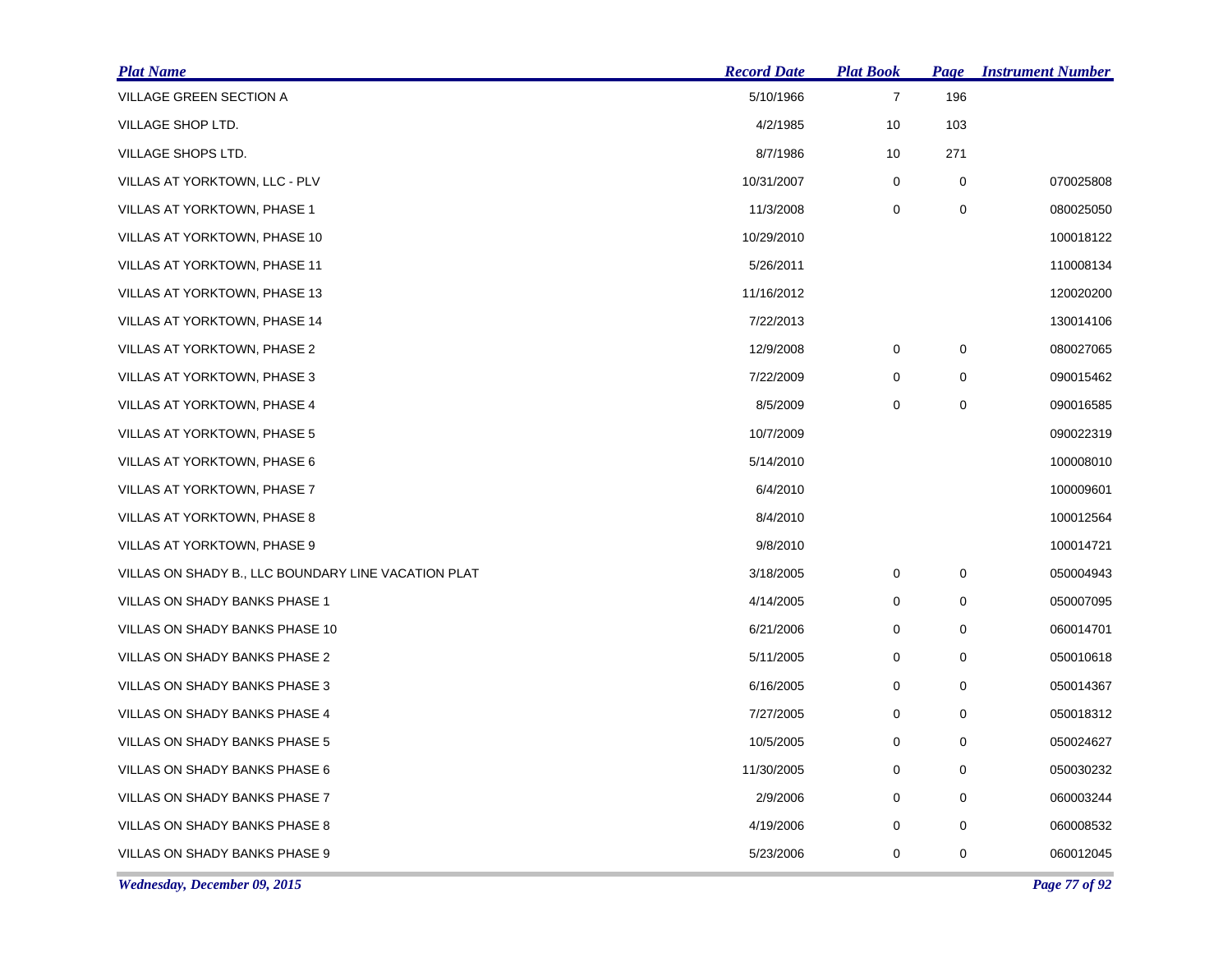| Plat Name | Record Date | Plat Book | Page | Instrument Number |
|---|---|---|---|---|
| VILLAGE GREEN SECTION A | 5/10/1966 | 7 | 196 | |
| VILLAGE SHOP LTD. | 4/2/1985 | 10 | 103 | |
| VILLAGE SHOPS LTD. | 8/7/1986 | 10 | 271 | |
| VILLAS AT YORKTOWN, LLC - PLV | 10/31/2007 | 0 | 0 | 070025808 |
| VILLAS AT YORKTOWN, PHASE 1 | 11/3/2008 | 0 | 0 | 080025050 |
| VILLAS AT YORKTOWN, PHASE 10 | 10/29/2010 | | | 100018122 |
| VILLAS AT YORKTOWN, PHASE 11 | 5/26/2011 | | | 110008134 |
| VILLAS AT YORKTOWN, PHASE 13 | 11/16/2012 | | | 120020200 |
| VILLAS AT YORKTOWN, PHASE 14 | 7/22/2013 | | | 130014106 |
| VILLAS AT YORKTOWN, PHASE 2 | 12/9/2008 | 0 | 0 | 080027065 |
| VILLAS AT YORKTOWN, PHASE 3 | 7/22/2009 | 0 | 0 | 090015462 |
| VILLAS AT YORKTOWN, PHASE 4 | 8/5/2009 | 0 | 0 | 090016585 |
| VILLAS AT YORKTOWN, PHASE 5 | 10/7/2009 | | | 090022319 |
| VILLAS AT YORKTOWN, PHASE 6 | 5/14/2010 | | | 100008010 |
| VILLAS AT YORKTOWN, PHASE 7 | 6/4/2010 | | | 100009601 |
| VILLAS AT YORKTOWN, PHASE 8 | 8/4/2010 | | | 100012564 |
| VILLAS AT YORKTOWN, PHASE 9 | 9/8/2010 | | | 100014721 |
| VILLAS ON SHADY B., LLC BOUNDARY LINE VACATION PLAT | 3/18/2005 | 0 | 0 | 050004943 |
| VILLAS ON SHADY BANKS PHASE 1 | 4/14/2005 | 0 | 0 | 050007095 |
| VILLAS ON SHADY BANKS PHASE 10 | 6/21/2006 | 0 | 0 | 060014701 |
| VILLAS ON SHADY BANKS PHASE 2 | 5/11/2005 | 0 | 0 | 050010618 |
| VILLAS ON SHADY BANKS PHASE 3 | 6/16/2005 | 0 | 0 | 050014367 |
| VILLAS ON SHADY BANKS PHASE 4 | 7/27/2005 | 0 | 0 | 050018312 |
| VILLAS ON SHADY BANKS PHASE 5 | 10/5/2005 | 0 | 0 | 050024627 |
| VILLAS ON SHADY BANKS PHASE 6 | 11/30/2005 | 0 | 0 | 050030232 |
| VILLAS ON SHADY BANKS PHASE 7 | 2/9/2006 | 0 | 0 | 060003244 |
| VILLAS ON SHADY BANKS PHASE 8 | 4/19/2006 | 0 | 0 | 060008532 |
| VILLAS ON SHADY BANKS PHASE 9 | 5/23/2006 | 0 | 0 | 060012045 |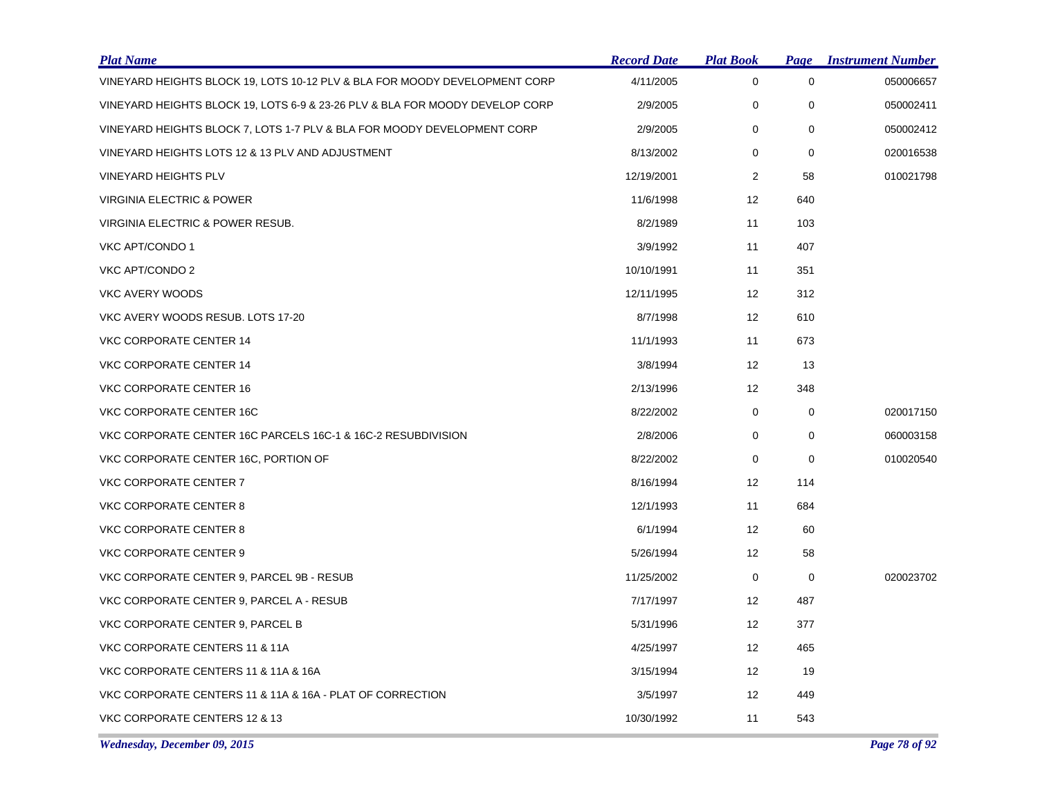| Plat Name | Record Date | Plat Book | Page | Instrument Number |
|---|---|---|---|---|
| VINEYARD HEIGHTS BLOCK 19, LOTS 10-12 PLV & BLA FOR MOODY DEVELOPMENT CORP | 4/11/2005 | 0 | 0 | 050006657 |
| VINEYARD HEIGHTS BLOCK 19, LOTS 6-9 & 23-26 PLV & BLA FOR MOODY DEVELOP CORP | 2/9/2005 | 0 | 0 | 050002411 |
| VINEYARD HEIGHTS BLOCK 7, LOTS 1-7 PLV & BLA FOR MOODY DEVELOPMENT CORP | 2/9/2005 | 0 | 0 | 050002412 |
| VINEYARD HEIGHTS LOTS 12 & 13 PLV AND ADJUSTMENT | 8/13/2002 | 0 | 0 | 020016538 |
| VINEYARD HEIGHTS PLV | 12/19/2001 | 2 | 58 | 010021798 |
| VIRGINIA ELECTRIC & POWER | 11/6/1998 | 12 | 640 | |
| VIRGINIA ELECTRIC & POWER RESUB. | 8/2/1989 | 11 | 103 | |
| VKC APT/CONDO 1 | 3/9/1992 | 11 | 407 | |
| VKC APT/CONDO 2 | 10/10/1991 | 11 | 351 | |
| VKC AVERY WOODS | 12/11/1995 | 12 | 312 | |
| VKC AVERY WOODS RESUB. LOTS 17-20 | 8/7/1998 | 12 | 610 | |
| VKC CORPORATE CENTER 14 | 11/1/1993 | 11 | 673 | |
| VKC CORPORATE CENTER 14 | 3/8/1994 | 12 | 13 | |
| VKC CORPORATE CENTER 16 | 2/13/1996 | 12 | 348 | |
| VKC CORPORATE CENTER 16C | 8/22/2002 | 0 | 0 | 020017150 |
| VKC CORPORATE CENTER 16C PARCELS 16C-1 & 16C-2 RESUBDIVISION | 2/8/2006 | 0 | 0 | 060003158 |
| VKC CORPORATE CENTER 16C, PORTION OF | 8/22/2002 | 0 | 0 | 010020540 |
| VKC CORPORATE CENTER 7 | 8/16/1994 | 12 | 114 | |
| VKC CORPORATE CENTER 8 | 12/1/1993 | 11 | 684 | |
| VKC CORPORATE CENTER 8 | 6/1/1994 | 12 | 60 | |
| VKC CORPORATE CENTER 9 | 5/26/1994 | 12 | 58 | |
| VKC CORPORATE CENTER 9, PARCEL 9B - RESUB | 11/25/2002 | 0 | 0 | 020023702 |
| VKC CORPORATE CENTER 9, PARCEL A - RESUB | 7/17/1997 | 12 | 487 | |
| VKC CORPORATE CENTER 9, PARCEL B | 5/31/1996 | 12 | 377 | |
| VKC CORPORATE CENTERS 11 & 11A | 4/25/1997 | 12 | 465 | |
| VKC CORPORATE CENTERS 11 & 11A & 16A | 3/15/1994 | 12 | 19 | |
| VKC CORPORATE CENTERS 11 & 11A & 16A - PLAT OF CORRECTION | 3/5/1997 | 12 | 449 | |
| VKC CORPORATE CENTERS 12 & 13 | 10/30/1992 | 11 | 543 | |

*Wednesday, December 09, 2015*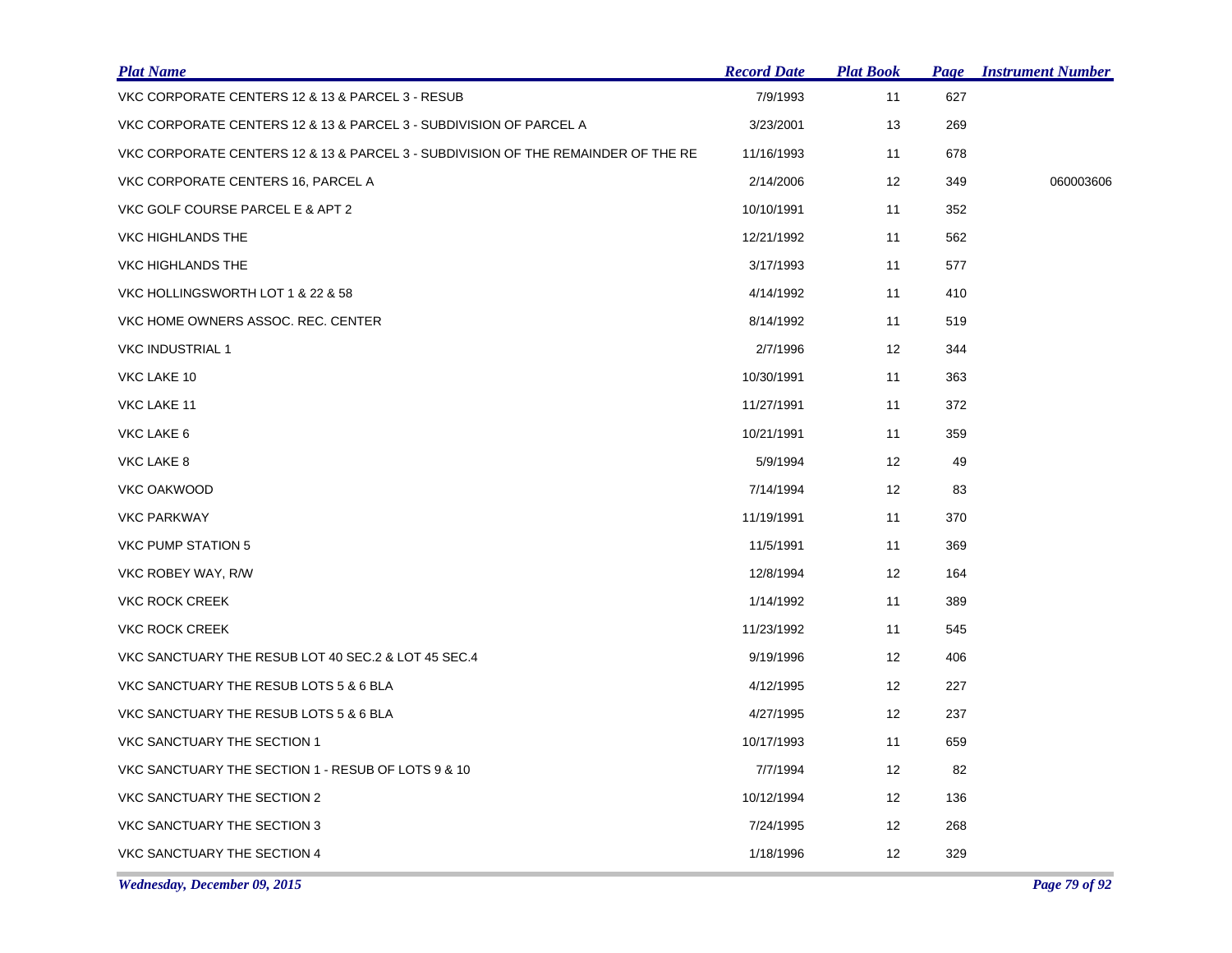| Plat Name | Record Date | Plat Book | Page | Instrument Number |
|---|---|---|---|---|
| VKC CORPORATE CENTERS 12 & 13 & PARCEL 3 - RESUB | 7/9/1993 | 11 | 627 | |
| VKC CORPORATE CENTERS 12 & 13 & PARCEL 3 - SUBDIVISION OF PARCEL A | 3/23/2001 | 13 | 269 | |
| VKC CORPORATE CENTERS 12 & 13 & PARCEL 3 - SUBDIVISION OF THE REMAINDER OF THE RE | 11/16/1993 | 11 | 678 | |
| VKC CORPORATE CENTERS 16, PARCEL A | 2/14/2006 | 12 | 349 | 060003606 |
| VKC GOLF COURSE PARCEL E & APT 2 | 10/10/1991 | 11 | 352 | |
| VKC HIGHLANDS THE | 12/21/1992 | 11 | 562 | |
| VKC HIGHLANDS THE | 3/17/1993 | 11 | 577 | |
| VKC HOLLINGSWORTH LOT 1 & 22 & 58 | 4/14/1992 | 11 | 410 | |
| VKC HOME OWNERS ASSOC. REC. CENTER | 8/14/1992 | 11 | 519 | |
| VKC INDUSTRIAL 1 | 2/7/1996 | 12 | 344 | |
| VKC LAKE 10 | 10/30/1991 | 11 | 363 | |
| VKC LAKE 11 | 11/27/1991 | 11 | 372 | |
| VKC LAKE 6 | 10/21/1991 | 11 | 359 | |
| VKC LAKE 8 | 5/9/1994 | 12 | 49 | |
| VKC OAKWOOD | 7/14/1994 | 12 | 83 | |
| VKC PARKWAY | 11/19/1991 | 11 | 370 | |
| VKC PUMP STATION 5 | 11/5/1991 | 11 | 369 | |
| VKC ROBEY WAY, R/W | 12/8/1994 | 12 | 164 | |
| VKC ROCK CREEK | 1/14/1992 | 11 | 389 | |
| VKC ROCK CREEK | 11/23/1992 | 11 | 545 | |
| VKC SANCTUARY THE RESUB LOT 40 SEC.2 & LOT 45 SEC.4 | 9/19/1996 | 12 | 406 | |
| VKC SANCTUARY THE RESUB LOTS 5 & 6 BLA | 4/12/1995 | 12 | 227 | |
| VKC SANCTUARY THE RESUB LOTS 5 & 6 BLA | 4/27/1995 | 12 | 237 | |
| VKC SANCTUARY THE SECTION 1 | 10/17/1993 | 11 | 659 | |
| VKC SANCTUARY THE SECTION 1 - RESUB OF LOTS 9 & 10 | 7/7/1994 | 12 | 82 | |
| VKC SANCTUARY THE SECTION 2 | 10/12/1994 | 12 | 136 | |
| VKC SANCTUARY THE SECTION 3 | 7/24/1995 | 12 | 268 | |
| VKC SANCTUARY THE SECTION 4 | 1/18/1996 | 12 | 329 | |

*Wednesday, December 09, 2015*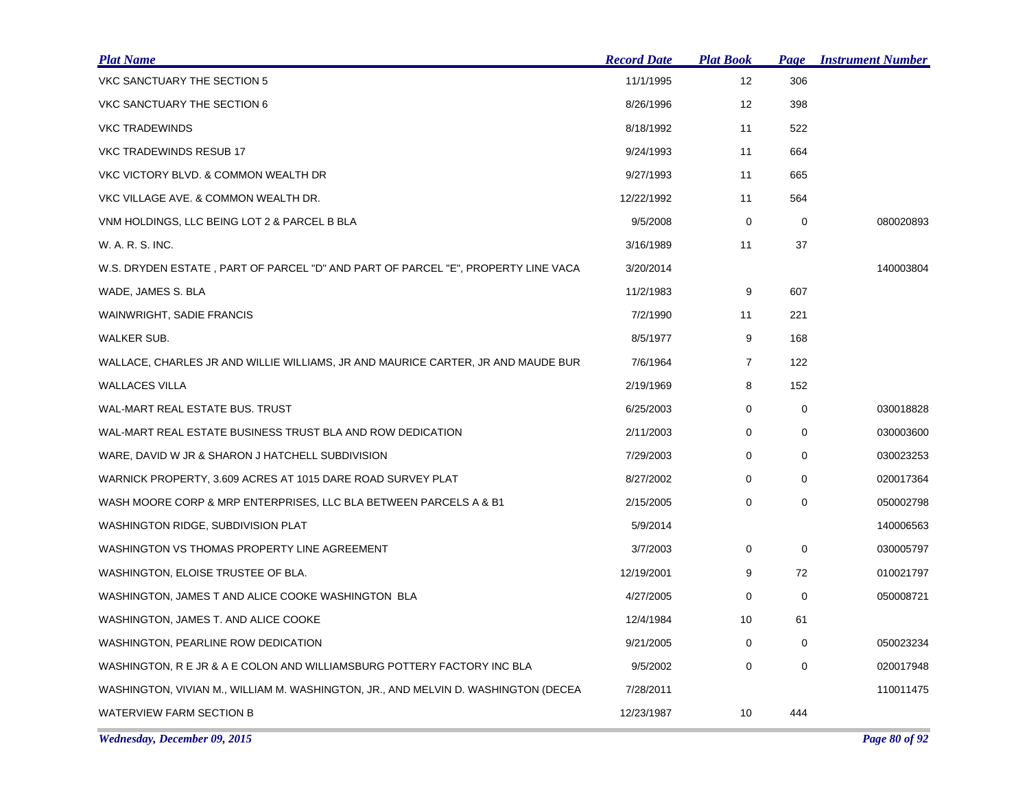| Plat Name | Record Date | Plat Book | Page | Instrument Number |
|---|---|---|---|---|
| VKC SANCTUARY THE SECTION 5 | 11/1/1995 | 12 | 306 | |
| VKC SANCTUARY THE SECTION 6 | 8/26/1996 | 12 | 398 | |
| VKC TRADEWINDS | 8/18/1992 | 11 | 522 | |
| VKC TRADEWINDS RESUB 17 | 9/24/1993 | 11 | 664 | |
| VKC VICTORY BLVD. & COMMON WEALTH DR | 9/27/1993 | 11 | 665 | |
| VKC VILLAGE AVE. & COMMON WEALTH DR. | 12/22/1992 | 11 | 564 | |
| VNM HOLDINGS, LLC BEING LOT 2 & PARCEL B BLA | 9/5/2008 | 0 | 0 | 080020893 |
| W. A. R. S. INC. | 3/16/1989 | 11 | 37 | |
| W.S. DRYDEN ESTATE , PART OF PARCEL "D" AND PART OF PARCEL "E", PROPERTY LINE VACA | 3/20/2014 | | | 140003804 |
| WADE, JAMES S. BLA | 11/2/1983 | 9 | 607 | |
| WAINWRIGHT, SADIE FRANCIS | 7/2/1990 | 11 | 221 | |
| WALKER SUB. | 8/5/1977 | 9 | 168 | |
| WALLACE, CHARLES JR AND WILLIE WILLIAMS, JR AND MAURICE CARTER, JR AND MAUDE BUR | 7/6/1964 | 7 | 122 | |
| WALLACES VILLA | 2/19/1969 | 8 | 152 | |
| WAL-MART REAL ESTATE BUS. TRUST | 6/25/2003 | 0 | 0 | 030018828 |
| WAL-MART REAL ESTATE BUSINESS TRUST BLA AND ROW DEDICATION | 2/11/2003 | 0 | 0 | 030003600 |
| WARE, DAVID W JR & SHARON J HATCHELL SUBDIVISION | 7/29/2003 | 0 | 0 | 030023253 |
| WARNICK PROPERTY, 3.609 ACRES AT 1015 DARE ROAD SURVEY PLAT | 8/27/2002 | 0 | 0 | 020017364 |
| WASH MOORE CORP & MRP ENTERPRISES, LLC BLA BETWEEN PARCELS A & B1 | 2/15/2005 | 0 | 0 | 050002798 |
| WASHINGTON RIDGE, SUBDIVISION PLAT | 5/9/2014 | | | 140006563 |
| WASHINGTON VS THOMAS PROPERTY LINE AGREEMENT | 3/7/2003 | 0 | 0 | 030005797 |
| WASHINGTON, ELOISE TRUSTEE OF BLA. | 12/19/2001 | 9 | 72 | 010021797 |
| WASHINGTON, JAMES T AND ALICE COOKE WASHINGTON BLA | 4/27/2005 | 0 | 0 | 050008721 |
| WASHINGTON, JAMES T. AND ALICE COOKE | 12/4/1984 | 10 | 61 | |
| WASHINGTON, PEARLINE ROW DEDICATION | 9/21/2005 | 0 | 0 | 050023234 |
| WASHINGTON, R E JR & A E COLON AND WILLIAMSBURG POTTERY FACTORY INC BLA | 9/5/2002 | 0 | 0 | 020017948 |
| WASHINGTON, VIVIAN M., WILLIAM M. WASHINGTON, JR., AND MELVIN D. WASHINGTON (DECEA | 7/28/2011 | | | 110011475 |
| WATERVIEW FARM SECTION B | 12/23/1987 | 10 | 444 | |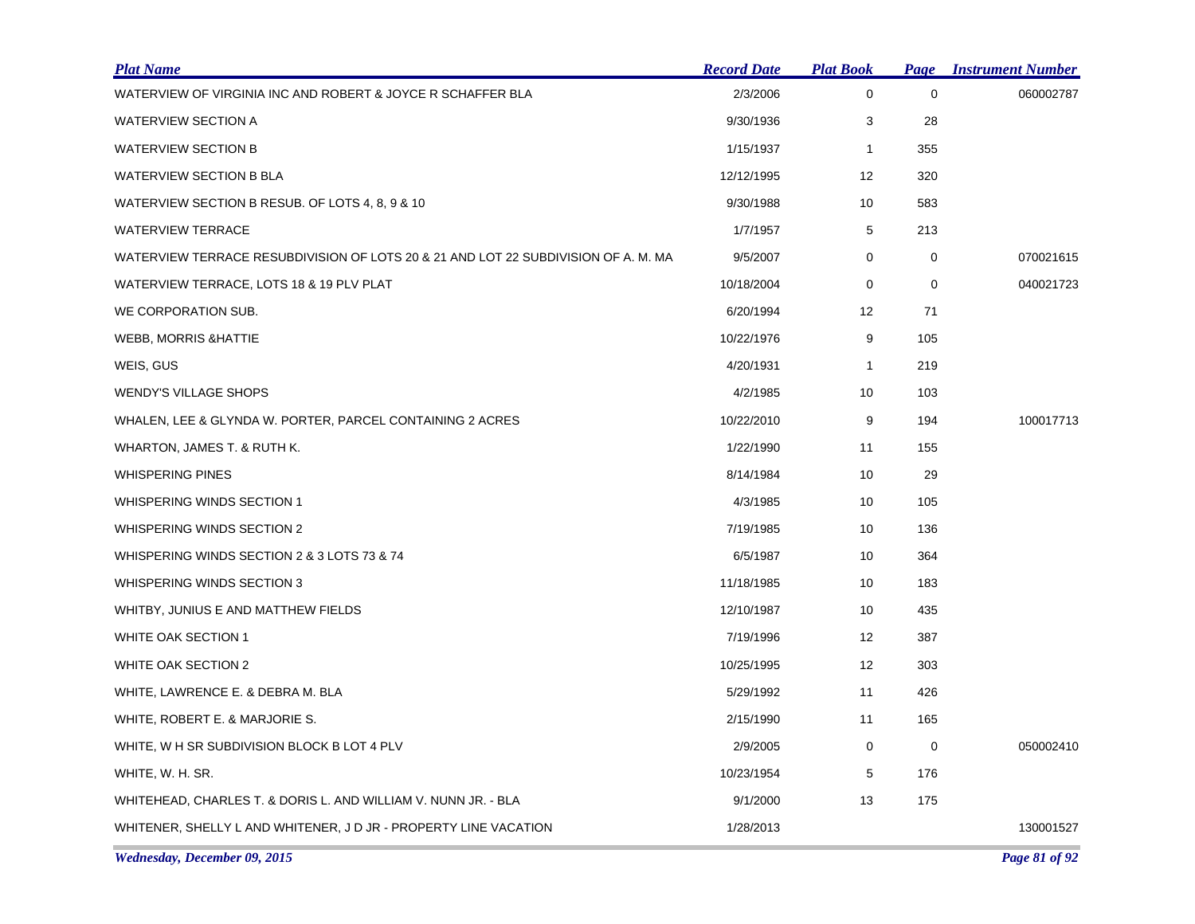| Plat Name | Record Date | Plat Book | Page | Instrument Number |
|---|---|---|---|---|
| WATERVIEW OF VIRGINIA INC AND ROBERT & JOYCE R SCHAFFER BLA | 2/3/2006 | 0 | 0 | 060002787 |
| WATERVIEW SECTION A | 9/30/1936 | 3 | 28 | |
| WATERVIEW SECTION B | 1/15/1937 | 1 | 355 | |
| WATERVIEW SECTION B BLA | 12/12/1995 | 12 | 320 | |
| WATERVIEW SECTION B RESUB. OF LOTS 4, 8, 9 & 10 | 9/30/1988 | 10 | 583 | |
| WATERVIEW TERRACE | 1/7/1957 | 5 | 213 | |
| WATERVIEW TERRACE RESUBDIVISION OF LOTS 20 & 21 AND LOT 22 SUBDIVISION OF A. M. MA | 9/5/2007 | 0 | 0 | 070021615 |
| WATERVIEW TERRACE, LOTS 18 & 19 PLV PLAT | 10/18/2004 | 0 | 0 | 040021723 |
| WE CORPORATION SUB. | 6/20/1994 | 12 | 71 | |
| WEBB, MORRIS &HATTIE | 10/22/1976 | 9 | 105 | |
| WEIS, GUS | 4/20/1931 | 1 | 219 | |
| WENDY'S VILLAGE SHOPS | 4/2/1985 | 10 | 103 | |
| WHALEN, LEE & GLYNDA W. PORTER, PARCEL CONTAINING 2 ACRES | 10/22/2010 | 9 | 194 | 100017713 |
| WHARTON, JAMES T. & RUTH K. | 1/22/1990 | 11 | 155 | |
| WHISPERING PINES | 8/14/1984 | 10 | 29 | |
| WHISPERING WINDS SECTION 1 | 4/3/1985 | 10 | 105 | |
| WHISPERING WINDS SECTION 2 | 7/19/1985 | 10 | 136 | |
| WHISPERING WINDS SECTION 2 & 3 LOTS 73 & 74 | 6/5/1987 | 10 | 364 | |
| WHISPERING WINDS SECTION 3 | 11/18/1985 | 10 | 183 | |
| WHITBY, JUNIUS E AND MATTHEW FIELDS | 12/10/1987 | 10 | 435 | |
| WHITE OAK SECTION 1 | 7/19/1996 | 12 | 387 | |
| WHITE OAK SECTION 2 | 10/25/1995 | 12 | 303 | |
| WHITE, LAWRENCE E. & DEBRA M. BLA | 5/29/1992 | 11 | 426 | |
| WHITE, ROBERT E. & MARJORIE S. | 2/15/1990 | 11 | 165 | |
| WHITE, W H SR SUBDIVISION BLOCK B LOT 4 PLV | 2/9/2005 | 0 | 0 | 050002410 |
| WHITE, W. H. SR. | 10/23/1954 | 5 | 176 | |
| WHITEHEAD, CHARLES T. & DORIS L. AND WILLIAM V. NUNN JR. - BLA | 9/1/2000 | 13 | 175 | |
| WHITENER, SHELLY L AND WHITENER, J D JR - PROPERTY LINE VACATION | 1/28/2013 | | | 130001527 |

*Wednesday, December 09, 2015*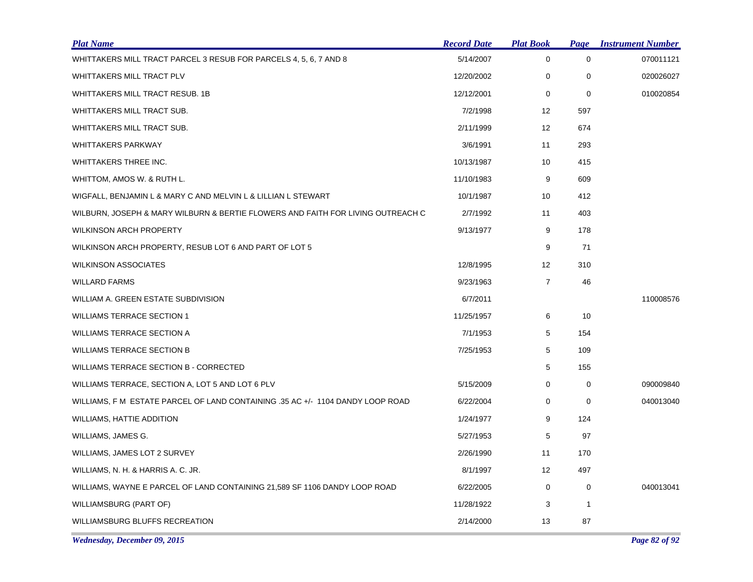| Plat Name | Record Date | Plat Book | Page | Instrument Number |
|---|---|---|---|---|
| WHITTAKERS MILL TRACT PARCEL 3 RESUB FOR PARCELS 4, 5, 6, 7 AND 8 | 5/14/2007 | 0 | 0 | 070011121 |
| WHITTAKERS MILL TRACT PLV | 12/20/2002 | 0 | 0 | 020026027 |
| WHITTAKERS MILL TRACT RESUB. 1B | 12/12/2001 | 0 | 0 | 010020854 |
| WHITTAKERS MILL TRACT SUB. | 7/2/1998 | 12 | 597 | |
| WHITTAKERS MILL TRACT SUB. | 2/11/1999 | 12 | 674 | |
| WHITTAKERS PARKWAY | 3/6/1991 | 11 | 293 | |
| WHITTAKERS THREE INC. | 10/13/1987 | 10 | 415 | |
| WHITTOM, AMOS W. & RUTH L. | 11/10/1983 | 9 | 609 | |
| WIGFALL, BENJAMIN L & MARY C AND MELVIN L & LILLIAN L STEWART | 10/1/1987 | 10 | 412 | |
| WILBURN, JOSEPH & MARY WILBURN & BERTIE FLOWERS AND FAITH FOR LIVING OUTREACH C | 2/7/1992 | 11 | 403 | |
| WILKINSON ARCH PROPERTY | 9/13/1977 | 9 | 178 | |
| WILKINSON ARCH PROPERTY, RESUB LOT 6 AND PART OF LOT 5 | | 9 | 71 | |
| WILKINSON ASSOCIATES | 12/8/1995 | 12 | 310 | |
| WILLARD FARMS | 9/23/1963 | 7 | 46 | |
| WILLIAM A. GREEN ESTATE SUBDIVISION | 6/7/2011 | | | 110008576 |
| WILLIAMS TERRACE SECTION 1 | 11/25/1957 | 6 | 10 | |
| WILLIAMS TERRACE SECTION A | 7/1/1953 | 5 | 154 | |
| WILLIAMS TERRACE SECTION B | 7/25/1953 | 5 | 109 | |
| WILLIAMS TERRACE SECTION B - CORRECTED | | 5 | 155 | |
| WILLIAMS TERRACE, SECTION A, LOT 5 AND LOT 6 PLV | 5/15/2009 | 0 | 0 | 090009840 |
| WILLIAMS, F M ESTATE PARCEL OF LAND CONTAINING .35 AC +/- 1104 DANDY LOOP ROAD | 6/22/2004 | 0 | 0 | 040013040 |
| WILLIAMS, HATTIE ADDITION | 1/24/1977 | 9 | 124 | |
| WILLIAMS, JAMES G. | 5/27/1953 | 5 | 97 | |
| WILLIAMS, JAMES LOT 2 SURVEY | 2/26/1990 | 11 | 170 | |
| WILLIAMS, N. H. & HARRIS A. C. JR. | 8/1/1997 | 12 | 497 | |
| WILLIAMS, WAYNE E PARCEL OF LAND CONTAINING 21,589 SF 1106 DANDY LOOP ROAD | 6/22/2005 | 0 | 0 | 040013041 |
| WILLIAMSBURG (PART OF) | 11/28/1922 | 3 | 1 | |
| WILLIAMSBURG BLUFFS RECREATION | 2/14/2000 | 13 | 87 | |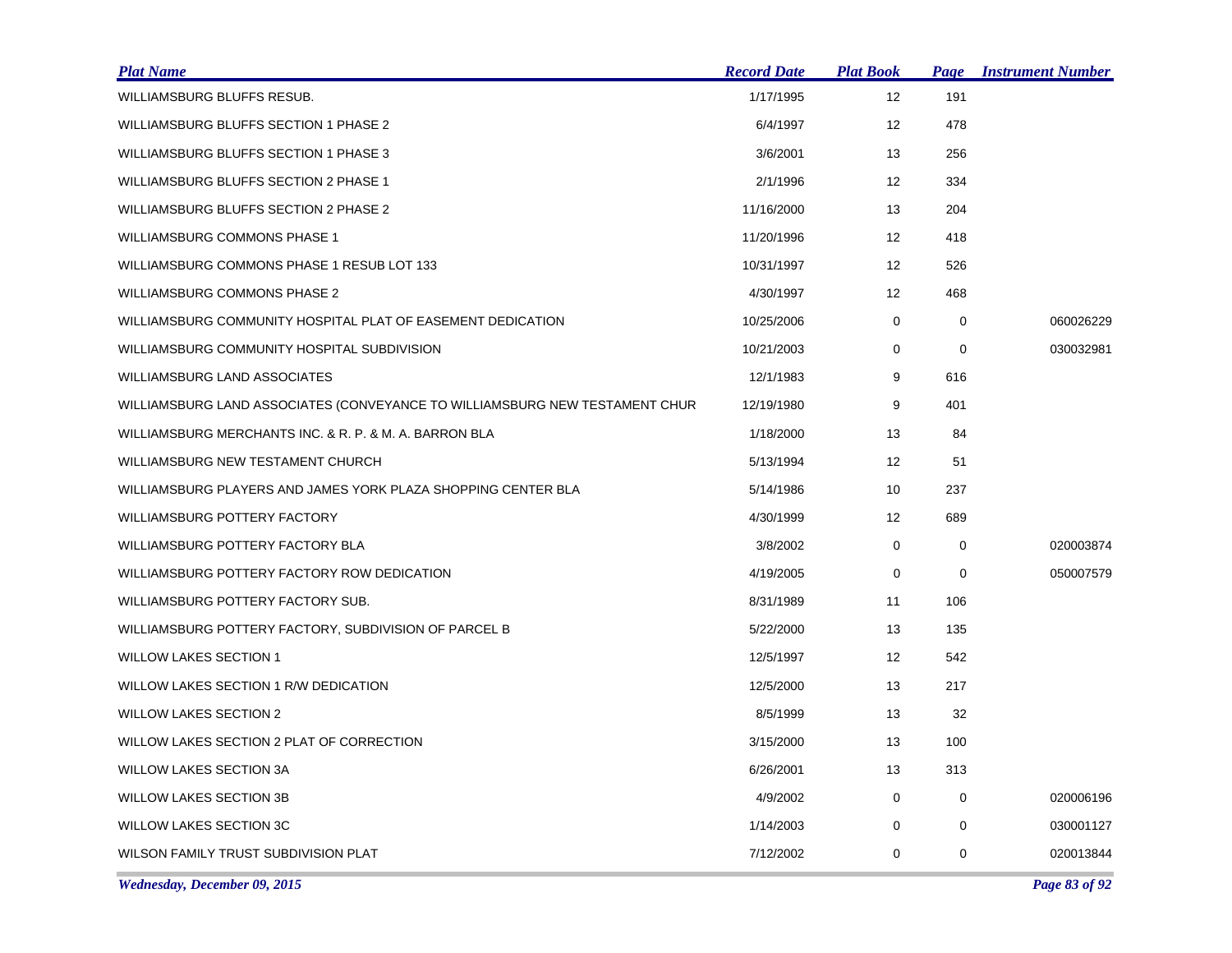| Plat Name | Record Date | Plat Book | Page | Instrument Number |
|---|---|---|---|---|
| WILLIAMSBURG BLUFFS RESUB. | 1/17/1995 | 12 | 191 | |
| WILLIAMSBURG BLUFFS SECTION 1 PHASE 2 | 6/4/1997 | 12 | 478 | |
| WILLIAMSBURG BLUFFS SECTION 1 PHASE 3 | 3/6/2001 | 13 | 256 | |
| WILLIAMSBURG BLUFFS SECTION 2 PHASE 1 | 2/1/1996 | 12 | 334 | |
| WILLIAMSBURG BLUFFS SECTION 2 PHASE 2 | 11/16/2000 | 13 | 204 | |
| WILLIAMSBURG COMMONS PHASE 1 | 11/20/1996 | 12 | 418 | |
| WILLIAMSBURG COMMONS PHASE 1 RESUB LOT 133 | 10/31/1997 | 12 | 526 | |
| WILLIAMSBURG COMMONS PHASE 2 | 4/30/1997 | 12 | 468 | |
| WILLIAMSBURG COMMUNITY HOSPITAL PLAT OF EASEMENT DEDICATION | 10/25/2006 | 0 | 0 | 060026229 |
| WILLIAMSBURG COMMUNITY HOSPITAL SUBDIVISION | 10/21/2003 | 0 | 0 | 030032981 |
| WILLIAMSBURG LAND ASSOCIATES | 12/1/1983 | 9 | 616 | |
| WILLIAMSBURG LAND ASSOCIATES (CONVEYANCE TO WILLIAMSBURG NEW TESTAMENT CHUR | 12/19/1980 | 9 | 401 | |
| WILLIAMSBURG MERCHANTS INC. & R. P. & M. A. BARRON BLA | 1/18/2000 | 13 | 84 | |
| WILLIAMSBURG NEW TESTAMENT CHURCH | 5/13/1994 | 12 | 51 | |
| WILLIAMSBURG PLAYERS AND JAMES YORK PLAZA SHOPPING CENTER BLA | 5/14/1986 | 10 | 237 | |
| WILLIAMSBURG POTTERY FACTORY | 4/30/1999 | 12 | 689 | |
| WILLIAMSBURG POTTERY FACTORY BLA | 3/8/2002 | 0 | 0 | 020003874 |
| WILLIAMSBURG POTTERY FACTORY ROW DEDICATION | 4/19/2005 | 0 | 0 | 050007579 |
| WILLIAMSBURG POTTERY FACTORY SUB. | 8/31/1989 | 11 | 106 | |
| WILLIAMSBURG POTTERY FACTORY, SUBDIVISION OF PARCEL B | 5/22/2000 | 13 | 135 | |
| WILLOW LAKES SECTION 1 | 12/5/1997 | 12 | 542 | |
| WILLOW LAKES SECTION 1 R/W DEDICATION | 12/5/2000 | 13 | 217 | |
| WILLOW LAKES SECTION 2 | 8/5/1999 | 13 | 32 | |
| WILLOW LAKES SECTION 2 PLAT OF CORRECTION | 3/15/2000 | 13 | 100 | |
| WILLOW LAKES SECTION 3A | 6/26/2001 | 13 | 313 | |
| WILLOW LAKES SECTION 3B | 4/9/2002 | 0 | 0 | 020006196 |
| WILLOW LAKES SECTION 3C | 1/14/2003 | 0 | 0 | 030001127 |
| WILSON FAMILY TRUST SUBDIVISION PLAT | 7/12/2002 | 0 | 0 | 020013844 |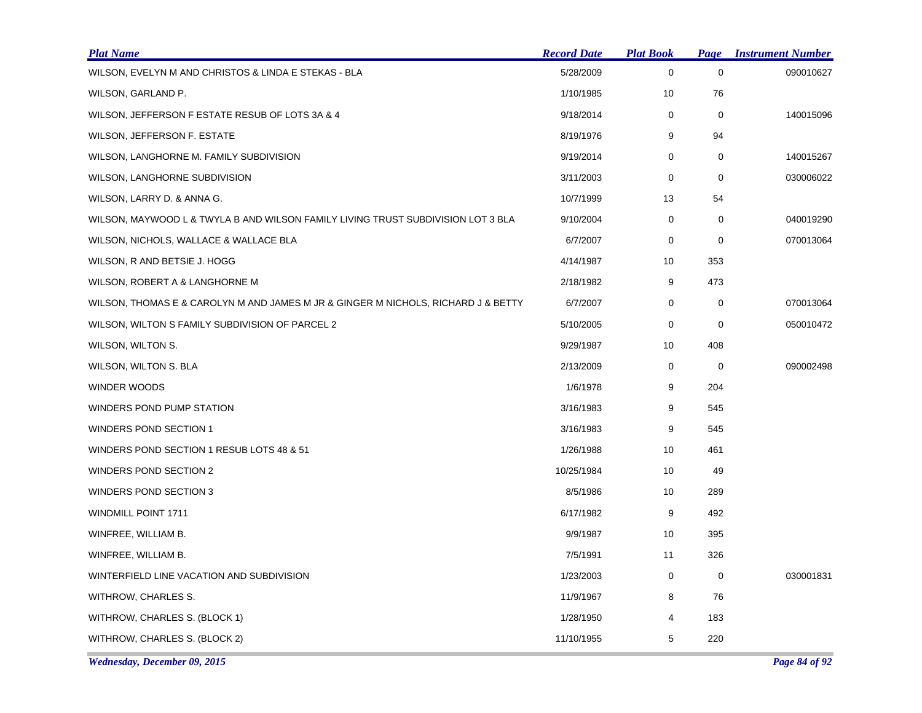| Plat Name | Record Date | Plat Book | Page | Instrument Number |
|---|---|---|---|---|
| WILSON, EVELYN M AND CHRISTOS & LINDA E STEKAS - BLA | 5/28/2009 | 0 | 0 | 090010627 |
| WILSON, GARLAND P. | 1/10/1985 | 10 | 76 | |
| WILSON, JEFFERSON F ESTATE RESUB OF LOTS 3A & 4 | 9/18/2014 | 0 | 0 | 140015096 |
| WILSON, JEFFERSON F. ESTATE | 8/19/1976 | 9 | 94 | |
| WILSON, LANGHORNE M. FAMILY SUBDIVISION | 9/19/2014 | 0 | 0 | 140015267 |
| WILSON, LANGHORNE SUBDIVISION | 3/11/2003 | 0 | 0 | 030006022 |
| WILSON, LARRY D. & ANNA G. | 10/7/1999 | 13 | 54 | |
| WILSON, MAYWOOD L & TWYLA B AND WILSON FAMILY LIVING TRUST SUBDIVISION LOT 3 BLA | 9/10/2004 | 0 | 0 | 040019290 |
| WILSON, NICHOLS, WALLACE & WALLACE BLA | 6/7/2007 | 0 | 0 | 070013064 |
| WILSON, R AND BETSIE J. HOGG | 4/14/1987 | 10 | 353 | |
| WILSON, ROBERT A & LANGHORNE M | 2/18/1982 | 9 | 473 | |
| WILSON, THOMAS E & CAROLYN M AND JAMES M JR & GINGER M NICHOLS, RICHARD J & BETTY | 6/7/2007 | 0 | 0 | 070013064 |
| WILSON, WILTON S FAMILY SUBDIVISION OF PARCEL 2 | 5/10/2005 | 0 | 0 | 050010472 |
| WILSON, WILTON S. | 9/29/1987 | 10 | 408 | |
| WILSON, WILTON S. BLA | 2/13/2009 | 0 | 0 | 090002498 |
| WINDER WOODS | 1/6/1978 | 9 | 204 | |
| WINDERS POND PUMP STATION | 3/16/1983 | 9 | 545 | |
| WINDERS POND SECTION 1 | 3/16/1983 | 9 | 545 | |
| WINDERS POND SECTION 1 RESUB LOTS 48 & 51 | 1/26/1988 | 10 | 461 | |
| WINDERS POND SECTION 2 | 10/25/1984 | 10 | 49 | |
| WINDERS POND SECTION 3 | 8/5/1986 | 10 | 289 | |
| WINDMILL POINT 1711 | 6/17/1982 | 9 | 492 | |
| WINFREE, WILLIAM B. | 9/9/1987 | 10 | 395 | |
| WINFREE, WILLIAM B. | 7/5/1991 | 11 | 326 | |
| WINTERFIELD LINE VACATION AND SUBDIVISION | 1/23/2003 | 0 | 0 | 030001831 |
| WITHROW, CHARLES S. | 11/9/1967 | 8 | 76 | |
| WITHROW, CHARLES S. (BLOCK 1) | 1/28/1950 | 4 | 183 | |
| WITHROW, CHARLES S. (BLOCK 2) | 11/10/1955 | 5 | 220 | |

*Wednesday, December 09, 2015*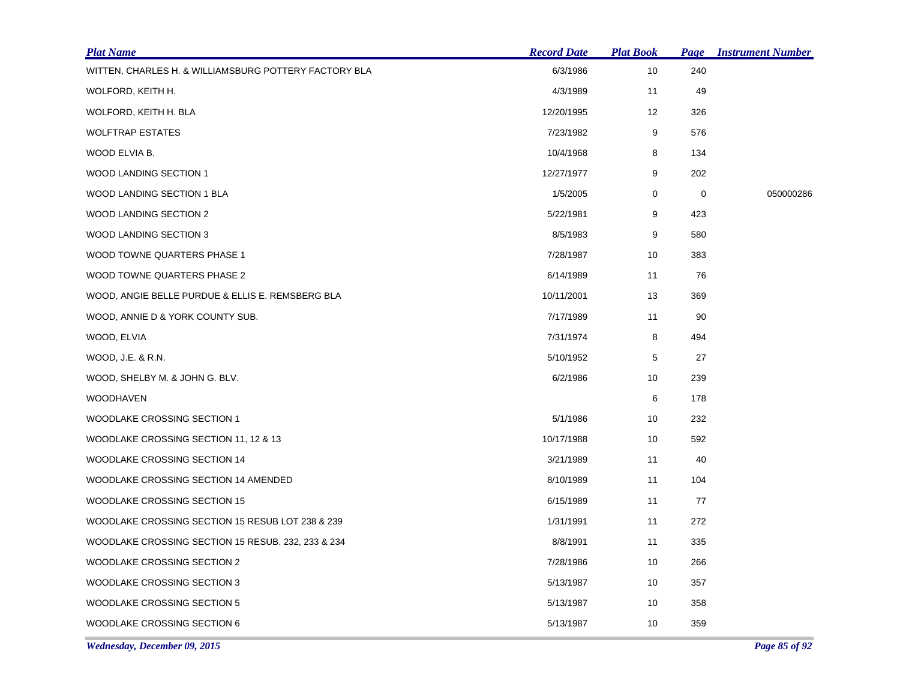| Plat Name | Record Date | Plat Book | Page | Instrument Number |
|---|---|---|---|---|
| WITTEN, CHARLES H. & WILLIAMSBURG POTTERY FACTORY BLA | 6/3/1986 | 10 | 240 | |
| WOLFORD, KEITH H. | 4/3/1989 | 11 | 49 | |
| WOLFORD, KEITH H. BLA | 12/20/1995 | 12 | 326 | |
| WOLFTRAP ESTATES | 7/23/1982 | 9 | 576 | |
| WOOD ELVIA B. | 10/4/1968 | 8 | 134 | |
| WOOD LANDING SECTION 1 | 12/27/1977 | 9 | 202 | |
| WOOD LANDING SECTION 1 BLA | 1/5/2005 | 0 | 0 | 050000286 |
| WOOD LANDING SECTION 2 | 5/22/1981 | 9 | 423 | |
| WOOD LANDING SECTION 3 | 8/5/1983 | 9 | 580 | |
| WOOD TOWNE QUARTERS PHASE 1 | 7/28/1987 | 10 | 383 | |
| WOOD TOWNE QUARTERS PHASE 2 | 6/14/1989 | 11 | 76 | |
| WOOD, ANGIE BELLE PURDUE & ELLIS E. REMSBERG BLA | 10/11/2001 | 13 | 369 | |
| WOOD, ANNIE D & YORK COUNTY SUB. | 7/17/1989 | 11 | 90 | |
| WOOD, ELVIA | 7/31/1974 | 8 | 494 | |
| WOOD, J.E. & R.N. | 5/10/1952 | 5 | 27 | |
| WOOD, SHELBY M. & JOHN G. BLV. | 6/2/1986 | 10 | 239 | |
| WOODHAVEN | | 6 | 178 | |
| WOODLAKE CROSSING SECTION 1 | 5/1/1986 | 10 | 232 | |
| WOODLAKE CROSSING SECTION 11, 12 & 13 | 10/17/1988 | 10 | 592 | |
| WOODLAKE CROSSING SECTION 14 | 3/21/1989 | 11 | 40 | |
| WOODLAKE CROSSING SECTION 14 AMENDED | 8/10/1989 | 11 | 104 | |
| WOODLAKE CROSSING SECTION 15 | 6/15/1989 | 11 | 77 | |
| WOODLAKE CROSSING SECTION 15 RESUB LOT 238 & 239 | 1/31/1991 | 11 | 272 | |
| WOODLAKE CROSSING SECTION 15 RESUB. 232, 233 & 234 | 8/8/1991 | 11 | 335 | |
| WOODLAKE CROSSING SECTION 2 | 7/28/1986 | 10 | 266 | |
| WOODLAKE CROSSING SECTION 3 | 5/13/1987 | 10 | 357 | |
| WOODLAKE CROSSING SECTION 5 | 5/13/1987 | 10 | 358 | |
| WOODLAKE CROSSING SECTION 6 | 5/13/1987 | 10 | 359 | |

*Wednesday, December 09, 2015*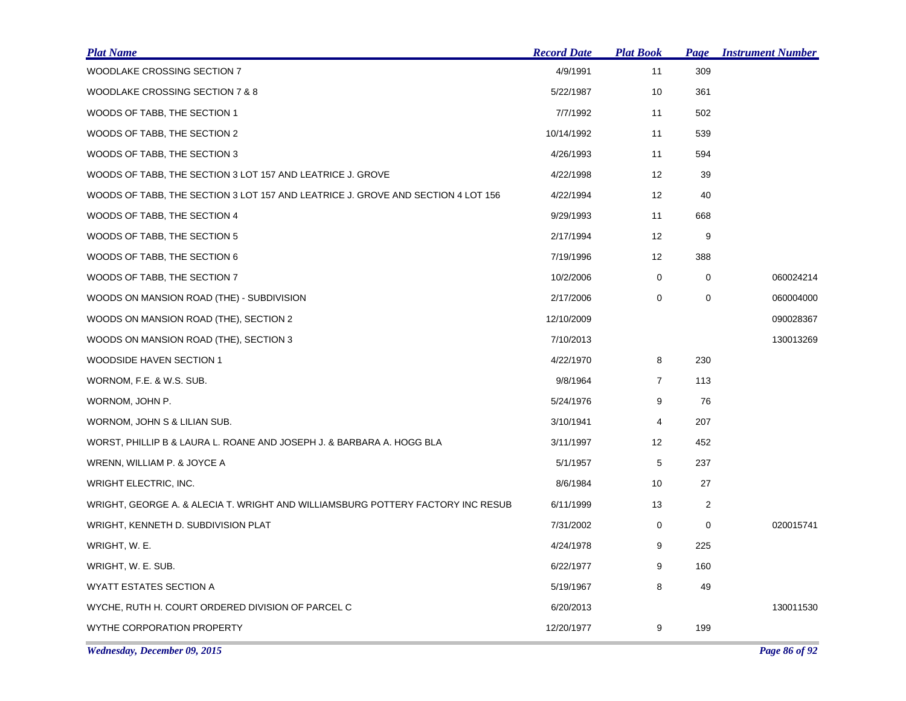| Plat Name | Record Date | Plat Book | Page | Instrument Number |
| --- | --- | --- | --- | --- |
| WOODLAKE CROSSING SECTION 7 | 4/9/1991 | 11 | 309 | |
| WOODLAKE CROSSING SECTION 7 & 8 | 5/22/1987 | 10 | 361 | |
| WOODS OF TABB, THE SECTION 1 | 7/7/1992 | 11 | 502 | |
| WOODS OF TABB, THE SECTION 2 | 10/14/1992 | 11 | 539 | |
| WOODS OF TABB, THE SECTION 3 | 4/26/1993 | 11 | 594 | |
| WOODS OF TABB, THE SECTION 3 LOT 157 AND LEATRICE J. GROVE | 4/22/1998 | 12 | 39 | |
| WOODS OF TABB, THE SECTION 3 LOT 157 AND LEATRICE J. GROVE AND SECTION 4 LOT 156 | 4/22/1994 | 12 | 40 | |
| WOODS OF TABB, THE SECTION 4 | 9/29/1993 | 11 | 668 | |
| WOODS OF TABB, THE SECTION 5 | 2/17/1994 | 12 | 9 | |
| WOODS OF TABB, THE SECTION 6 | 7/19/1996 | 12 | 388 | |
| WOODS OF TABB, THE SECTION 7 | 10/2/2006 | 0 | 0 | 060024214 |
| WOODS ON MANSION ROAD (THE) - SUBDIVISION | 2/17/2006 | 0 | 0 | 060004000 |
| WOODS ON MANSION ROAD (THE), SECTION 2 | 12/10/2009 | | | 090028367 |
| WOODS ON MANSION ROAD (THE), SECTION 3 | 7/10/2013 | | | 130013269 |
| WOODSIDE HAVEN SECTION 1 | 4/22/1970 | 8 | 230 | |
| WORNOM, F.E. & W.S. SUB. | 9/8/1964 | 7 | 113 | |
| WORNOM, JOHN P. | 5/24/1976 | 9 | 76 | |
| WORNOM, JOHN S & LILIAN SUB. | 3/10/1941 | 4 | 207 | |
| WORST, PHILLIP B & LAURA L. ROANE AND JOSEPH J. & BARBARA A. HOGG BLA | 3/11/1997 | 12 | 452 | |
| WRENN, WILLIAM P. & JOYCE A | 5/1/1957 | 5 | 237 | |
| WRIGHT ELECTRIC, INC. | 8/6/1984 | 10 | 27 | |
| WRIGHT, GEORGE A. & ALECIA T. WRIGHT AND WILLIAMSBURG POTTERY FACTORY INC RESUB | 6/11/1999 | 13 | 2 | |
| WRIGHT, KENNETH D. SUBDIVISION PLAT | 7/31/2002 | 0 | 0 | 020015741 |
| WRIGHT, W. E. | 4/24/1978 | 9 | 225 | |
| WRIGHT, W. E. SUB. | 6/22/1977 | 9 | 160 | |
| WYATT ESTATES SECTION A | 5/19/1967 | 8 | 49 | |
| WYCHE, RUTH H. COURT ORDERED DIVISION OF PARCEL C | 6/20/2013 | | | 130011530 |
| WYTHE CORPORATION PROPERTY | 12/20/1977 | 9 | 199 | |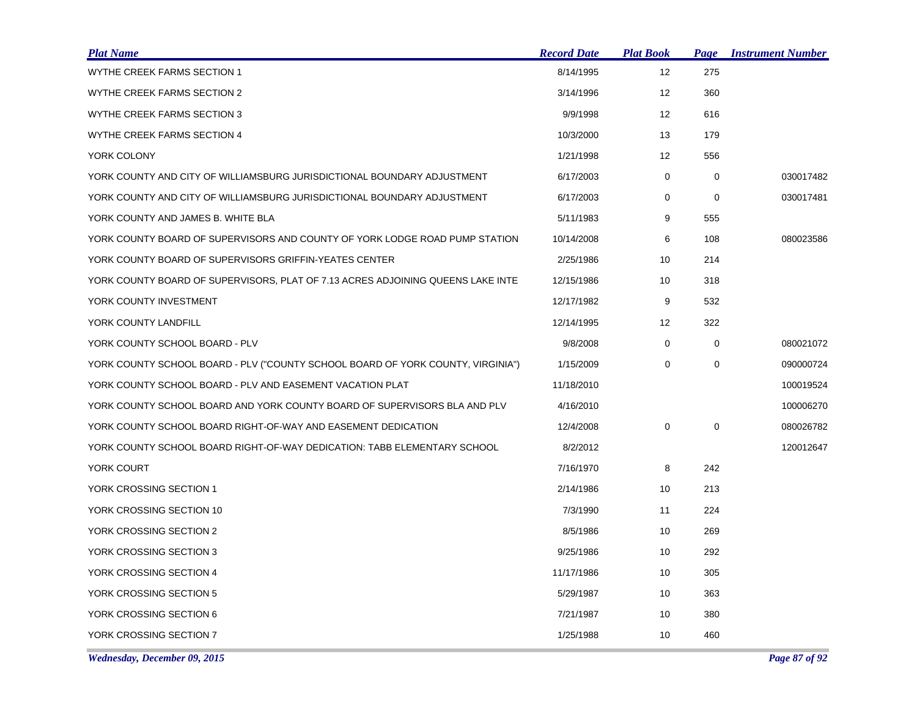| Plat Name | Record Date | Plat Book | Page | Instrument Number |
|---|---|---|---|---|
| WYTHE CREEK FARMS SECTION 1 | 8/14/1995 | 12 | 275 | |
| WYTHE CREEK FARMS SECTION 2 | 3/14/1996 | 12 | 360 | |
| WYTHE CREEK FARMS SECTION 3 | 9/9/1998 | 12 | 616 | |
| WYTHE CREEK FARMS SECTION 4 | 10/3/2000 | 13 | 179 | |
| YORK COLONY | 1/21/1998 | 12 | 556 | |
| YORK COUNTY AND CITY OF WILLIAMSBURG JURISDICTIONAL BOUNDARY ADJUSTMENT | 6/17/2003 | 0 | 0 | 030017482 |
| YORK COUNTY AND CITY OF WILLIAMSBURG JURISDICTIONAL BOUNDARY ADJUSTMENT | 6/17/2003 | 0 | 0 | 030017481 |
| YORK COUNTY AND JAMES B. WHITE BLA | 5/11/1983 | 9 | 555 | |
| YORK COUNTY BOARD OF SUPERVISORS AND COUNTY OF YORK LODGE ROAD PUMP STATION | 10/14/2008 | 6 | 108 | 080023586 |
| YORK COUNTY BOARD OF SUPERVISORS GRIFFIN-YEATES CENTER | 2/25/1986 | 10 | 214 | |
| YORK COUNTY BOARD OF SUPERVISORS, PLAT OF 7.13 ACRES ADJOINING QUEENS LAKE INTE | 12/15/1986 | 10 | 318 | |
| YORK COUNTY INVESTMENT | 12/17/1982 | 9 | 532 | |
| YORK COUNTY LANDFILL | 12/14/1995 | 12 | 322 | |
| YORK COUNTY SCHOOL BOARD - PLV | 9/8/2008 | 0 | 0 | 080021072 |
| YORK COUNTY SCHOOL BOARD - PLV ("COUNTY SCHOOL BOARD OF YORK COUNTY, VIRGINIA") | 1/15/2009 | 0 | 0 | 090000724 |
| YORK COUNTY SCHOOL BOARD - PLV AND EASEMENT VACATION PLAT | 11/18/2010 | | | 100019524 |
| YORK COUNTY SCHOOL BOARD AND YORK COUNTY BOARD OF SUPERVISORS BLA AND PLV | 4/16/2010 | | | 100006270 |
| YORK COUNTY SCHOOL BOARD RIGHT-OF-WAY AND EASEMENT DEDICATION | 12/4/2008 | 0 | 0 | 080026782 |
| YORK COUNTY SCHOOL BOARD RIGHT-OF-WAY DEDICATION: TABB ELEMENTARY SCHOOL | 8/2/2012 | | | 120012647 |
| YORK COURT | 7/16/1970 | 8 | 242 | |
| YORK CROSSING SECTION 1 | 2/14/1986 | 10 | 213 | |
| YORK CROSSING SECTION 10 | 7/3/1990 | 11 | 224 | |
| YORK CROSSING SECTION 2 | 8/5/1986 | 10 | 269 | |
| YORK CROSSING SECTION 3 | 9/25/1986 | 10 | 292 | |
| YORK CROSSING SECTION 4 | 11/17/1986 | 10 | 305 | |
| YORK CROSSING SECTION 5 | 5/29/1987 | 10 | 363 | |
| YORK CROSSING SECTION 6 | 7/21/1987 | 10 | 380 | |
| YORK CROSSING SECTION 7 | 1/25/1988 | 10 | 460 | |

*Wednesday, December 09, 2015*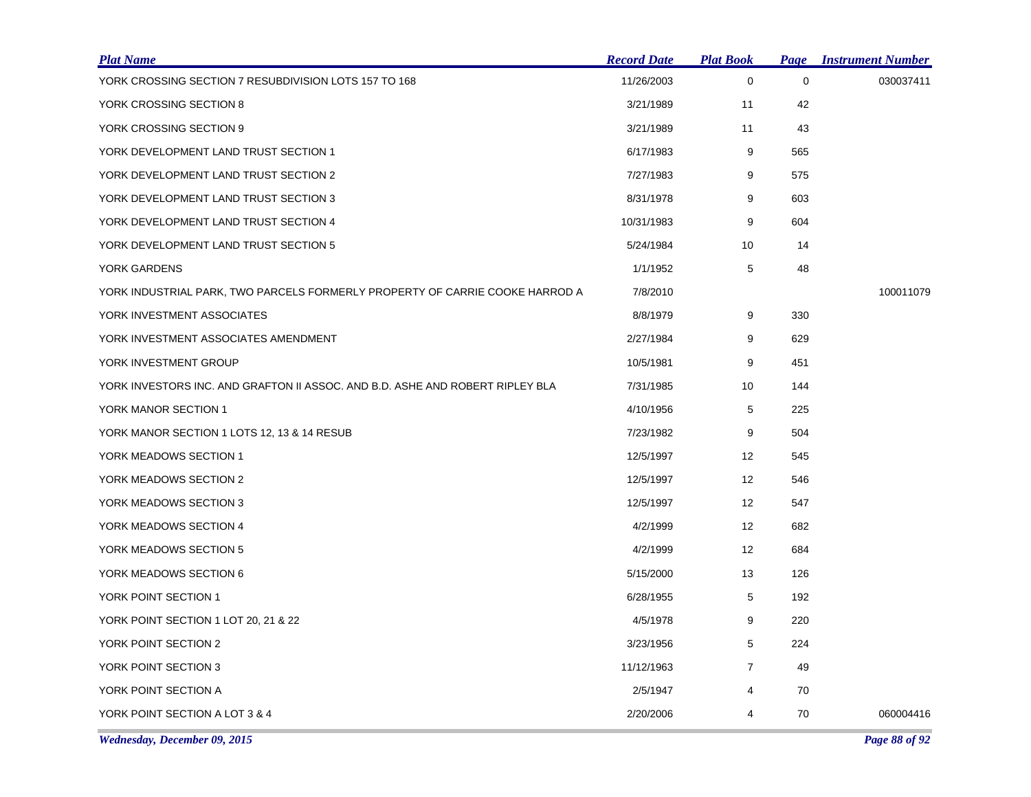| Plat Name | Record Date | Plat Book | Page | Instrument Number |
|---|---|---|---|---|
| YORK CROSSING SECTION 7 RESUBDIVISION LOTS 157 TO 168 | 11/26/2003 | 0 | 0 | 030037411 |
| YORK CROSSING SECTION 8 | 3/21/1989 | 11 | 42 | |
| YORK CROSSING SECTION 9 | 3/21/1989 | 11 | 43 | |
| YORK DEVELOPMENT LAND TRUST SECTION 1 | 6/17/1983 | 9 | 565 | |
| YORK DEVELOPMENT LAND TRUST SECTION 2 | 7/27/1983 | 9 | 575 | |
| YORK DEVELOPMENT LAND TRUST SECTION 3 | 8/31/1978 | 9 | 603 | |
| YORK DEVELOPMENT LAND TRUST SECTION 4 | 10/31/1983 | 9 | 604 | |
| YORK DEVELOPMENT LAND TRUST SECTION 5 | 5/24/1984 | 10 | 14 | |
| YORK GARDENS | 1/1/1952 | 5 | 48 | |
| YORK INDUSTRIAL PARK, TWO PARCELS FORMERLY PROPERTY OF CARRIE COOKE HARROD A | 7/8/2010 | | | 100011079 |
| YORK INVESTMENT ASSOCIATES | 8/8/1979 | 9 | 330 | |
| YORK INVESTMENT ASSOCIATES AMENDMENT | 2/27/1984 | 9 | 629 | |
| YORK INVESTMENT GROUP | 10/5/1981 | 9 | 451 | |
| YORK INVESTORS INC. AND GRAFTON II ASSOC. AND B.D. ASHE AND ROBERT RIPLEY BLA | 7/31/1985 | 10 | 144 | |
| YORK MANOR SECTION 1 | 4/10/1956 | 5 | 225 | |
| YORK MANOR SECTION 1 LOTS 12, 13 & 14 RESUB | 7/23/1982 | 9 | 504 | |
| YORK MEADOWS SECTION 1 | 12/5/1997 | 12 | 545 | |
| YORK MEADOWS SECTION 2 | 12/5/1997 | 12 | 546 | |
| YORK MEADOWS SECTION 3 | 12/5/1997 | 12 | 547 | |
| YORK MEADOWS SECTION 4 | 4/2/1999 | 12 | 682 | |
| YORK MEADOWS SECTION 5 | 4/2/1999 | 12 | 684 | |
| YORK MEADOWS SECTION 6 | 5/15/2000 | 13 | 126 | |
| YORK POINT SECTION 1 | 6/28/1955 | 5 | 192 | |
| YORK POINT SECTION 1 LOT 20, 21 & 22 | 4/5/1978 | 9 | 220 | |
| YORK POINT SECTION 2 | 3/23/1956 | 5 | 224 | |
| YORK POINT SECTION 3 | 11/12/1963 | 7 | 49 | |
| YORK POINT SECTION A | 2/5/1947 | 4 | 70 | |
| YORK POINT SECTION A LOT 3 & 4 | 2/20/2006 | 4 | 70 | 060004416 |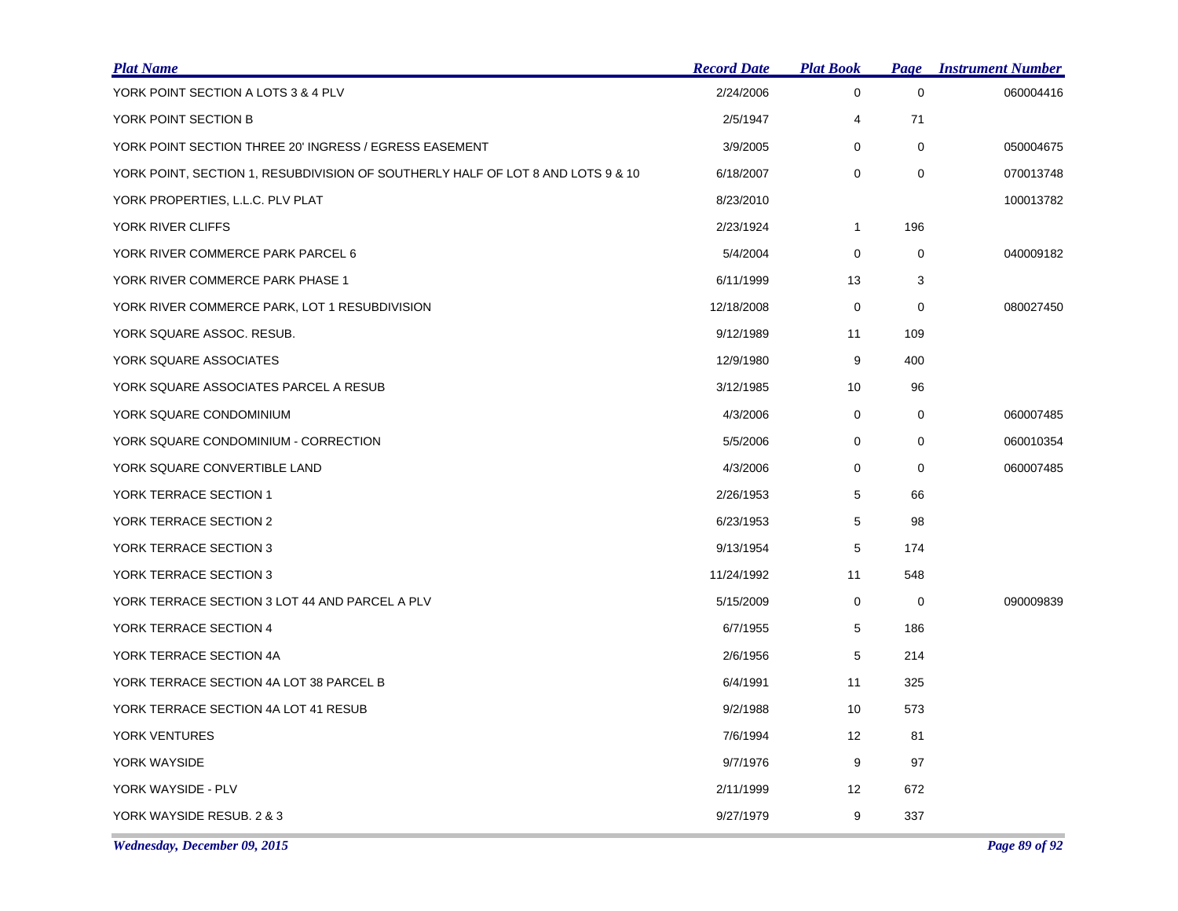| Plat Name | Record Date | Plat Book | Page | Instrument Number |
|---|---|---|---|---|
| YORK POINT SECTION A LOTS 3 & 4 PLV | 2/24/2006 | 0 | 0 | 060004416 |
| YORK POINT SECTION B | 2/5/1947 | 4 | 71 | |
| YORK POINT SECTION THREE 20' INGRESS / EGRESS EASEMENT | 3/9/2005 | 0 | 0 | 050004675 |
| YORK POINT, SECTION 1, RESUBDIVISION OF SOUTHERLY HALF OF LOT 8 AND LOTS 9 & 10 | 6/18/2007 | 0 | 0 | 070013748 |
| YORK PROPERTIES, L.L.C. PLV PLAT | 8/23/2010 | | | 100013782 |
| YORK RIVER CLIFFS | 2/23/1924 | 1 | 196 | |
| YORK RIVER COMMERCE PARK PARCEL 6 | 5/4/2004 | 0 | 0 | 040009182 |
| YORK RIVER COMMERCE PARK PHASE 1 | 6/11/1999 | 13 | 3 | |
| YORK RIVER COMMERCE PARK, LOT 1 RESUBDIVISION | 12/18/2008 | 0 | 0 | 080027450 |
| YORK SQUARE ASSOC. RESUB. | 9/12/1989 | 11 | 109 | |
| YORK SQUARE ASSOCIATES | 12/9/1980 | 9 | 400 | |
| YORK SQUARE ASSOCIATES PARCEL A RESUB | 3/12/1985 | 10 | 96 | |
| YORK SQUARE CONDOMINIUM | 4/3/2006 | 0 | 0 | 060007485 |
| YORK SQUARE CONDOMINIUM - CORRECTION | 5/5/2006 | 0 | 0 | 060010354 |
| YORK SQUARE CONVERTIBLE LAND | 4/3/2006 | 0 | 0 | 060007485 |
| YORK TERRACE SECTION 1 | 2/26/1953 | 5 | 66 | |
| YORK TERRACE SECTION 2 | 6/23/1953 | 5 | 98 | |
| YORK TERRACE SECTION 3 | 9/13/1954 | 5 | 174 | |
| YORK TERRACE SECTION 3 | 11/24/1992 | 11 | 548 | |
| YORK TERRACE SECTION 3 LOT 44 AND PARCEL A PLV | 5/15/2009 | 0 | 0 | 090009839 |
| YORK TERRACE SECTION 4 | 6/7/1955 | 5 | 186 | |
| YORK TERRACE SECTION 4A | 2/6/1956 | 5 | 214 | |
| YORK TERRACE SECTION 4A LOT 38 PARCEL B | 6/4/1991 | 11 | 325 | |
| YORK TERRACE SECTION 4A LOT 41 RESUB | 9/2/1988 | 10 | 573 | |
| YORK VENTURES | 7/6/1994 | 12 | 81 | |
| YORK WAYSIDE | 9/7/1976 | 9 | 97 | |
| YORK WAYSIDE - PLV | 2/11/1999 | 12 | 672 | |
| YORK WAYSIDE RESUB. 2 & 3 | 9/27/1979 | 9 | 337 | |

*Wednesday, December 09, 2015*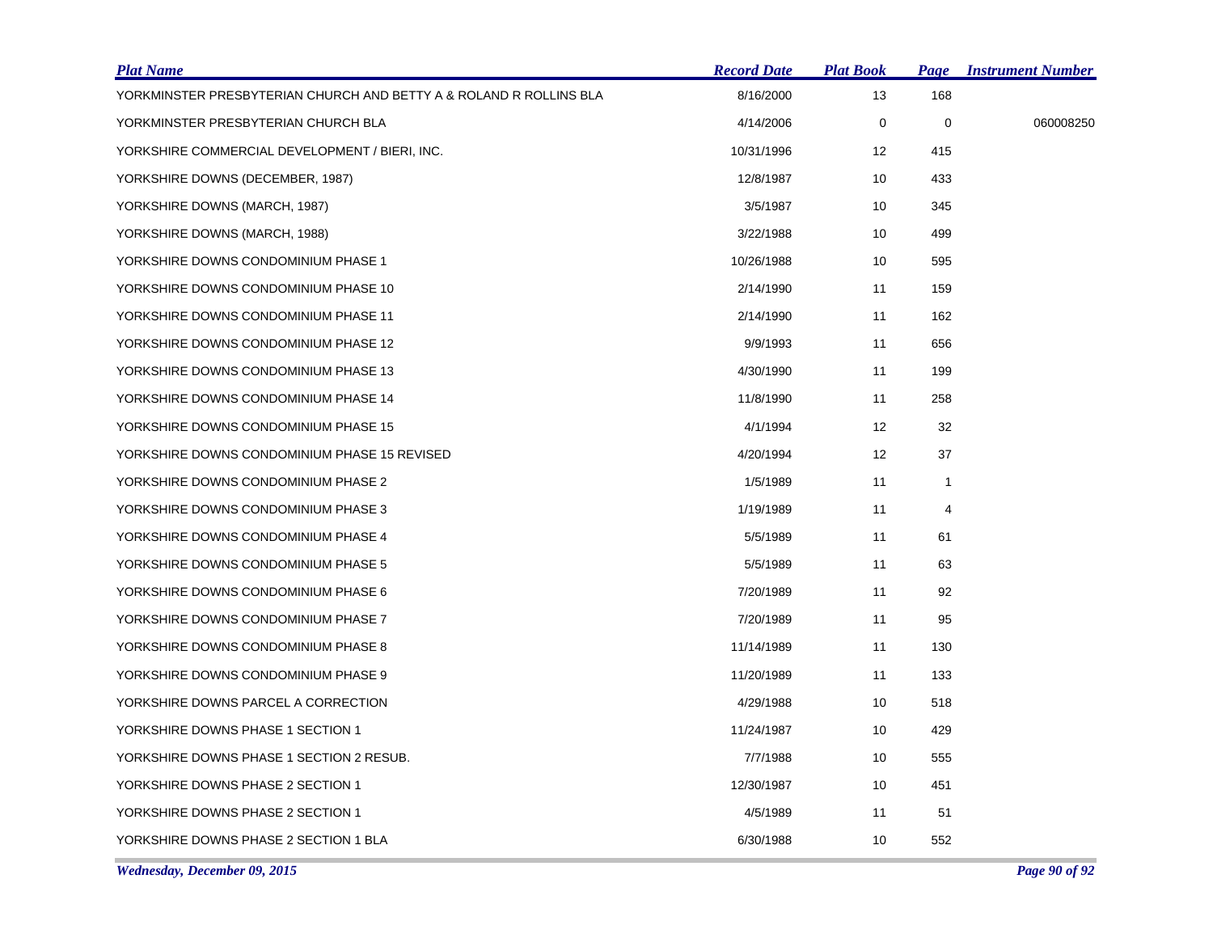| Plat Name | Record Date | Plat Book | Page | Instrument Number |
|---|---|---|---|---|
| YORKMINSTER PRESBYTERIAN CHURCH AND BETTY A & ROLAND R ROLLINS BLA | 8/16/2000 | 13 | 168 | |
| YORKMINSTER PRESBYTERIAN CHURCH BLA | 4/14/2006 | 0 | 0 | 060008250 |
| YORKSHIRE COMMERCIAL DEVELOPMENT / BIERI, INC. | 10/31/1996 | 12 | 415 | |
| YORKSHIRE DOWNS (DECEMBER, 1987) | 12/8/1987 | 10 | 433 | |
| YORKSHIRE DOWNS (MARCH, 1987) | 3/5/1987 | 10 | 345 | |
| YORKSHIRE DOWNS (MARCH, 1988) | 3/22/1988 | 10 | 499 | |
| YORKSHIRE DOWNS CONDOMINIUM PHASE 1 | 10/26/1988 | 10 | 595 | |
| YORKSHIRE DOWNS CONDOMINIUM PHASE 10 | 2/14/1990 | 11 | 159 | |
| YORKSHIRE DOWNS CONDOMINIUM PHASE 11 | 2/14/1990 | 11 | 162 | |
| YORKSHIRE DOWNS CONDOMINIUM PHASE 12 | 9/9/1993 | 11 | 656 | |
| YORKSHIRE DOWNS CONDOMINIUM PHASE 13 | 4/30/1990 | 11 | 199 | |
| YORKSHIRE DOWNS CONDOMINIUM PHASE 14 | 11/8/1990 | 11 | 258 | |
| YORKSHIRE DOWNS CONDOMINIUM PHASE 15 | 4/1/1994 | 12 | 32 | |
| YORKSHIRE DOWNS CONDOMINIUM PHASE 15 REVISED | 4/20/1994 | 12 | 37 | |
| YORKSHIRE DOWNS CONDOMINIUM PHASE 2 | 1/5/1989 | 11 | 1 | |
| YORKSHIRE DOWNS CONDOMINIUM PHASE 3 | 1/19/1989 | 11 | 4 | |
| YORKSHIRE DOWNS CONDOMINIUM PHASE 4 | 5/5/1989 | 11 | 61 | |
| YORKSHIRE DOWNS CONDOMINIUM PHASE 5 | 5/5/1989 | 11 | 63 | |
| YORKSHIRE DOWNS CONDOMINIUM PHASE 6 | 7/20/1989 | 11 | 92 | |
| YORKSHIRE DOWNS CONDOMINIUM PHASE 7 | 7/20/1989 | 11 | 95 | |
| YORKSHIRE DOWNS CONDOMINIUM PHASE 8 | 11/14/1989 | 11 | 130 | |
| YORKSHIRE DOWNS CONDOMINIUM PHASE 9 | 11/20/1989 | 11 | 133 | |
| YORKSHIRE DOWNS PARCEL A CORRECTION | 4/29/1988 | 10 | 518 | |
| YORKSHIRE DOWNS PHASE 1 SECTION 1 | 11/24/1987 | 10 | 429 | |
| YORKSHIRE DOWNS PHASE 1 SECTION 2 RESUB. | 7/7/1988 | 10 | 555 | |
| YORKSHIRE DOWNS PHASE 2 SECTION 1 | 12/30/1987 | 10 | 451 | |
| YORKSHIRE DOWNS PHASE 2 SECTION 1 | 4/5/1989 | 11 | 51 | |
| YORKSHIRE DOWNS PHASE 2 SECTION 1 BLA | 6/30/1988 | 10 | 552 | |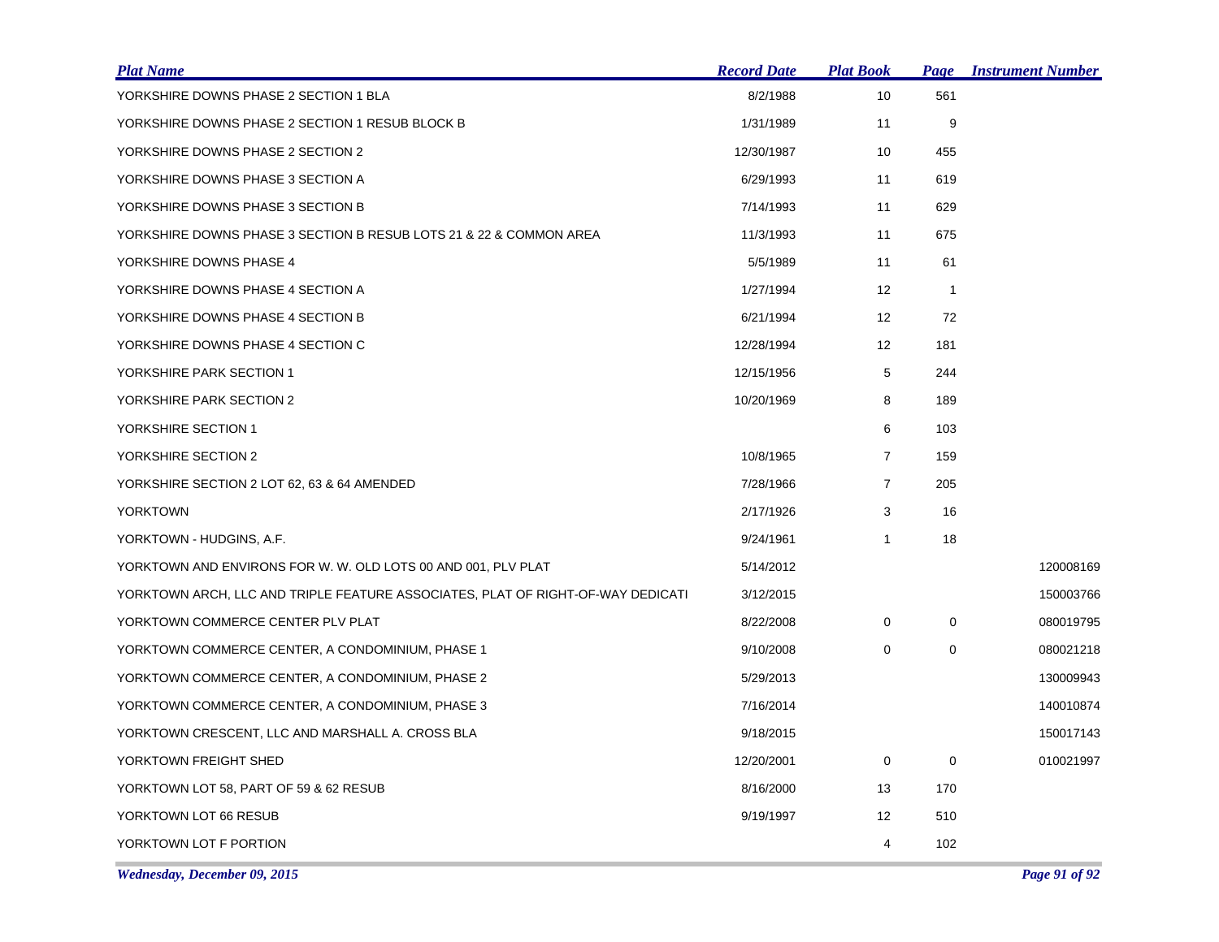| Plat Name | Record Date | Plat Book | Page | Instrument Number |
| --- | --- | --- | --- | --- |
| YORKSHIRE DOWNS PHASE 2 SECTION 1 BLA | 8/2/1988 | 10 | 561 | |
| YORKSHIRE DOWNS PHASE 2 SECTION 1 RESUB BLOCK B | 1/31/1989 | 11 | 9 | |
| YORKSHIRE DOWNS PHASE 2 SECTION 2 | 12/30/1987 | 10 | 455 | |
| YORKSHIRE DOWNS PHASE 3 SECTION A | 6/29/1993 | 11 | 619 | |
| YORKSHIRE DOWNS PHASE 3 SECTION B | 7/14/1993 | 11 | 629 | |
| YORKSHIRE DOWNS PHASE 3 SECTION B RESUB LOTS 21 & 22 & COMMON AREA | 11/3/1993 | 11 | 675 | |
| YORKSHIRE DOWNS PHASE 4 | 5/5/1989 | 11 | 61 | |
| YORKSHIRE DOWNS PHASE 4 SECTION A | 1/27/1994 | 12 | 1 | |
| YORKSHIRE DOWNS PHASE 4 SECTION B | 6/21/1994 | 12 | 72 | |
| YORKSHIRE DOWNS PHASE 4 SECTION C | 12/28/1994 | 12 | 181 | |
| YORKSHIRE PARK SECTION 1 | 12/15/1956 | 5 | 244 | |
| YORKSHIRE PARK SECTION 2 | 10/20/1969 | 8 | 189 | |
| YORKSHIRE SECTION 1 | | 6 | 103 | |
| YORKSHIRE SECTION 2 | 10/8/1965 | 7 | 159 | |
| YORKSHIRE SECTION 2 LOT 62, 63 & 64 AMENDED | 7/28/1966 | 7 | 205 | |
| YORKTOWN | 2/17/1926 | 3 | 16 | |
| YORKTOWN - HUDGINS, A.F. | 9/24/1961 | 1 | 18 | |
| YORKTOWN AND ENVIRONS FOR W. W. OLD LOTS 00 AND 001, PLV PLAT | 5/14/2012 | | | 120008169 |
| YORKTOWN ARCH, LLC AND TRIPLE FEATURE ASSOCIATES, PLAT OF RIGHT-OF-WAY DEDICATI | 3/12/2015 | | | 150003766 |
| YORKTOWN COMMERCE CENTER PLV PLAT | 8/22/2008 | 0 | 0 | 080019795 |
| YORKTOWN COMMERCE CENTER, A CONDOMINIUM, PHASE 1 | 9/10/2008 | 0 | 0 | 080021218 |
| YORKTOWN COMMERCE CENTER, A CONDOMINIUM, PHASE 2 | 5/29/2013 | | | 130009943 |
| YORKTOWN COMMERCE CENTER, A CONDOMINIUM, PHASE 3 | 7/16/2014 | | | 140010874 |
| YORKTOWN CRESCENT, LLC AND MARSHALL A. CROSS BLA | 9/18/2015 | | | 150017143 |
| YORKTOWN FREIGHT SHED | 12/20/2001 | 0 | 0 | 010021997 |
| YORKTOWN LOT 58, PART OF 59 & 62 RESUB | 8/16/2000 | 13 | 170 | |
| YORKTOWN LOT 66 RESUB | 9/19/1997 | 12 | 510 | |
| YORKTOWN LOT F PORTION | | 4 | 102 | |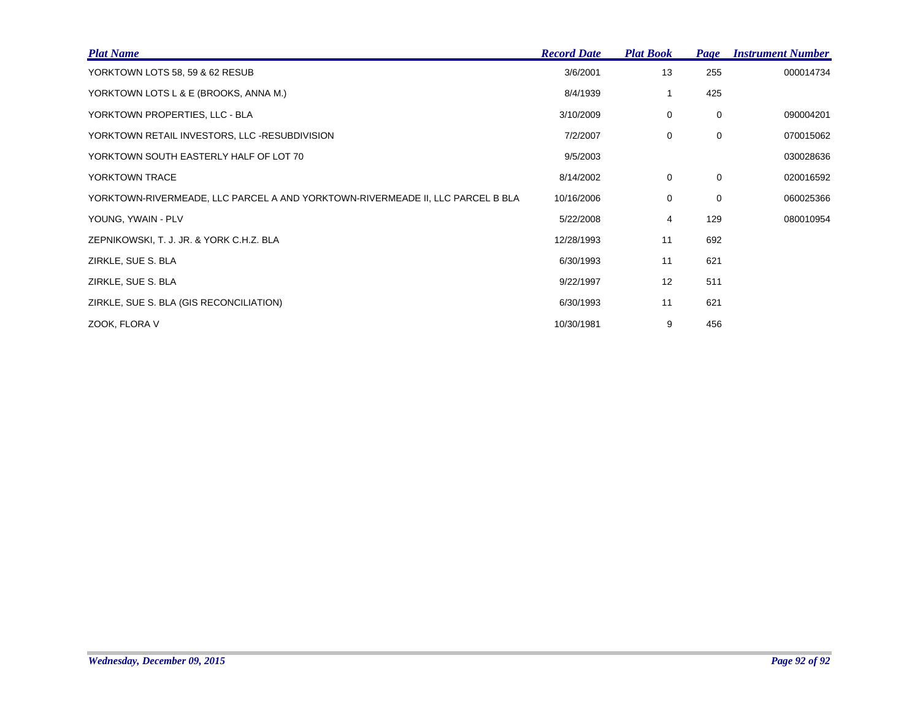| Plat Name | Record Date | Plat Book | Page | Instrument Number |
|---|---|---|---|---|
| YORKTOWN LOTS 58, 59 & 62 RESUB | 3/6/2001 | 13 | 255 | 000014734 |
| YORKTOWN LOTS L & E (BROOKS, ANNA M.) | 8/4/1939 | 1 | 425 | |
| YORKTOWN PROPERTIES, LLC - BLA | 3/10/2009 | 0 | 0 | 090004201 |
| YORKTOWN RETAIL INVESTORS, LLC -RESUBDIVISION | 7/2/2007 | 0 | 0 | 070015062 |
| YORKTOWN SOUTH EASTERLY HALF OF LOT 70 | 9/5/2003 | | | 030028636 |
| YORKTOWN TRACE | 8/14/2002 | 0 | 0 | 020016592 |
| YORKTOWN-RIVERMEADE, LLC PARCEL A AND YORKTOWN-RIVERMEADE II, LLC PARCEL B BLA | 10/16/2006 | 0 | 0 | 060025366 |
| YOUNG, YWAIN - PLV | 5/22/2008 | 4 | 129 | 080010954 |
| ZEPNIKOWSKI, T. J. JR. & YORK C.H.Z. BLA | 12/28/1993 | 11 | 692 | |
| ZIRKLE, SUE S. BLA | 6/30/1993 | 11 | 621 | |
| ZIRKLE, SUE S. BLA | 9/22/1997 | 12 | 511 | |
| ZIRKLE, SUE S. BLA (GIS RECONCILIATION) | 6/30/1993 | 11 | 621 | |
| ZOOK, FLORA V | 10/30/1981 | 9 | 456 | |